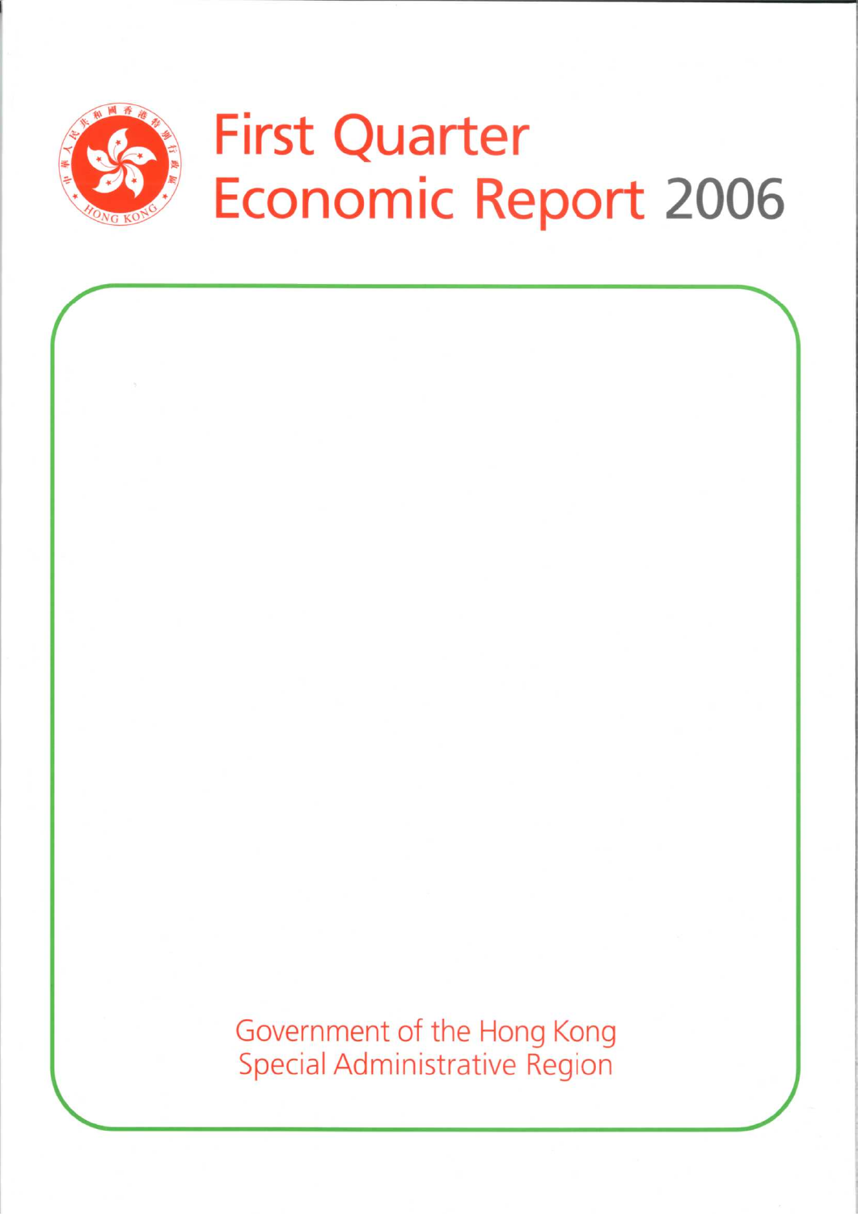# First Quarter Economic Report 2006

Government of the Hong Kong Special Administrative Region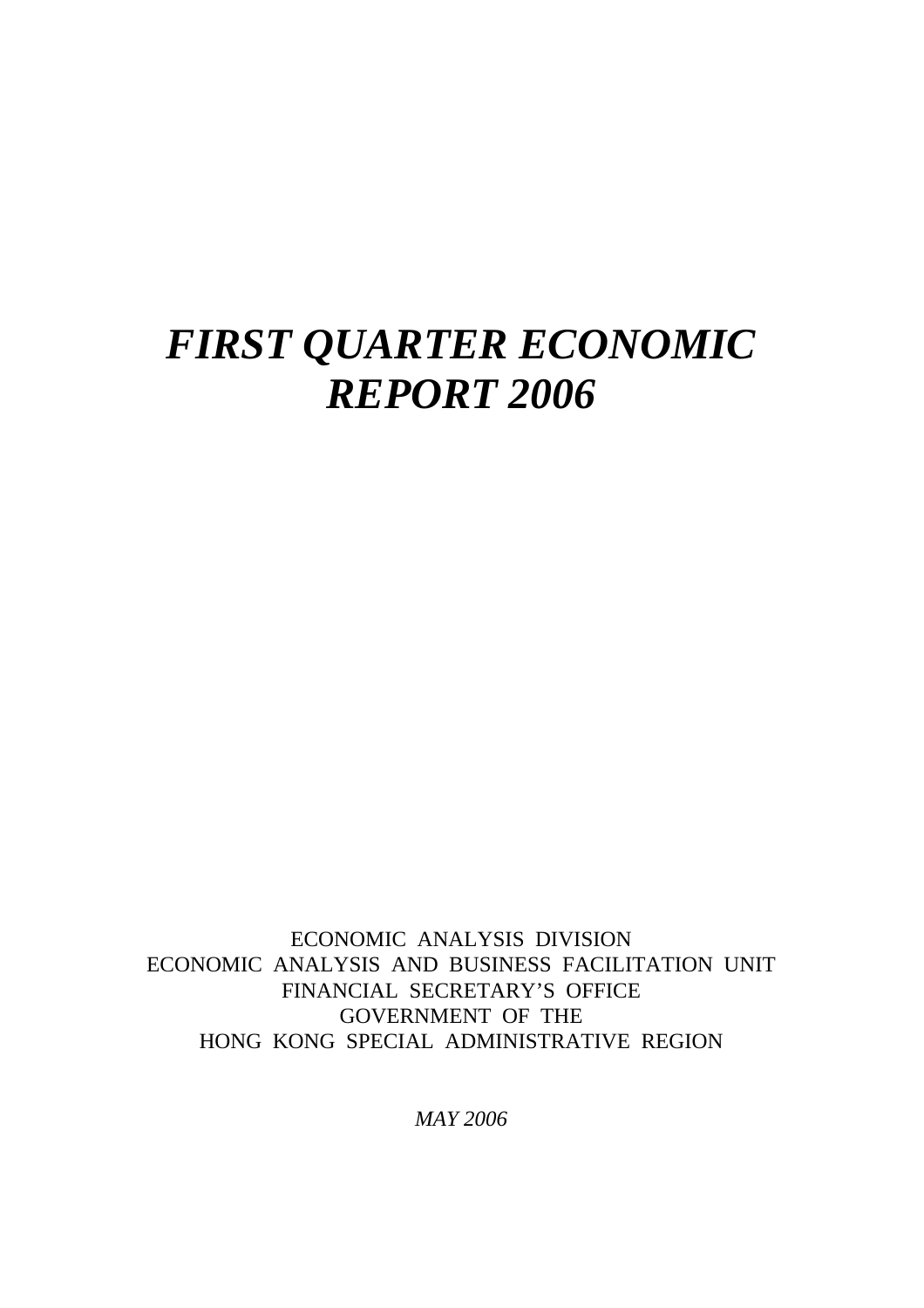# *FIRST QUARTER ECONOMIC REPORT 2006*

ECONOMIC ANALYSIS DIVISION
ECONOMIC ANALYSIS AND BUSINESS FACILITATION UNIT
FINANCIAL SECRETARY'S OFFICE
GOVERNMENT OF THE
HONG KONG SPECIAL ADMINISTRATIVE REGION

*MAY 2006*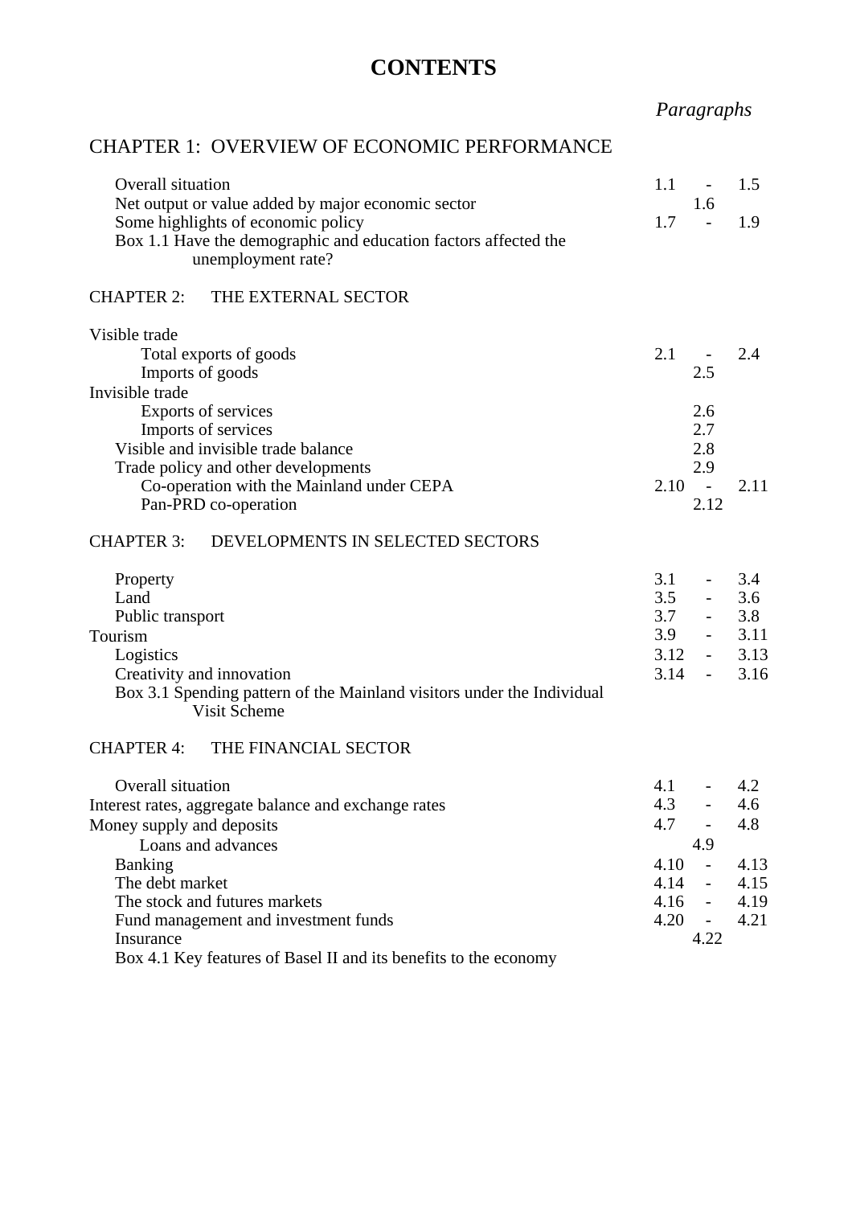# CONTENTS

| | *Paragraphs* |
|---|---|
| **CHAPTER 1: OVERVIEW OF ECONOMIC PERFORMANCE** | |
| Overall situation | 1.1 - 1.5 |
| Net output or value added by major economic sector | 1.6 |
| Some highlights of economic policy | 1.7 - 1.9 |
| Box 1.1 Have the demographic and education factors affected the unemployment rate? | |
| **CHAPTER 2: THE EXTERNAL SECTOR** | |
| Visible trade | |
| Total exports of goods | 2.1 - 2.4 |
| Imports of goods | 2.5 |
| Invisible trade | |
| Exports of services | 2.6 |
| Imports of services | 2.7 |
| Visible and invisible trade balance | 2.8 |
| Trade policy and other developments | 2.9 |
| Co-operation with the Mainland under CEPA | 2.10 - 2.11 |
| Pan-PRD co-operation | 2.12 |
| **CHAPTER 3: DEVELOPMENTS IN SELECTED SECTORS** | |
| Property | 3.1 - 3.4 |
| Land | 3.5 - 3.6 |
| Public transport | 3.7 - 3.8 |
| Tourism | 3.9 - 3.11 |
| Logistics | 3.12 - 3.13 |
| Creativity and innovation | 3.14 - 3.16 |
| Box 3.1 Spending pattern of the Mainland visitors under the Individual Visit Scheme | |
| **CHAPTER 4: THE FINANCIAL SECTOR** | |
| Overall situation | 4.1 - 4.2 |
| Interest rates, aggregate balance and exchange rates | 4.3 - 4.6 |
| Money supply and deposits | 4.7 - 4.8 |
| Loans and advances | 4.9 |
| Banking | 4.10 - 4.13 |
| The debt market | 4.14 - 4.15 |
| The stock and futures markets | 4.16 - 4.19 |
| Fund management and investment funds | 4.20 - 4.21 |
| Insurance | 4.22 |
| Box 4.1 Key features of Basel II and its benefits to the economy | |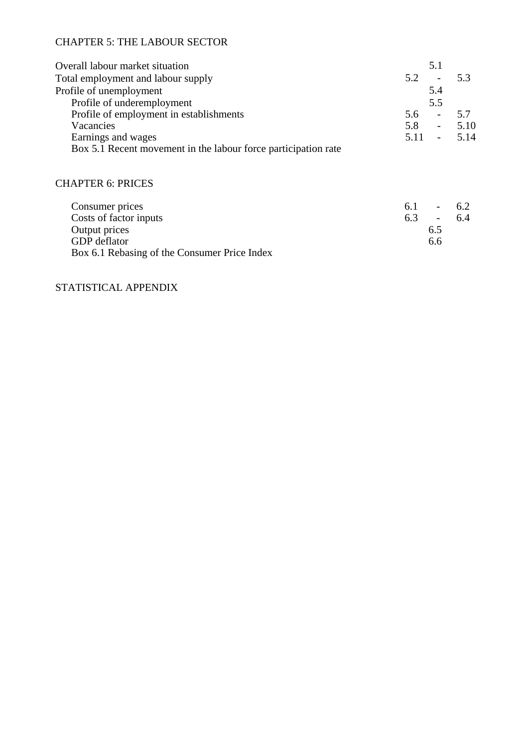CHAPTER 5: THE LABOUR SECTOR

| | |
|---|---|
| Overall labour market situation | 5.1 |
| Total employment and labour supply | 5.2 - 5.3 |
| Profile of unemployment | 5.4 |
| Profile of underemployment | 5.5 |
| Profile of employment in establishments | 5.6 - 5.7 |
| Vacancies | 5.8 - 5.10 |
| Earnings and wages | 5.11 - 5.14 |
| Box 5.1 Recent movement in the labour force participation rate | |

CHAPTER 6: PRICES

| | |
|---|---|
| Consumer prices | 6.1 - 6.2 |
| Costs of factor inputs | 6.3 - 6.4 |
| Output prices | 6.5 |
| GDP deflator | 6.6 |
| Box 6.1 Rebasing of the Consumer Price Index | |

STATISTICAL APPENDIX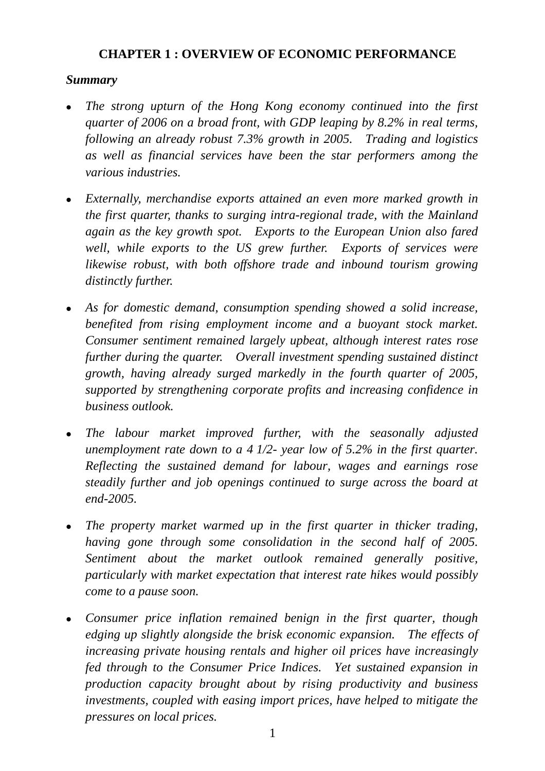# CHAPTER 1 : OVERVIEW OF ECONOMIC PERFORMANCE

***Summary***

- *The strong upturn of the Hong Kong economy continued into the first quarter of 2006 on a broad front, with GDP leaping by 8.2% in real terms, following an already robust 7.3% growth in 2005. Trading and logistics as well as financial services have been the star performers among the various industries.*

- *Externally, merchandise exports attained an even more marked growth in the first quarter, thanks to surging intra-regional trade, with the Mainland again as the key growth spot. Exports to the European Union also fared well, while exports to the US grew further. Exports of services were likewise robust, with both offshore trade and inbound tourism growing distinctly further.*

- *As for domestic demand, consumption spending showed a solid increase, benefited from rising employment income and a buoyant stock market. Consumer sentiment remained largely upbeat, although interest rates rose further during the quarter. Overall investment spending sustained distinct growth, having already surged markedly in the fourth quarter of 2005, supported by strengthening corporate profits and increasing confidence in business outlook.*

- *The labour market improved further, with the seasonally adjusted unemployment rate down to a 4 1/2- year low of 5.2% in the first quarter. Reflecting the sustained demand for labour, wages and earnings rose steadily further and job openings continued to surge across the board at end-2005.*

- *The property market warmed up in the first quarter in thicker trading, having gone through some consolidation in the second half of 2005. Sentiment about the market outlook remained generally positive, particularly with market expectation that interest rate hikes would possibly come to a pause soon.*

- *Consumer price inflation remained benign in the first quarter, though edging up slightly alongside the brisk economic expansion. The effects of increasing private housing rentals and higher oil prices have increasingly fed through to the Consumer Price Indices. Yet sustained expansion in production capacity brought about by rising productivity and business investments, coupled with easing import prices, have helped to mitigate the pressures on local prices.*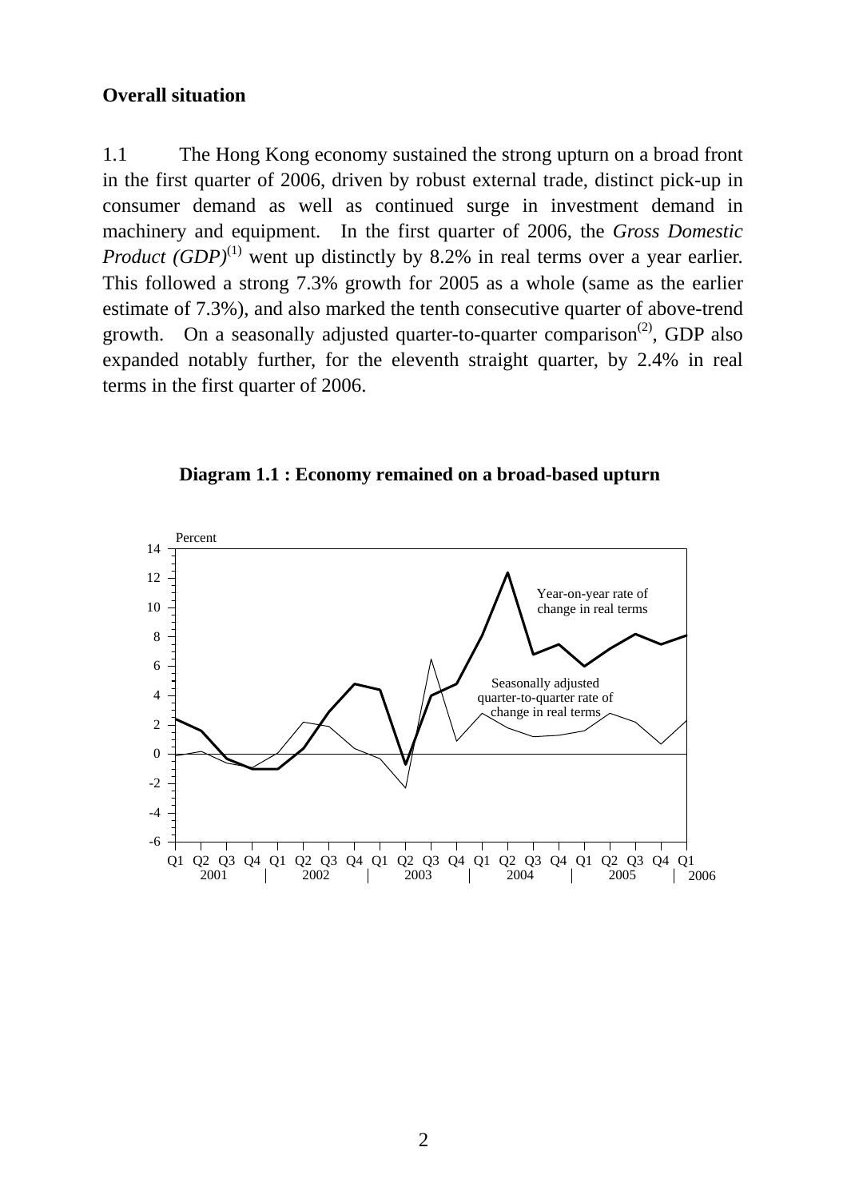**Overall situation**

1.1 The Hong Kong economy sustained the strong upturn on a broad front in the first quarter of 2006, driven by robust external trade, distinct pick-up in consumer demand as well as continued surge in investment demand in machinery and equipment. In the first quarter of 2006, the *Gross Domestic Product (GDP)*[1] went up distinctly by 8.2% in real terms over a year earlier. This followed a strong 7.3% growth for 2005 as a whole (same as the earlier estimate of 7.3%), and also marked the tenth consecutive quarter of above-trend growth. On a seasonally adjusted quarter-to-quarter comparison[2], GDP also expanded notably further, for the eleventh straight quarter, by 2.4% in real terms in the first quarter of 2006.

**Diagram 1.1 : Economy remained on a broad-based upturn**

Percent

Year-on-year rate of change in real terms

Seasonally adjusted quarter-to-quarter rate of change in real terms

Q1 Q2 Q3 Q4 Q1 Q2 Q3 Q4 Q1 Q2 Q3 Q4 Q1 Q2 Q3 Q4 Q1 Q2 Q3 Q4 Q1
2001 | 2002 | 2003 | 2004 | 2005 | 2006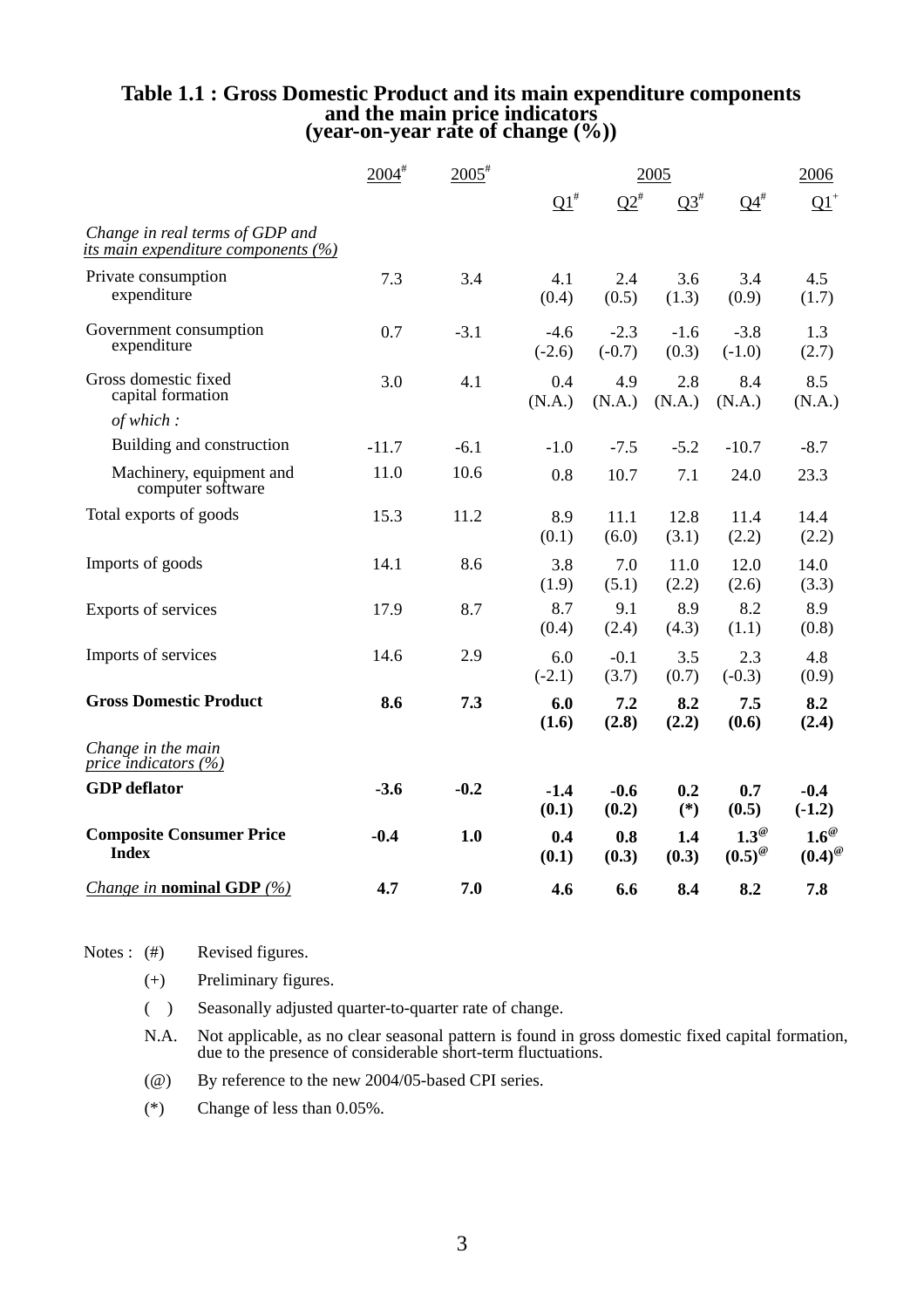**Table 1.1 : Gross Domestic Product and its main expenditure components and the main price indicators (year-on-year rate of change (%))**

| | 2004# | 2005# | 2005 | | | | 2006 |
|---|---|---|---|---|---|---|---|
| | | | Q1# | Q2# | Q3# | Q4# | Q1+ |
| *Change in real terms of GDP and its main expenditure components (%)* | | | | | | | |
| Private consumption expenditure | 7.3 | 3.4 | 4.1 (0.4) | 2.4 (0.5) | 3.6 (1.3) | 3.4 (0.9) | 4.5 (1.7) |
| Government consumption expenditure | 0.7 | -3.1 | -4.6 (-2.6) | -2.3 (-0.7) | -1.6 (0.3) | -3.8 (-1.0) | 1.3 (2.7) |
| Gross domestic fixed capital formation | 3.0 | 4.1 | 0.4 (N.A.) | 4.9 (N.A.) | 2.8 (N.A.) | 8.4 (N.A.) | 8.5 (N.A.) |
| *of which :* | | | | | | | |
| Building and construction | -11.7 | -6.1 | -1.0 | -7.5 | -5.2 | -10.7 | -8.7 |
| Machinery, equipment and computer software | 11.0 | 10.6 | 0.8 | 10.7 | 7.1 | 24.0 | 23.3 |
| Total exports of goods | 15.3 | 11.2 | 8.9 (0.1) | 11.1 (6.0) | 12.8 (3.1) | 11.4 (2.2) | 14.4 (2.2) |
| Imports of goods | 14.1 | 8.6 | 3.8 (1.9) | 7.0 (5.1) | 11.0 (2.2) | 12.0 (2.6) | 14.0 (3.3) |
| Exports of services | 17.9 | 8.7 | 8.7 (0.4) | 9.1 (2.4) | 8.9 (4.3) | 8.2 (1.1) | 8.9 (0.8) |
| Imports of services | 14.6 | 2.9 | 6.0 (-2.1) | -0.1 (3.7) | 3.5 (0.7) | 2.3 (-0.3) | 4.8 (0.9) |
| **Gross Domestic Product** | **8.6** | **7.3** | **6.0 (1.6)** | **7.2 (2.8)** | **8.2 (2.2)** | **7.5 (0.6)** | **8.2 (2.4)** |
| *Change in the main price indicators (%)* | | | | | | | |
| **GDP deflator** | **-3.6** | **-0.2** | **-1.4 (0.1)** | **-0.6 (0.2)** | **0.2 (\*)** | **0.7 (0.5)** | **-0.4 (-1.2)** |
| **Composite Consumer Price Index** | **-0.4** | **1.0** | **0.4 (0.1)** | **0.8 (0.3)** | **1.4 (0.3)** | **1.3@ (0.5)@** | **1.6@ (0.4)@** |
| *Change in* **nominal GDP** *(%)* | **4.7** | **7.0** | **4.6** | **6.6** | **8.4** | **8.2** | **7.8** |

Notes :
- (#) Revised figures.
- (+) Preliminary figures.
- ( ) Seasonally adjusted quarter-to-quarter rate of change.
- N.A. Not applicable, as no clear seasonal pattern is found in gross domestic fixed capital formation, due to the presence of considerable short-term fluctuations.
- (@) By reference to the new 2004/05-based CPI series.
- (*) Change of less than 0.05%.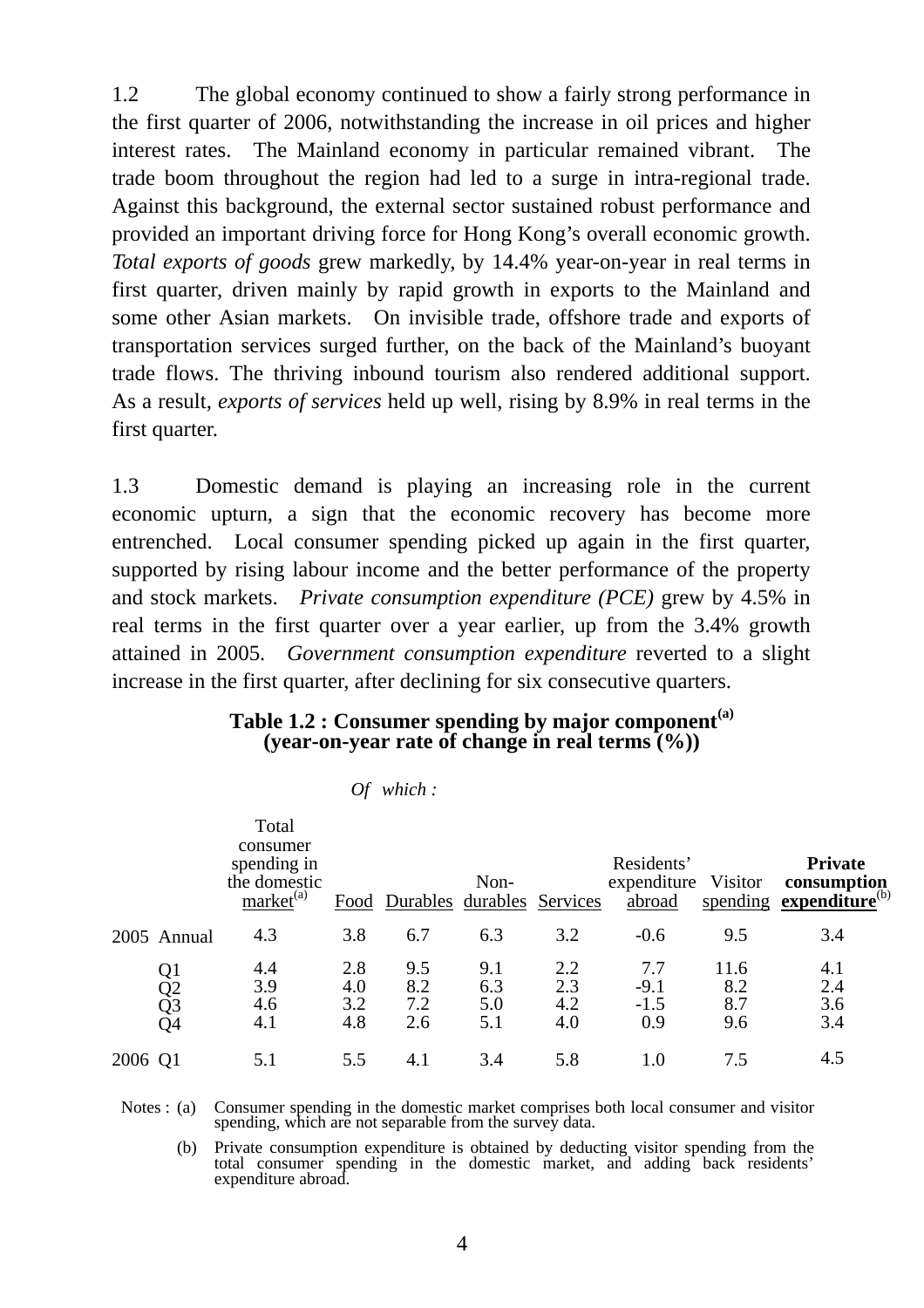1.2 The global economy continued to show a fairly strong performance in the first quarter of 2006, notwithstanding the increase in oil prices and higher interest rates. The Mainland economy in particular remained vibrant. The trade boom throughout the region had led to a surge in intra-regional trade. Against this background, the external sector sustained robust performance and provided an important driving force for Hong Kong's overall economic growth. *Total exports of goods* grew markedly, by 14.4% year-on-year in real terms in first quarter, driven mainly by rapid growth in exports to the Mainland and some other Asian markets. On invisible trade, offshore trade and exports of transportation services surged further, on the back of the Mainland's buoyant trade flows. The thriving inbound tourism also rendered additional support. As a result, *exports of services* held up well, rising by 8.9% in real terms in the first quarter.

1.3 Domestic demand is playing an increasing role in the current economic upturn, a sign that the economic recovery has become more entrenched. Local consumer spending picked up again in the first quarter, supported by rising labour income and the better performance of the property and stock markets. *Private consumption expenditure (PCE)* grew by 4.5% in real terms in the first quarter over a year earlier, up from the 3.4% growth attained in 2005. *Government consumption expenditure* reverted to a slight increase in the first quarter, after declining for six consecutive quarters.

**Table 1.2 : Consumer spending by major component[(a)] (year-on-year rate of change in real terms (%))**

| | | | *Of which :* | | | | | | |
|---|---|---|---|---|---|---|---|---|---|
| | | Total consumer spending in the domestic market[(a)] | Food | Durables | Non-durables | Services | Residents' expenditure abroad | Visitor spending | **Private consumption expenditure**[(b)] |
| 2005 | Annual | 4.3 | 3.8 | 6.7 | 6.3 | 3.2 | -0.6 | 9.5 | 3.4 |
| | Q1 | 4.4 | 2.8 | 9.5 | 9.1 | 2.2 | 7.7 | 11.6 | 4.1 |
| | Q2 | 3.9 | 4.0 | 8.2 | 6.3 | 2.3 | -9.1 | 8.2 | 2.4 |
| | Q3 | 4.6 | 3.2 | 7.2 | 5.0 | 4.2 | -1.5 | 8.7 | 3.6 |
| | Q4 | 4.1 | 4.8 | 2.6 | 5.1 | 4.0 | 0.9 | 9.6 | 3.4 |
| 2006 | Q1 | 5.1 | 5.5 | 4.1 | 3.4 | 5.8 | 1.0 | 7.5 | 4.5 |

Notes : (a) Consumer spending in the domestic market comprises both local consumer and visitor spending, which are not separable from the survey data.

(b) Private consumption expenditure is obtained by deducting visitor spending from the total consumer spending in the domestic market, and adding back residents' expenditure abroad.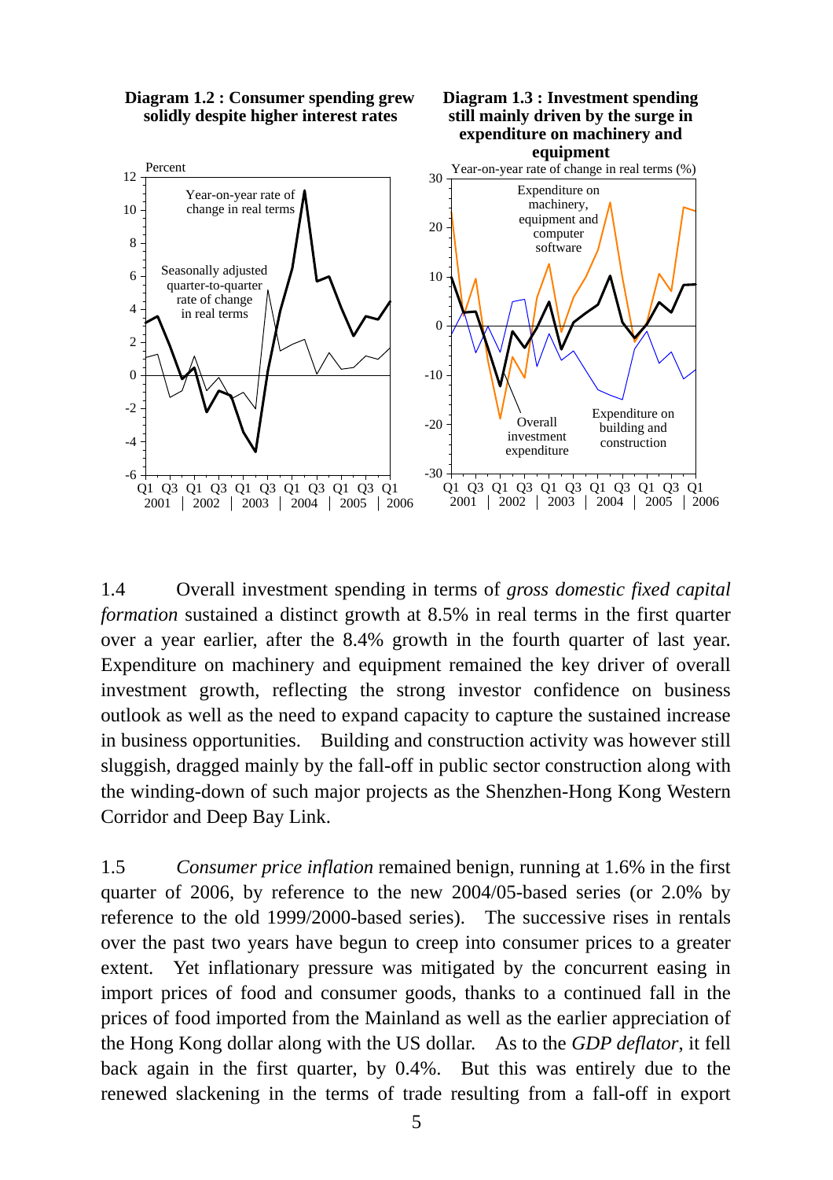**Diagram 1.2 : Consumer spending grew solidly despite higher interest rates**

**Diagram 1.3 : Investment spending still mainly driven by the surge in expenditure on machinery and equipment**

1.4 Overall investment spending in terms of *gross domestic fixed capital formation* sustained a distinct growth at 8.5% in real terms in the first quarter over a year earlier, after the 8.4% growth in the fourth quarter of last year. Expenditure on machinery and equipment remained the key driver of overall investment growth, reflecting the strong investor confidence on business outlook as well as the need to expand capacity to capture the sustained increase in business opportunities. Building and construction activity was however still sluggish, dragged mainly by the fall-off in public sector construction along with the winding-down of such major projects as the Shenzhen-Hong Kong Western Corridor and Deep Bay Link.

1.5 *Consumer price inflation* remained benign, running at 1.6% in the first quarter of 2006, by reference to the new 2004/05-based series (or 2.0% by reference to the old 1999/2000-based series). The successive rises in rentals over the past two years have begun to creep into consumer prices to a greater extent. Yet inflationary pressure was mitigated by the concurrent easing in import prices of food and consumer goods, thanks to a continued fall in the prices of food imported from the Mainland as well as the earlier appreciation of the Hong Kong dollar along with the US dollar. As to the *GDP deflator*, it fell back again in the first quarter, by 0.4%. But this was entirely due to the renewed slackening in the terms of trade resulting from a fall-off in export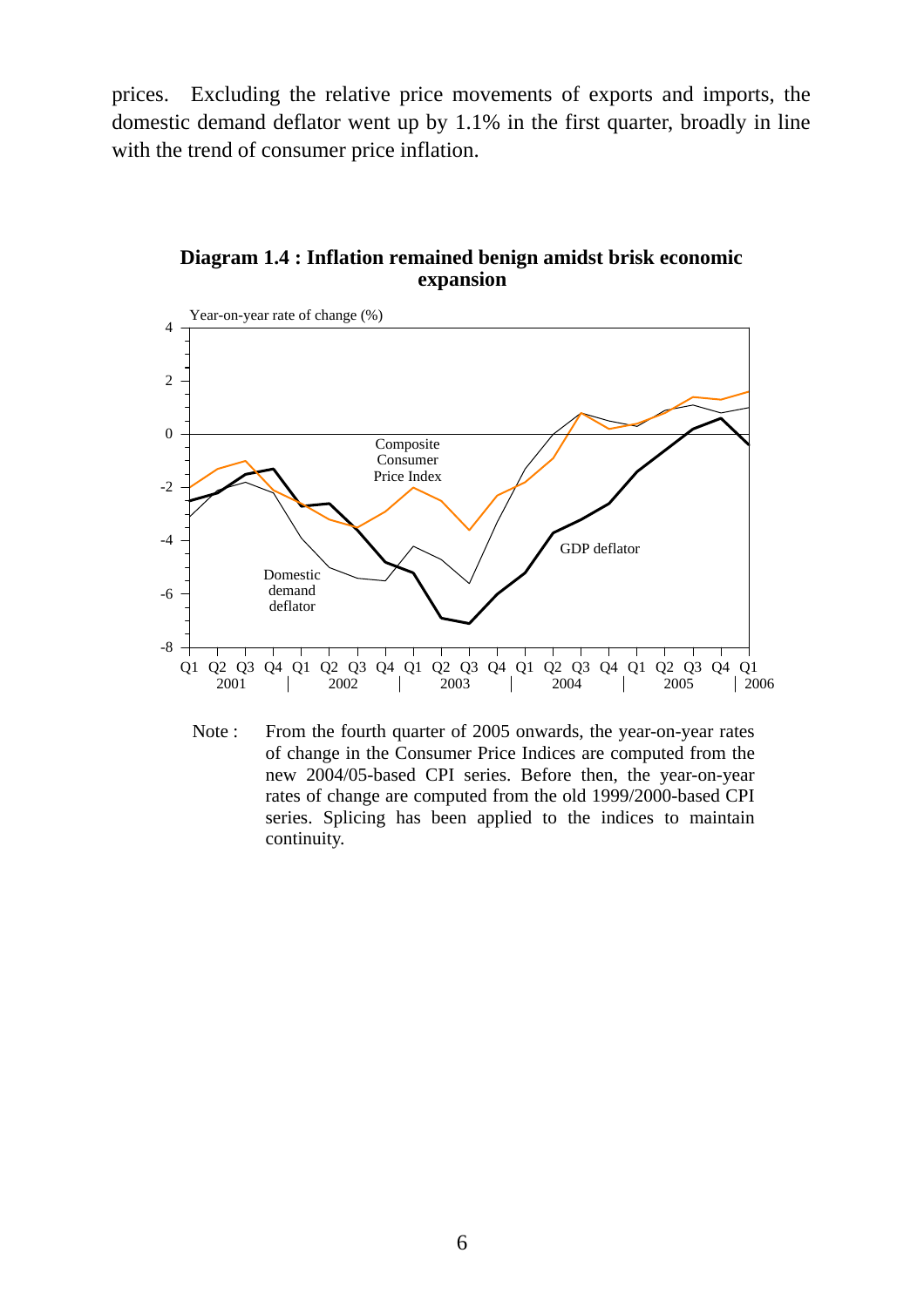prices. Excluding the relative price movements of exports and imports, the domestic demand deflator went up by 1.1% in the first quarter, broadly in line with the trend of consumer price inflation.

**Diagram 1.4 : Inflation remained benign amidst brisk economic expansion**

Note : From the fourth quarter of 2005 onwards, the year-on-year rates of change in the Consumer Price Indices are computed from the new 2004/05-based CPI series. Before then, the year-on-year rates of change are computed from the old 1999/2000-based CPI series. Splicing has been applied to the indices to maintain continuity.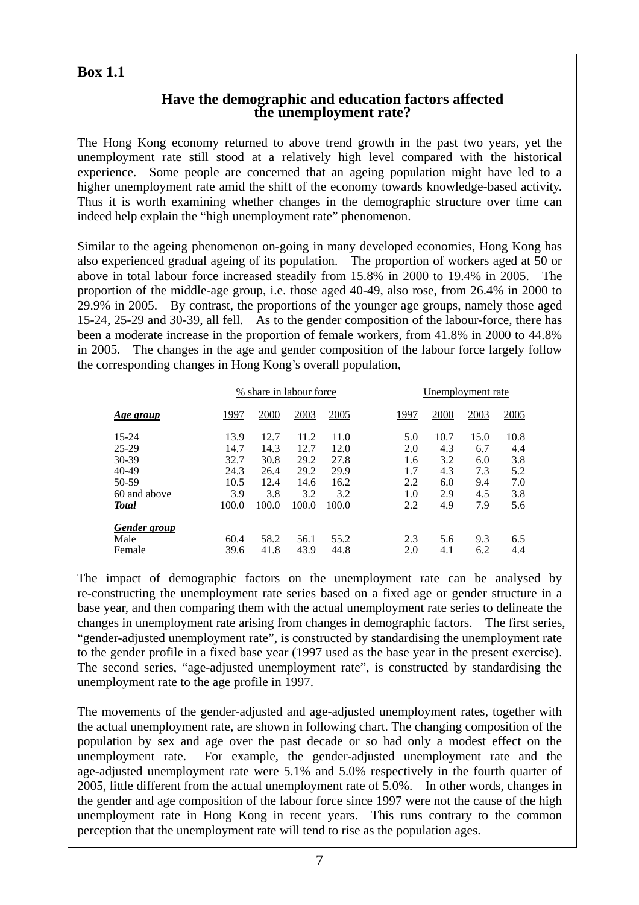## Box 1.1

### Have the demographic and education factors affected the unemployment rate?

The Hong Kong economy returned to above trend growth in the past two years, yet the unemployment rate still stood at a relatively high level compared with the historical experience. Some people are concerned that an ageing population might have led to a higher unemployment rate amid the shift of the economy towards knowledge-based activity. Thus it is worth examining whether changes in the demographic structure over time can indeed help explain the "high unemployment rate" phenomenon.

Similar to the ageing phenomenon on-going in many developed economies, Hong Kong has also experienced gradual ageing of its population. The proportion of workers aged at 50 or above in total labour force increased steadily from 15.8% in 2000 to 19.4% in 2005. The proportion of the middle-age group, i.e. those aged 40-49, also rose, from 26.4% in 2000 to 29.9% in 2005. By contrast, the proportions of the younger age groups, namely those aged 15-24, 25-29 and 30-39, all fell. As to the gender composition of the labour-force, there has been a moderate increase in the proportion of female workers, from 41.8% in 2000 to 44.8% in 2005. The changes in the age and gender composition of the labour force largely follow the corresponding changes in Hong Kong's overall population,

| | % share in labour force | | | | Unemployment rate | | | |
|---|---|---|---|---|---|---|---|---|
| ***Age group*** | 1997 | 2000 | 2003 | 2005 | 1997 | 2000 | 2003 | 2005 |
| 15-24 | 13.9 | 12.7 | 11.2 | 11.0 | 5.0 | 10.7 | 15.0 | 10.8 |
| 25-29 | 14.7 | 14.3 | 12.7 | 12.0 | 2.0 | 4.3 | 6.7 | 4.4 |
| 30-39 | 32.7 | 30.8 | 29.2 | 27.8 | 1.6 | 3.2 | 6.0 | 3.8 |
| 40-49 | 24.3 | 26.4 | 29.2 | 29.9 | 1.7 | 4.3 | 7.3 | 5.2 |
| 50-59 | 10.5 | 12.4 | 14.6 | 16.2 | 2.2 | 6.0 | 9.4 | 7.0 |
| 60 and above | 3.9 | 3.8 | 3.2 | 3.2 | 1.0 | 2.9 | 4.5 | 3.8 |
| ***Total*** | 100.0 | 100.0 | 100.0 | 100.0 | 2.2 | 4.9 | 7.9 | 5.6 |
| ***Gender group*** | | | | | | | | |
| Male | 60.4 | 58.2 | 56.1 | 55.2 | 2.3 | 5.6 | 9.3 | 6.5 |
| Female | 39.6 | 41.8 | 43.9 | 44.8 | 2.0 | 4.1 | 6.2 | 4.4 |

The impact of demographic factors on the unemployment rate can be analysed by re-constructing the unemployment rate series based on a fixed age or gender structure in a base year, and then comparing them with the actual unemployment rate series to delineate the changes in unemployment rate arising from changes in demographic factors. The first series, "gender-adjusted unemployment rate", is constructed by standardising the unemployment rate to the gender profile in a fixed base year (1997 used as the base year in the present exercise). The second series, "age-adjusted unemployment rate", is constructed by standardising the unemployment rate to the age profile in 1997.

The movements of the gender-adjusted and age-adjusted unemployment rates, together with the actual unemployment rate, are shown in following chart. The changing composition of the population by sex and age over the past decade or so had only a modest effect on the unemployment rate. For example, the gender-adjusted unemployment rate and the age-adjusted unemployment rate were 5.1% and 5.0% respectively in the fourth quarter of 2005, little different from the actual unemployment rate of 5.0%. In other words, changes in the gender and age composition of the labour force since 1997 were not the cause of the high unemployment rate in Hong Kong in recent years. This runs contrary to the common perception that the unemployment rate will tend to rise as the population ages.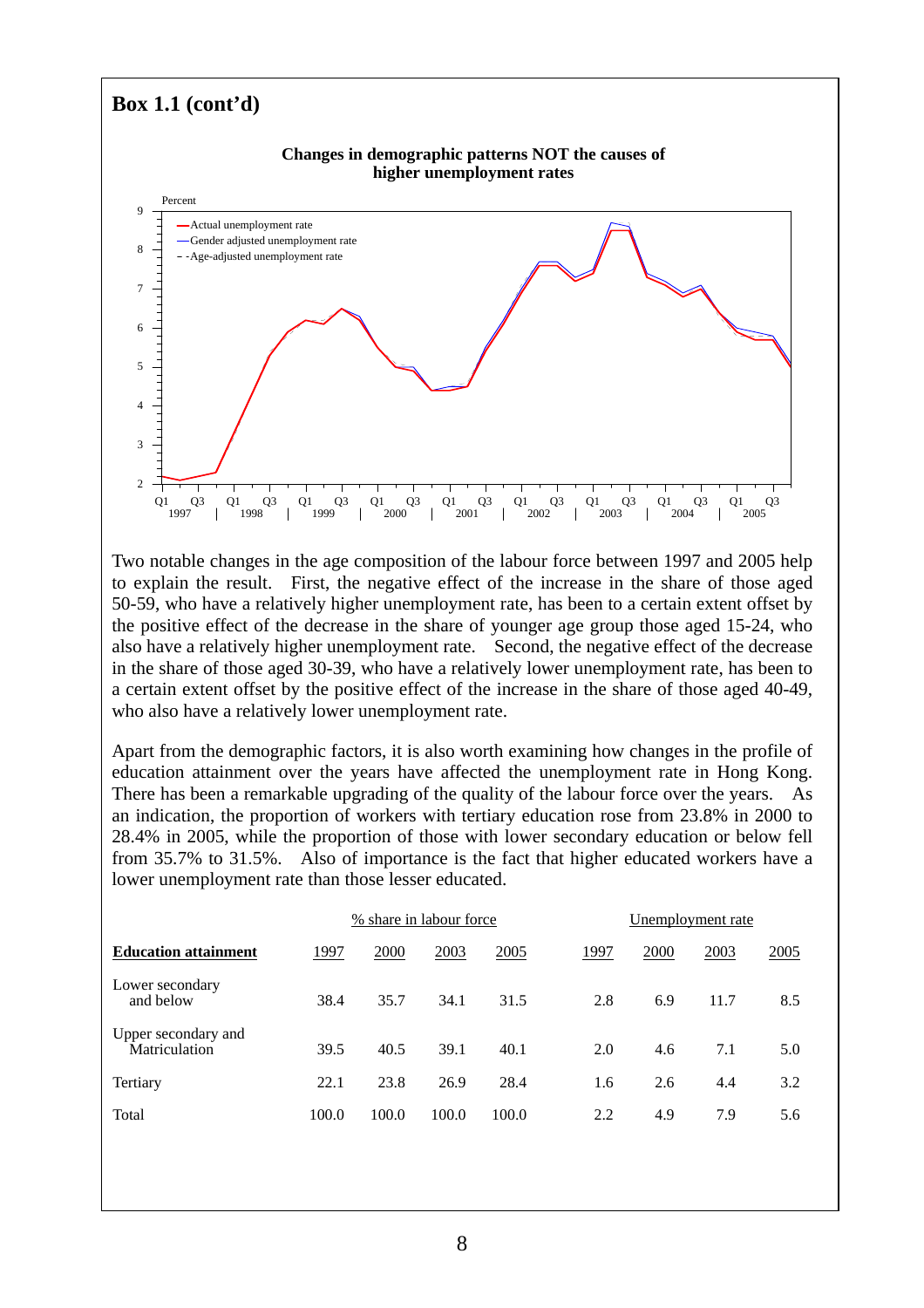## Box 1.1 (cont'd)

**Changes in demographic patterns NOT the causes of higher unemployment rates**

Two notable changes in the age composition of the labour force between 1997 and 2005 help to explain the result. First, the negative effect of the increase in the share of those aged 50-59, who have a relatively higher unemployment rate, has been to a certain extent offset by the positive effect of the decrease in the share of younger age group those aged 15-24, who also have a relatively higher unemployment rate. Second, the negative effect of the decrease in the share of those aged 30-39, who have a relatively lower unemployment rate, has been to a certain extent offset by the positive effect of the increase in the share of those aged 40-49, who also have a relatively lower unemployment rate.

Apart from the demographic factors, it is also worth examining how changes in the profile of education attainment over the years have affected the unemployment rate in Hong Kong. There has been a remarkable upgrading of the quality of the labour force over the years. As an indication, the proportion of workers with tertiary education rose from 23.8% in 2000 to 28.4% in 2005, while the proportion of those with lower secondary education or below fell from 35.7% to 31.5%. Also of importance is the fact that higher educated workers have a lower unemployment rate than those lesser educated.

| | % share in labour force | | | | Unemployment rate | | | |
|---|---|---|---|---|---|---|---|---|
| **Education attainment** | 1997 | 2000 | 2003 | 2005 | 1997 | 2000 | 2003 | 2005 |
| Lower secondary and below | 38.4 | 35.7 | 34.1 | 31.5 | 2.8 | 6.9 | 11.7 | 8.5 |
| Upper secondary and Matriculation | 39.5 | 40.5 | 39.1 | 40.1 | 2.0 | 4.6 | 7.1 | 5.0 |
| Tertiary | 22.1 | 23.8 | 26.9 | 28.4 | 1.6 | 2.6 | 4.4 | 3.2 |
| Total | 100.0 | 100.0 | 100.0 | 100.0 | 2.2 | 4.9 | 7.9 | 5.6 |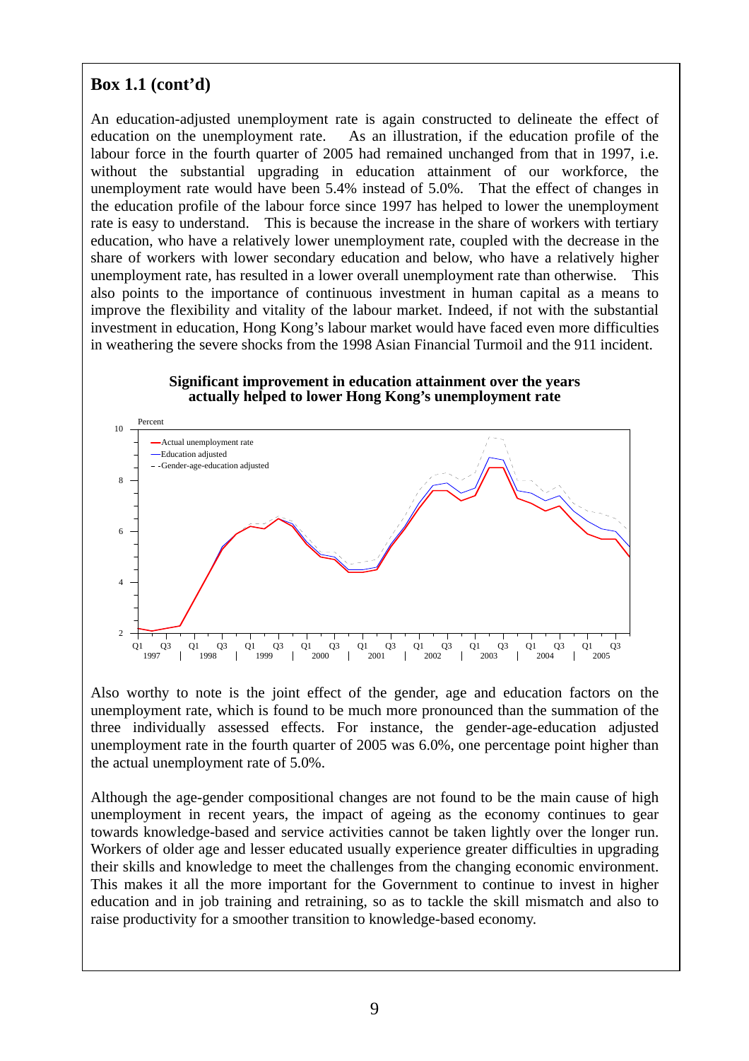## Box 1.1 (cont'd)

An education-adjusted unemployment rate is again constructed to delineate the effect of education on the unemployment rate. As an illustration, if the education profile of the labour force in the fourth quarter of 2005 had remained unchanged from that in 1997, i.e. without the substantial upgrading in education attainment of our workforce, the unemployment rate would have been 5.4% instead of 5.0%. That the effect of changes in the education profile of the labour force since 1997 has helped to lower the unemployment rate is easy to understand. This is because the increase in the share of workers with tertiary education, who have a relatively lower unemployment rate, coupled with the decrease in the share of workers with lower secondary education and below, who have a relatively higher unemployment rate, has resulted in a lower overall unemployment rate than otherwise. This also points to the importance of continuous investment in human capital as a means to improve the flexibility and vitality of the labour market. Indeed, if not with the substantial investment in education, Hong Kong's labour market would have faced even more difficulties in weathering the severe shocks from the 1998 Asian Financial Turmoil and the 911 incident.

**Significant improvement in education attainment over the years actually helped to lower Hong Kong's unemployment rate**

Also worthy to note is the joint effect of the gender, age and education factors on the unemployment rate, which is found to be much more pronounced than the summation of the three individually assessed effects. For instance, the gender-age-education adjusted unemployment rate in the fourth quarter of 2005 was 6.0%, one percentage point higher than the actual unemployment rate of 5.0%.

Although the age-gender compositional changes are not found to be the main cause of high unemployment in recent years, the impact of ageing as the economy continues to gear towards knowledge-based and service activities cannot be taken lightly over the longer run. Workers of older age and lesser educated usually experience greater difficulties in upgrading their skills and knowledge to meet the challenges from the changing economic environment. This makes it all the more important for the Government to continue to invest in higher education and in job training and retraining, so as to tackle the skill mismatch and also to raise productivity for a smoother transition to knowledge-based economy.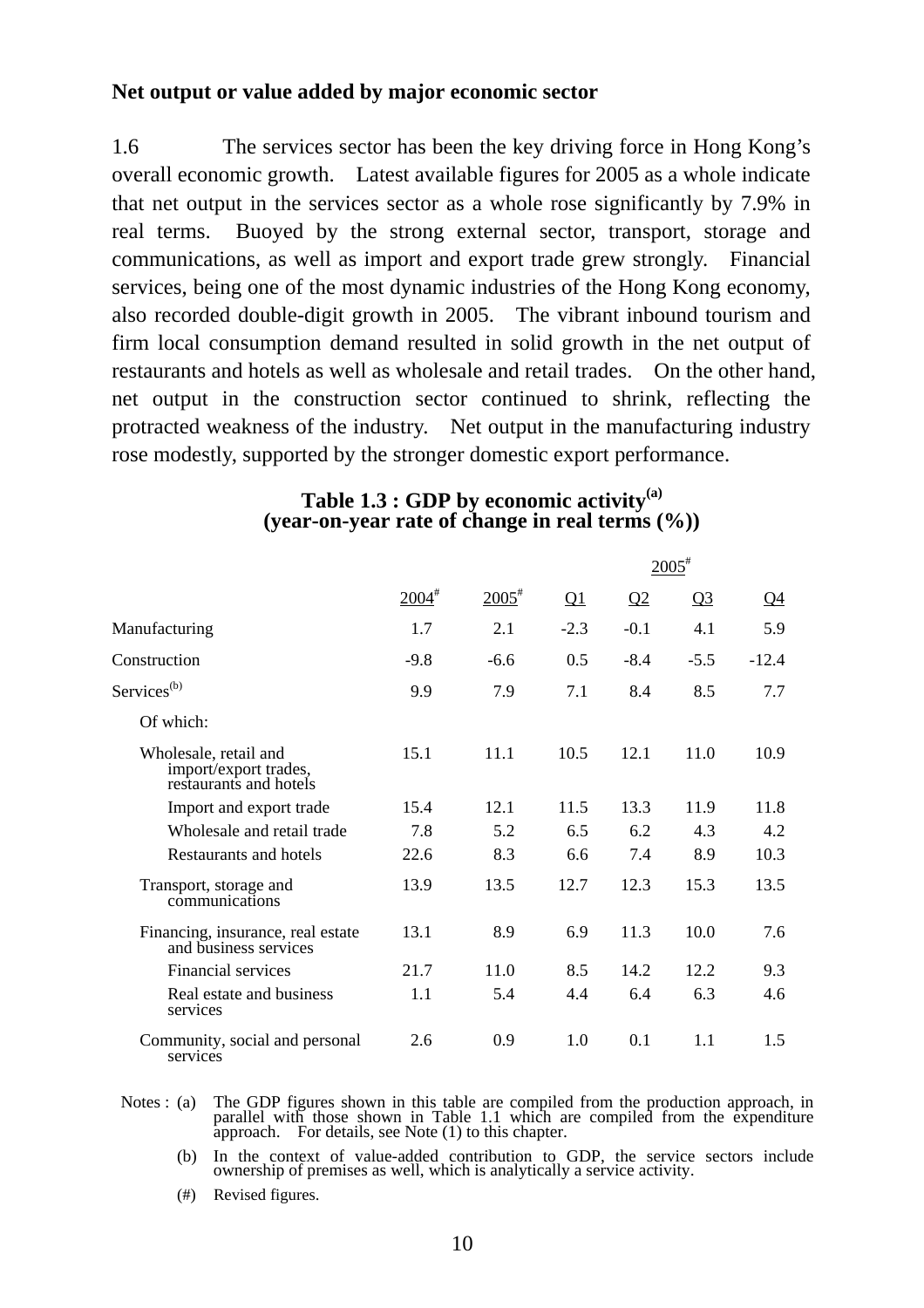**Net output or value added by major economic sector**

1.6 The services sector has been the key driving force in Hong Kong's overall economic growth. Latest available figures for 2005 as a whole indicate that net output in the services sector as a whole rose significantly by 7.9% in real terms. Buoyed by the strong external sector, transport, storage and communications, as well as import and export trade grew strongly. Financial services, being one of the most dynamic industries of the Hong Kong economy, also recorded double-digit growth in 2005. The vibrant inbound tourism and firm local consumption demand resulted in solid growth in the net output of restaurants and hotels as well as wholesale and retail trades. On the other hand, net output in the construction sector continued to shrink, reflecting the protracted weakness of the industry. Net output in the manufacturing industry rose modestly, supported by the stronger domestic export performance.

**Table 1.3 : GDP by economic activity(a)**
**(year-on-year rate of change in real terms (%))**

| | | | 2005# | | | |
|---|---|---|---|---|---|---|
| | 2004# | 2005# | Q1 | Q2 | Q3 | Q4 |
| Manufacturing | 1.7 | 2.1 | -2.3 | -0.1 | 4.1 | 5.9 |
| Construction | -9.8 | -6.6 | 0.5 | -8.4 | -5.5 | -12.4 |
| Services(b) | 9.9 | 7.9 | 7.1 | 8.4 | 8.5 | 7.7 |
| Of which: | | | | | | |
| Wholesale, retail and import/export trades, restaurants and hotels | 15.1 | 11.1 | 10.5 | 12.1 | 11.0 | 10.9 |
| Import and export trade | 15.4 | 12.1 | 11.5 | 13.3 | 11.9 | 11.8 |
| Wholesale and retail trade | 7.8 | 5.2 | 6.5 | 6.2 | 4.3 | 4.2 |
| Restaurants and hotels | 22.6 | 8.3 | 6.6 | 7.4 | 8.9 | 10.3 |
| Transport, storage and communications | 13.9 | 13.5 | 12.7 | 12.3 | 15.3 | 13.5 |
| Financing, insurance, real estate and business services | 13.1 | 8.9 | 6.9 | 11.3 | 10.0 | 7.6 |
| Financial services | 21.7 | 11.0 | 8.5 | 14.2 | 12.2 | 9.3 |
| Real estate and business services | 1.1 | 5.4 | 4.4 | 6.4 | 6.3 | 4.6 |
| Community, social and personal services | 2.6 | 0.9 | 1.0 | 0.1 | 1.1 | 1.5 |

Notes : (a) The GDP figures shown in this table are compiled from the production approach, in parallel with those shown in Table 1.1 which are compiled from the expenditure approach. For details, see Note (1) to this chapter.

(b) In the context of value-added contribution to GDP, the service sectors include ownership of premises as well, which is analytically a service activity.

(#) Revised figures.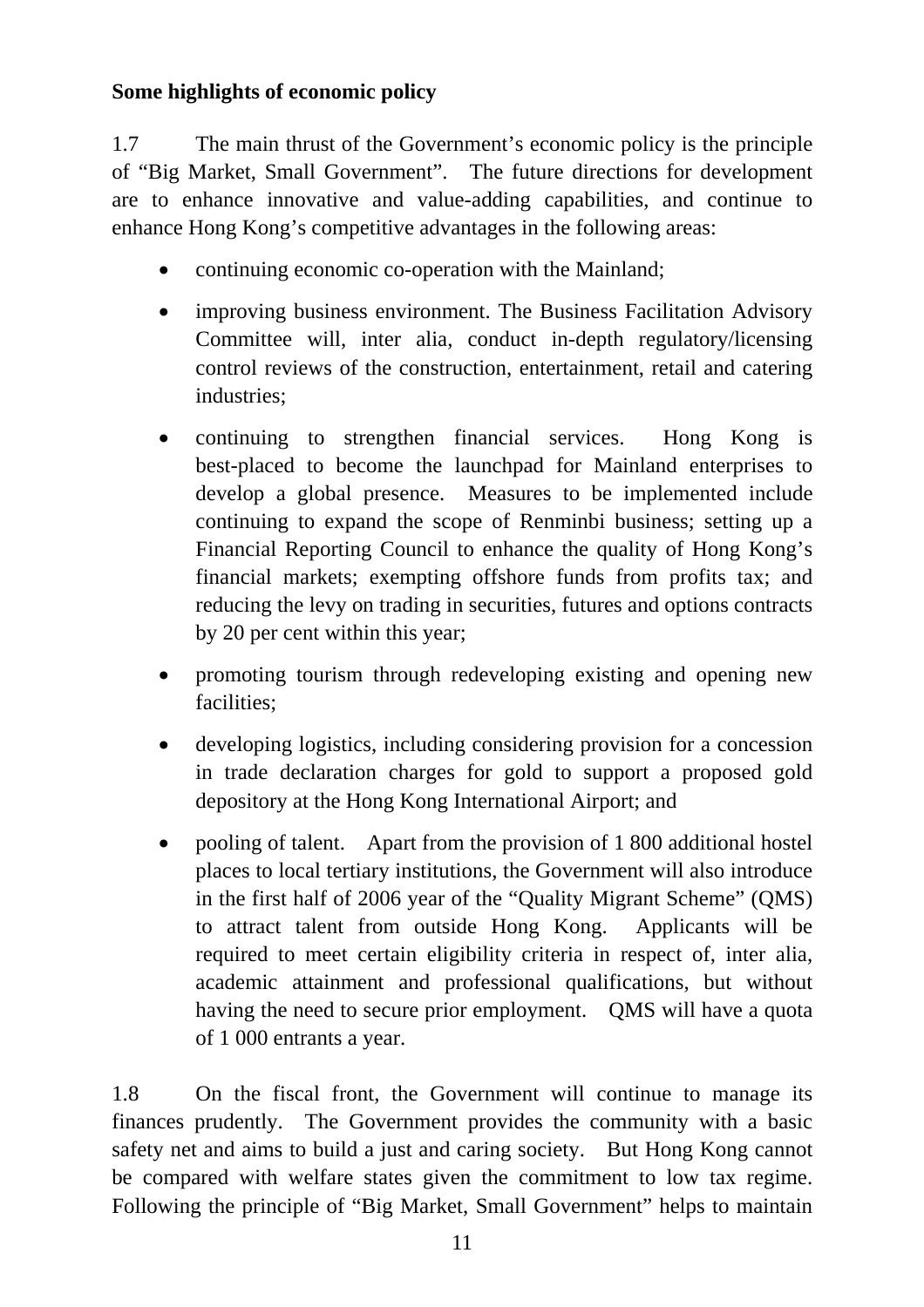**Some highlights of economic policy**

1.7 The main thrust of the Government's economic policy is the principle of "Big Market, Small Government". The future directions for development are to enhance innovative and value-adding capabilities, and continue to enhance Hong Kong's competitive advantages in the following areas:

- continuing economic co-operation with the Mainland;
- improving business environment. The Business Facilitation Advisory Committee will, inter alia, conduct in-depth regulatory/licensing control reviews of the construction, entertainment, retail and catering industries;
- continuing to strengthen financial services. Hong Kong is best-placed to become the launchpad for Mainland enterprises to develop a global presence. Measures to be implemented include continuing to expand the scope of Renminbi business; setting up a Financial Reporting Council to enhance the quality of Hong Kong's financial markets; exempting offshore funds from profits tax; and reducing the levy on trading in securities, futures and options contracts by 20 per cent within this year;
- promoting tourism through redeveloping existing and opening new facilities;
- developing logistics, including considering provision for a concession in trade declaration charges for gold to support a proposed gold depository at the Hong Kong International Airport; and
- pooling of talent. Apart from the provision of 1 800 additional hostel places to local tertiary institutions, the Government will also introduce in the first half of 2006 year of the "Quality Migrant Scheme" (QMS) to attract talent from outside Hong Kong. Applicants will be required to meet certain eligibility criteria in respect of, inter alia, academic attainment and professional qualifications, but without having the need to secure prior employment. QMS will have a quota of 1 000 entrants a year.

1.8 On the fiscal front, the Government will continue to manage its finances prudently. The Government provides the community with a basic safety net and aims to build a just and caring society. But Hong Kong cannot be compared with welfare states given the commitment to low tax regime. Following the principle of "Big Market, Small Government" helps to maintain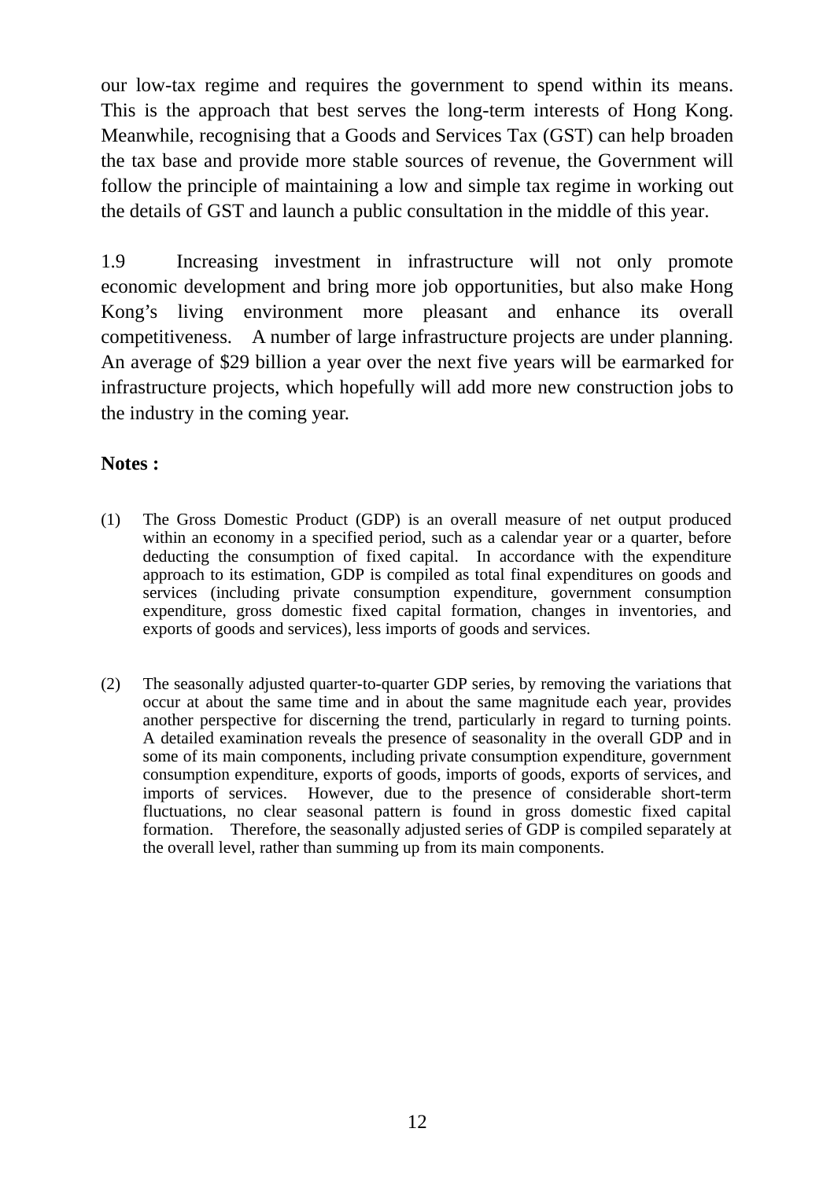our low-tax regime and requires the government to spend within its means. This is the approach that best serves the long-term interests of Hong Kong. Meanwhile, recognising that a Goods and Services Tax (GST) can help broaden the tax base and provide more stable sources of revenue, the Government will follow the principle of maintaining a low and simple tax regime in working out the details of GST and launch a public consultation in the middle of this year.

1.9 Increasing investment in infrastructure will not only promote economic development and bring more job opportunities, but also make Hong Kong's living environment more pleasant and enhance its overall competitiveness. A number of large infrastructure projects are under planning. An average of $29 billion a year over the next five years will be earmarked for infrastructure projects, which hopefully will add more new construction jobs to the industry in the coming year.

**Notes :**

(1) The Gross Domestic Product (GDP) is an overall measure of net output produced within an economy in a specified period, such as a calendar year or a quarter, before deducting the consumption of fixed capital. In accordance with the expenditure approach to its estimation, GDP is compiled as total final expenditures on goods and services (including private consumption expenditure, government consumption expenditure, gross domestic fixed capital formation, changes in inventories, and exports of goods and services), less imports of goods and services.

(2) The seasonally adjusted quarter-to-quarter GDP series, by removing the variations that occur at about the same time and in about the same magnitude each year, provides another perspective for discerning the trend, particularly in regard to turning points. A detailed examination reveals the presence of seasonality in the overall GDP and in some of its main components, including private consumption expenditure, government consumption expenditure, exports of goods, imports of goods, exports of services, and imports of services. However, due to the presence of considerable short-term fluctuations, no clear seasonal pattern is found in gross domestic fixed capital formation. Therefore, the seasonally adjusted series of GDP is compiled separately at the overall level, rather than summing up from its main components.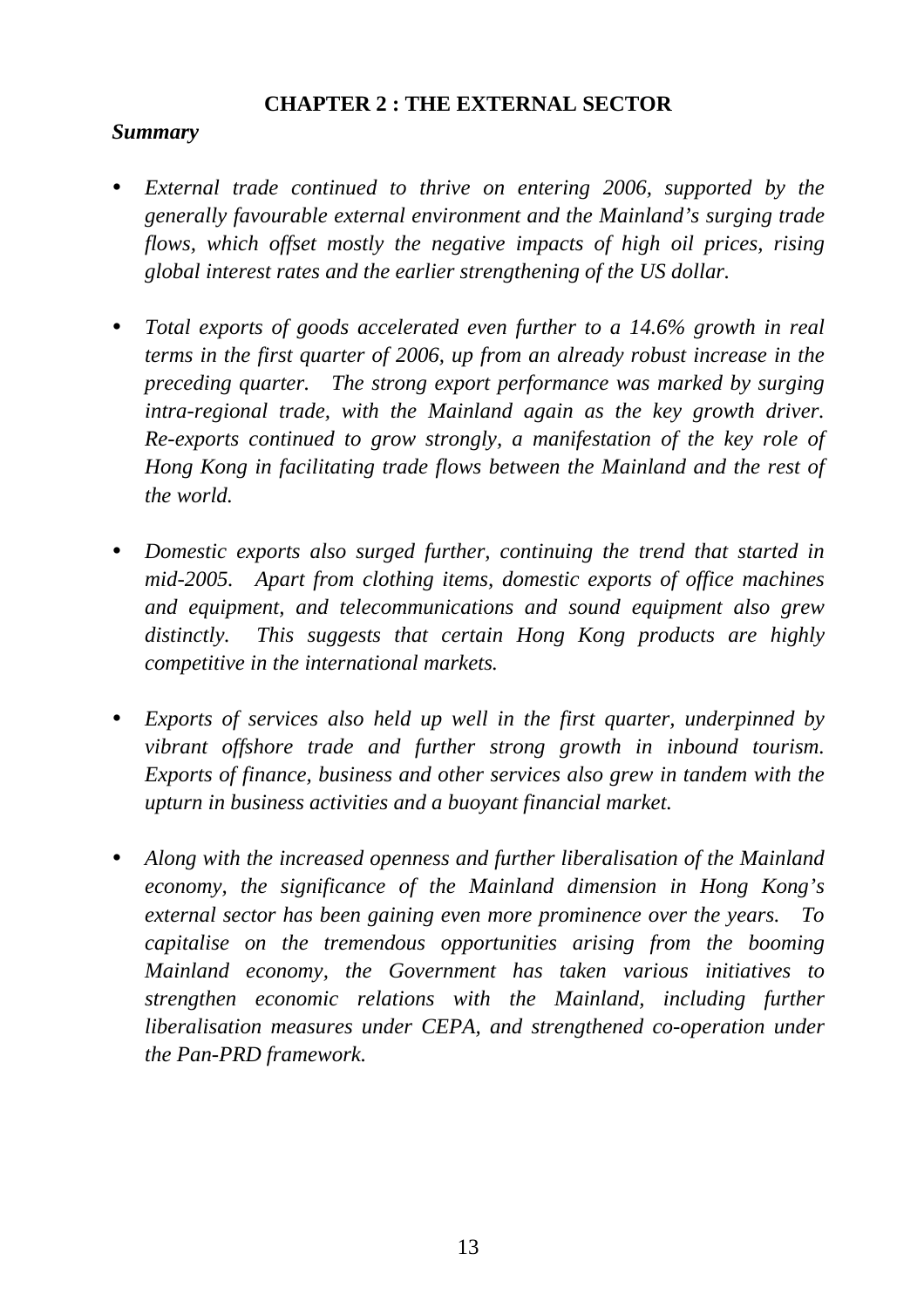# CHAPTER 2 : THE EXTERNAL SECTOR

***Summary***

- *External trade continued to thrive on entering 2006, supported by the generally favourable external environment and the Mainland's surging trade flows, which offset mostly the negative impacts of high oil prices, rising global interest rates and the earlier strengthening of the US dollar.*

- *Total exports of goods accelerated even further to a 14.6% growth in real terms in the first quarter of 2006, up from an already robust increase in the preceding quarter. The strong export performance was marked by surging intra-regional trade, with the Mainland again as the key growth driver. Re-exports continued to grow strongly, a manifestation of the key role of Hong Kong in facilitating trade flows between the Mainland and the rest of the world.*

- *Domestic exports also surged further, continuing the trend that started in mid-2005. Apart from clothing items, domestic exports of office machines and equipment, and telecommunications and sound equipment also grew distinctly. This suggests that certain Hong Kong products are highly competitive in the international markets.*

- *Exports of services also held up well in the first quarter, underpinned by vibrant offshore trade and further strong growth in inbound tourism. Exports of finance, business and other services also grew in tandem with the upturn in business activities and a buoyant financial market.*

- *Along with the increased openness and further liberalisation of the Mainland economy, the significance of the Mainland dimension in Hong Kong's external sector has been gaining even more prominence over the years. To capitalise on the tremendous opportunities arising from the booming Mainland economy, the Government has taken various initiatives to strengthen economic relations with the Mainland, including further liberalisation measures under CEPA, and strengthened co-operation under the Pan-PRD framework.*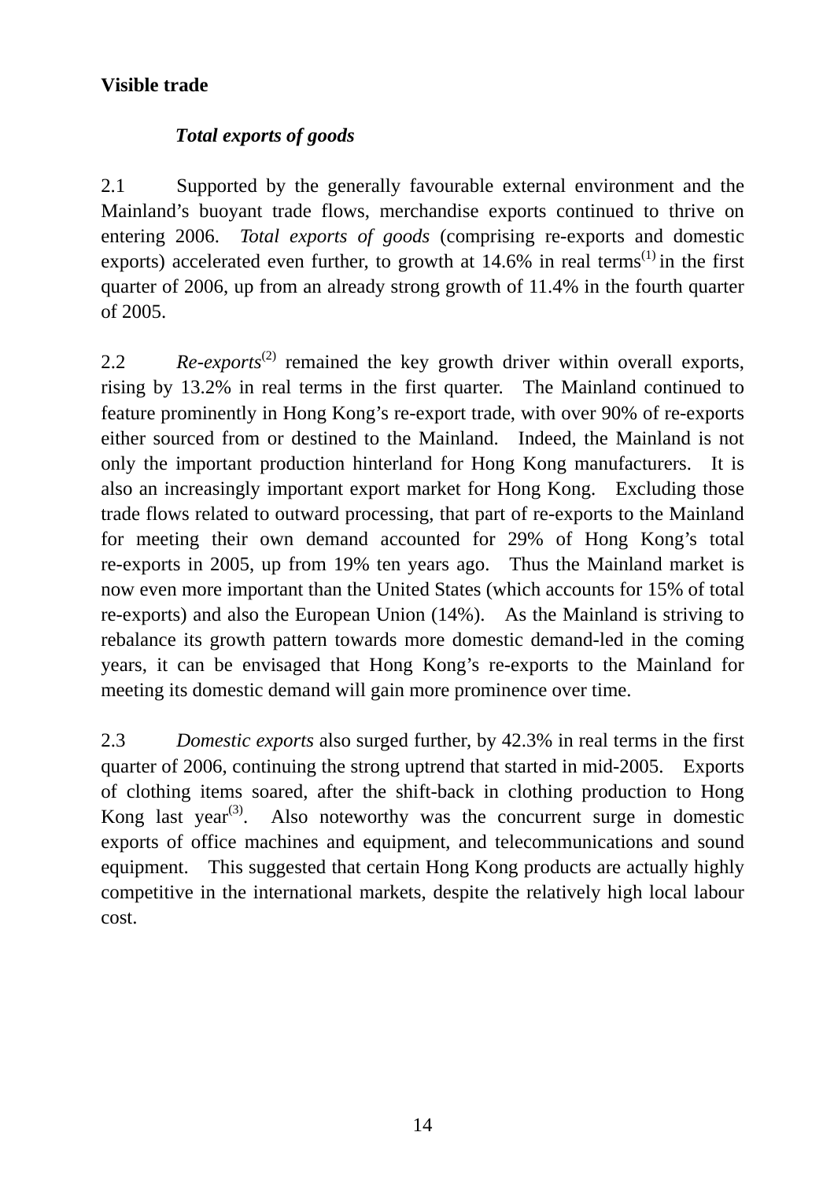**Visible trade**

***Total exports of goods***

2.1 Supported by the generally favourable external environment and the Mainland's buoyant trade flows, merchandise exports continued to thrive on entering 2006. *Total exports of goods* (comprising re-exports and domestic exports) accelerated even further, to growth at 14.6% in real terms[(1)] in the first quarter of 2006, up from an already strong growth of 11.4% in the fourth quarter of 2005.

2.2 *Re-exports*[(2)] remained the key growth driver within overall exports, rising by 13.2% in real terms in the first quarter. The Mainland continued to feature prominently in Hong Kong's re-export trade, with over 90% of re-exports either sourced from or destined to the Mainland. Indeed, the Mainland is not only the important production hinterland for Hong Kong manufacturers. It is also an increasingly important export market for Hong Kong. Excluding those trade flows related to outward processing, that part of re-exports to the Mainland for meeting their own demand accounted for 29% of Hong Kong's total re-exports in 2005, up from 19% ten years ago. Thus the Mainland market is now even more important than the United States (which accounts for 15% of total re-exports) and also the European Union (14%). As the Mainland is striving to rebalance its growth pattern towards more domestic demand-led in the coming years, it can be envisaged that Hong Kong's re-exports to the Mainland for meeting its domestic demand will gain more prominence over time.

2.3 *Domestic exports* also surged further, by 42.3% in real terms in the first quarter of 2006, continuing the strong uptrend that started in mid-2005. Exports of clothing items soared, after the shift-back in clothing production to Hong Kong last year[(3)]. Also noteworthy was the concurrent surge in domestic exports of office machines and equipment, and telecommunications and sound equipment. This suggested that certain Hong Kong products are actually highly competitive in the international markets, despite the relatively high local labour cost.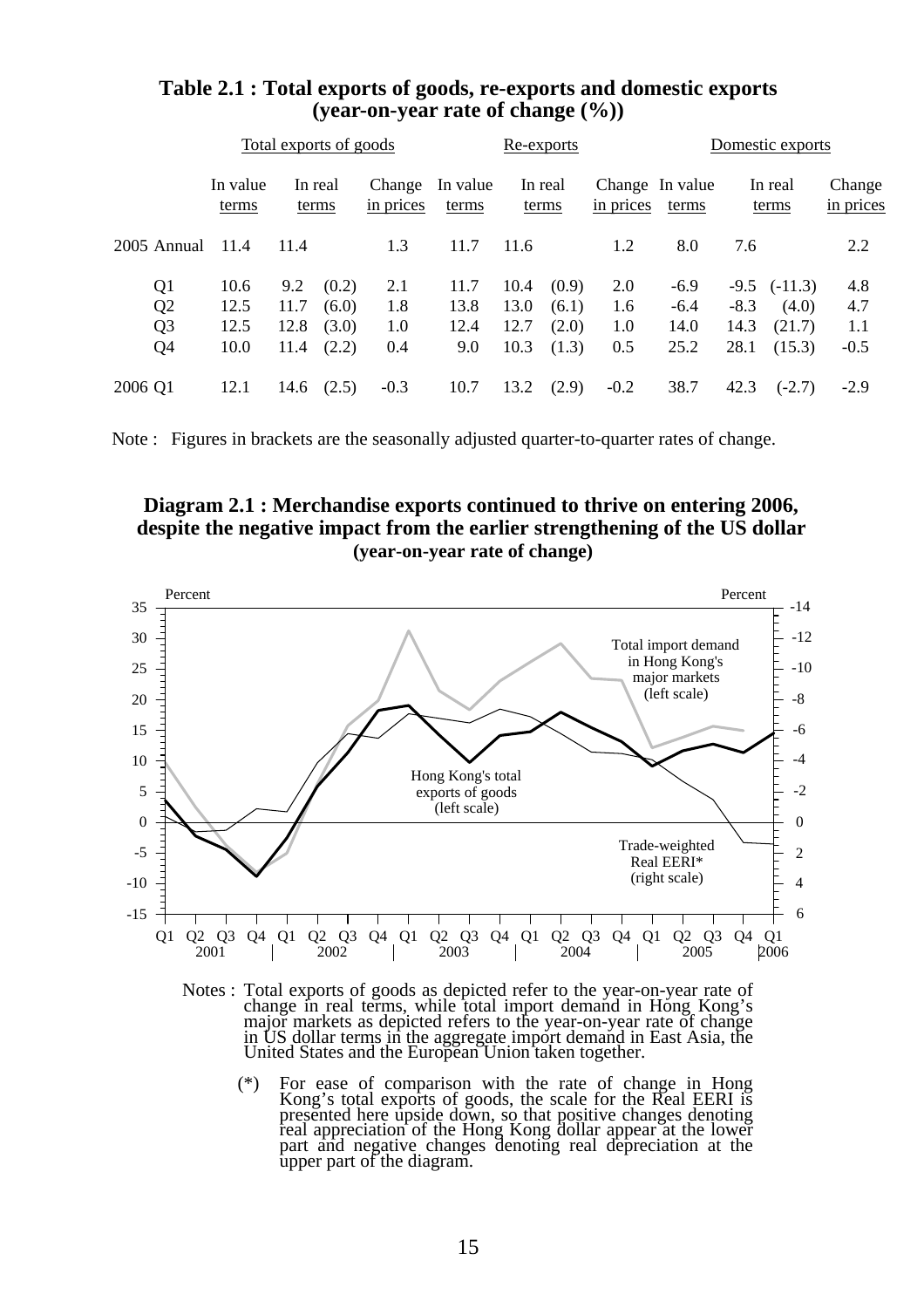**Table 2.1 : Total exports of goods, re-exports and domestic exports (year-on-year rate of change (%))**

| | Total exports of goods | | | | Re-exports | | | | Domestic exports | | | |
|---|---|---|---|---|---|---|---|---|---|---|---|---|
| | In value terms | In real terms | | Change in prices | In value terms | In real terms | | Change in prices | In value terms | In real terms | | Change in prices |
| 2005 Annual | 11.4 | 11.4 | | 1.3 | 11.7 | 11.6 | | 1.2 | 8.0 | 7.6 | | 2.2 |
| Q1 | 10.6 | 9.2 | (0.2) | 2.1 | 11.7 | 10.4 | (0.9) | 2.0 | -6.9 | -9.5 | (-11.3) | 4.8 |
| Q2 | 12.5 | 11.7 | (6.0) | 1.8 | 13.8 | 13.0 | (6.1) | 1.6 | -6.4 | -8.3 | (4.0) | 4.7 |
| Q3 | 12.5 | 12.8 | (3.0) | 1.0 | 12.4 | 12.7 | (2.0) | 1.0 | 14.0 | 14.3 | (21.7) | 1.1 |
| Q4 | 10.0 | 11.4 | (2.2) | 0.4 | 9.0 | 10.3 | (1.3) | 0.5 | 25.2 | 28.1 | (15.3) | -0.5 |
| 2006 Q1 | 12.1 | 14.6 | (2.5) | -0.3 | 10.7 | 13.2 | (2.9) | -0.2 | 38.7 | 42.3 | (-2.7) | -2.9 |

Note : Figures in brackets are the seasonally adjusted quarter-to-quarter rates of change.

**Diagram 2.1 : Merchandise exports continued to thrive on entering 2006, despite the negative impact from the earlier strengthening of the US dollar (year-on-year rate of change)**

Notes : Total exports of goods as depicted refer to the year-on-year rate of change in real terms, while total import demand in Hong Kong's major markets as depicted refers to the year-on-year rate of change in US dollar terms in the aggregate import demand in East Asia, the United States and the European Union taken together.

(*) For ease of comparison with the rate of change in Hong Kong's total exports of goods, the scale for the Real EERI is presented here upside down, so that positive changes denoting real appreciation of the Hong Kong dollar appear at the lower part and negative changes denoting real depreciation at the upper part of the diagram.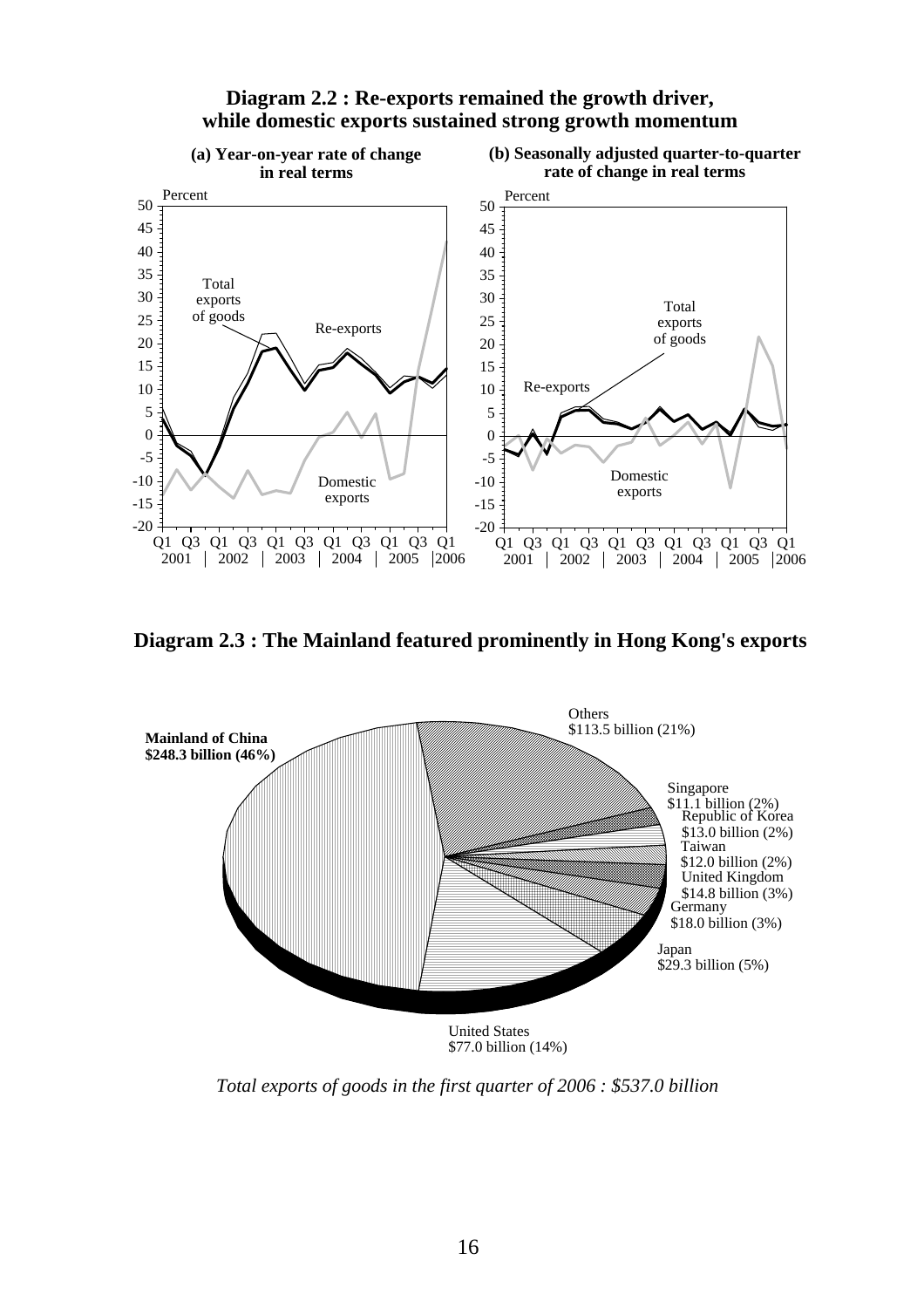**Diagram 2.2 : Re-exports remained the growth driver, while domestic exports sustained strong growth momentum**

**(a) Year-on-year rate of change in real terms**

Percent

Total exports of goods

Re-exports

Domestic exports

Q1 Q3 Q1 Q3 Q1 Q3 Q1 Q3 Q1 Q3 Q1
2001 | 2002 | 2003 | 2004 | 2005 | 2006

**(b) Seasonally adjusted quarter-to-quarter rate of change in real terms**

Percent

Total exports of goods

Re-exports

Domestic exports

Q1 Q3 Q1 Q3 Q1 Q3 Q1 Q3 Q1 Q3 Q1
2001 | 2002 | 2003 | 2004 | 2005 | 2006

**Diagram 2.3 : The Mainland featured prominently in Hong Kong's exports**

**Mainland of China**
**$248.3 billion (46%)**

Others
$113.5 billion (21%)

Singapore
$11.1 billion (2%)

Republic of Korea
$13.0 billion (2%)

Taiwan
$12.0 billion (2%)

United Kingdom
$14.8 billion (3%)

Germany
$18.0 billion (3%)

Japan
$29.3 billion (5%)

United States
$77.0 billion (14%)

*Total exports of goods in the first quarter of 2006 : $537.0 billion*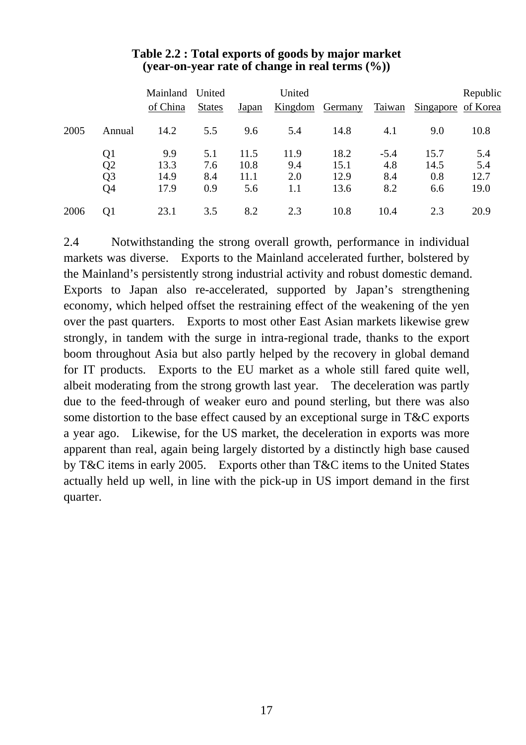**Table 2.2 : Total exports of goods by major market (year-on-year rate of change in real terms (%))**

| | | Mainland of China | United States | Japan | United Kingdom | Germany | Taiwan | Singapore | Republic of Korea |
|---|---|---|---|---|---|---|---|---|---|
| 2005 | Annual | 14.2 | 5.5 | 9.6 | 5.4 | 14.8 | 4.1 | 9.0 | 10.8 |
| | Q1 | 9.9 | 5.1 | 11.5 | 11.9 | 18.2 | -5.4 | 15.7 | 5.4 |
| | Q2 | 13.3 | 7.6 | 10.8 | 9.4 | 15.1 | 4.8 | 14.5 | 5.4 |
| | Q3 | 14.9 | 8.4 | 11.1 | 2.0 | 12.9 | 8.4 | 0.8 | 12.7 |
| | Q4 | 17.9 | 0.9 | 5.6 | 1.1 | 13.6 | 8.2 | 6.6 | 19.0 |
| 2006 | Q1 | 23.1 | 3.5 | 8.2 | 2.3 | 10.8 | 10.4 | 2.3 | 20.9 |

2.4 Notwithstanding the strong overall growth, performance in individual markets was diverse. Exports to the Mainland accelerated further, bolstered by the Mainland's persistently strong industrial activity and robust domestic demand. Exports to Japan also re-accelerated, supported by Japan's strengthening economy, which helped offset the restraining effect of the weakening of the yen over the past quarters. Exports to most other East Asian markets likewise grew strongly, in tandem with the surge in intra-regional trade, thanks to the export boom throughout Asia but also partly helped by the recovery in global demand for IT products. Exports to the EU market as a whole still fared quite well, albeit moderating from the strong growth last year. The deceleration was partly due to the feed-through of weaker euro and pound sterling, but there was also some distortion to the base effect caused by an exceptional surge in T&C exports a year ago. Likewise, for the US market, the deceleration in exports was more apparent than real, again being largely distorted by a distinctly high base caused by T&C items in early 2005. Exports other than T&C items to the United States actually held up well, in line with the pick-up in US import demand in the first quarter.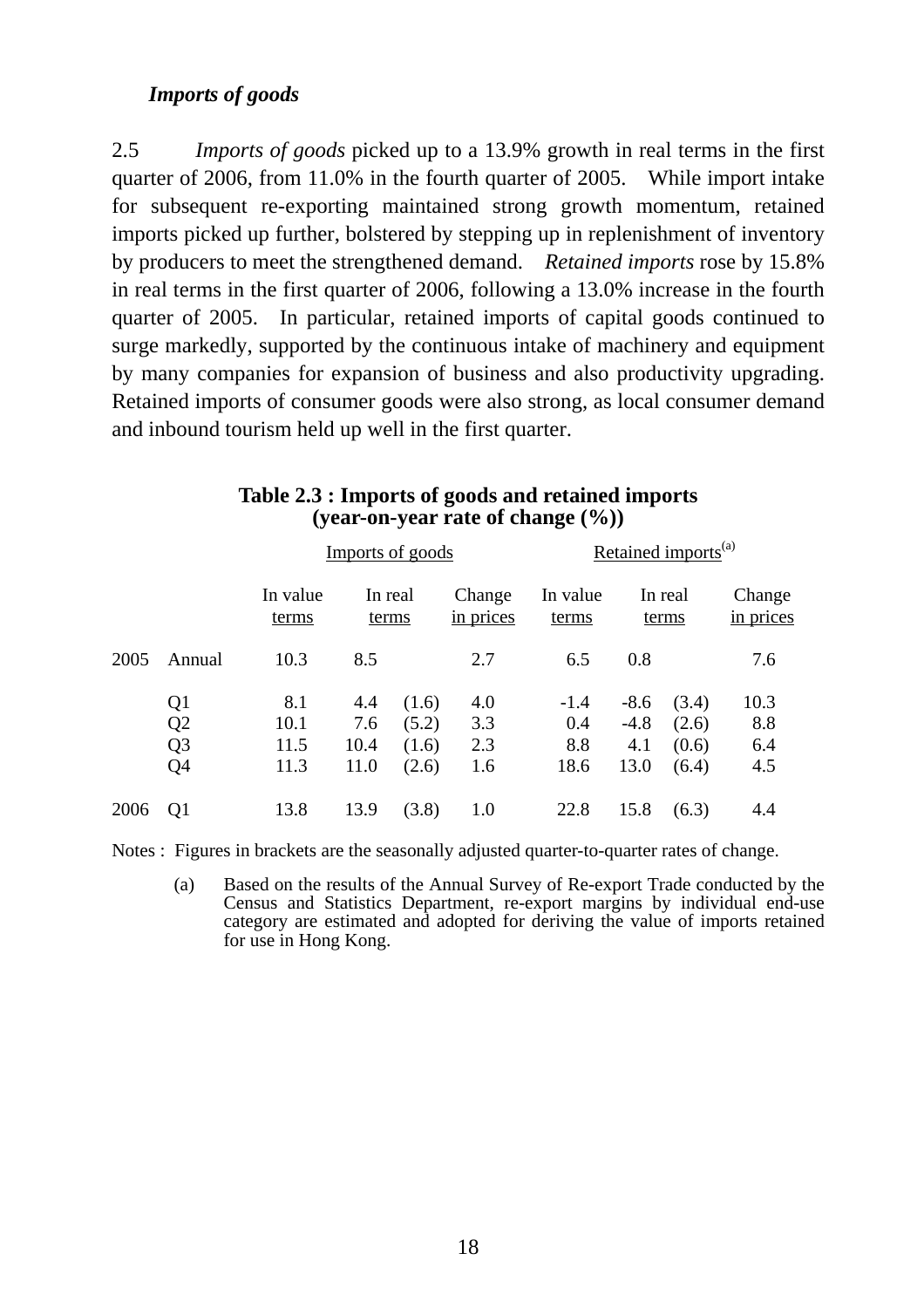### *Imports of goods*

2.5 *Imports of goods* picked up to a 13.9% growth in real terms in the first quarter of 2006, from 11.0% in the fourth quarter of 2005. While import intake for subsequent re-exporting maintained strong growth momentum, retained imports picked up further, bolstered by stepping up in replenishment of inventory by producers to meet the strengthened demand. *Retained imports* rose by 15.8% in real terms in the first quarter of 2006, following a 13.0% increase in the fourth quarter of 2005. In particular, retained imports of capital goods continued to surge markedly, supported by the continuous intake of machinery and equipment by many companies for expansion of business and also productivity upgrading. Retained imports of consumer goods were also strong, as local consumer demand and inbound tourism held up well in the first quarter.

**Table 2.3 : Imports of goods and retained imports (year-on-year rate of change (%))**

| | | Imports of goods | | | | Retained imports[(a)] | | | |
|---|---|---|---|---|---|---|---|---|---|
| | | In value terms | In real terms | | Change in prices | In value terms | In real terms | | Change in prices |
| 2005 | Annual | 10.3 | 8.5 | | 2.7 | 6.5 | 0.8 | | 7.6 |
| | Q1 | 8.1 | 4.4 | (1.6) | 4.0 | -1.4 | -8.6 | (3.4) | 10.3 |
| | Q2 | 10.1 | 7.6 | (5.2) | 3.3 | 0.4 | -4.8 | (2.6) | 8.8 |
| | Q3 | 11.5 | 10.4 | (1.6) | 2.3 | 8.8 | 4.1 | (0.6) | 6.4 |
| | Q4 | 11.3 | 11.0 | (2.6) | 1.6 | 18.6 | 13.0 | (6.4) | 4.5 |
| 2006 | Q1 | 13.8 | 13.9 | (3.8) | 1.0 | 22.8 | 15.8 | (6.3) | 4.4 |

Notes : Figures in brackets are the seasonally adjusted quarter-to-quarter rates of change.

(a) Based on the results of the Annual Survey of Re-export Trade conducted by the Census and Statistics Department, re-export margins by individual end-use category are estimated and adopted for deriving the value of imports retained for use in Hong Kong.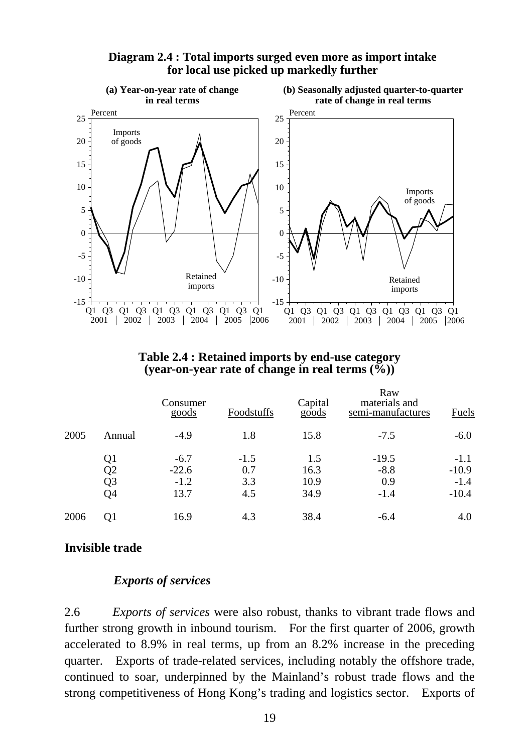**Diagram 2.4 : Total imports surged even more as import intake for local use picked up markedly further**

**(a) Year-on-year rate of change in real terms**

**(b) Seasonally adjusted quarter-to-quarter rate of change in real terms**

**Table 2.4 : Retained imports by end-use category (year-on-year rate of change in real terms (%))**

| | | Consumer goods | Foodstuffs | Capital goods | Raw materials and semi-manufactures | Fuels |
|---|---|---|---|---|---|---|
| 2005 | Annual | -4.9 | 1.8 | 15.8 | -7.5 | -6.0 |
| | Q1 | -6.7 | -1.5 | 1.5 | -19.5 | -1.1 |
| | Q2 | -22.6 | 0.7 | 16.3 | -8.8 | -10.9 |
| | Q3 | -1.2 | 3.3 | 10.9 | 0.9 | -1.4 |
| | Q4 | 13.7 | 4.5 | 34.9 | -1.4 | -10.4 |
| 2006 | Q1 | 16.9 | 4.3 | 38.4 | -6.4 | 4.0 |

## Invisible trade

### *Exports of services*

2.6 *Exports of services* were also robust, thanks to vibrant trade flows and further strong growth in inbound tourism. For the first quarter of 2006, growth accelerated to 8.9% in real terms, up from an 8.2% increase in the preceding quarter. Exports of trade-related services, including notably the offshore trade, continued to soar, underpinned by the Mainland's robust trade flows and the strong competitiveness of Hong Kong's trading and logistics sector. Exports of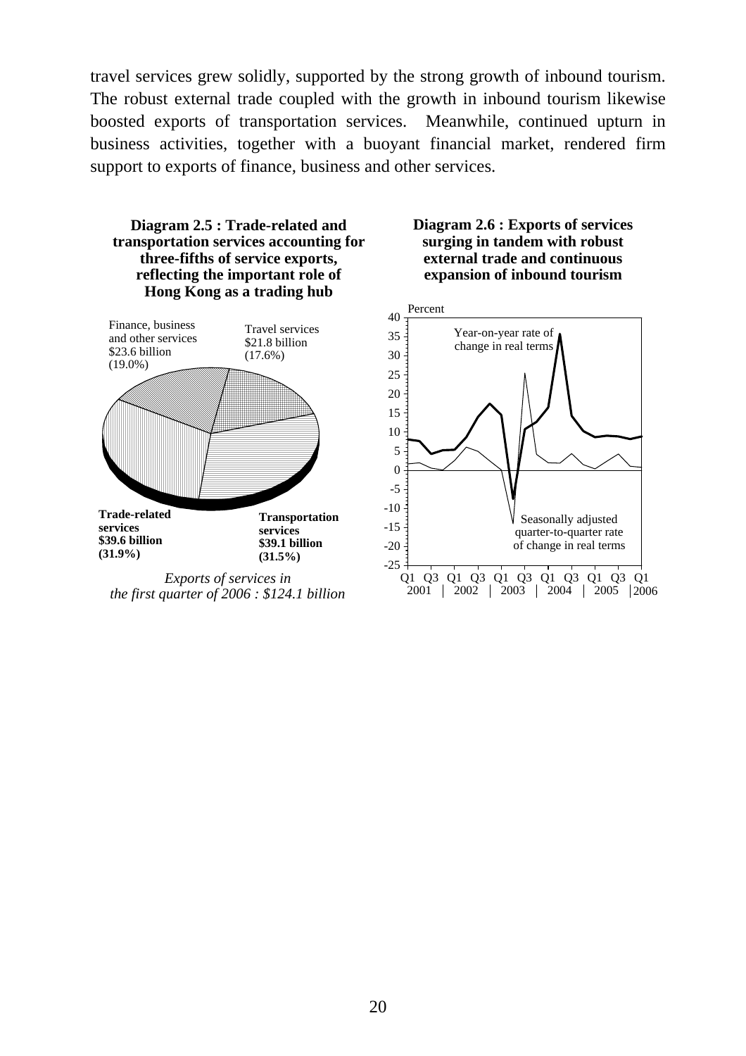travel services grew solidly, supported by the strong growth of inbound tourism. The robust external trade coupled with the growth in inbound tourism likewise boosted exports of transportation services. Meanwhile, continued upturn in business activities, together with a buoyant financial market, rendered firm support to exports of finance, business and other services.

**Diagram 2.5 : Trade-related and transportation services accounting for three-fifths of service exports, reflecting the important role of Hong Kong as a trading hub**

Finance, business and other services $23.6 billion (19.0%)

Travel services $21.8 billion (17.6%)

**Trade-related services $39.6 billion (31.9%)**

**Transportation services $39.1 billion (31.5%)**

*Exports of services in the first quarter of 2006 : $124.1 billion*

**Diagram 2.6 : Exports of services surging in tandem with robust external trade and continuous expansion of inbound tourism**

Percent

Year-on-year rate of change in real terms

Seasonally adjusted quarter-to-quarter rate of change in real terms

Q1 Q3 Q1 Q3 Q1 Q3 Q1 Q3 Q1 Q3 Q1

2001 2002 2003 2004 2005 2006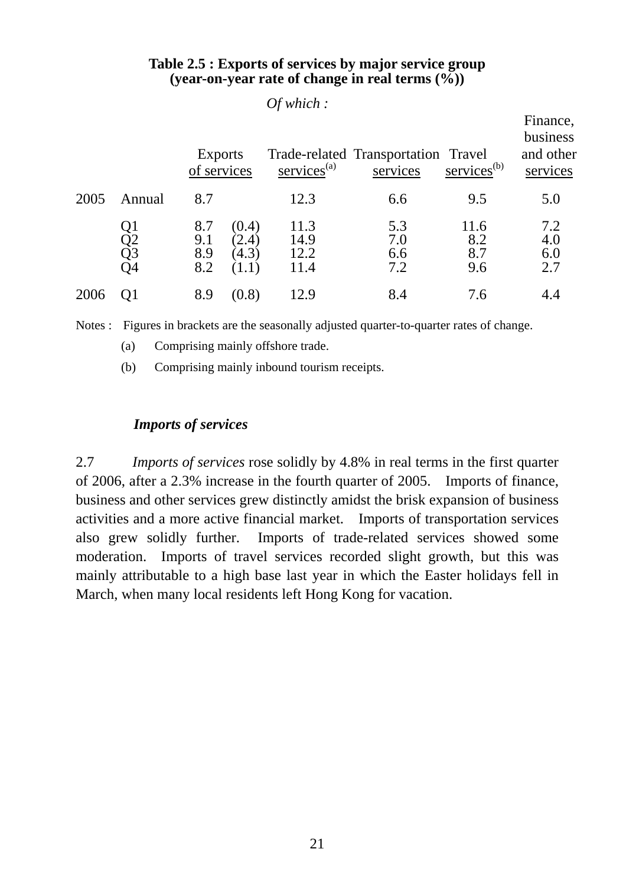**Table 2.5 : Exports of services by major service group**
**(year-on-year rate of change in real terms (%))**

| | | Exports of services | | *Of which :* Trade-related services[(a)] | Transportation services | Travel services[(b)] | Finance, business and other services |
|---|---|---|---|---|---|---|---|
| 2005 | Annual | 8.7 | | 12.3 | 6.6 | 9.5 | 5.0 |
| | Q1 | 8.7 | (0.4) | 11.3 | 5.3 | 11.6 | 7.2 |
| | Q2 | 9.1 | (2.4) | 14.9 | 7.0 | 8.2 | 4.0 |
| | Q3 | 8.9 | (4.3) | 12.2 | 6.6 | 8.7 | 6.0 |
| | Q4 | 8.2 | (1.1) | 11.4 | 7.2 | 9.6 | 2.7 |
| 2006 | Q1 | 8.9 | (0.8) | 12.9 | 8.4 | 7.6 | 4.4 |

Notes : Figures in brackets are the seasonally adjusted quarter-to-quarter rates of change.

(a) Comprising mainly offshore trade.

(b) Comprising mainly inbound tourism receipts.

***Imports of services***

2.7 *Imports of services* rose solidly by 4.8% in real terms in the first quarter of 2006, after a 2.3% increase in the fourth quarter of 2005. Imports of finance, business and other services grew distinctly amidst the brisk expansion of business activities and a more active financial market. Imports of transportation services also grew solidly further. Imports of trade-related services showed some moderation. Imports of travel services recorded slight growth, but this was mainly attributable to a high base last year in which the Easter holidays fell in March, when many local residents left Hong Kong for vacation.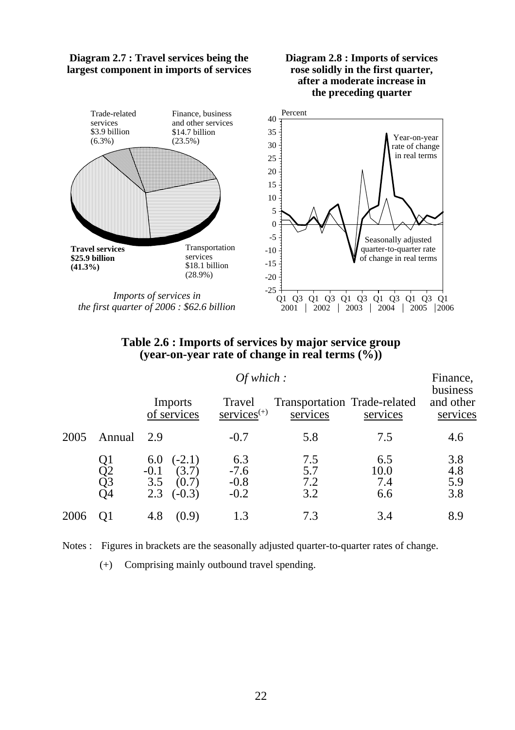**Diagram 2.7 : Travel services being the largest component in imports of services**

Trade-related services $3.9 billion (6.3%)

Finance, business and other services $14.7 billion (23.5%)

**Travel services $25.9 billion (41.3%)**

Transportation services $18.1 billion (28.9%)

*Imports of services in the first quarter of 2006 : $62.6 billion*

**Diagram 2.8 : Imports of services rose solidly in the first quarter, after a moderate increase in the preceding quarter**

Percent

Year-on-year rate of change in real terms

Seasonally adjusted quarter-to-quarter rate of change in real terms

Q1 Q3 Q1 Q3 Q1 Q3 Q1 Q3 Q1 Q3 Q1
2001 2002 2003 2004 2005 2006

**Table 2.6 : Imports of services by major service group (year-on-year rate of change in real terms (%))**

| | | Imports of services | *Of which :* Travel services(+) | Transportation services | Trade-related services | Finance, business and other services |
|---|---|---|---|---|---|---|
| 2005 | Annual | 2.9 | -0.7 | 5.8 | 7.5 | 4.6 |
| | Q1 | 6.0 (-2.1) | 6.3 | 7.5 | 6.5 | 3.8 |
| | Q2 | -0.1 (3.7) | -7.6 | 5.7 | 10.0 | 4.8 |
| | Q3 | 3.5 (0.7) | -0.8 | 7.2 | 7.4 | 5.9 |
| | Q4 | 2.3 (-0.3) | -0.2 | 3.2 | 6.6 | 3.8 |
| 2006 | Q1 | 4.8 (0.9) | 1.3 | 7.3 | 3.4 | 8.9 |

Notes : Figures in brackets are the seasonally adjusted quarter-to-quarter rates of change.

(+) Comprising mainly outbound travel spending.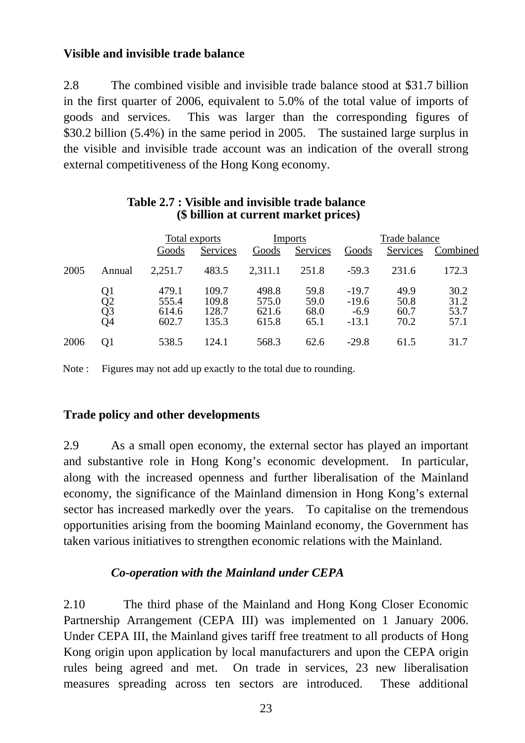**Visible and invisible trade balance**

2.8 The combined visible and invisible trade balance stood at $31.7 billion in the first quarter of 2006, equivalent to 5.0% of the total value of imports of goods and services. This was larger than the corresponding figures of $30.2 billion (5.4%) in the same period in 2005. The sustained large surplus in the visible and invisible trade account was an indication of the overall strong external competitiveness of the Hong Kong economy.

**Table 2.7 : Visible and invisible trade balance**
**($ billion at current market prices)**

| | | Total exports | | Imports | | Trade balance | | |
|---|---|---|---|---|---|---|---|---|
| | | Goods | Services | Goods | Services | Goods | Services | Combined |
| 2005 | Annual | 2,251.7 | 483.5 | 2,311.1 | 251.8 | -59.3 | 231.6 | 172.3 |
| | Q1 | 479.1 | 109.7 | 498.8 | 59.8 | -19.7 | 49.9 | 30.2 |
| | Q2 | 555.4 | 109.8 | 575.0 | 59.0 | -19.6 | 50.8 | 31.2 |
| | Q3 | 614.6 | 128.7 | 621.6 | 68.0 | -6.9 | 60.7 | 53.7 |
| | Q4 | 602.7 | 135.3 | 615.8 | 65.1 | -13.1 | 70.2 | 57.1 |
| 2006 | Q1 | 538.5 | 124.1 | 568.3 | 62.6 | -29.8 | 61.5 | 31.7 |

Note : Figures may not add up exactly to the total due to rounding.

**Trade policy and other developments**

2.9 As a small open economy, the external sector has played an important and substantive role in Hong Kong's economic development. In particular, along with the increased openness and further liberalisation of the Mainland economy, the significance of the Mainland dimension in Hong Kong's external sector has increased markedly over the years. To capitalise on the tremendous opportunities arising from the booming Mainland economy, the Government has taken various initiatives to strengthen economic relations with the Mainland.

***Co-operation with the Mainland under CEPA***

2.10 The third phase of the Mainland and Hong Kong Closer Economic Partnership Arrangement (CEPA III) was implemented on 1 January 2006. Under CEPA III, the Mainland gives tariff free treatment to all products of Hong Kong origin upon application by local manufacturers and upon the CEPA origin rules being agreed and met. On trade in services, 23 new liberalisation measures spreading across ten sectors are introduced. These additional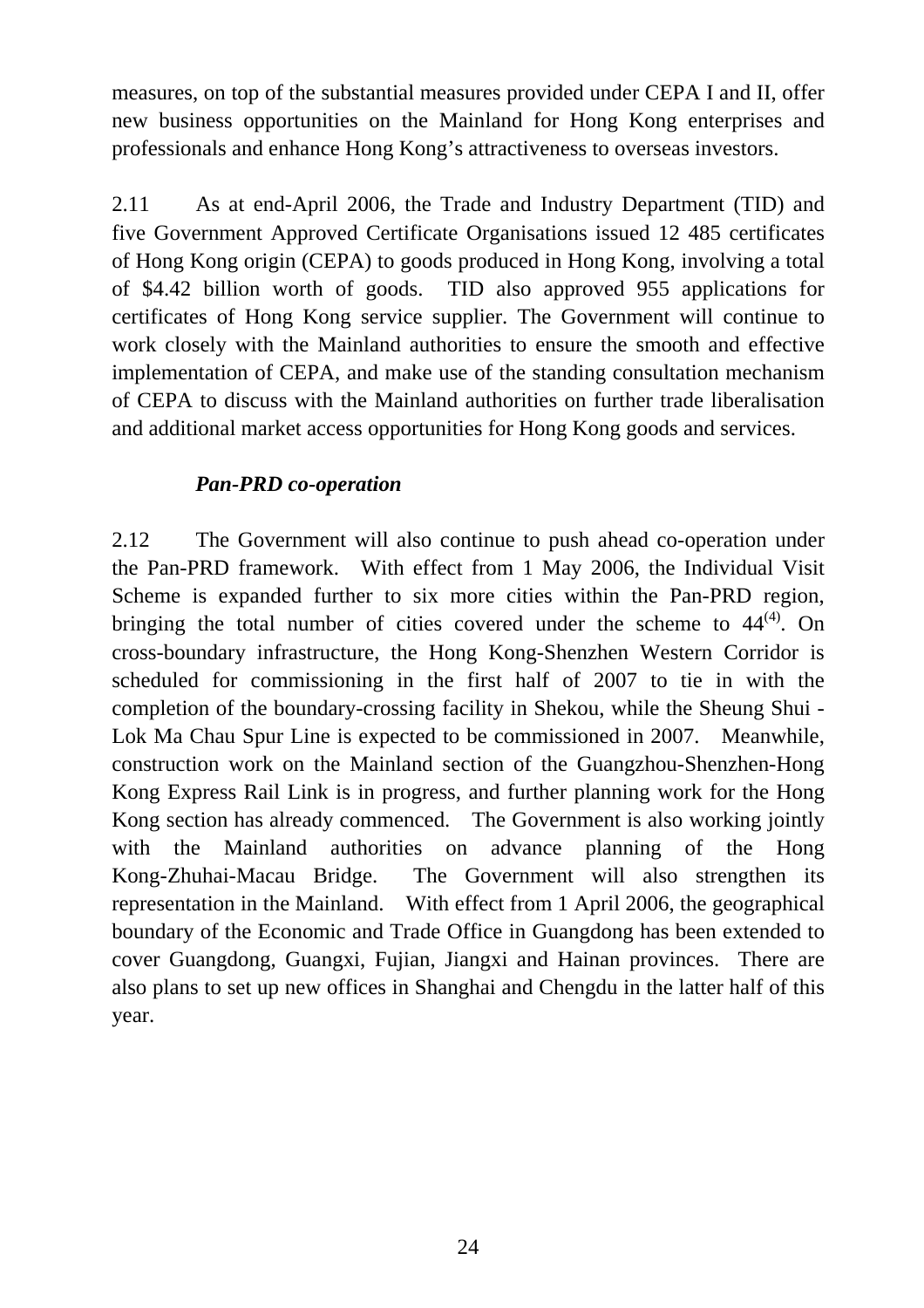measures, on top of the substantial measures provided under CEPA I and II, offer new business opportunities on the Mainland for Hong Kong enterprises and professionals and enhance Hong Kong's attractiveness to overseas investors.

2.11 As at end-April 2006, the Trade and Industry Department (TID) and five Government Approved Certificate Organisations issued 12 485 certificates of Hong Kong origin (CEPA) to goods produced in Hong Kong, involving a total of $4.42 billion worth of goods. TID also approved 955 applications for certificates of Hong Kong service supplier. The Government will continue to work closely with the Mainland authorities to ensure the smooth and effective implementation of CEPA, and make use of the standing consultation mechanism of CEPA to discuss with the Mainland authorities on further trade liberalisation and additional market access opportunities for Hong Kong goods and services.

***Pan-PRD co-operation***

2.12 The Government will also continue to push ahead co-operation under the Pan-PRD framework. With effect from 1 May 2006, the Individual Visit Scheme is expanded further to six more cities within the Pan-PRD region, bringing the total number of cities covered under the scheme to 44[(4)]. On cross-boundary infrastructure, the Hong Kong-Shenzhen Western Corridor is scheduled for commissioning in the first half of 2007 to tie in with the completion of the boundary-crossing facility in Shekou, while the Sheung Shui - Lok Ma Chau Spur Line is expected to be commissioned in 2007. Meanwhile, construction work on the Mainland section of the Guangzhou-Shenzhen-Hong Kong Express Rail Link is in progress, and further planning work for the Hong Kong section has already commenced. The Government is also working jointly with the Mainland authorities on advance planning of the Hong Kong-Zhuhai-Macau Bridge. The Government will also strengthen its representation in the Mainland. With effect from 1 April 2006, the geographical boundary of the Economic and Trade Office in Guangdong has been extended to cover Guangdong, Guangxi, Fujian, Jiangxi and Hainan provinces. There are also plans to set up new offices in Shanghai and Chengdu in the latter half of this year.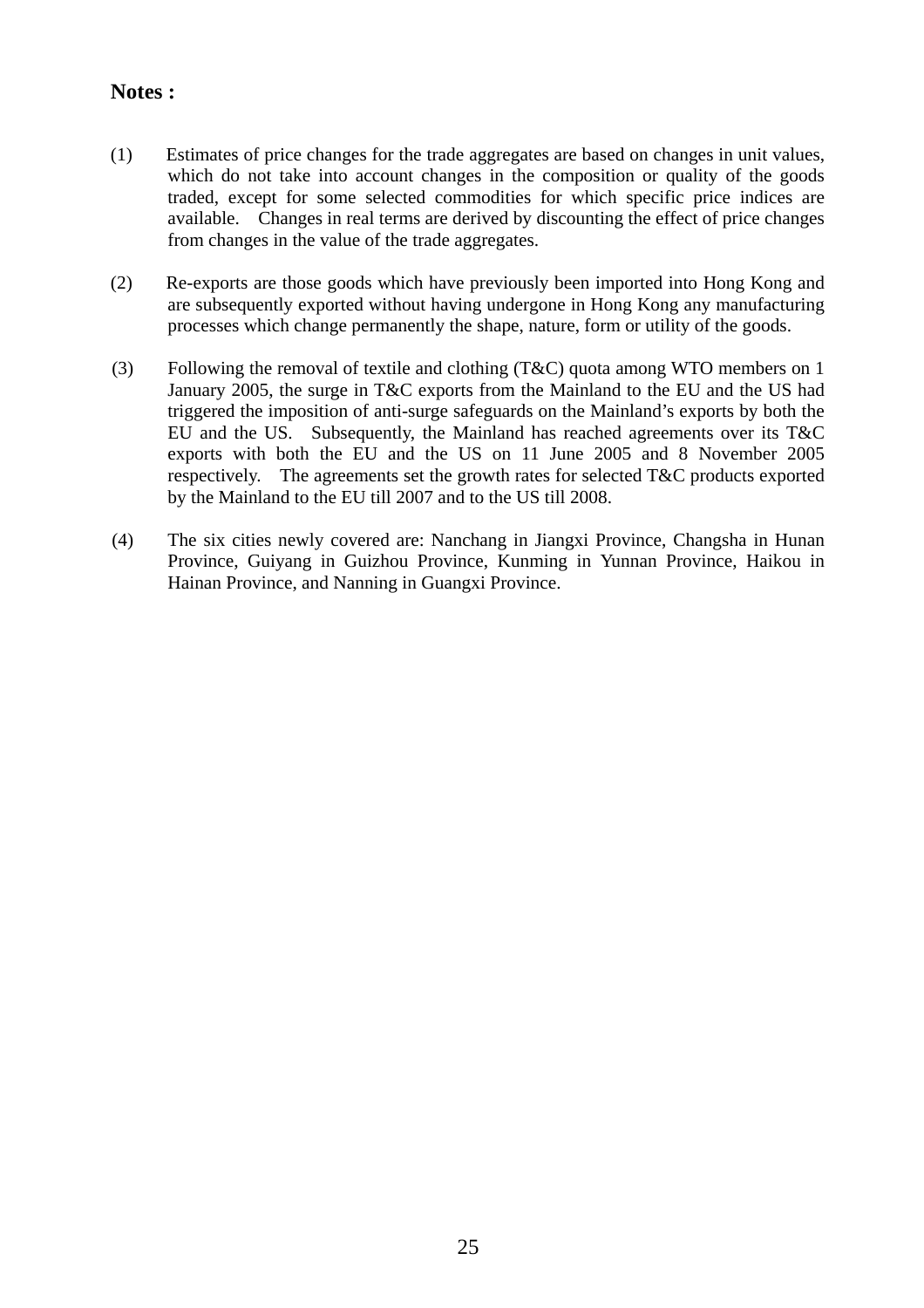**Notes :**

(1) Estimates of price changes for the trade aggregates are based on changes in unit values, which do not take into account changes in the composition or quality of the goods traded, except for some selected commodities for which specific price indices are available. Changes in real terms are derived by discounting the effect of price changes from changes in the value of the trade aggregates.

(2) Re-exports are those goods which have previously been imported into Hong Kong and are subsequently exported without having undergone in Hong Kong any manufacturing processes which change permanently the shape, nature, form or utility of the goods.

(3) Following the removal of textile and clothing (T&C) quota among WTO members on 1 January 2005, the surge in T&C exports from the Mainland to the EU and the US had triggered the imposition of anti-surge safeguards on the Mainland's exports by both the EU and the US. Subsequently, the Mainland has reached agreements over its T&C exports with both the EU and the US on 11 June 2005 and 8 November 2005 respectively. The agreements set the growth rates for selected T&C products exported by the Mainland to the EU till 2007 and to the US till 2008.

(4) The six cities newly covered are: Nanchang in Jiangxi Province, Changsha in Hunan Province, Guiyang in Guizhou Province, Kunming in Yunnan Province, Haikou in Hainan Province, and Nanning in Guangxi Province.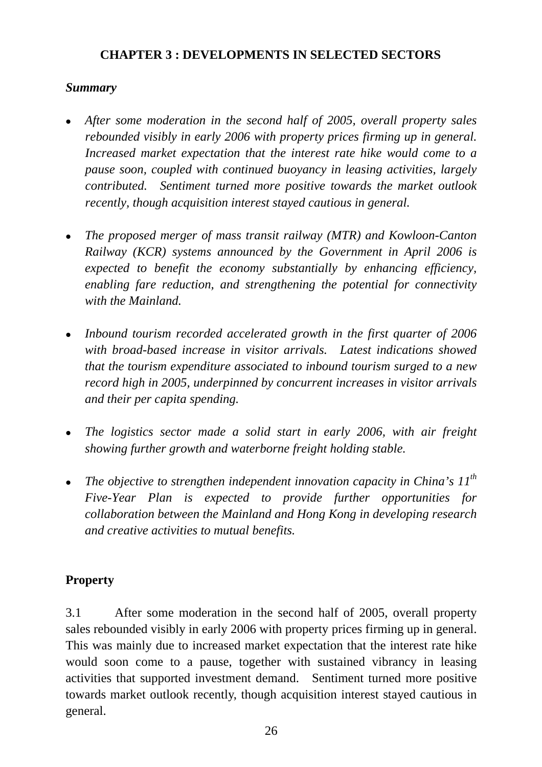# CHAPTER 3 : DEVELOPMENTS IN SELECTED SECTORS

***Summary***

- *After some moderation in the second half of 2005, overall property sales rebounded visibly in early 2006 with property prices firming up in general. Increased market expectation that the interest rate hike would come to a pause soon, coupled with continued buoyancy in leasing activities, largely contributed. Sentiment turned more positive towards the market outlook recently, though acquisition interest stayed cautious in general.*

- *The proposed merger of mass transit railway (MTR) and Kowloon-Canton Railway (KCR) systems announced by the Government in April 2006 is expected to benefit the economy substantially by enhancing efficiency, enabling fare reduction, and strengthening the potential for connectivity with the Mainland.*

- *Inbound tourism recorded accelerated growth in the first quarter of 2006 with broad-based increase in visitor arrivals. Latest indications showed that the tourism expenditure associated to inbound tourism surged to a new record high in 2005, underpinned by concurrent increases in visitor arrivals and their per capita spending.*

- *The logistics sector made a solid start in early 2006, with air freight showing further growth and waterborne freight holding stable.*

- *The objective to strengthen independent innovation capacity in China's 11$^{th}$ Five-Year Plan is expected to provide further opportunities for collaboration between the Mainland and Hong Kong in developing research and creative activities to mutual benefits.*

## Property

3.1 After some moderation in the second half of 2005, overall property sales rebounded visibly in early 2006 with property prices firming up in general. This was mainly due to increased market expectation that the interest rate hike would soon come to a pause, together with sustained vibrancy in leasing activities that supported investment demand. Sentiment turned more positive towards market outlook recently, though acquisition interest stayed cautious in general.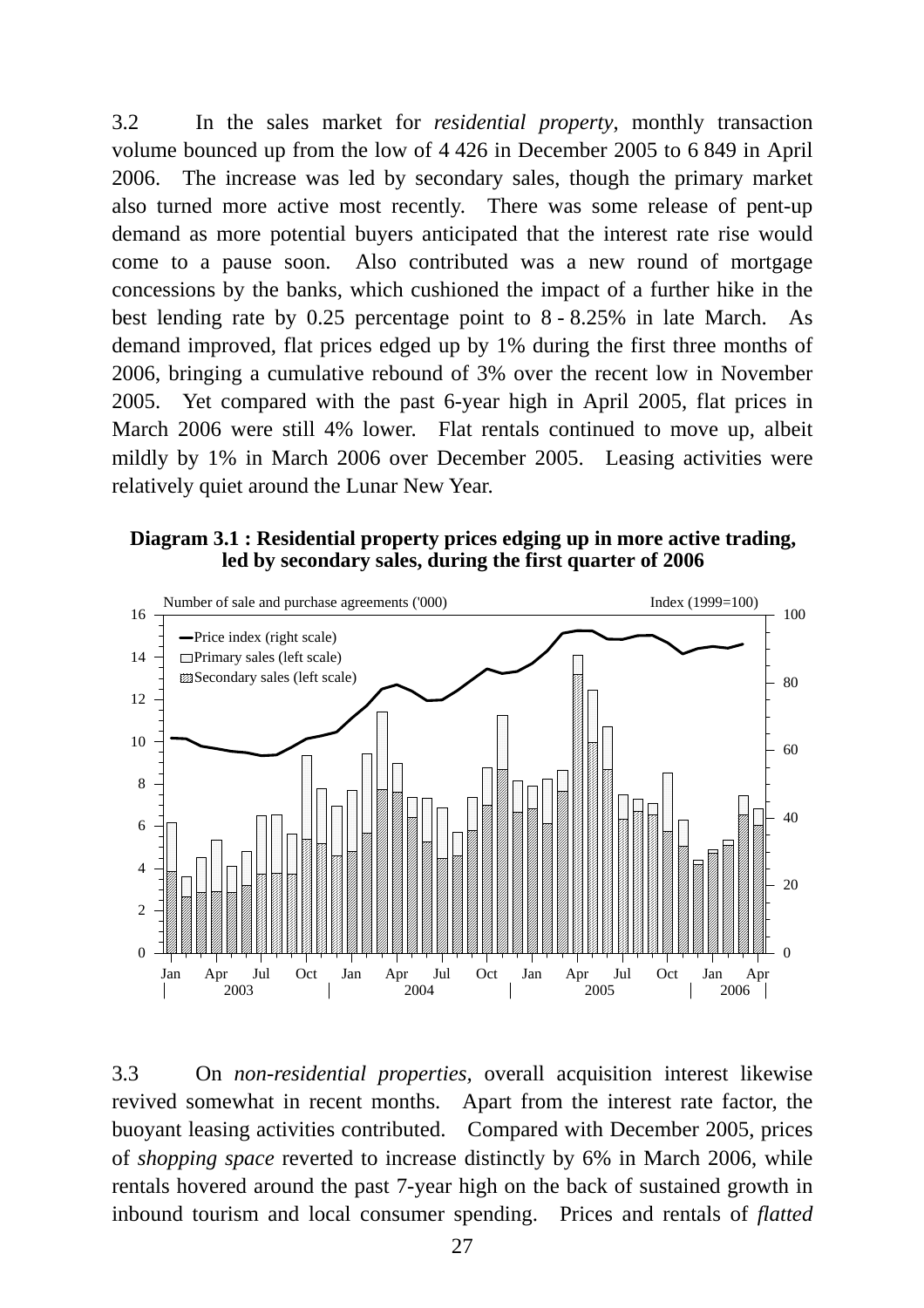3.2 In the sales market for *residential property*, monthly transaction volume bounced up from the low of 4 426 in December 2005 to 6 849 in April 2006. The increase was led by secondary sales, though the primary market also turned more active most recently. There was some release of pent-up demand as more potential buyers anticipated that the interest rate rise would come to a pause soon. Also contributed was a new round of mortgage concessions by the banks, which cushioned the impact of a further hike in the best lending rate by 0.25 percentage point to 8 - 8.25% in late March. As demand improved, flat prices edged up by 1% during the first three months of 2006, bringing a cumulative rebound of 3% over the recent low in November 2005. Yet compared with the past 6-year high in April 2005, flat prices in March 2006 were still 4% lower. Flat rentals continued to move up, albeit mildly by 1% in March 2006 over December 2005. Leasing activities were relatively quiet around the Lunar New Year.

**Diagram 3.1 : Residential property prices edging up in more active trading, led by secondary sales, during the first quarter of 2006**

3.3 On *non-residential properties*, overall acquisition interest likewise revived somewhat in recent months. Apart from the interest rate factor, the buoyant leasing activities contributed. Compared with December 2005, prices of *shopping space* reverted to increase distinctly by 6% in March 2006, while rentals hovered around the past 7-year high on the back of sustained growth in inbound tourism and local consumer spending. Prices and rentals of *flatted*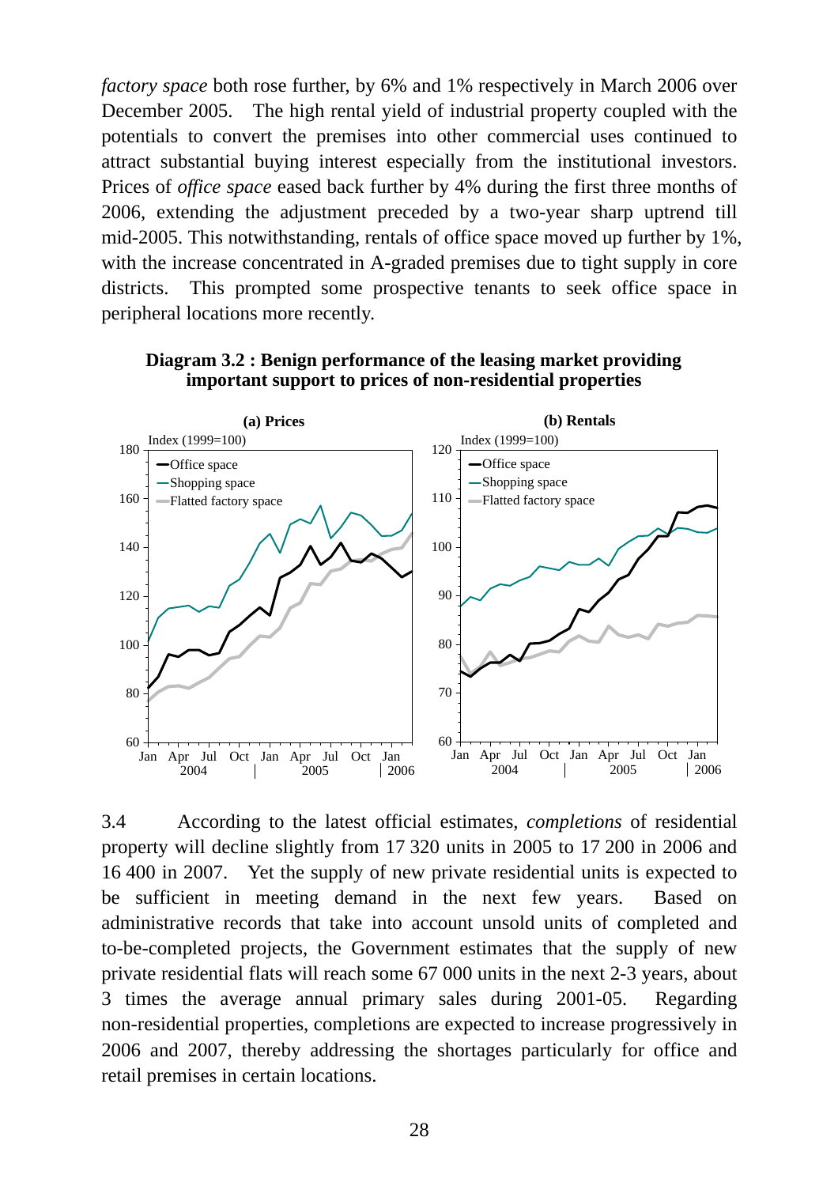*factory space* both rose further, by 6% and 1% respectively in March 2006 over December 2005. The high rental yield of industrial property coupled with the potentials to convert the premises into other commercial uses continued to attract substantial buying interest especially from the institutional investors. Prices of *office space* eased back further by 4% during the first three months of 2006, extending the adjustment preceded by a two-year sharp uptrend till mid-2005. This notwithstanding, rentals of office space moved up further by 1%, with the increase concentrated in A-graded premises due to tight supply in core districts. This prompted some prospective tenants to seek office space in peripheral locations more recently.

**Diagram 3.2 : Benign performance of the leasing market providing important support to prices of non-residential properties**

3.4 According to the latest official estimates, *completions* of residential property will decline slightly from 17 320 units in 2005 to 17 200 in 2006 and 16 400 in 2007. Yet the supply of new private residential units is expected to be sufficient in meeting demand in the next few years. Based on administrative records that take into account unsold units of completed and to-be-completed projects, the Government estimates that the supply of new private residential flats will reach some 67 000 units in the next 2-3 years, about 3 times the average annual primary sales during 2001-05. Regarding non-residential properties, completions are expected to increase progressively in 2006 and 2007, thereby addressing the shortages particularly for office and retail premises in certain locations.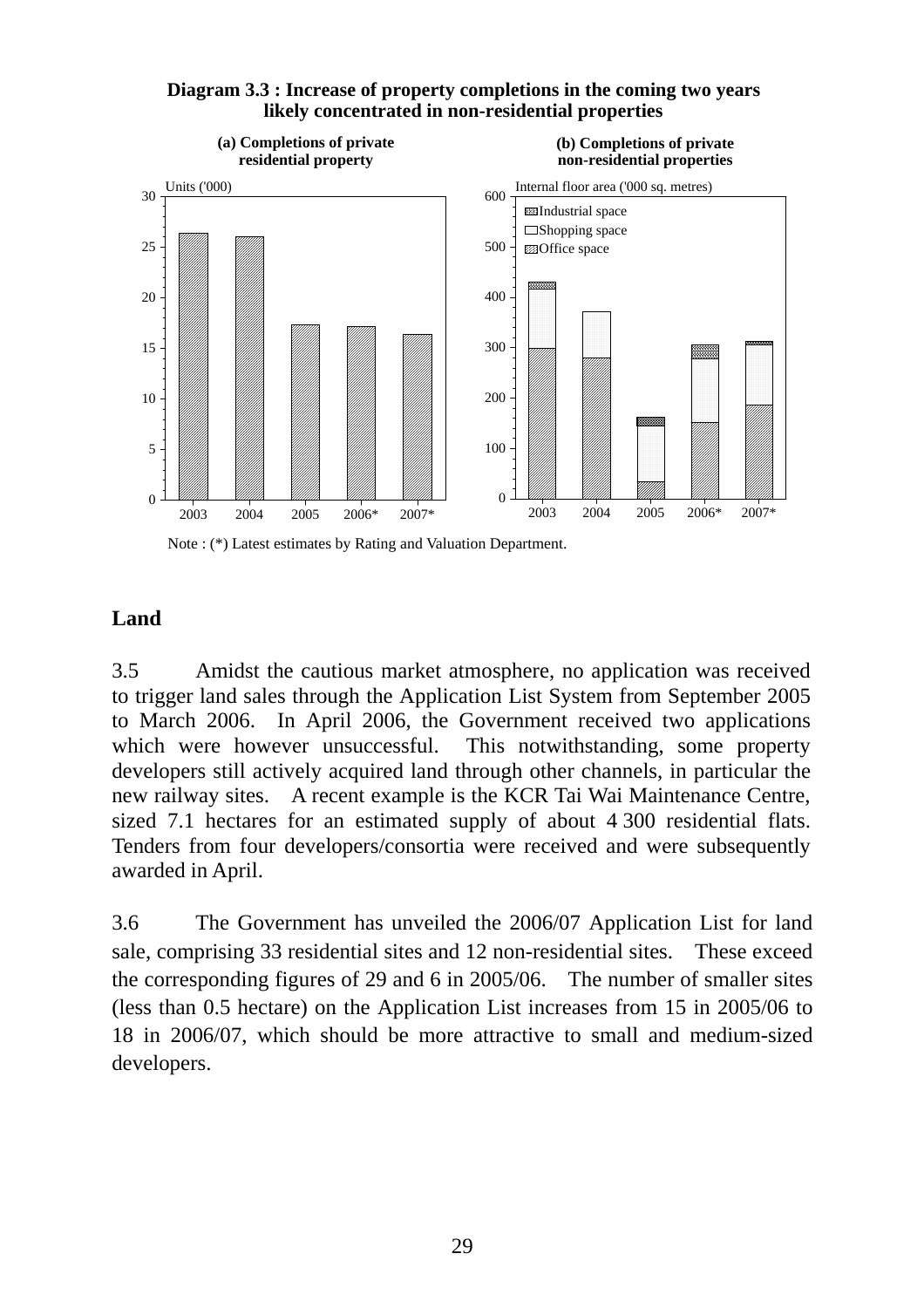**Diagram 3.3 : Increase of property completions in the coming two years likely concentrated in non-residential properties**

**(a) Completions of private residential property**

**(b) Completions of private non-residential properties**

Note : (*) Latest estimates by Rating and Valuation Department.

## Land

3.5 Amidst the cautious market atmosphere, no application was received to trigger land sales through the Application List System from September 2005 to March 2006. In April 2006, the Government received two applications which were however unsuccessful. This notwithstanding, some property developers still actively acquired land through other channels, in particular the new railway sites. A recent example is the KCR Tai Wai Maintenance Centre, sized 7.1 hectares for an estimated supply of about 4 300 residential flats. Tenders from four developers/consortia were received and were subsequently awarded in April.

3.6 The Government has unveiled the 2006/07 Application List for land sale, comprising 33 residential sites and 12 non-residential sites. These exceed the corresponding figures of 29 and 6 in 2005/06. The number of smaller sites (less than 0.5 hectare) on the Application List increases from 15 in 2005/06 to 18 in 2006/07, which should be more attractive to small and medium-sized developers.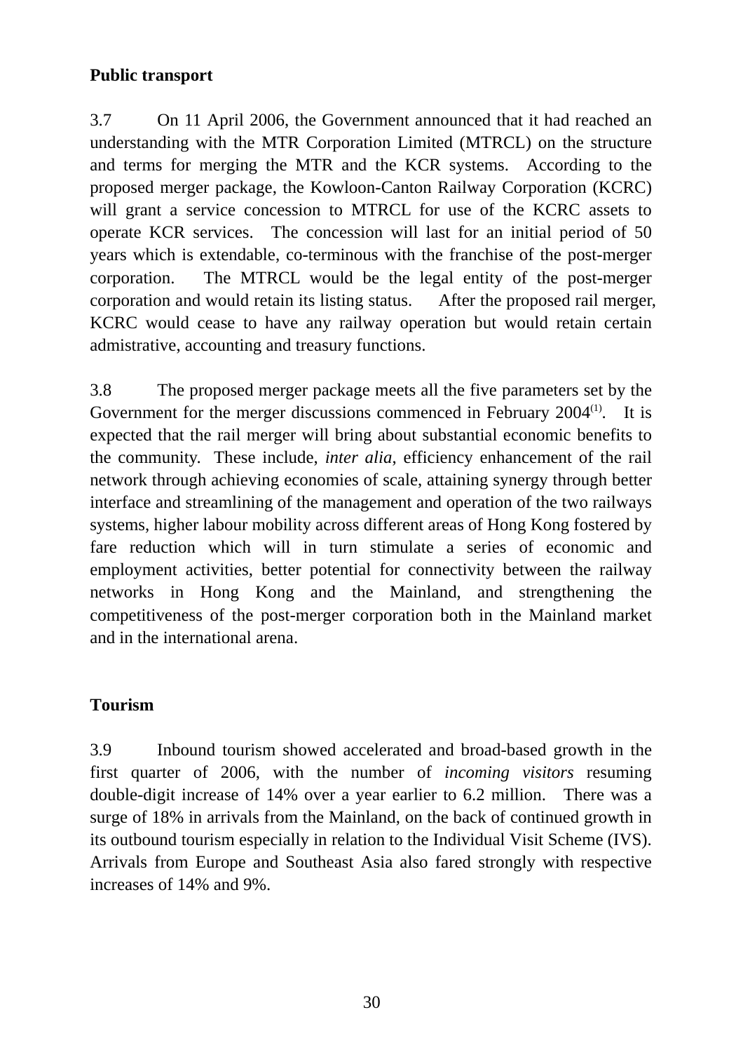**Public transport**

3.7 On 11 April 2006, the Government announced that it had reached an understanding with the MTR Corporation Limited (MTRCL) on the structure and terms for merging the MTR and the KCR systems. According to the proposed merger package, the Kowloon-Canton Railway Corporation (KCRC) will grant a service concession to MTRCL for use of the KCRC assets to operate KCR services. The concession will last for an initial period of 50 years which is extendable, co-terminous with the franchise of the post-merger corporation. The MTRCL would be the legal entity of the post-merger corporation and would retain its listing status. After the proposed rail merger, KCRC would cease to have any railway operation but would retain certain admistrative, accounting and treasury functions.

3.8 The proposed merger package meets all the five parameters set by the Government for the merger discussions commenced in February 2004[(1)]. It is expected that the rail merger will bring about substantial economic benefits to the community. These include, *inter alia*, efficiency enhancement of the rail network through achieving economies of scale, attaining synergy through better interface and streamlining of the management and operation of the two railways systems, higher labour mobility across different areas of Hong Kong fostered by fare reduction which will in turn stimulate a series of economic and employment activities, better potential for connectivity between the railway networks in Hong Kong and the Mainland, and strengthening the competitiveness of the post-merger corporation both in the Mainland market and in the international arena.

**Tourism**

3.9 Inbound tourism showed accelerated and broad-based growth in the first quarter of 2006, with the number of *incoming visitors* resuming double-digit increase of 14% over a year earlier to 6.2 million. There was a surge of 18% in arrivals from the Mainland, on the back of continued growth in its outbound tourism especially in relation to the Individual Visit Scheme (IVS). Arrivals from Europe and Southeast Asia also fared strongly with respective increases of 14% and 9%.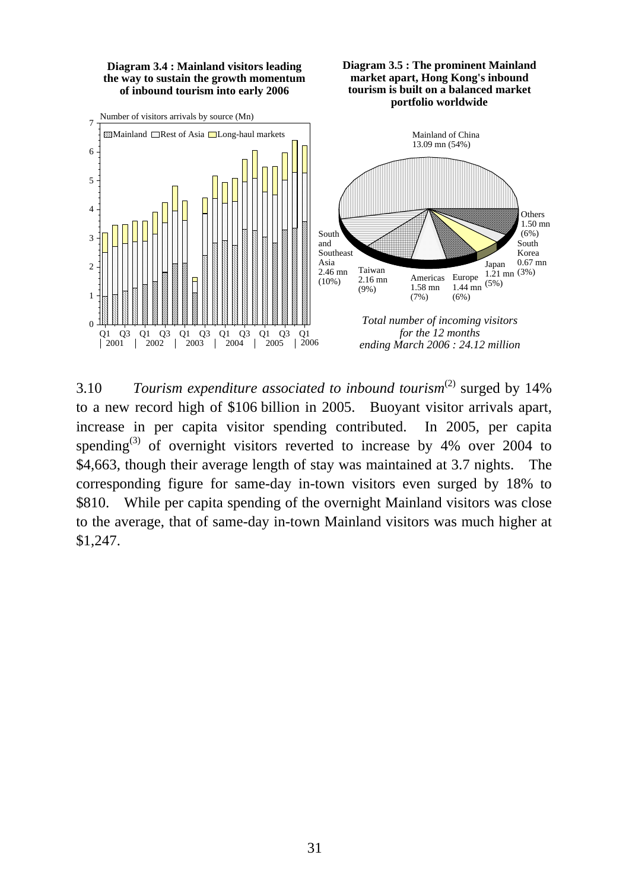**Diagram 3.4 : Mainland visitors leading the way to sustain the growth momentum of inbound tourism into early 2006**

**Diagram 3.5 : The prominent Mainland market apart, Hong Kong's inbound tourism is built on a balanced market portfolio worldwide**

*Total number of incoming visitors for the 12 months ending March 2006 : 24.12 million*

3.10 *Tourism expenditure associated to inbound tourism*[(2)] surged by 14% to a new record high of $106 billion in 2005. Buoyant visitor arrivals apart, increase in per capita visitor spending contributed. In 2005, per capita spending[(3)] of overnight visitors reverted to increase by 4% over 2004 to $4,663, though their average length of stay was maintained at 3.7 nights. The corresponding figure for same-day in-town visitors even surged by 18% to $810. While per capita spending of the overnight Mainland visitors was close to the average, that of same-day in-town Mainland visitors was much higher at $1,247.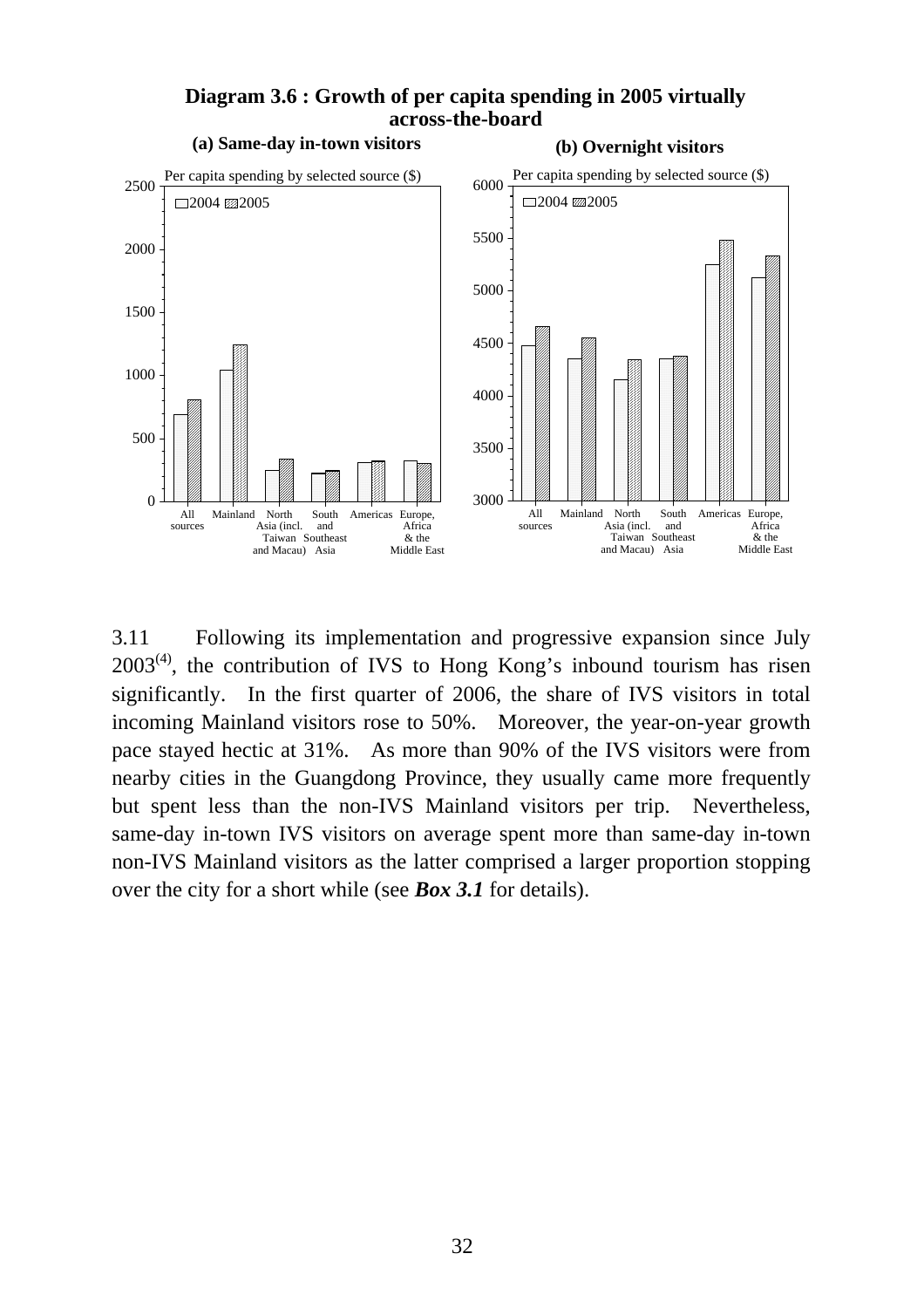**Diagram 3.6 : Growth of per capita spending in 2005 virtually across-the-board**

**(a) Same-day in-town visitors**

Per capita spending by selected source ($)

□2004 ▨2005

0, 500, 1000, 1500, 2000, 2500

All sources | Mainland | North Asia (incl. Taiwan and Macau) | South and Southeast Asia | Americas | Europe, Africa & the Middle East

**(b) Overnight visitors**

Per capita spending by selected source ($)

□2004 ▨2005

3000, 3500, 4000, 4500, 5000, 5500, 6000

All sources | Mainland | North Asia (incl. Taiwan and Macau) | South and Southeast Asia | Americas | Europe, Africa & the Middle East

3.11 Following its implementation and progressive expansion since July 2003[(4)], the contribution of IVS to Hong Kong's inbound tourism has risen significantly. In the first quarter of 2006, the share of IVS visitors in total incoming Mainland visitors rose to 50%. Moreover, the year-on-year growth pace stayed hectic at 31%. As more than 90% of the IVS visitors were from nearby cities in the Guangdong Province, they usually came more frequently but spent less than the non-IVS Mainland visitors per trip. Nevertheless, same-day in-town IVS visitors on average spent more than same-day in-town non-IVS Mainland visitors as the latter comprised a larger proportion stopping over the city for a short while (see ***Box 3.1*** for details).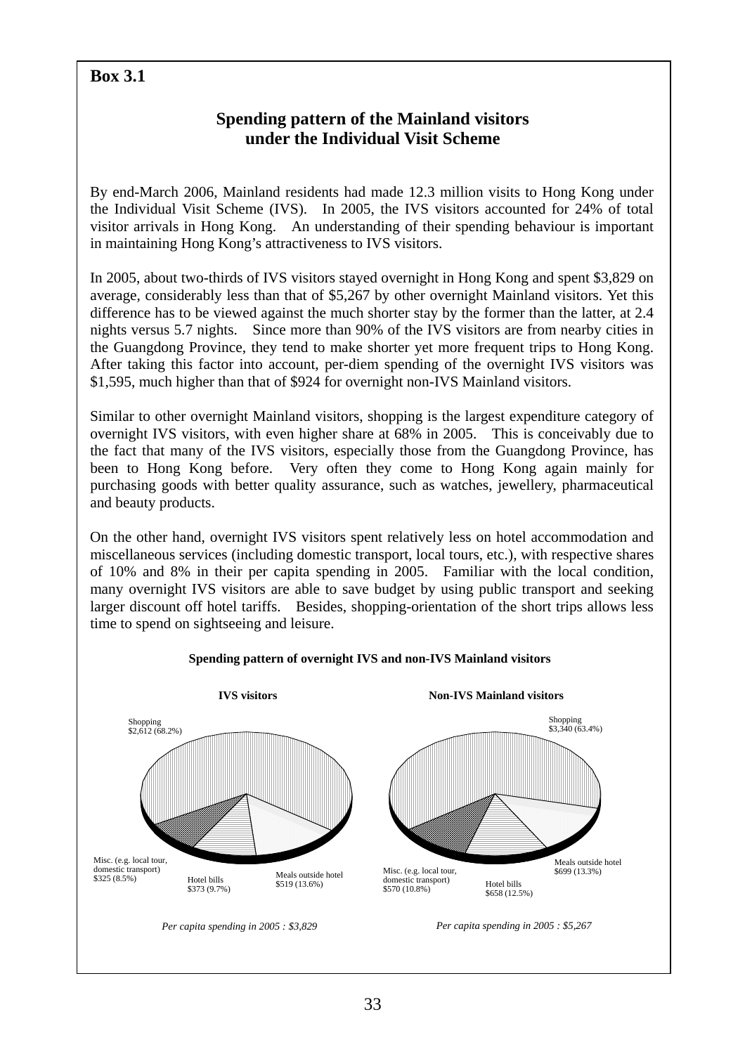**Box 3.1**

## Spending pattern of the Mainland visitors under the Individual Visit Scheme

By end-March 2006, Mainland residents had made 12.3 million visits to Hong Kong under the Individual Visit Scheme (IVS). In 2005, the IVS visitors accounted for 24% of total visitor arrivals in Hong Kong. An understanding of their spending behaviour is important in maintaining Hong Kong's attractiveness to IVS visitors.

In 2005, about two-thirds of IVS visitors stayed overnight in Hong Kong and spent $3,829 on average, considerably less than that of $5,267 by other overnight Mainland visitors. Yet this difference has to be viewed against the much shorter stay by the former than the latter, at 2.4 nights versus 5.7 nights. Since more than 90% of the IVS visitors are from nearby cities in the Guangdong Province, they tend to make shorter yet more frequent trips to Hong Kong. After taking this factor into account, per-diem spending of the overnight IVS visitors was $1,595, much higher than that of $924 for overnight non-IVS Mainland visitors.

Similar to other overnight Mainland visitors, shopping is the largest expenditure category of overnight IVS visitors, with even higher share at 68% in 2005. This is conceivably due to the fact that many of the IVS visitors, especially those from the Guangdong Province, has been to Hong Kong before. Very often they come to Hong Kong again mainly for purchasing goods with better quality assurance, such as watches, jewellery, pharmaceutical and beauty products.

On the other hand, overnight IVS visitors spent relatively less on hotel accommodation and miscellaneous services (including domestic transport, local tours, etc.), with respective shares of 10% and 8% in their per capita spending in 2005. Familiar with the local condition, many overnight IVS visitors are able to save budget by using public transport and seeking larger discount off hotel tariffs. Besides, shopping-orientation of the short trips allows less time to spend on sightseeing and leisure.

**Spending pattern of overnight IVS and non-IVS Mainland visitors**

**IVS visitors**

Shopping $2,612 (68.2%)

Meals outside hotel $519 (13.6%)

Hotel bills $373 (9.7%)

Misc. (e.g. local tour, domestic transport) $325 (8.5%)

*Per capita spending in 2005 : $3,829*

**Non-IVS Mainland visitors**

Shopping $3,340 (63.4%)

Meals outside hotel $699 (13.3%)

Hotel bills $658 (12.5%)

Misc. (e.g. local tour, domestic transport) $570 (10.8%)

*Per capita spending in 2005 : $5,267*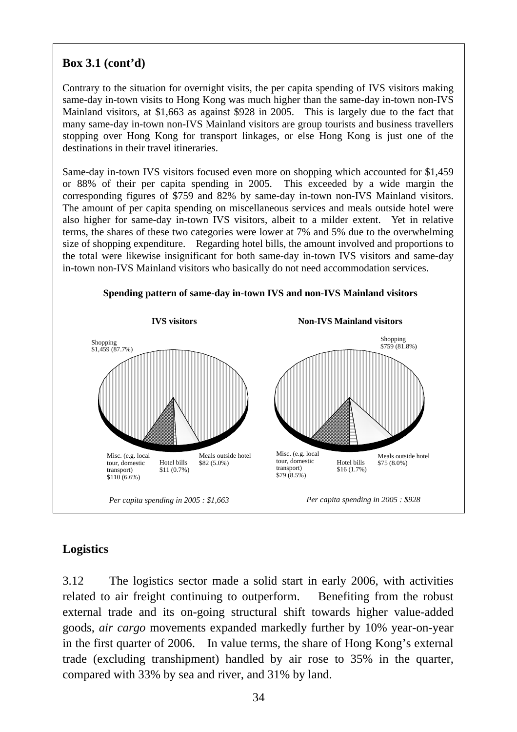**Box 3.1 (cont'd)**

Contrary to the situation for overnight visits, the per capita spending of IVS visitors making same-day in-town visits to Hong Kong was much higher than the same-day in-town non-IVS Mainland visitors, at $1,663 as against $928 in 2005. This is largely due to the fact that many same-day in-town non-IVS Mainland visitors are group tourists and business travellers stopping over Hong Kong for transport linkages, or else Hong Kong is just one of the destinations in their travel itineraries.

Same-day in-town IVS visitors focused even more on shopping which accounted for $1,459 or 88% of their per capita spending in 2005. This exceeded by a wide margin the corresponding figures of $759 and 82% by same-day in-town non-IVS Mainland visitors. The amount of per capita spending on miscellaneous services and meals outside hotel were also higher for same-day in-town IVS visitors, albeit to a milder extent. Yet in relative terms, the shares of these two categories were lower at 7% and 5% due to the overwhelming size of shopping expenditure. Regarding hotel bills, the amount involved and proportions to the total were likewise insignificant for both same-day in-town IVS visitors and same-day in-town non-IVS Mainland visitors who basically do not need accommodation services.

**Spending pattern of same-day in-town IVS and non-IVS Mainland visitors**

**IVS visitors**

- Shopping $1,459 (87.7%)
- Misc. (e.g. local tour, domestic transport) $110 (6.6%)
- Hotel bills $11 (0.7%)
- Meals outside hotel $82 (5.0%)

*Per capita spending in 2005 : $1,663*

**Non-IVS Mainland visitors**

- Shopping $759 (81.8%)
- Misc. (e.g. local tour, domestic transport) $79 (8.5%)
- Hotel bills $16 (1.7%)
- Meals outside hotel $75 (8.0%)

*Per capita spending in 2005 : $928*

## Logistics

3.12 The logistics sector made a solid start in early 2006, with activities related to air freight continuing to outperform. Benefiting from the robust external trade and its on-going structural shift towards higher value-added goods, *air cargo* movements expanded markedly further by 10% year-on-year in the first quarter of 2006. In value terms, the share of Hong Kong's external trade (excluding transhipment) handled by air rose to 35% in the quarter, compared with 33% by sea and river, and 31% by land.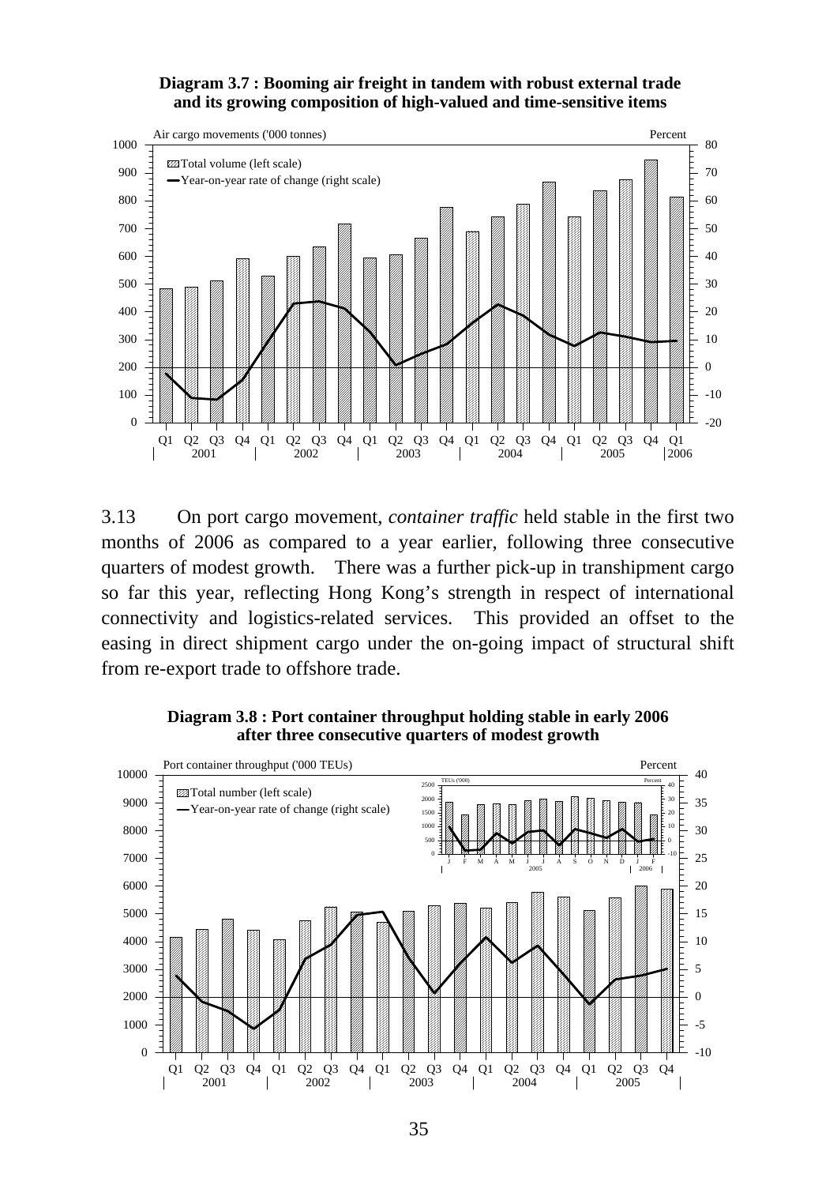**Diagram 3.7 : Booming air freight in tandem with robust external trade and its growing composition of high-valued and time-sensitive items**

3.13 On port cargo movement, *container traffic* held stable in the first two months of 2006 as compared to a year earlier, following three consecutive quarters of modest growth. There was a further pick-up in transhipment cargo so far this year, reflecting Hong Kong's strength in respect of international connectivity and logistics-related services. This provided an offset to the easing in direct shipment cargo under the on-going impact of structural shift from re-export trade to offshore trade.

**Diagram 3.8 : Port container throughput holding stable in early 2006 after three consecutive quarters of modest growth**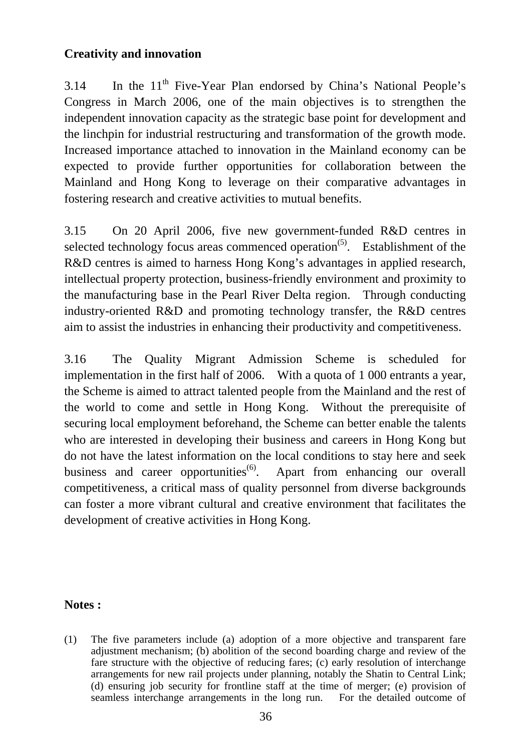**Creativity and innovation**

3.14 In the 11th Five-Year Plan endorsed by China's National People's Congress in March 2006, one of the main objectives is to strengthen the independent innovation capacity as the strategic base point for development and the linchpin for industrial restructuring and transformation of the growth mode. Increased importance attached to innovation in the Mainland economy can be expected to provide further opportunities for collaboration between the Mainland and Hong Kong to leverage on their comparative advantages in fostering research and creative activities to mutual benefits.

3.15 On 20 April 2006, five new government-funded R&D centres in selected technology focus areas commenced operation(5). Establishment of the R&D centres is aimed to harness Hong Kong's advantages in applied research, intellectual property protection, business-friendly environment and proximity to the manufacturing base in the Pearl River Delta region. Through conducting industry-oriented R&D and promoting technology transfer, the R&D centres aim to assist the industries in enhancing their productivity and competitiveness.

3.16 The Quality Migrant Admission Scheme is scheduled for implementation in the first half of 2006. With a quota of 1 000 entrants a year, the Scheme is aimed to attract talented people from the Mainland and the rest of the world to come and settle in Hong Kong. Without the prerequisite of securing local employment beforehand, the Scheme can better enable the talents who are interested in developing their business and careers in Hong Kong but do not have the latest information on the local conditions to stay here and seek business and career opportunities(6). Apart from enhancing our overall competitiveness, a critical mass of quality personnel from diverse backgrounds can foster a more vibrant cultural and creative environment that facilitates the development of creative activities in Hong Kong.

**Notes :**

(1) The five parameters include (a) adoption of a more objective and transparent fare adjustment mechanism; (b) abolition of the second boarding charge and review of the fare structure with the objective of reducing fares; (c) early resolution of interchange arrangements for new rail projects under planning, notably the Shatin to Central Link; (d) ensuring job security for frontline staff at the time of merger; (e) provision of seamless interchange arrangements in the long run. For the detailed outcome of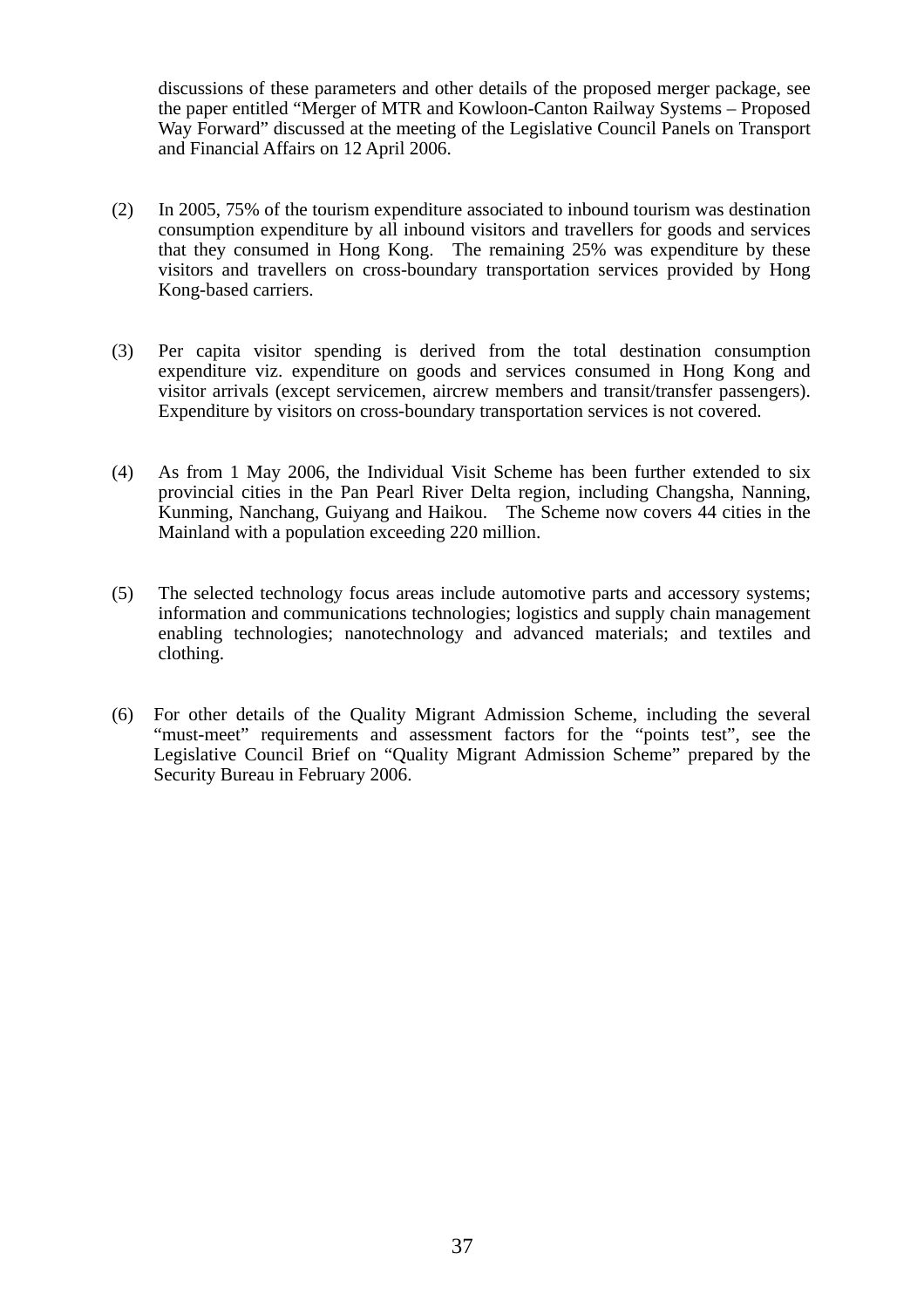discussions of these parameters and other details of the proposed merger package, see the paper entitled "Merger of MTR and Kowloon-Canton Railway Systems – Proposed Way Forward" discussed at the meeting of the Legislative Council Panels on Transport and Financial Affairs on 12 April 2006.

(2) In 2005, 75% of the tourism expenditure associated to inbound tourism was destination consumption expenditure by all inbound visitors and travellers for goods and services that they consumed in Hong Kong. The remaining 25% was expenditure by these visitors and travellers on cross-boundary transportation services provided by Hong Kong-based carriers.

(3) Per capita visitor spending is derived from the total destination consumption expenditure viz. expenditure on goods and services consumed in Hong Kong and visitor arrivals (except servicemen, aircrew members and transit/transfer passengers). Expenditure by visitors on cross-boundary transportation services is not covered.

(4) As from 1 May 2006, the Individual Visit Scheme has been further extended to six provincial cities in the Pan Pearl River Delta region, including Changsha, Nanning, Kunming, Nanchang, Guiyang and Haikou. The Scheme now covers 44 cities in the Mainland with a population exceeding 220 million.

(5) The selected technology focus areas include automotive parts and accessory systems; information and communications technologies; logistics and supply chain management enabling technologies; nanotechnology and advanced materials; and textiles and clothing.

(6) For other details of the Quality Migrant Admission Scheme, including the several "must-meet" requirements and assessment factors for the "points test", see the Legislative Council Brief on "Quality Migrant Admission Scheme" prepared by the Security Bureau in February 2006.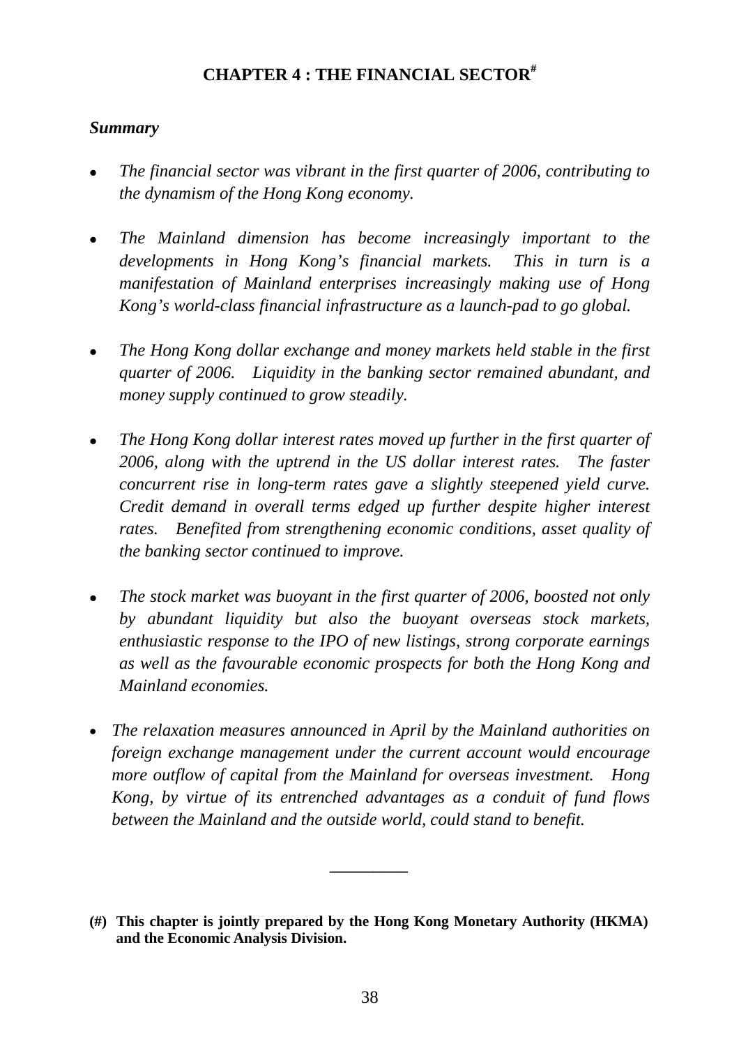# CHAPTER 4 : THE FINANCIAL SECTOR[#]

***Summary***

- *The financial sector was vibrant in the first quarter of 2006, contributing to the dynamism of the Hong Kong economy.*

- *The Mainland dimension has become increasingly important to the developments in Hong Kong's financial markets. This in turn is a manifestation of Mainland enterprises increasingly making use of Hong Kong's world-class financial infrastructure as a launch-pad to go global.*

- *The Hong Kong dollar exchange and money markets held stable in the first quarter of 2006. Liquidity in the banking sector remained abundant, and money supply continued to grow steadily.*

- *The Hong Kong dollar interest rates moved up further in the first quarter of 2006, along with the uptrend in the US dollar interest rates. The faster concurrent rise in long-term rates gave a slightly steepened yield curve. Credit demand in overall terms edged up further despite higher interest rates. Benefited from strengthening economic conditions, asset quality of the banking sector continued to improve.*

- *The stock market was buoyant in the first quarter of 2006, boosted not only by abundant liquidity but also the buoyant overseas stock markets, enthusiastic response to the IPO of new listings, strong corporate earnings as well as the favourable economic prospects for both the Hong Kong and Mainland economies.*

- *The relaxation measures announced in April by the Mainland authorities on foreign exchange management under the current account would encourage more outflow of capital from the Mainland for overseas investment. Hong Kong, by virtue of its entrenched advantages as a conduit of fund flows between the Mainland and the outside world, could stand to benefit.*

---

**(#) This chapter is jointly prepared by the Hong Kong Monetary Authority (HKMA) and the Economic Analysis Division.**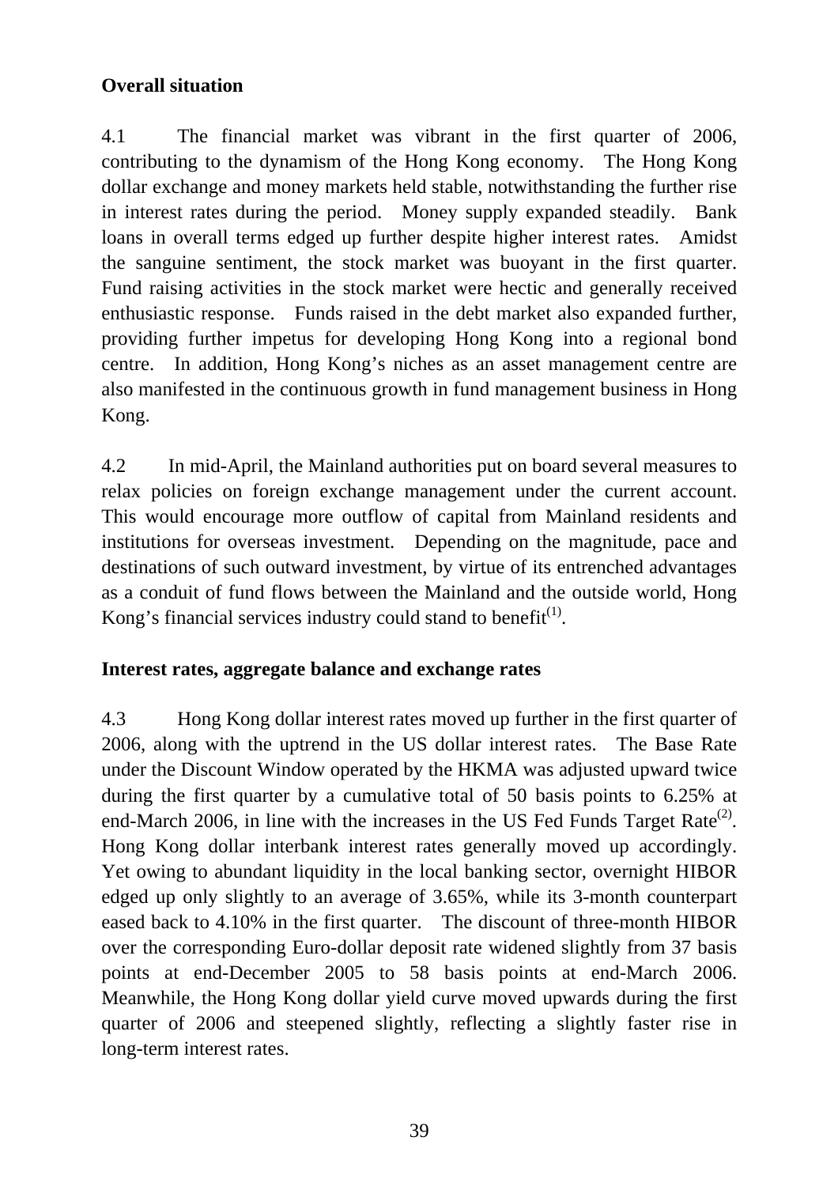**Overall situation**

4.1 The financial market was vibrant in the first quarter of 2006, contributing to the dynamism of the Hong Kong economy. The Hong Kong dollar exchange and money markets held stable, notwithstanding the further rise in interest rates during the period. Money supply expanded steadily. Bank loans in overall terms edged up further despite higher interest rates. Amidst the sanguine sentiment, the stock market was buoyant in the first quarter. Fund raising activities in the stock market were hectic and generally received enthusiastic response. Funds raised in the debt market also expanded further, providing further impetus for developing Hong Kong into a regional bond centre. In addition, Hong Kong's niches as an asset management centre are also manifested in the continuous growth in fund management business in Hong Kong.

4.2 In mid-April, the Mainland authorities put on board several measures to relax policies on foreign exchange management under the current account. This would encourage more outflow of capital from Mainland residents and institutions for overseas investment. Depending on the magnitude, pace and destinations of such outward investment, by virtue of its entrenched advantages as a conduit of fund flows between the Mainland and the outside world, Hong Kong's financial services industry could stand to benefit(1).

**Interest rates, aggregate balance and exchange rates**

4.3 Hong Kong dollar interest rates moved up further in the first quarter of 2006, along with the uptrend in the US dollar interest rates. The Base Rate under the Discount Window operated by the HKMA was adjusted upward twice during the first quarter by a cumulative total of 50 basis points to 6.25% at end-March 2006, in line with the increases in the US Fed Funds Target Rate(2). Hong Kong dollar interbank interest rates generally moved up accordingly. Yet owing to abundant liquidity in the local banking sector, overnight HIBOR edged up only slightly to an average of 3.65%, while its 3-month counterpart eased back to 4.10% in the first quarter. The discount of three-month HIBOR over the corresponding Euro-dollar deposit rate widened slightly from 37 basis points at end-December 2005 to 58 basis points at end-March 2006. Meanwhile, the Hong Kong dollar yield curve moved upwards during the first quarter of 2006 and steepened slightly, reflecting a slightly faster rise in long-term interest rates.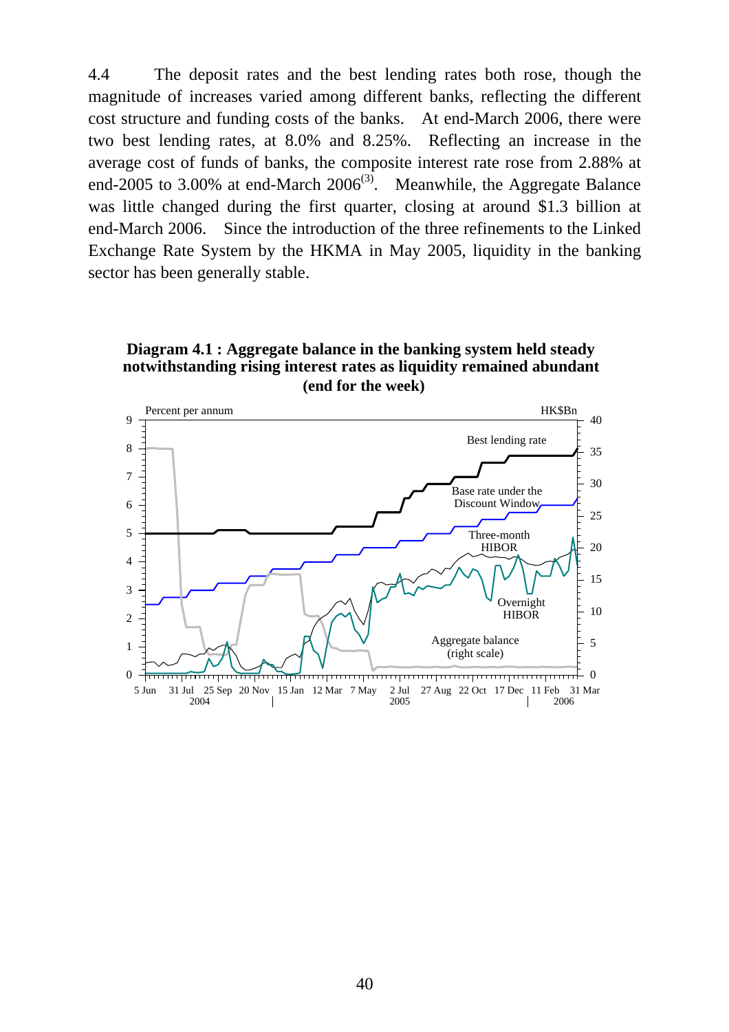4.4 The deposit rates and the best lending rates both rose, though the magnitude of increases varied among different banks, reflecting the different cost structure and funding costs of the banks. At end-March 2006, there were two best lending rates, at 8.0% and 8.25%. Reflecting an increase in the average cost of funds of banks, the composite interest rate rose from 2.88% at end-2005 to 3.00% at end-March 2006[3]. Meanwhile, the Aggregate Balance was little changed during the first quarter, closing at around $1.3 billion at end-March 2006. Since the introduction of the three refinements to the Linked Exchange Rate System by the HKMA in May 2005, liquidity in the banking sector has been generally stable.

**Diagram 4.1 : Aggregate balance in the banking system held steady notwithstanding rising interest rates as liquidity remained abundant (end for the week)**

Percent per annum | HK$Bn

Best lending rate

Base rate under the Discount Window

Three-month HIBOR

Overnight HIBOR

Aggregate balance (right scale)

5 Jun 31 Jul 25 Sep 20 Nov 15 Jan 12 Mar 7 May 2 Jul 27 Aug 22 Oct 17 Dec 11 Feb 31 Mar

2004 | 2005 | 2006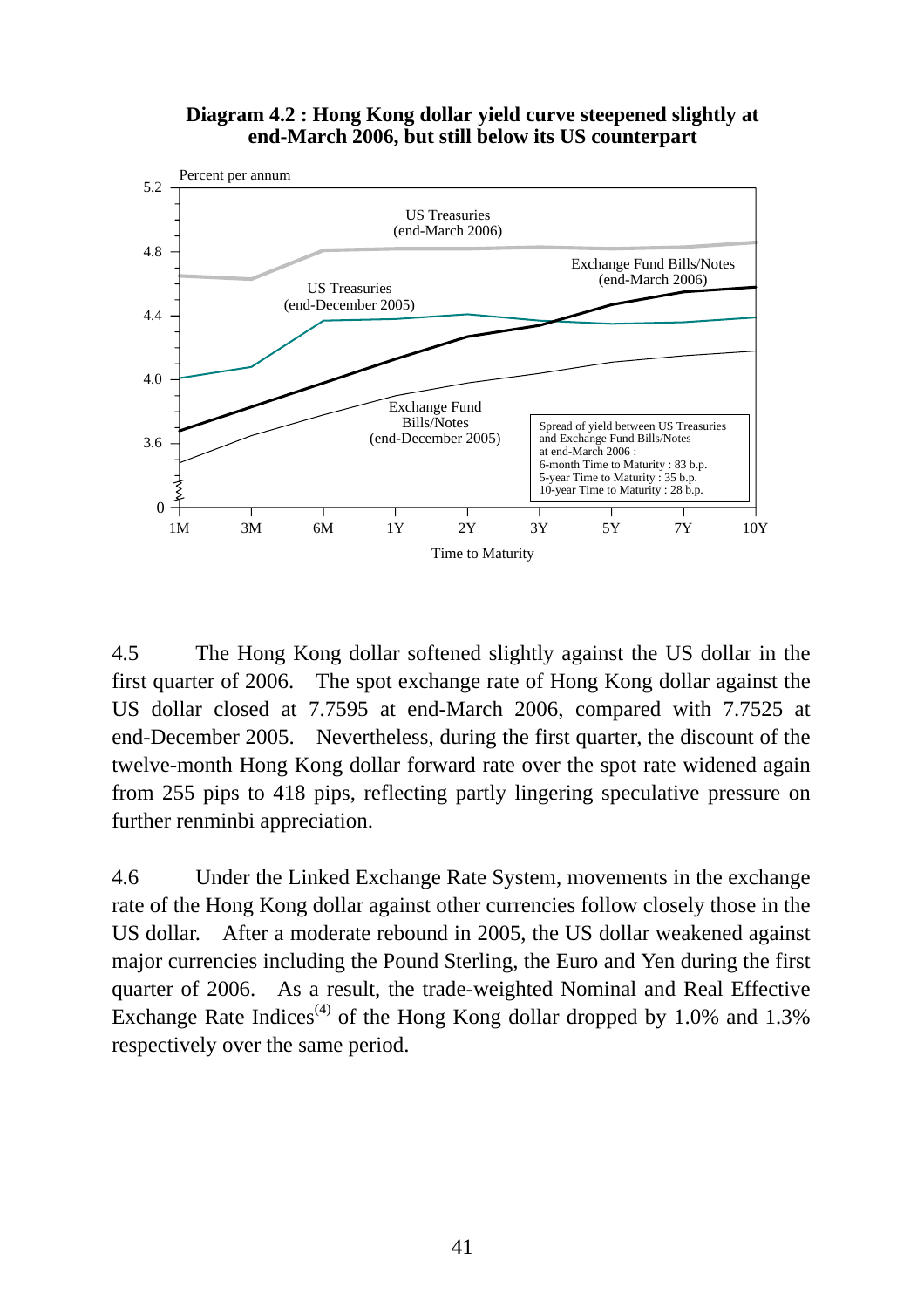**Diagram 4.2 : Hong Kong dollar yield curve steepened slightly at end-March 2006, but still below its US counterpart**

Percent per annum

US Treasuries (end-March 2006)

Exchange Fund Bills/Notes (end-March 2006)

US Treasuries (end-December 2005)

Exchange Fund Bills/Notes (end-December 2005)

Spread of yield between US Treasuries and Exchange Fund Bills/Notes at end-March 2006 :
6-month Time to Maturity : 83 b.p.
5-year Time to Maturity : 35 b.p.
10-year Time to Maturity : 28 b.p.

Time to Maturity

4.5 The Hong Kong dollar softened slightly against the US dollar in the first quarter of 2006. The spot exchange rate of Hong Kong dollar against the US dollar closed at 7.7595 at end-March 2006, compared with 7.7525 at end-December 2005. Nevertheless, during the first quarter, the discount of the twelve-month Hong Kong dollar forward rate over the spot rate widened again from 255 pips to 418 pips, reflecting partly lingering speculative pressure on further renminbi appreciation.

4.6 Under the Linked Exchange Rate System, movements in the exchange rate of the Hong Kong dollar against other currencies follow closely those in the US dollar. After a moderate rebound in 2005, the US dollar weakened against major currencies including the Pound Sterling, the Euro and Yen during the first quarter of 2006. As a result, the trade-weighted Nominal and Real Effective Exchange Rate Indices[(4)] of the Hong Kong dollar dropped by 1.0% and 1.3% respectively over the same period.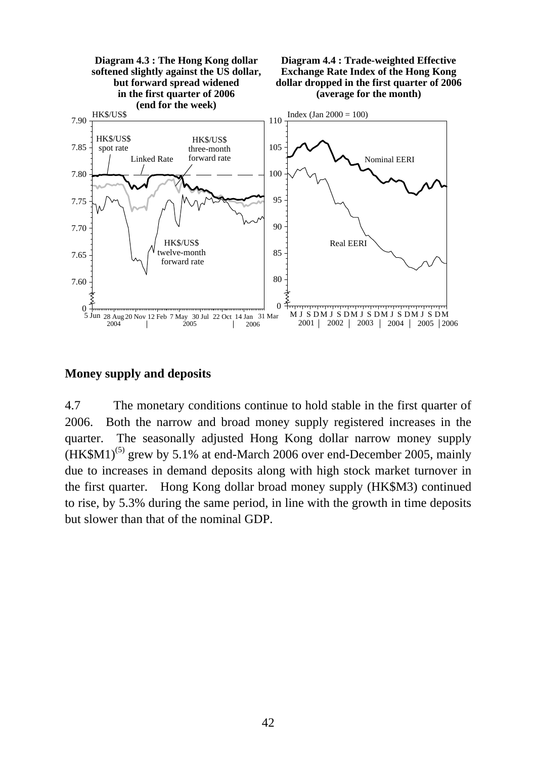**Diagram 4.3 : The Hong Kong dollar softened slightly against the US dollar, but forward spread widened in the first quarter of 2006 (end for the week)**

**Diagram 4.4 : Trade-weighted Effective Exchange Rate Index of the Hong Kong dollar dropped in the first quarter of 2006 (average for the month)**

## Money supply and deposits

4.7 The monetary conditions continue to hold stable in the first quarter of 2006. Both the narrow and broad money supply registered increases in the quarter. The seasonally adjusted Hong Kong dollar narrow money supply (HK\$M1)[5] grew by 5.1% at end-March 2006 over end-December 2005, mainly due to increases in demand deposits along with high stock market turnover in the first quarter. Hong Kong dollar broad money supply (HK\$M3) continued to rise, by 5.3% during the same period, in line with the growth in time deposits but slower than that of the nominal GDP.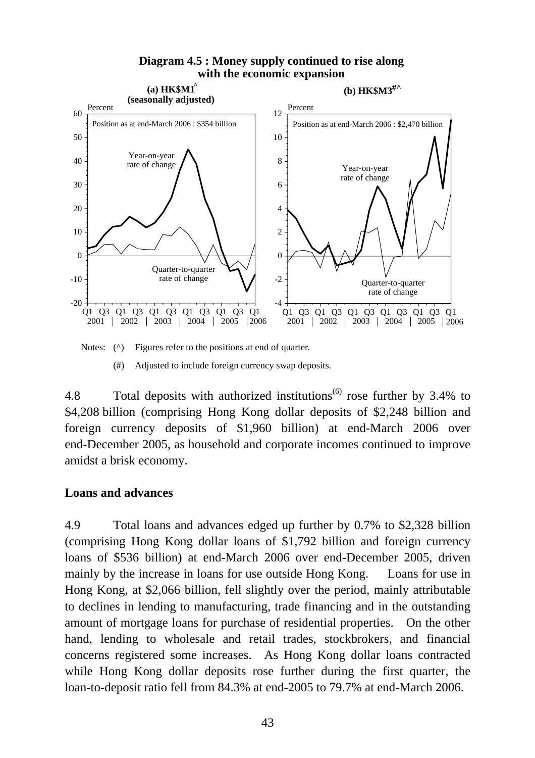**Diagram 4.5 : Money supply continued to rise along with the economic expansion**

(a) HK$M1^ (seasonally adjusted)

Position as at end-March 2006 : $354 billion

(b) HK$M3#^

Position as at end-March 2006 : $2,470 billion

Notes: (^) Figures refer to the positions at end of quarter.

(#) Adjusted to include foreign currency swap deposits.

4.8 Total deposits with authorized institutions(6) rose further by 3.4% to $4,208 billion (comprising Hong Kong dollar deposits of $2,248 billion and foreign currency deposits of $1,960 billion) at end-March 2006 over end-December 2005, as household and corporate incomes continued to improve amidst a brisk economy.

**Loans and advances**

4.9 Total loans and advances edged up further by 0.7% to $2,328 billion (comprising Hong Kong dollar loans of $1,792 billion and foreign currency loans of $536 billion) at end-March 2006 over end-December 2005, driven mainly by the increase in loans for use outside Hong Kong. Loans for use in Hong Kong, at $2,066 billion, fell slightly over the period, mainly attributable to declines in lending to manufacturing, trade financing and in the outstanding amount of mortgage loans for purchase of residential properties. On the other hand, lending to wholesale and retail trades, stockbrokers, and financial concerns registered some increases. As Hong Kong dollar loans contracted while Hong Kong dollar deposits rose further during the first quarter, the loan-to-deposit ratio fell from 84.3% at end-2005 to 79.7% at end-March 2006.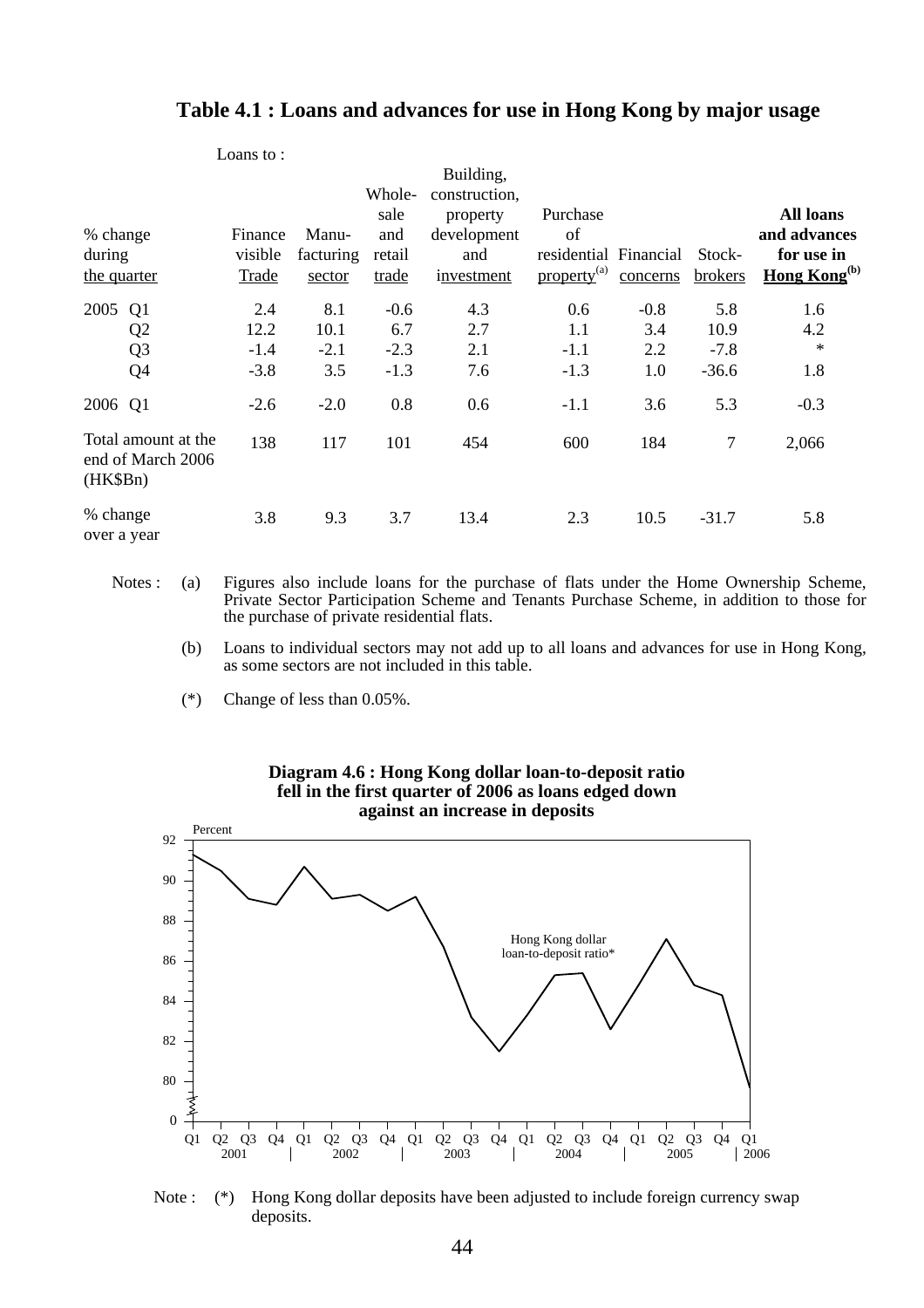## Table 4.1 : Loans and advances for use in Hong Kong by major usage

| % change during the quarter | Loans to : Finance visible Trade | Manu-facturing sector | Whole-sale and retail trade | Building, construction, property development and investment | Purchase of residential property[(a)] | Financial concerns | Stock-brokers | **All loans and advances for use in Hong Kong[(b)]** |
|---|---|---|---|---|---|---|---|---|
| 2005 Q1 | 2.4 | 8.1 | -0.6 | 4.3 | 0.6 | -0.8 | 5.8 | 1.6 |
| Q2 | 12.2 | 10.1 | 6.7 | 2.7 | 1.1 | 3.4 | 10.9 | 4.2 |
| Q3 | -1.4 | -2.1 | -2.3 | 2.1 | -1.1 | 2.2 | -7.8 | * |
| Q4 | -3.8 | 3.5 | -1.3 | 7.6 | -1.3 | 1.0 | -36.6 | 1.8 |
| 2006 Q1 | -2.6 | -2.0 | 0.8 | 0.6 | -1.1 | 3.6 | 5.3 | -0.3 |
| Total amount at the end of March 2006 (HK$Bn) | 138 | 117 | 101 | 454 | 600 | 184 | 7 | 2,066 |
| % change over a year | 3.8 | 9.3 | 3.7 | 13.4 | 2.3 | 10.5 | -31.7 | 5.8 |

Notes : (a) Figures also include loans for the purchase of flats under the Home Ownership Scheme, Private Sector Participation Scheme and Tenants Purchase Scheme, in addition to those for the purchase of private residential flats.

(b) Loans to individual sectors may not add up to all loans and advances for use in Hong Kong, as some sectors are not included in this table.

(*) Change of less than 0.05%.

**Diagram 4.6 : Hong Kong dollar loan-to-deposit ratio fell in the first quarter of 2006 as loans edged down against an increase in deposits**

Note : (*) Hong Kong dollar deposits have been adjusted to include foreign currency swap deposits.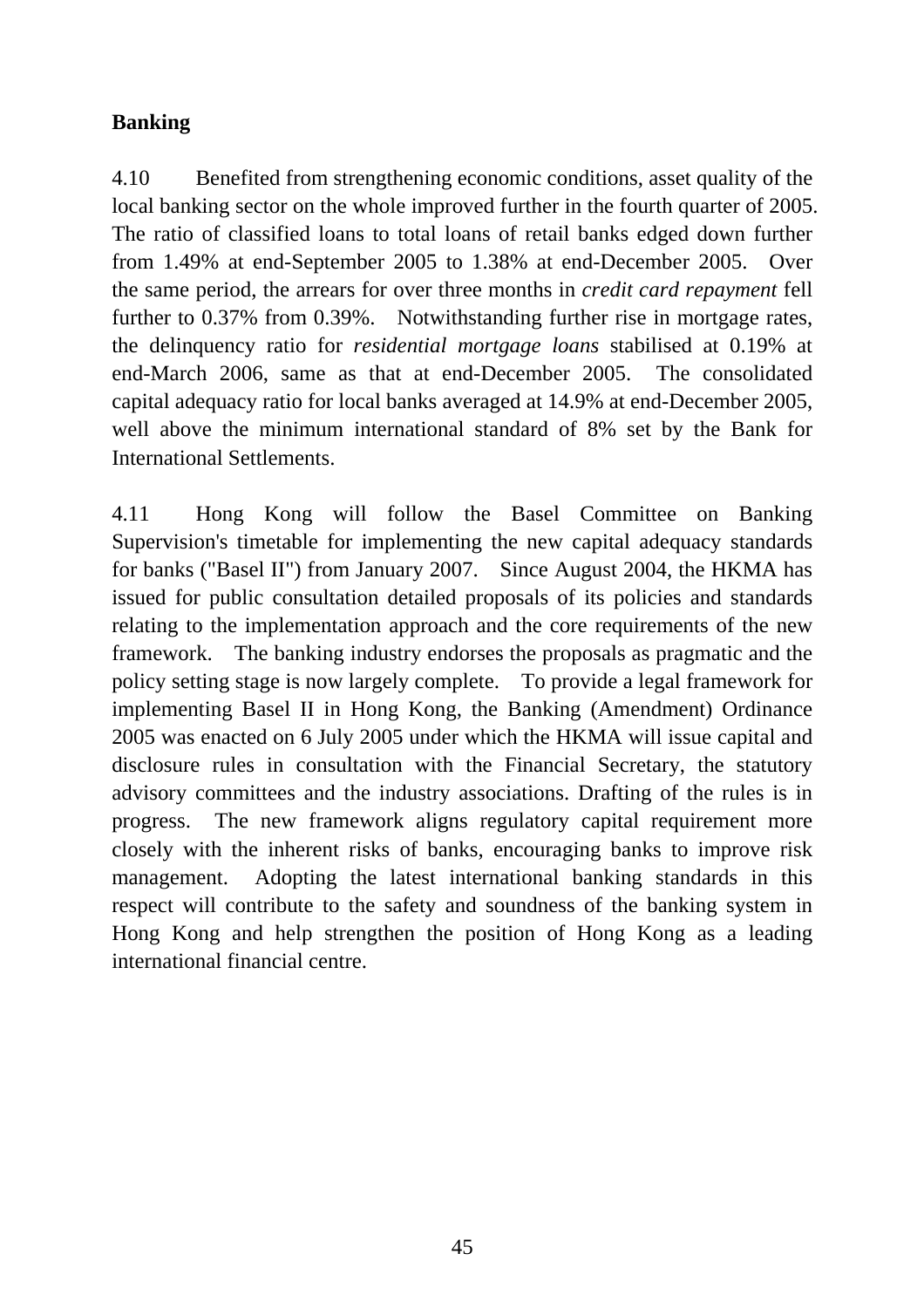**Banking**

4.10 Benefited from strengthening economic conditions, asset quality of the local banking sector on the whole improved further in the fourth quarter of 2005. The ratio of classified loans to total loans of retail banks edged down further from 1.49% at end-September 2005 to 1.38% at end-December 2005. Over the same period, the arrears for over three months in *credit card repayment* fell further to 0.37% from 0.39%. Notwithstanding further rise in mortgage rates, the delinquency ratio for *residential mortgage loans* stabilised at 0.19% at end-March 2006, same as that at end-December 2005. The consolidated capital adequacy ratio for local banks averaged at 14.9% at end-December 2005, well above the minimum international standard of 8% set by the Bank for International Settlements.

4.11 Hong Kong will follow the Basel Committee on Banking Supervision's timetable for implementing the new capital adequacy standards for banks ("Basel II") from January 2007. Since August 2004, the HKMA has issued for public consultation detailed proposals of its policies and standards relating to the implementation approach and the core requirements of the new framework. The banking industry endorses the proposals as pragmatic and the policy setting stage is now largely complete. To provide a legal framework for implementing Basel II in Hong Kong, the Banking (Amendment) Ordinance 2005 was enacted on 6 July 2005 under which the HKMA will issue capital and disclosure rules in consultation with the Financial Secretary, the statutory advisory committees and the industry associations. Drafting of the rules is in progress. The new framework aligns regulatory capital requirement more closely with the inherent risks of banks, encouraging banks to improve risk management. Adopting the latest international banking standards in this respect will contribute to the safety and soundness of the banking system in Hong Kong and help strengthen the position of Hong Kong as a leading international financial centre.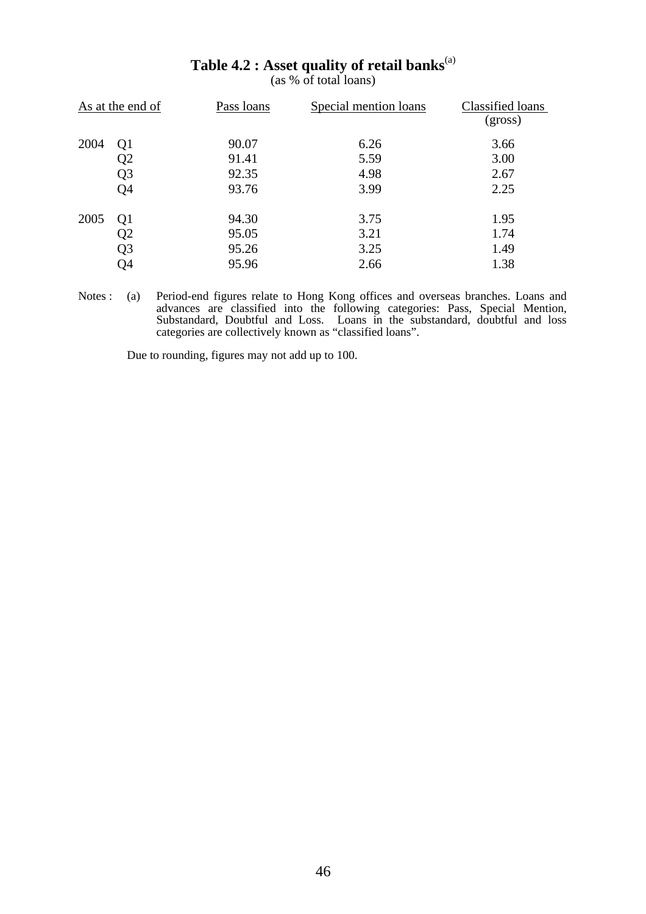**Table 4.2 : Asset quality of retail banks**[(a)]

(as % of total loans)

| As at the end of | | Pass loans | Special mention loans | Classified loans (gross) |
|---|---|---|---|---|
| 2004 | Q1 | 90.07 | 6.26 | 3.66 |
| | Q2 | 91.41 | 5.59 | 3.00 |
| | Q3 | 92.35 | 4.98 | 2.67 |
| | Q4 | 93.76 | 3.99 | 2.25 |
| 2005 | Q1 | 94.30 | 3.75 | 1.95 |
| | Q2 | 95.05 | 3.21 | 1.74 |
| | Q3 | 95.26 | 3.25 | 1.49 |
| | Q4 | 95.96 | 2.66 | 1.38 |

Notes : (a) Period-end figures relate to Hong Kong offices and overseas branches. Loans and advances are classified into the following categories: Pass, Special Mention, Substandard, Doubtful and Loss. Loans in the substandard, doubtful and loss categories are collectively known as "classified loans".

Due to rounding, figures may not add up to 100.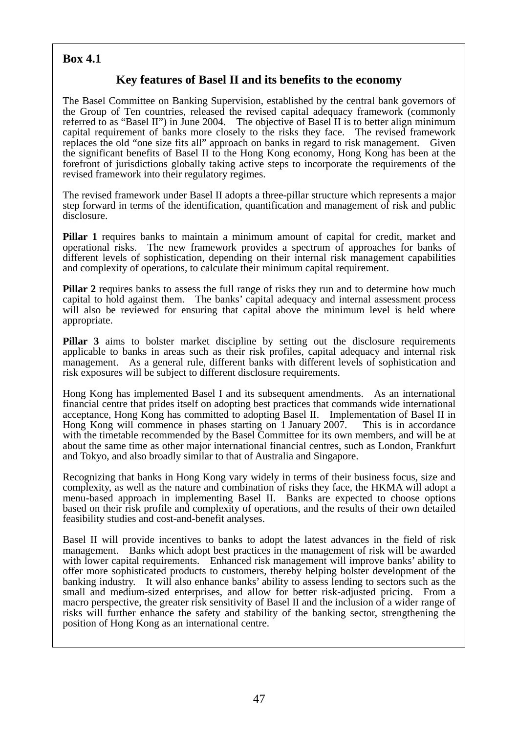**Box 4.1**

## Key features of Basel II and its benefits to the economy

The Basel Committee on Banking Supervision, established by the central bank governors of the Group of Ten countries, released the revised capital adequacy framework (commonly referred to as "Basel II") in June 2004. The objective of Basel II is to better align minimum capital requirement of banks more closely to the risks they face. The revised framework replaces the old "one size fits all" approach on banks in regard to risk management. Given the significant benefits of Basel II to the Hong Kong economy, Hong Kong has been at the forefront of jurisdictions globally taking active steps to incorporate the requirements of the revised framework into their regulatory regimes.

The revised framework under Basel II adopts a three-pillar structure which represents a major step forward in terms of the identification, quantification and management of risk and public disclosure.

**Pillar 1** requires banks to maintain a minimum amount of capital for credit, market and operational risks. The new framework provides a spectrum of approaches for banks of different levels of sophistication, depending on their internal risk management capabilities and complexity of operations, to calculate their minimum capital requirement.

**Pillar 2** requires banks to assess the full range of risks they run and to determine how much capital to hold against them. The banks' capital adequacy and internal assessment process will also be reviewed for ensuring that capital above the minimum level is held where appropriate.

**Pillar 3** aims to bolster market discipline by setting out the disclosure requirements applicable to banks in areas such as their risk profiles, capital adequacy and internal risk management. As a general rule, different banks with different levels of sophistication and risk exposures will be subject to different disclosure requirements.

Hong Kong has implemented Basel I and its subsequent amendments. As an international financial centre that prides itself on adopting best practices that commands wide international acceptance, Hong Kong has committed to adopting Basel II. Implementation of Basel II in Hong Kong will commence in phases starting on 1 January 2007. This is in accordance with the timetable recommended by the Basel Committee for its own members, and will be at about the same time as other major international financial centres, such as London, Frankfurt and Tokyo, and also broadly similar to that of Australia and Singapore.

Recognizing that banks in Hong Kong vary widely in terms of their business focus, size and complexity, as well as the nature and combination of risks they face, the HKMA will adopt a menu-based approach in implementing Basel II. Banks are expected to choose options based on their risk profile and complexity of operations, and the results of their own detailed feasibility studies and cost-and-benefit analyses.

Basel II will provide incentives to banks to adopt the latest advances in the field of risk management. Banks which adopt best practices in the management of risk will be awarded with lower capital requirements. Enhanced risk management will improve banks' ability to offer more sophisticated products to customers, thereby helping bolster development of the banking industry. It will also enhance banks' ability to assess lending to sectors such as the small and medium-sized enterprises, and allow for better risk-adjusted pricing. From a macro perspective, the greater risk sensitivity of Basel II and the inclusion of a wider range of risks will further enhance the safety and stability of the banking sector, strengthening the position of Hong Kong as an international centre.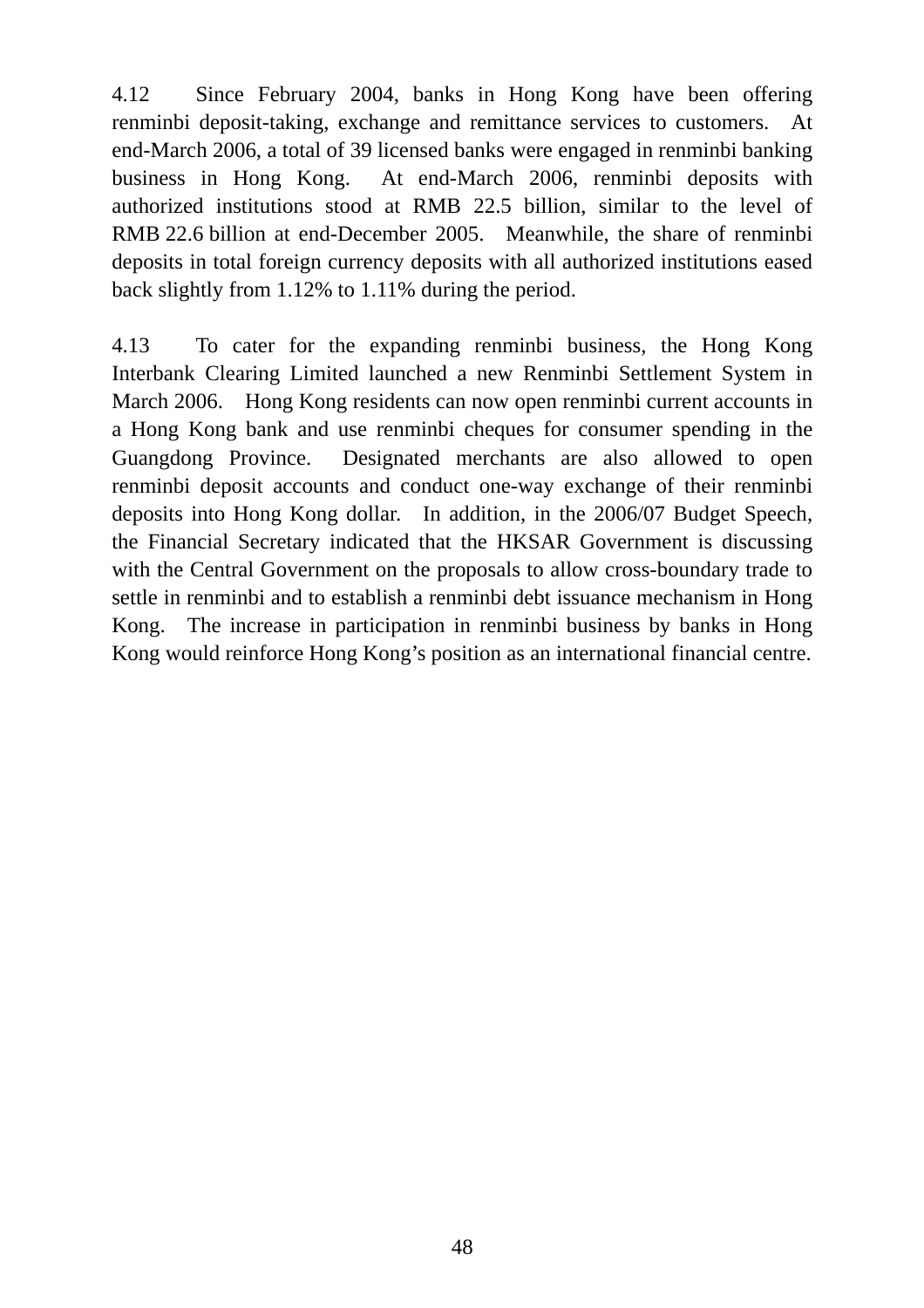4.12 Since February 2004, banks in Hong Kong have been offering renminbi deposit-taking, exchange and remittance services to customers. At end-March 2006, a total of 39 licensed banks were engaged in renminbi banking business in Hong Kong. At end-March 2006, renminbi deposits with authorized institutions stood at RMB 22.5 billion, similar to the level of RMB 22.6 billion at end-December 2005. Meanwhile, the share of renminbi deposits in total foreign currency deposits with all authorized institutions eased back slightly from 1.12% to 1.11% during the period.

4.13 To cater for the expanding renminbi business, the Hong Kong Interbank Clearing Limited launched a new Renminbi Settlement System in March 2006. Hong Kong residents can now open renminbi current accounts in a Hong Kong bank and use renminbi cheques for consumer spending in the Guangdong Province. Designated merchants are also allowed to open renminbi deposit accounts and conduct one-way exchange of their renminbi deposits into Hong Kong dollar. In addition, in the 2006/07 Budget Speech, the Financial Secretary indicated that the HKSAR Government is discussing with the Central Government on the proposals to allow cross-boundary trade to settle in renminbi and to establish a renminbi debt issuance mechanism in Hong Kong. The increase in participation in renminbi business by banks in Hong Kong would reinforce Hong Kong's position as an international financial centre.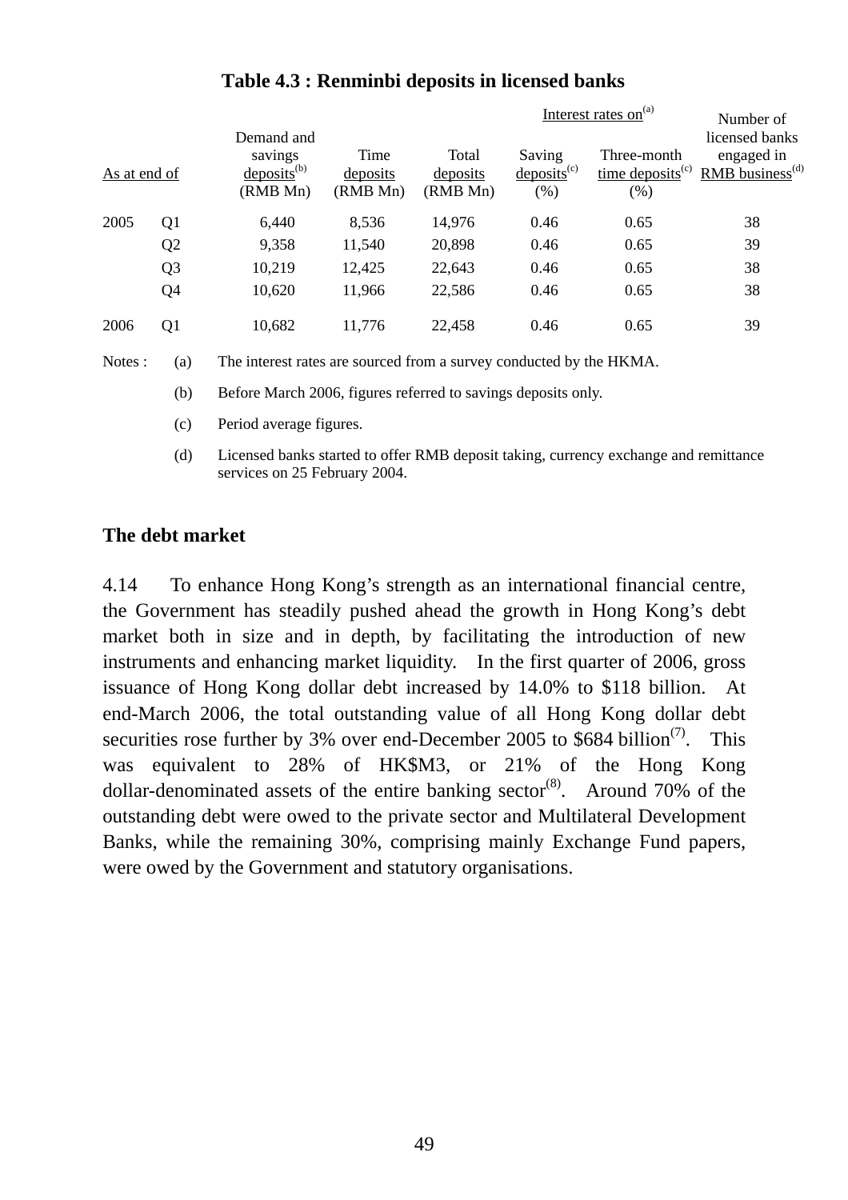**Table 4.3 : Renminbi deposits in licensed banks**

| As at end of | | Demand and savings deposits[b] (RMB Mn) | Time deposits (RMB Mn) | Total deposits (RMB Mn) | Interest rates on[a] Saving deposits[c] (%) | Three-month time deposits[c] (%) | Number of licensed banks engaged in RMB business[d] |
|---|---|---|---|---|---|---|---|
| 2005 | Q1 | 6,440 | 8,536 | 14,976 | 0.46 | 0.65 | 38 |
| | Q2 | 9,358 | 11,540 | 20,898 | 0.46 | 0.65 | 39 |
| | Q3 | 10,219 | 12,425 | 22,643 | 0.46 | 0.65 | 38 |
| | Q4 | 10,620 | 11,966 | 22,586 | 0.46 | 0.65 | 38 |
| 2006 | Q1 | 10,682 | 11,776 | 22,458 | 0.46 | 0.65 | 39 |

Notes :
(a) The interest rates are sourced from a survey conducted by the HKMA.

(b) Before March 2006, figures referred to savings deposits only.

(c) Period average figures.

(d) Licensed banks started to offer RMB deposit taking, currency exchange and remittance services on 25 February 2004.

### The debt market

4.14 To enhance Hong Kong's strength as an international financial centre, the Government has steadily pushed ahead the growth in Hong Kong's debt market both in size and in depth, by facilitating the introduction of new instruments and enhancing market liquidity. In the first quarter of 2006, gross issuance of Hong Kong dollar debt increased by 14.0% to $118 billion. At end-March 2006, the total outstanding value of all Hong Kong dollar debt securities rose further by 3% over end-December 2005 to $684 billion[7]. This was equivalent to 28% of HK$M3, or 21% of the Hong Kong dollar-denominated assets of the entire banking sector[8]. Around 70% of the outstanding debt were owed to the private sector and Multilateral Development Banks, while the remaining 30%, comprising mainly Exchange Fund papers, were owed by the Government and statutory organisations.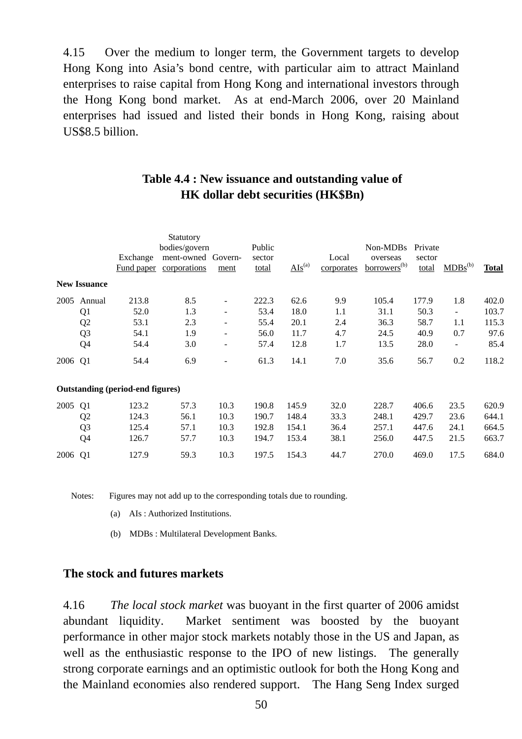4.15 Over the medium to longer term, the Government targets to develop Hong Kong into Asia's bond centre, with particular aim to attract Mainland enterprises to raise capital from Hong Kong and international investors through the Hong Kong bond market. As at end-March 2006, over 20 Mainland enterprises had issued and listed their bonds in Hong Kong, raising about US$8.5 billion.

**Table 4.4 : New issuance and outstanding value of HK dollar debt securities (HK$Bn)**

| | | Exchange Fund paper | Statutory bodies/government-owned corporations | Government | Public sector total | AIs[(a)] | Local corporates | Non-MDBs overseas borrowers[(b)] | Private sector total | MDBs[(b)] | **Total** |
|---|---|---|---|---|---|---|---|---|---|---|---|
| **New Issuance** | | | | | | | | | | | |
| 2005 | Annual | 213.8 | 8.5 | - | 222.3 | 62.6 | 9.9 | 105.4 | 177.9 | 1.8 | 402.0 |
| | Q1 | 52.0 | 1.3 | - | 53.4 | 18.0 | 1.1 | 31.1 | 50.3 | - | 103.7 |
| | Q2 | 53.1 | 2.3 | - | 55.4 | 20.1 | 2.4 | 36.3 | 58.7 | 1.1 | 115.3 |
| | Q3 | 54.1 | 1.9 | - | 56.0 | 11.7 | 4.7 | 24.5 | 40.9 | 0.7 | 97.6 |
| | Q4 | 54.4 | 3.0 | - | 57.4 | 12.8 | 1.7 | 13.5 | 28.0 | - | 85.4 |
| 2006 | Q1 | 54.4 | 6.9 | - | 61.3 | 14.1 | 7.0 | 35.6 | 56.7 | 0.2 | 118.2 |
| **Outstanding (period-end figures)** | | | | | | | | | | | |
| 2005 | Q1 | 123.2 | 57.3 | 10.3 | 190.8 | 145.9 | 32.0 | 228.7 | 406.6 | 23.5 | 620.9 |
| | Q2 | 124.3 | 56.1 | 10.3 | 190.7 | 148.4 | 33.3 | 248.1 | 429.7 | 23.6 | 644.1 |
| | Q3 | 125.4 | 57.1 | 10.3 | 192.8 | 154.1 | 36.4 | 257.1 | 447.6 | 24.1 | 664.5 |
| | Q4 | 126.7 | 57.7 | 10.3 | 194.7 | 153.4 | 38.1 | 256.0 | 447.5 | 21.5 | 663.7 |
| 2006 | Q1 | 127.9 | 59.3 | 10.3 | 197.5 | 154.3 | 44.7 | 270.0 | 469.0 | 17.5 | 684.0 |

Notes: Figures may not add up to the corresponding totals due to rounding.

(a) AIs : Authorized Institutions.

(b) MDBs : Multilateral Development Banks.

## The stock and futures markets

4.16 *The local stock market* was buoyant in the first quarter of 2006 amidst abundant liquidity. Market sentiment was boosted by the buoyant performance in other major stock markets notably those in the US and Japan, as well as the enthusiastic response to the IPO of new listings. The generally strong corporate earnings and an optimistic outlook for both the Hong Kong and the Mainland economies also rendered support. The Hang Seng Index surged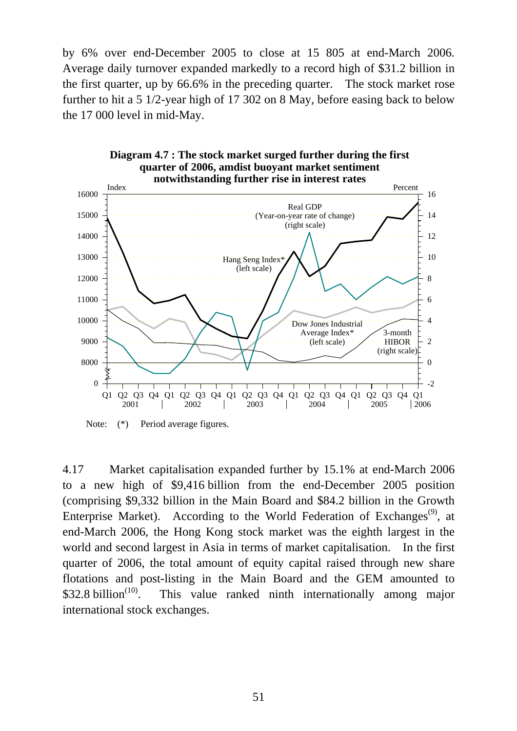by 6% over end-December 2005 to close at 15 805 at end-March 2006. Average daily turnover expanded markedly to a record high of $31.2 billion in the first quarter, up by 66.6% in the preceding quarter. The stock market rose further to hit a 5 1/2-year high of 17 302 on 8 May, before easing back to below the 17 000 level in mid-May.

**Diagram 4.7 : The stock market surged further during the first quarter of 2006, amdist buoyant market sentiment notwithstanding further rise in interest rates**

Note: (*) Period average figures.

4.17 Market capitalisation expanded further by 15.1% at end-March 2006 to a new high of $9,416 billion from the end-December 2005 position (comprising $9,332 billion in the Main Board and $84.2 billion in the Growth Enterprise Market). According to the World Federation of Exchanges(9), at end-March 2006, the Hong Kong stock market was the eighth largest in the world and second largest in Asia in terms of market capitalisation. In the first quarter of 2006, the total amount of equity capital raised through new share flotations and post-listing in the Main Board and the GEM amounted to $32.8 billion(10). This value ranked ninth internationally among major international stock exchanges.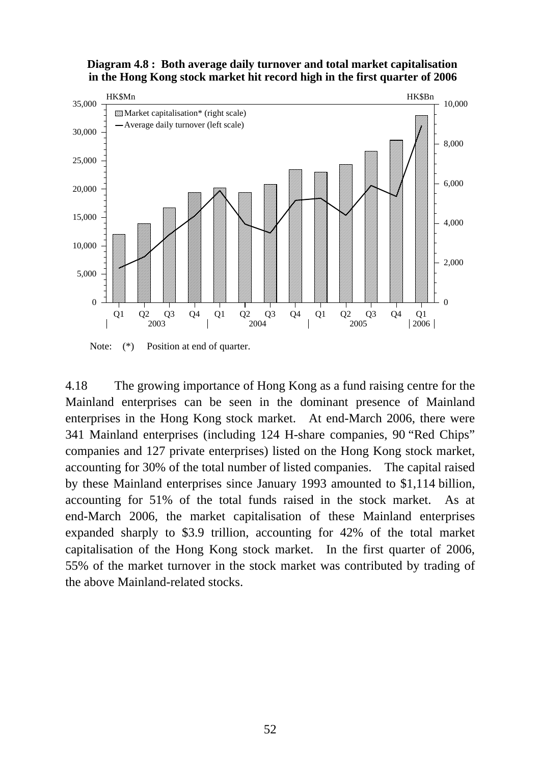**Diagram 4.8 : Both average daily turnover and total market capitalisation in the Hong Kong stock market hit record high in the first quarter of 2006**

Note: (*) Position at end of quarter.

4.18 The growing importance of Hong Kong as a fund raising centre for the Mainland enterprises can be seen in the dominant presence of Mainland enterprises in the Hong Kong stock market. At end-March 2006, there were 341 Mainland enterprises (including 124 H-share companies, 90 "Red Chips" companies and 127 private enterprises) listed on the Hong Kong stock market, accounting for 30% of the total number of listed companies. The capital raised by these Mainland enterprises since January 1993 amounted to $1,114 billion, accounting for 51% of the total funds raised in the stock market. As at end-March 2006, the market capitalisation of these Mainland enterprises expanded sharply to $3.9 trillion, accounting for 42% of the total market capitalisation of the Hong Kong stock market. In the first quarter of 2006, 55% of the market turnover in the stock market was contributed by trading of the above Mainland-related stocks.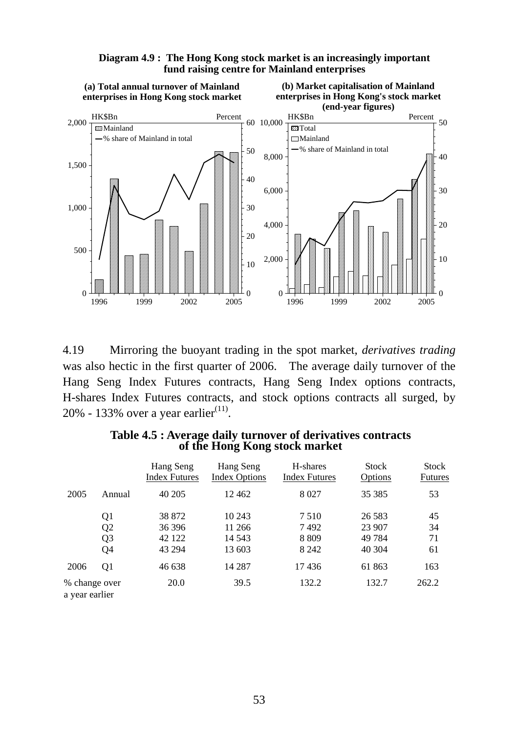**Diagram 4.9 : The Hong Kong stock market is an increasingly important fund raising centre for Mainland enterprises**

(a) Total annual turnover of Mainland enterprises in Hong Kong stock market

(b) Market capitalisation of Mainland enterprises in Hong Kong's stock market (end-year figures)

4.19 Mirroring the buoyant trading in the spot market, *derivatives trading* was also hectic in the first quarter of 2006. The average daily turnover of the Hang Seng Index Futures contracts, Hang Seng Index options contracts, H-shares Index Futures contracts, and stock options contracts all surged, by 20% - 133% over a year earlier(11).

**Table 4.5 : Average daily turnover of derivatives contracts of the Hong Kong stock market**

| | | Hang Seng Index Futures | Hang Seng Index Options | H-shares Index Futures | Stock Options | Stock Futures |
|---|---|---|---|---|---|---|
| 2005 | Annual | 40 205 | 12 462 | 8 027 | 35 385 | 53 |
| | Q1 | 38 872 | 10 243 | 7 510 | 26 583 | 45 |
| | Q2 | 36 396 | 11 266 | 7 492 | 23 907 | 34 |
| | Q3 | 42 122 | 14 543 | 8 809 | 49 784 | 71 |
| | Q4 | 43 294 | 13 603 | 8 242 | 40 304 | 61 |
| 2006 | Q1 | 46 638 | 14 287 | 17 436 | 61 863 | 163 |
| % change over a year earlier | | 20.0 | 39.5 | 132.2 | 132.7 | 262.2 |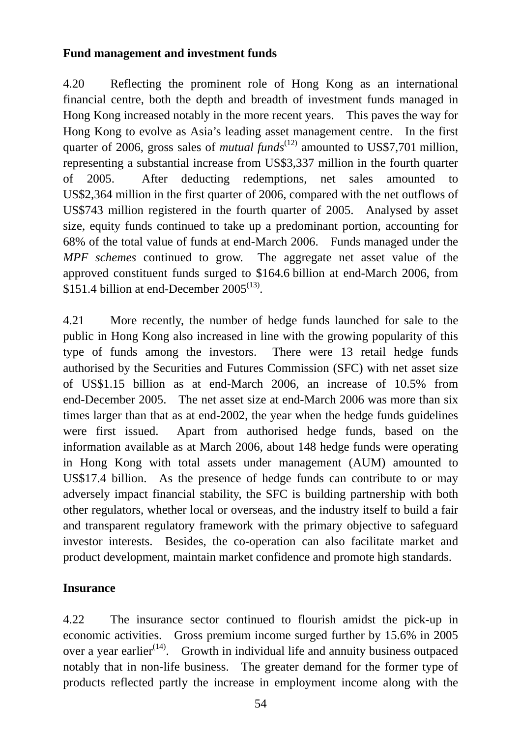**Fund management and investment funds**

4.20 Reflecting the prominent role of Hong Kong as an international financial centre, both the depth and breadth of investment funds managed in Hong Kong increased notably in the more recent years. This paves the way for Hong Kong to evolve as Asia's leading asset management centre. In the first quarter of 2006, gross sales of *mutual funds*[12] amounted to US$7,701 million, representing a substantial increase from US$3,337 million in the fourth quarter of 2005. After deducting redemptions, net sales amounted to US$2,364 million in the first quarter of 2006, compared with the net outflows of US$743 million registered in the fourth quarter of 2005. Analysed by asset size, equity funds continued to take up a predominant portion, accounting for 68% of the total value of funds at end-March 2006. Funds managed under the *MPF schemes* continued to grow. The aggregate net asset value of the approved constituent funds surged to $164.6 billion at end-March 2006, from $151.4 billion at end-December 2005[13].

4.21 More recently, the number of hedge funds launched for sale to the public in Hong Kong also increased in line with the growing popularity of this type of funds among the investors. There were 13 retail hedge funds authorised by the Securities and Futures Commission (SFC) with net asset size of US$1.15 billion as at end-March 2006, an increase of 10.5% from end-December 2005. The net asset size at end-March 2006 was more than six times larger than that as at end-2002, the year when the hedge funds guidelines were first issued. Apart from authorised hedge funds, based on the information available as at March 2006, about 148 hedge funds were operating in Hong Kong with total assets under management (AUM) amounted to US$17.4 billion. As the presence of hedge funds can contribute to or may adversely impact financial stability, the SFC is building partnership with both other regulators, whether local or overseas, and the industry itself to build a fair and transparent regulatory framework with the primary objective to safeguard investor interests. Besides, the co-operation can also facilitate market and product development, maintain market confidence and promote high standards.

**Insurance**

4.22 The insurance sector continued to flourish amidst the pick-up in economic activities. Gross premium income surged further by 15.6% in 2005 over a year earlier[14]. Growth in individual life and annuity business outpaced notably that in non-life business. The greater demand for the former type of products reflected partly the increase in employment income along with the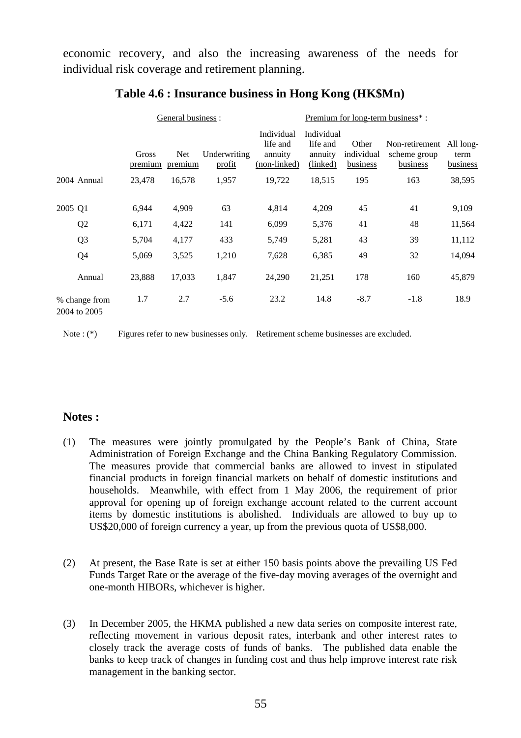economic recovery, and also the increasing awareness of the needs for individual risk coverage and retirement planning.

**Table 4.6 : Insurance business in Hong Kong (HK$Mn)**

| | General business : | | | Premium for long-term business* : | | | | |
|---|---|---|---|---|---|---|---|---|
| | Gross premium | Net premium | Underwriting profit | Individual life and annuity (non-linked) | Individual life and annuity (linked) | Other individual business | Non-retirement scheme group business | All long-term business |
| 2004 Annual | 23,478 | 16,578 | 1,957 | 19,722 | 18,515 | 195 | 163 | 38,595 |
| 2005 Q1 | 6,944 | 4,909 | 63 | 4,814 | 4,209 | 45 | 41 | 9,109 |
| Q2 | 6,171 | 4,422 | 141 | 6,099 | 5,376 | 41 | 48 | 11,564 |
| Q3 | 5,704 | 4,177 | 433 | 5,749 | 5,281 | 43 | 39 | 11,112 |
| Q4 | 5,069 | 3,525 | 1,210 | 7,628 | 6,385 | 49 | 32 | 14,094 |
| Annual | 23,888 | 17,033 | 1,847 | 24,290 | 21,251 | 178 | 160 | 45,879 |
| % change from 2004 to 2005 | 1.7 | 2.7 | -5.6 | 23.2 | 14.8 | -8.7 | -1.8 | 18.9 |

Note : (*) Figures refer to new businesses only. Retirement scheme businesses are excluded.

**Notes :**

(1) The measures were jointly promulgated by the People's Bank of China, State Administration of Foreign Exchange and the China Banking Regulatory Commission. The measures provide that commercial banks are allowed to invest in stipulated financial products in foreign financial markets on behalf of domestic institutions and households. Meanwhile, with effect from 1 May 2006, the requirement of prior approval for opening up of foreign exchange account related to the current account items by domestic institutions is abolished. Individuals are allowed to buy up to US$20,000 of foreign currency a year, up from the previous quota of US$8,000.

(2) At present, the Base Rate is set at either 150 basis points above the prevailing US Fed Funds Target Rate or the average of the five-day moving averages of the overnight and one-month HIBORs, whichever is higher.

(3) In December 2005, the HKMA published a new data series on composite interest rate, reflecting movement in various deposit rates, interbank and other interest rates to closely track the average costs of funds of banks. The published data enable the banks to keep track of changes in funding cost and thus help improve interest rate risk management in the banking sector.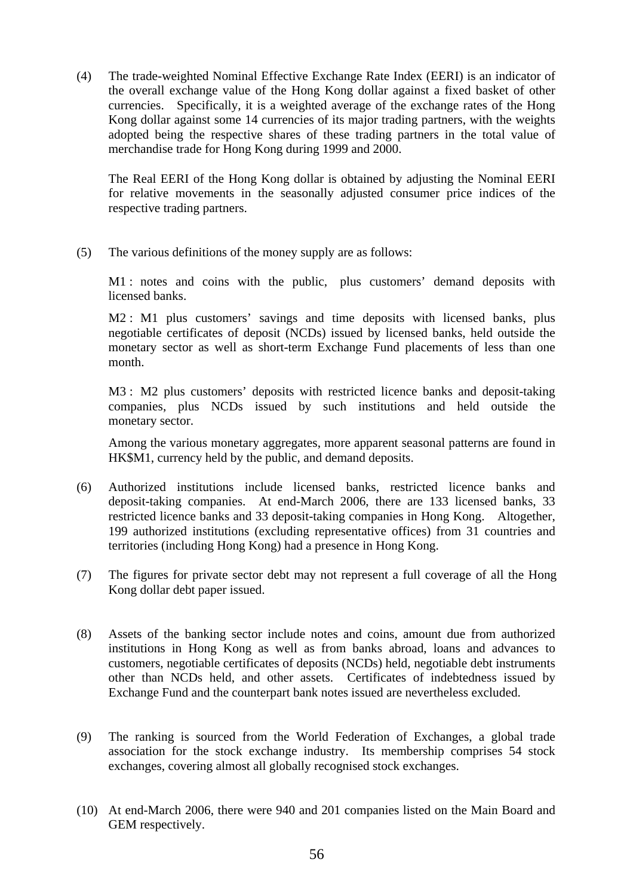(4) The trade-weighted Nominal Effective Exchange Rate Index (EERI) is an indicator of the overall exchange value of the Hong Kong dollar against a fixed basket of other currencies. Specifically, it is a weighted average of the exchange rates of the Hong Kong dollar against some 14 currencies of its major trading partners, with the weights adopted being the respective shares of these trading partners in the total value of merchandise trade for Hong Kong during 1999 and 2000.

The Real EERI of the Hong Kong dollar is obtained by adjusting the Nominal EERI for relative movements in the seasonally adjusted consumer price indices of the respective trading partners.

(5) The various definitions of the money supply are as follows:

M1 : notes and coins with the public, plus customers' demand deposits with licensed banks.

M2 : M1 plus customers' savings and time deposits with licensed banks, plus negotiable certificates of deposit (NCDs) issued by licensed banks, held outside the monetary sector as well as short-term Exchange Fund placements of less than one month.

M3 : M2 plus customers' deposits with restricted licence banks and deposit-taking companies, plus NCDs issued by such institutions and held outside the monetary sector.

Among the various monetary aggregates, more apparent seasonal patterns are found in HK$M1, currency held by the public, and demand deposits.

(6) Authorized institutions include licensed banks, restricted licence banks and deposit-taking companies. At end-March 2006, there are 133 licensed banks, 33 restricted licence banks and 33 deposit-taking companies in Hong Kong. Altogether, 199 authorized institutions (excluding representative offices) from 31 countries and territories (including Hong Kong) had a presence in Hong Kong.

(7) The figures for private sector debt may not represent a full coverage of all the Hong Kong dollar debt paper issued.

(8) Assets of the banking sector include notes and coins, amount due from authorized institutions in Hong Kong as well as from banks abroad, loans and advances to customers, negotiable certificates of deposits (NCDs) held, negotiable debt instruments other than NCDs held, and other assets. Certificates of indebtedness issued by Exchange Fund and the counterpart bank notes issued are nevertheless excluded.

(9) The ranking is sourced from the World Federation of Exchanges, a global trade association for the stock exchange industry. Its membership comprises 54 stock exchanges, covering almost all globally recognised stock exchanges.

(10) At end-March 2006, there were 940 and 201 companies listed on the Main Board and GEM respectively.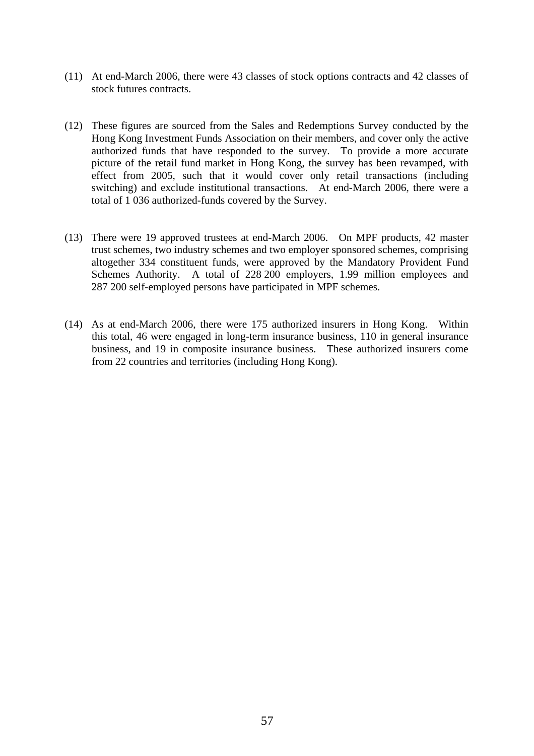(11) At end-March 2006, there were 43 classes of stock options contracts and 42 classes of stock futures contracts.

(12) These figures are sourced from the Sales and Redemptions Survey conducted by the Hong Kong Investment Funds Association on their members, and cover only the active authorized funds that have responded to the survey. To provide a more accurate picture of the retail fund market in Hong Kong, the survey has been revamped, with effect from 2005, such that it would cover only retail transactions (including switching) and exclude institutional transactions. At end-March 2006, there were a total of 1 036 authorized-funds covered by the Survey.

(13) There were 19 approved trustees at end-March 2006. On MPF products, 42 master trust schemes, two industry schemes and two employer sponsored schemes, comprising altogether 334 constituent funds, were approved by the Mandatory Provident Fund Schemes Authority. A total of 228 200 employers, 1.99 million employees and 287 200 self-employed persons have participated in MPF schemes.

(14) As at end-March 2006, there were 175 authorized insurers in Hong Kong. Within this total, 46 were engaged in long-term insurance business, 110 in general insurance business, and 19 in composite insurance business. These authorized insurers come from 22 countries and territories (including Hong Kong).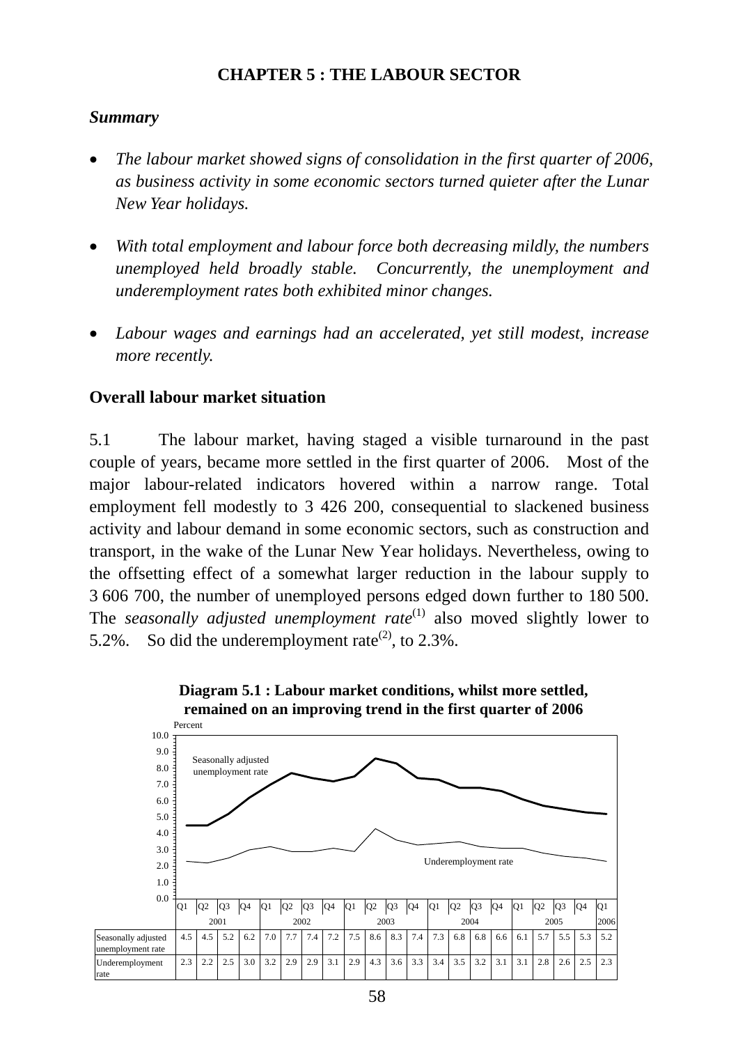## CHAPTER 5 : THE LABOUR SECTOR

### *Summary*

- *The labour market showed signs of consolidation in the first quarter of 2006, as business activity in some economic sectors turned quieter after the Lunar New Year holidays.*

- *With total employment and labour force both decreasing mildly, the numbers unemployed held broadly stable. Concurrently, the unemployment and underemployment rates both exhibited minor changes.*

- *Labour wages and earnings had an accelerated, yet still modest, increase more recently.*

### Overall labour market situation

5.1 The labour market, having staged a visible turnaround in the past couple of years, became more settled in the first quarter of 2006. Most of the major labour-related indicators hovered within a narrow range. Total employment fell modestly to 3 426 200, consequential to slackened business activity and labour demand in some economic sectors, such as construction and transport, in the wake of the Lunar New Year holidays. Nevertheless, owing to the offsetting effect of a somewhat larger reduction in the labour supply to 3 606 700, the number of unemployed persons edged down further to 180 500. The *seasonally adjusted unemployment rate*(1) also moved slightly lower to 5.2%. So did the underemployment rate(2), to 2.3%.

**Diagram 5.1 : Labour market conditions, whilst more settled, remained on an improving trend in the first quarter of 2006**

| | 2001 | | | | 2002 | | | | 2003 | | | | 2004 | | | | 2005 | | | | 2006 |
|---|---|---|---|---|---|---|---|---|---|---|---|---|---|---|---|---|---|---|---|---|---|
| | Q1 | Q2 | Q3 | Q4 | Q1 | Q2 | Q3 | Q4 | Q1 | Q2 | Q3 | Q4 | Q1 | Q2 | Q3 | Q4 | Q1 | Q2 | Q3 | Q4 | Q1 |
| Seasonally adjusted unemployment rate | 4.5 | 4.5 | 5.2 | 6.2 | 7.0 | 7.7 | 7.4 | 7.2 | 7.5 | 8.6 | 8.3 | 7.4 | 7.3 | 6.8 | 6.8 | 6.6 | 6.1 | 5.7 | 5.5 | 5.3 | 5.2 |
| Underemployment rate | 2.3 | 2.2 | 2.5 | 3.0 | 3.2 | 2.9 | 2.9 | 3.1 | 2.9 | 4.3 | 3.6 | 3.3 | 3.4 | 3.5 | 3.2 | 3.1 | 3.1 | 2.8 | 2.6 | 2.5 | 2.3 |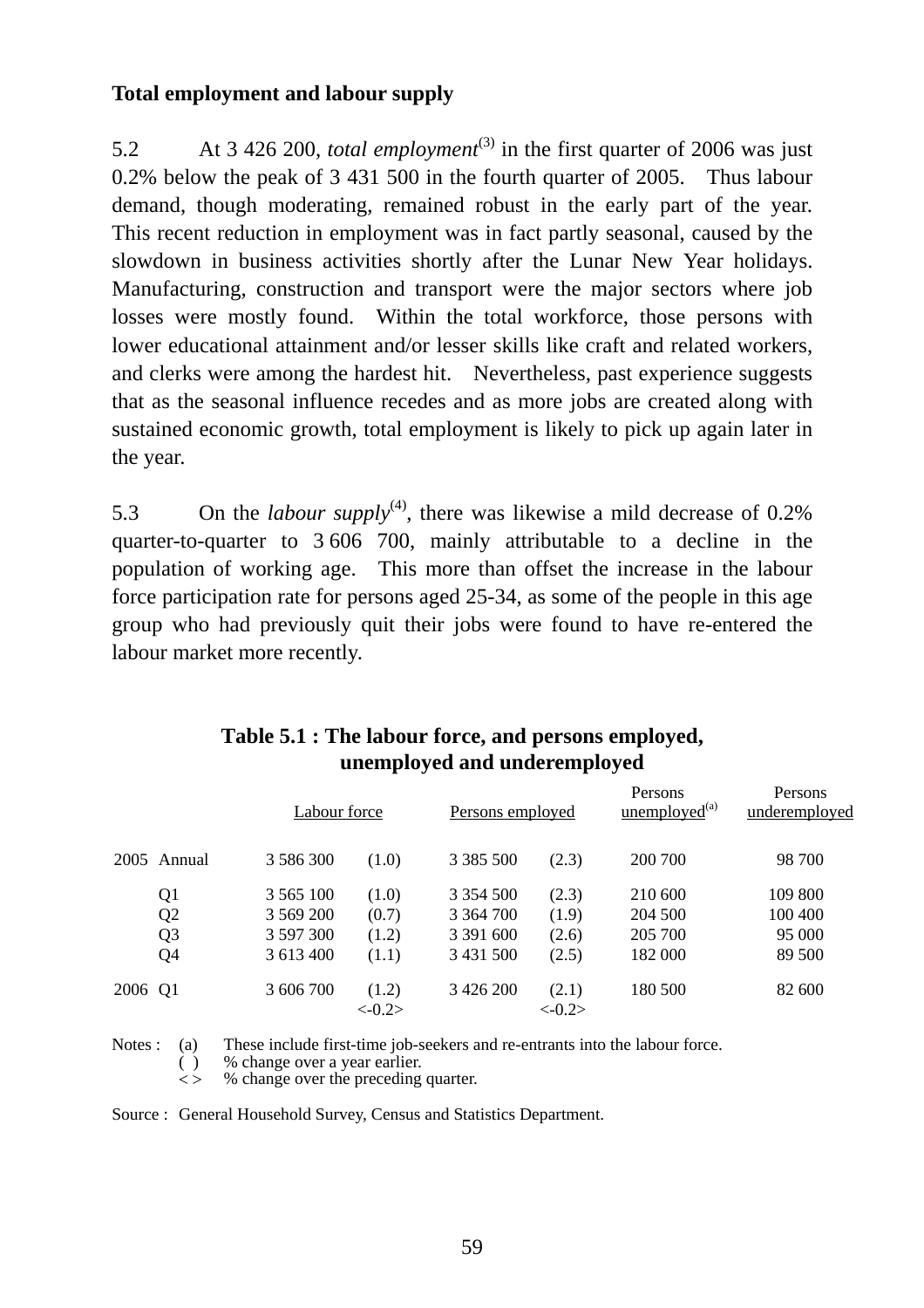**Total employment and labour supply**

5.2 At 3 426 200, *total employment*[3] in the first quarter of 2006 was just 0.2% below the peak of 3 431 500 in the fourth quarter of 2005. Thus labour demand, though moderating, remained robust in the early part of the year. This recent reduction in employment was in fact partly seasonal, caused by the slowdown in business activities shortly after the Lunar New Year holidays. Manufacturing, construction and transport were the major sectors where job losses were mostly found. Within the total workforce, those persons with lower educational attainment and/or lesser skills like craft and related workers, and clerks were among the hardest hit. Nevertheless, past experience suggests that as the seasonal influence recedes and as more jobs are created along with sustained economic growth, total employment is likely to pick up again later in the year.

5.3 On the *labour supply*[4], there was likewise a mild decrease of 0.2% quarter-to-quarter to 3 606 700, mainly attributable to a decline in the population of working age. This more than offset the increase in the labour force participation rate for persons aged 25-34, as some of the people in this age group who had previously quit their jobs were found to have re-entered the labour market more recently.

**Table 5.1 : The labour force, and persons employed, unemployed and underemployed**

| | | Labour force | | Persons employed | | Persons unemployed[a] | Persons underemployed |
|---|---|---|---|---|---|---|---|
| 2005 | Annual | 3 586 300 | (1.0) | 3 385 500 | (2.3) | 200 700 | 98 700 |
| | Q1 | 3 565 100 | (1.0) | 3 354 500 | (2.3) | 210 600 | 109 800 |
| | Q2 | 3 569 200 | (0.7) | 3 364 700 | (1.9) | 204 500 | 100 400 |
| | Q3 | 3 597 300 | (1.2) | 3 391 600 | (2.6) | 205 700 | 95 000 |
| | Q4 | 3 613 400 | (1.1) | 3 431 500 | (2.5) | 182 000 | 89 500 |
| 2006 | Q1 | 3 606 700 | (1.2) <-0.2> | 3 426 200 | (2.1) <-0.2> | 180 500 | 82 600 |

Notes : (a) These include first-time job-seekers and re-entrants into the labour force.
( ) % change over a year earlier.
< > % change over the preceding quarter.

Source : General Household Survey, Census and Statistics Department.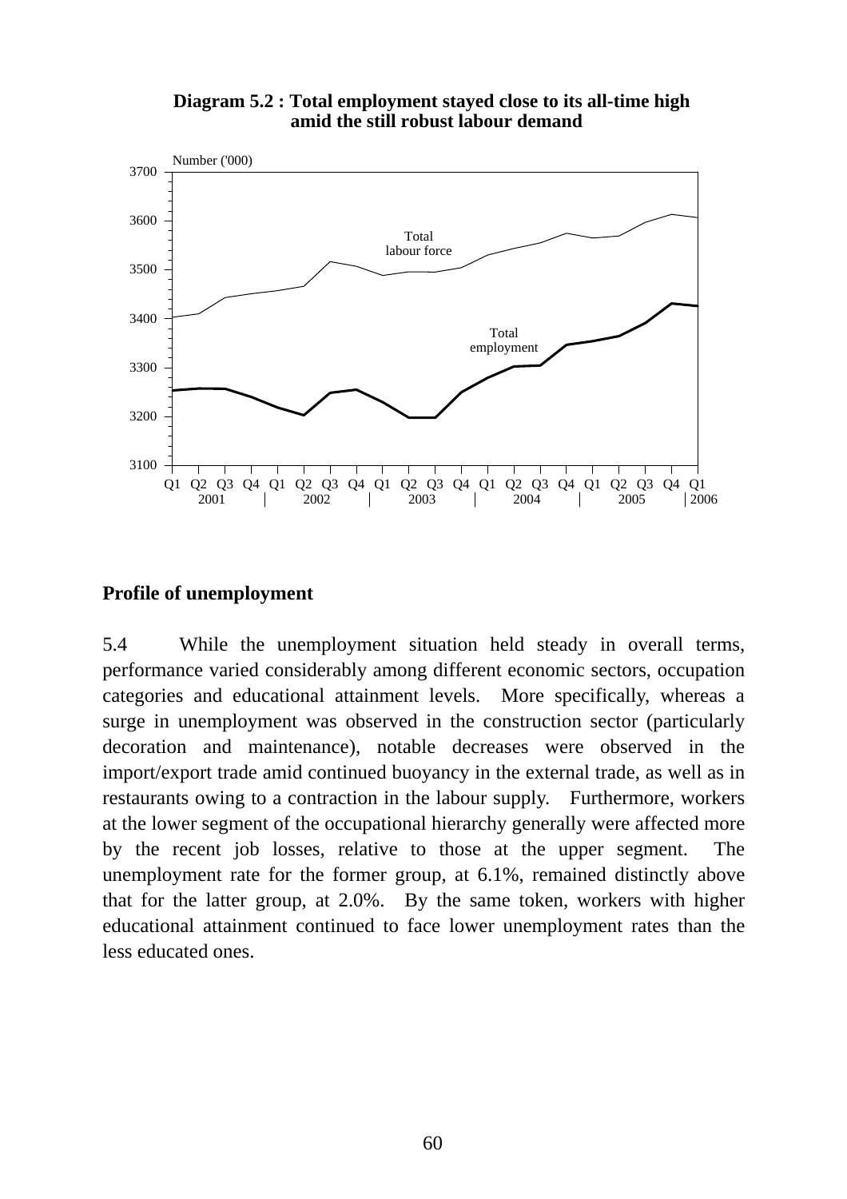**Diagram 5.2 : Total employment stayed close to its all-time high amid the still robust labour demand**

Number ('000)

3700

3600

3500

3400

3300

3200

3100

Total labour force

Total employment

Q1 Q2 Q3 Q4 Q1 Q2 Q3 Q4 Q1 Q2 Q3 Q4 Q1 Q2 Q3 Q4 Q1 Q2 Q3 Q4 Q1

2001 | 2002 | 2003 | 2004 | 2005 | 2006

## Profile of unemployment

5.4 While the unemployment situation held steady in overall terms, performance varied considerably among different economic sectors, occupation categories and educational attainment levels. More specifically, whereas a surge in unemployment was observed in the construction sector (particularly decoration and maintenance), notable decreases were observed in the import/export trade amid continued buoyancy in the external trade, as well as in restaurants owing to a contraction in the labour supply. Furthermore, workers at the lower segment of the occupational hierarchy generally were affected more by the recent job losses, relative to those at the upper segment. The unemployment rate for the former group, at 6.1%, remained distinctly above that for the latter group, at 2.0%. By the same token, workers with higher educational attainment continued to face lower unemployment rates than the less educated ones.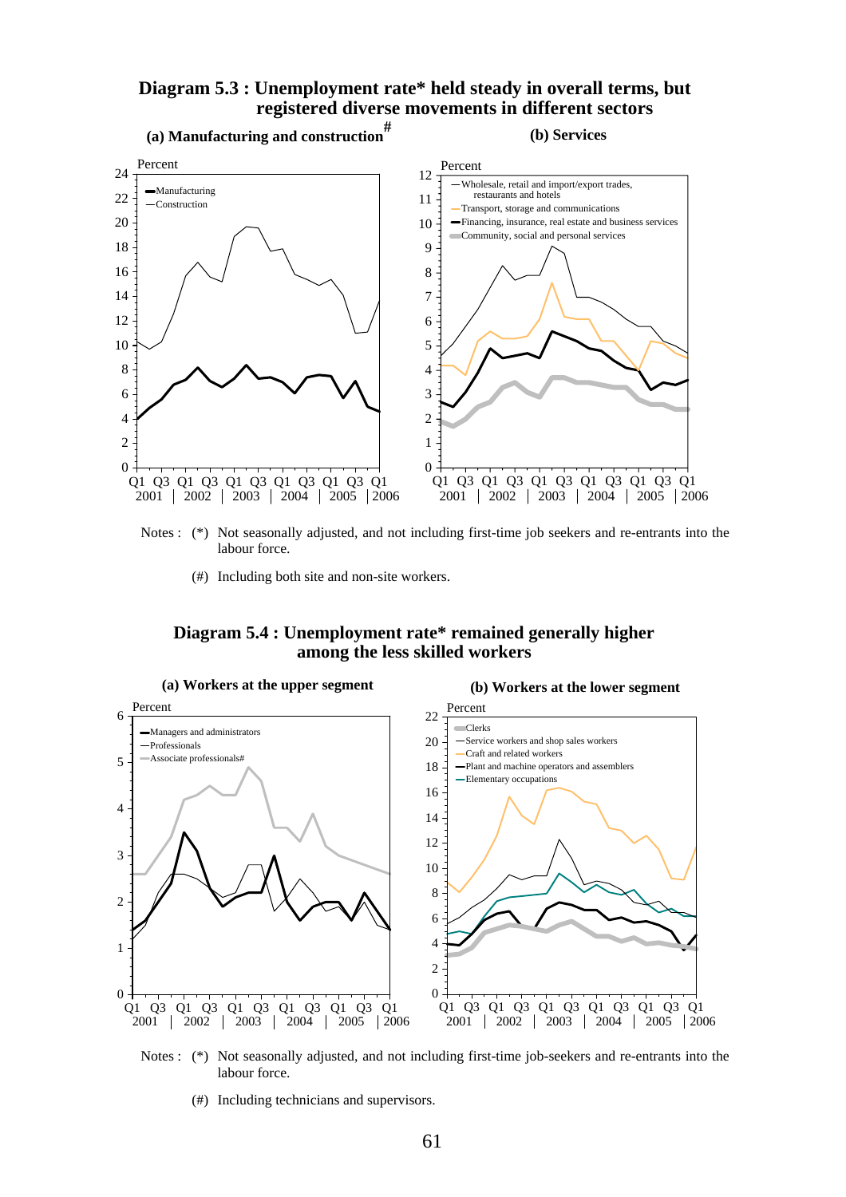**Diagram 5.3 : Unemployment rate* held steady in overall terms, but registered diverse movements in different sectors**

(a) Manufacturing and construction#

(b) Services

Notes : (*) Not seasonally adjusted, and not including first-time job seekers and re-entrants into the labour force.

(#) Including both site and non-site workers.

**Diagram 5.4 : Unemployment rate* remained generally higher among the less skilled workers**

(a) Workers at the upper segment

(b) Workers at the lower segment

Notes : (*) Not seasonally adjusted, and not including first-time job-seekers and re-entrants into the labour force.

(#) Including technicians and supervisors.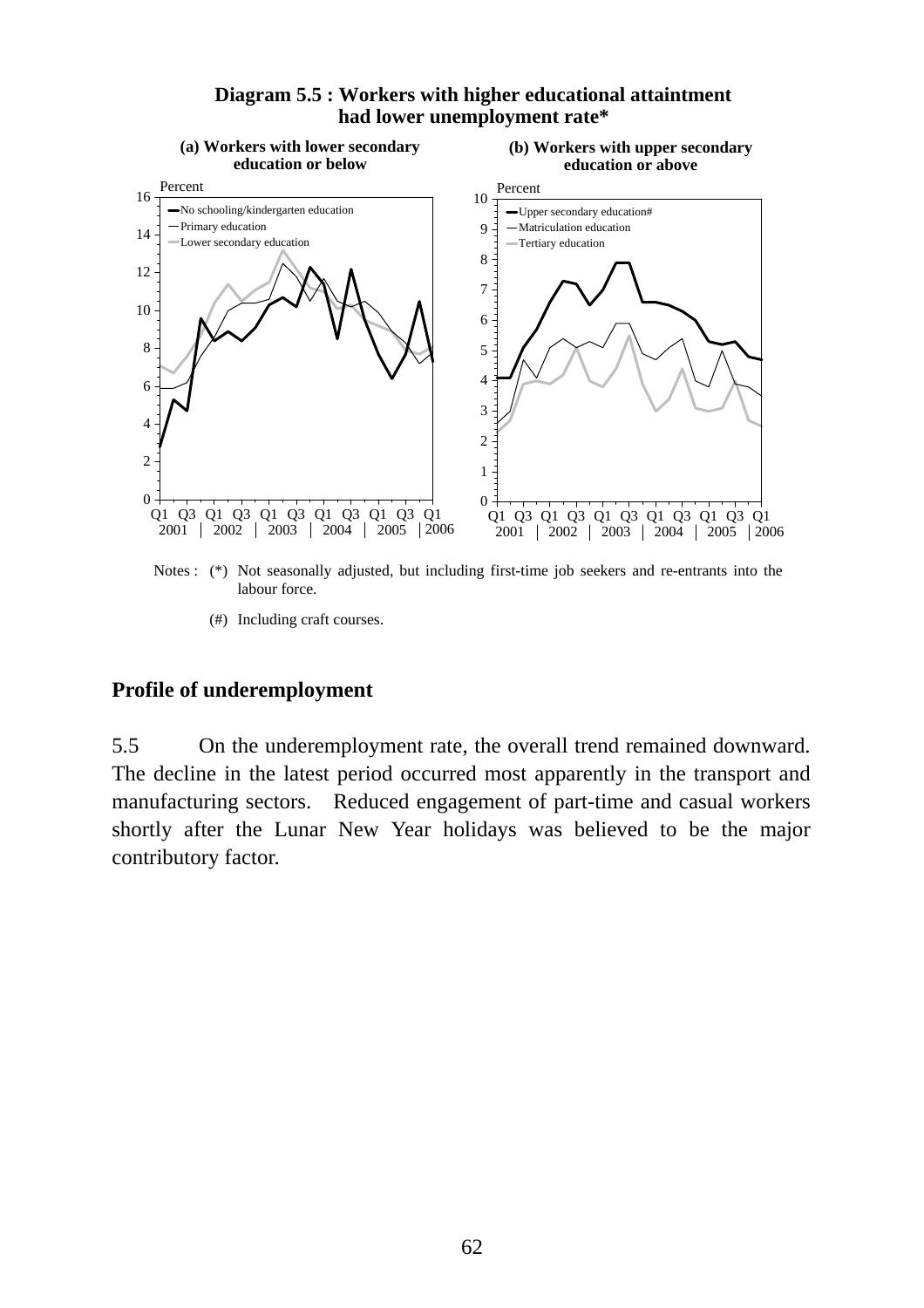**Diagram 5.5 : Workers with higher educational attaintment had lower unemployment rate***

(a) Workers with lower secondary education or below

(b) Workers with upper secondary education or above

Notes : (*) Not seasonally adjusted, but including first-time job seekers and re-entrants into the labour force.

(#) Including craft courses.

## Profile of underemployment

5.5 On the underemployment rate, the overall trend remained downward. The decline in the latest period occurred most apparently in the transport and manufacturing sectors. Reduced engagement of part-time and casual workers shortly after the Lunar New Year holidays was believed to be the major contributory factor.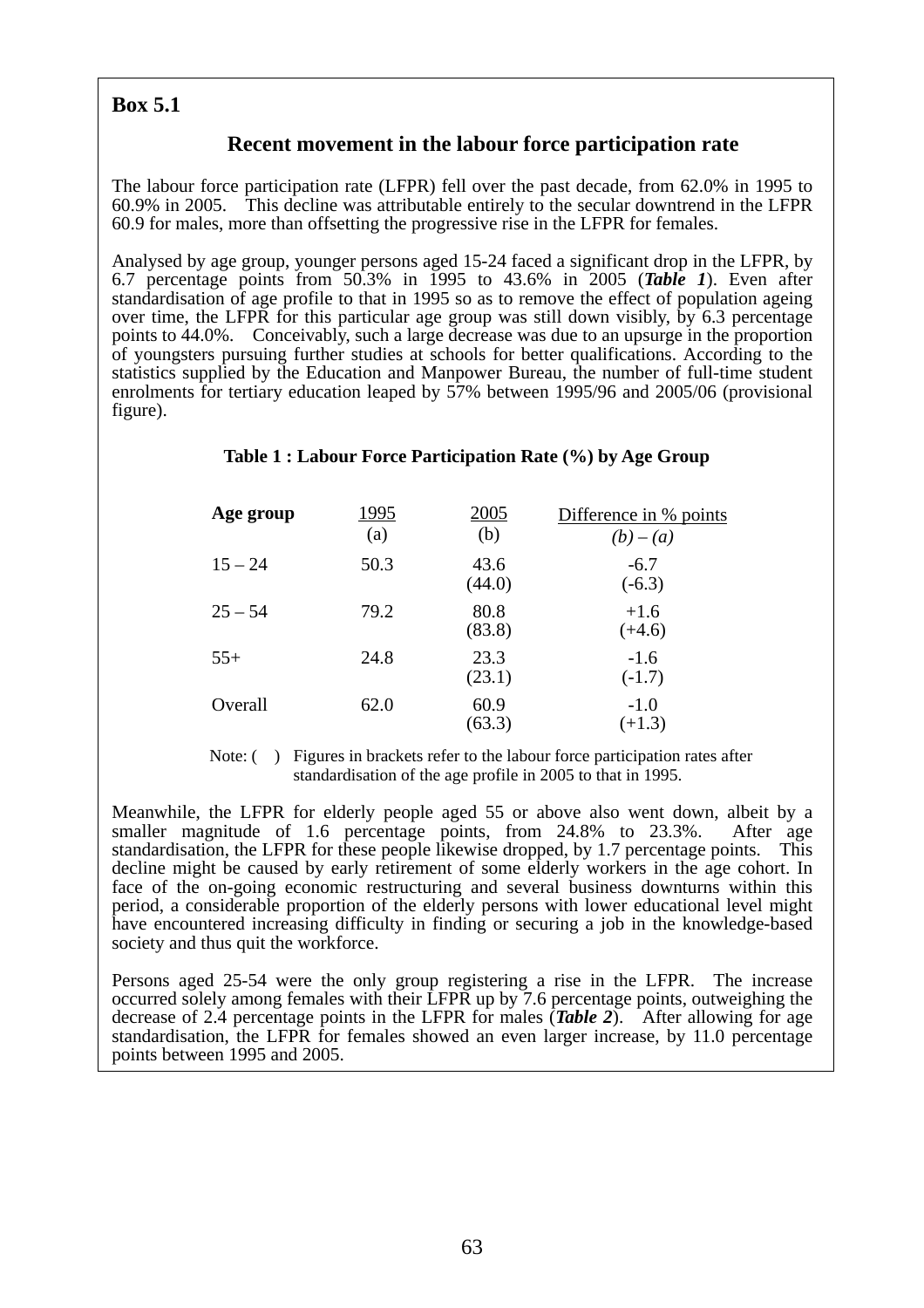**Box 5.1**

## Recent movement in the labour force participation rate

The labour force participation rate (LFPR) fell over the past decade, from 62.0% in 1995 to 60.9% in 2005. This decline was attributable entirely to the secular downtrend in the LFPR 60.9 for males, more than offsetting the progressive rise in the LFPR for females.

Analysed by age group, younger persons aged 15-24 faced a significant drop in the LFPR, by 6.7 percentage points from 50.3% in 1995 to 43.6% in 2005 (***Table 1***). Even after standardisation of age profile to that in 1995 so as to remove the effect of population ageing over time, the LFPR for this particular age group was still down visibly, by 6.3 percentage points to 44.0%. Conceivably, such a large decrease was due to an upsurge in the proportion of youngsters pursuing further studies at schools for better qualifications. According to the statistics supplied by the Education and Manpower Bureau, the number of full-time student enrolments for tertiary education leaped by 57% between 1995/96 and 2005/06 (provisional figure).

**Table 1 : Labour Force Participation Rate (%) by Age Group**

| Age group | 1995 (a) | 2005 (b) | Difference in % points *(b) – (a)* |
|---|---|---|---|
| 15 – 24 | 50.3 | 43.6 (44.0) | -6.7 (-6.3) |
| 25 – 54 | 79.2 | 80.8 (83.8) | +1.6 (+4.6) |
| 55+ | 24.8 | 23.3 (23.1) | -1.6 (-1.7) |
| Overall | 62.0 | 60.9 (63.3) | -1.0 (+1.3) |

Note: ( ) Figures in brackets refer to the labour force participation rates after standardisation of the age profile in 2005 to that in 1995.

Meanwhile, the LFPR for elderly people aged 55 or above also went down, albeit by a smaller magnitude of 1.6 percentage points, from 24.8% to 23.3%. After age standardisation, the LFPR for these people likewise dropped, by 1.7 percentage points. This decline might be caused by early retirement of some elderly workers in the age cohort. In face of the on-going economic restructuring and several business downturns within this period, a considerable proportion of the elderly persons with lower educational level might have encountered increasing difficulty in finding or securing a job in the knowledge-based society and thus quit the workforce.

Persons aged 25-54 were the only group registering a rise in the LFPR. The increase occurred solely among females with their LFPR up by 7.6 percentage points, outweighing the decrease of 2.4 percentage points in the LFPR for males (***Table 2***). After allowing for age standardisation, the LFPR for females showed an even larger increase, by 11.0 percentage points between 1995 and 2005.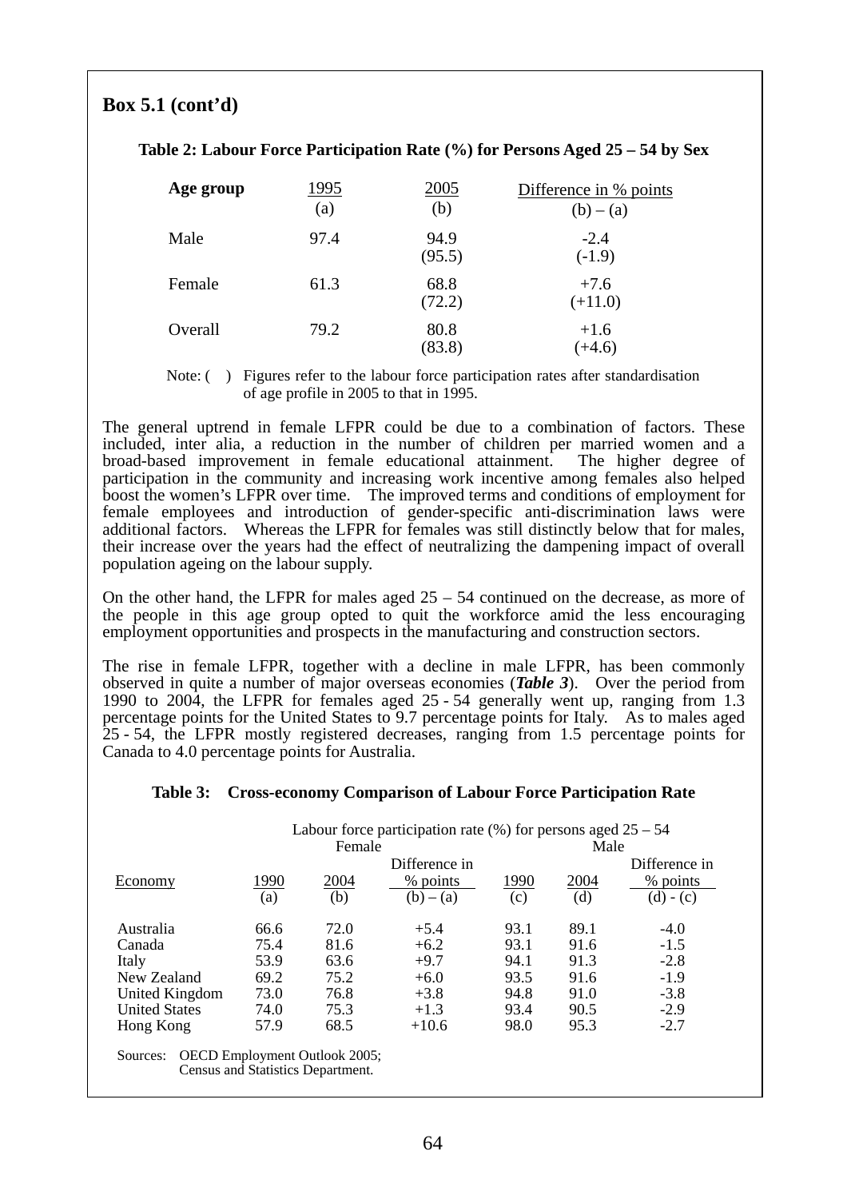## Box 5.1 (cont'd)

**Table 2: Labour Force Participation Rate (%) for Persons Aged 25 – 54 by Sex**

| **Age group** | 1995<br>(a) | 2005<br>(b) | Difference in % points<br>(b) – (a) |
|---|---|---|---|
| Male | 97.4 | 94.9<br>(95.5) | -2.4<br>(-1.9) |
| Female | 61.3 | 68.8<br>(72.2) | +7.6<br>(+11.0) |
| Overall | 79.2 | 80.8<br>(83.8) | +1.6<br>(+4.6) |

Note: ( ) Figures refer to the labour force participation rates after standardisation of age profile in 2005 to that in 1995.

The general uptrend in female LFPR could be due to a combination of factors. These included, inter alia, a reduction in the number of children per married women and a broad-based improvement in female educational attainment. The higher degree of participation in the community and increasing work incentive among females also helped boost the women's LFPR over time. The improved terms and conditions of employment for female employees and introduction of gender-specific anti-discrimination laws were additional factors. Whereas the LFPR for females was still distinctly below that for males, their increase over the years had the effect of neutralizing the dampening impact of overall population ageing on the labour supply.

On the other hand, the LFPR for males aged 25 – 54 continued on the decrease, as more of the people in this age group opted to quit the workforce amid the less encouraging employment opportunities and prospects in the manufacturing and construction sectors.

The rise in female LFPR, together with a decline in male LFPR, has been commonly observed in quite a number of major overseas economies (***Table 3***). Over the period from 1990 to 2004, the LFPR for females aged 25 - 54 generally went up, ranging from 1.3 percentage points for the United States to 9.7 percentage points for Italy. As to males aged 25 - 54, the LFPR mostly registered decreases, ranging from 1.5 percentage points for Canada to 4.0 percentage points for Australia.

**Table 3: Cross-economy Comparison of Labour Force Participation Rate**

| | Labour force participation rate (%) for persons aged 25 – 54 | | | | | |
|---|---|---|---|---|---|---|
| | Female | | | Male | | |
| Economy | 1990<br>(a) | 2004<br>(b) | Difference in % points<br>(b) – (a) | 1990<br>(c) | 2004<br>(d) | Difference in % points<br>(d) - (c) |
| Australia | 66.6 | 72.0 | +5.4 | 93.1 | 89.1 | -4.0 |
| Canada | 75.4 | 81.6 | +6.2 | 93.1 | 91.6 | -1.5 |
| Italy | 53.9 | 63.6 | +9.7 | 94.1 | 91.3 | -2.8 |
| New Zealand | 69.2 | 75.2 | +6.0 | 93.5 | 91.6 | -1.9 |
| United Kingdom | 73.0 | 76.8 | +3.8 | 94.8 | 91.0 | -3.8 |
| United States | 74.0 | 75.3 | +1.3 | 93.4 | 90.5 | -2.9 |
| Hong Kong | 57.9 | 68.5 | +10.6 | 98.0 | 95.3 | -2.7 |

Sources: OECD Employment Outlook 2005;
Census and Statistics Department.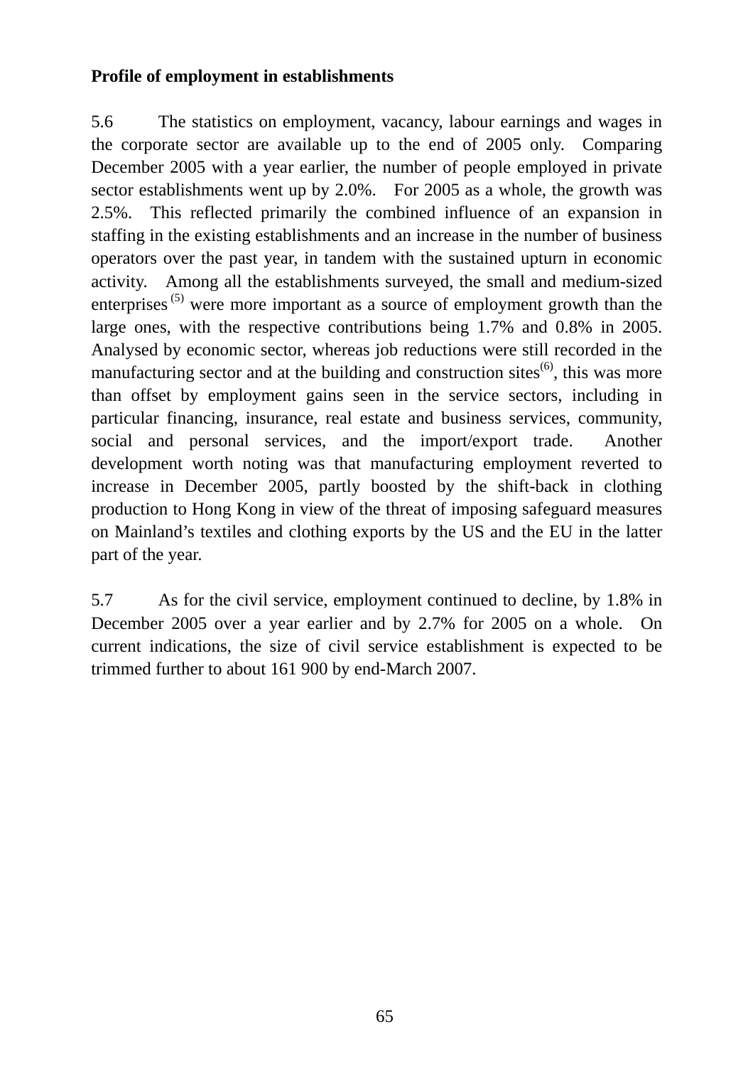**Profile of employment in establishments**

5.6 The statistics on employment, vacancy, labour earnings and wages in the corporate sector are available up to the end of 2005 only. Comparing December 2005 with a year earlier, the number of people employed in private sector establishments went up by 2.0%. For 2005 as a whole, the growth was 2.5%. This reflected primarily the combined influence of an expansion in staffing in the existing establishments and an increase in the number of business operators over the past year, in tandem with the sustained upturn in economic activity. Among all the establishments surveyed, the small and medium-sized enterprises [(5)] were more important as a source of employment growth than the large ones, with the respective contributions being 1.7% and 0.8% in 2005. Analysed by economic sector, whereas job reductions were still recorded in the manufacturing sector and at the building and construction sites[(6)], this was more than offset by employment gains seen in the service sectors, including in particular financing, insurance, real estate and business services, community, social and personal services, and the import/export trade. Another development worth noting was that manufacturing employment reverted to increase in December 2005, partly boosted by the shift-back in clothing production to Hong Kong in view of the threat of imposing safeguard measures on Mainland's textiles and clothing exports by the US and the EU in the latter part of the year.

5.7 As for the civil service, employment continued to decline, by 1.8% in December 2005 over a year earlier and by 2.7% for 2005 on a whole. On current indications, the size of civil service establishment is expected to be trimmed further to about 161 900 by end-March 2007.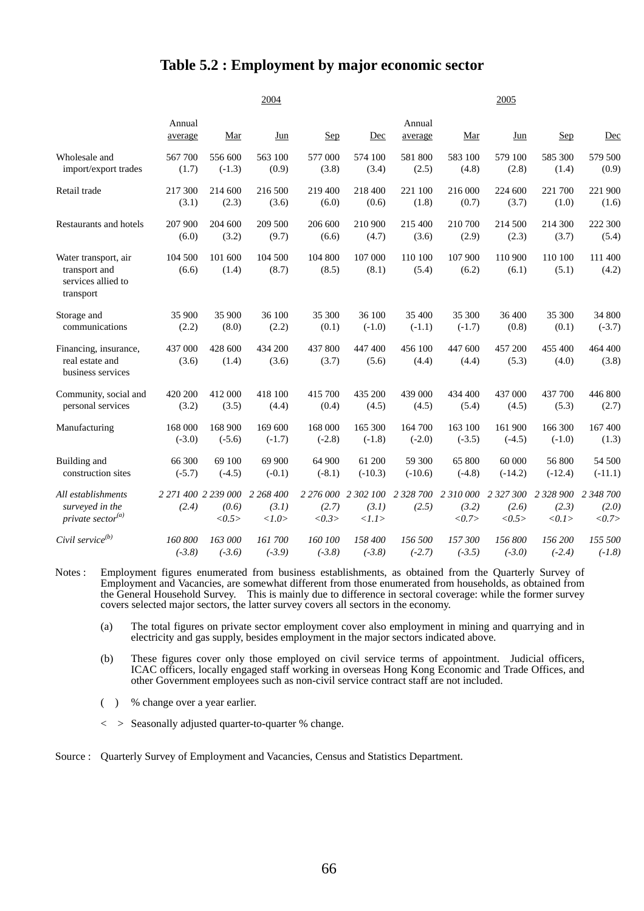# Table 5.2 : Employment by major economic sector

| | 2004 | | | | | 2005 | | | | |
|---|---|---|---|---|---|---|---|---|---|---|
| | Annual average | Mar | Jun | Sep | Dec | Annual average | Mar | Jun | Sep | Dec |
| Wholesale and import/export trades | 567 700 (1.7) | 556 600 (-1.3) | 563 100 (0.9) | 577 000 (3.8) | 574 100 (3.4) | 581 800 (2.5) | 583 100 (4.8) | 579 100 (2.8) | 585 300 (1.4) | 579 500 (0.9) |
| Retail trade | 217 300 (3.1) | 214 600 (2.3) | 216 500 (3.6) | 219 400 (6.0) | 218 400 (0.6) | 221 100 (1.8) | 216 000 (0.7) | 224 600 (3.7) | 221 700 (1.0) | 221 900 (1.6) |
| Restaurants and hotels | 207 900 (6.0) | 204 600 (3.2) | 209 500 (9.7) | 206 600 (6.6) | 210 900 (4.7) | 215 400 (3.6) | 210 700 (2.9) | 214 500 (2.3) | 214 300 (3.7) | 222 300 (5.4) |
| Water transport, air transport and services allied to transport | 104 500 (6.6) | 101 600 (1.4) | 104 500 (8.7) | 104 800 (8.5) | 107 000 (8.1) | 110 100 (5.4) | 107 900 (6.2) | 110 900 (6.1) | 110 100 (5.1) | 111 400 (4.2) |
| Storage and communications | 35 900 (2.2) | 35 900 (8.0) | 36 100 (2.2) | 35 300 (0.1) | 36 100 (-1.0) | 35 400 (-1.1) | 35 300 (-1.7) | 36 400 (0.8) | 35 300 (0.1) | 34 800 (-3.7) |
| Financing, insurance, real estate and business services | 437 000 (3.6) | 428 600 (1.4) | 434 200 (3.6) | 437 800 (3.7) | 447 400 (5.6) | 456 100 (4.4) | 447 600 (4.4) | 457 200 (5.3) | 455 400 (4.0) | 464 400 (3.8) |
| Community, social and personal services | 420 200 (3.2) | 412 000 (3.5) | 418 100 (4.4) | 415 700 (0.4) | 435 200 (4.5) | 439 000 (4.5) | 434 400 (5.4) | 437 000 (4.5) | 437 700 (5.3) | 446 800 (2.7) |
| Manufacturing | 168 000 (-3.0) | 168 900 (-5.6) | 169 600 (-1.7) | 168 000 (-2.8) | 165 300 (-1.8) | 164 700 (-2.0) | 163 100 (-3.5) | 161 900 (-4.5) | 166 300 (-1.0) | 167 400 (1.3) |
| Building and construction sites | 66 300 (-5.7) | 69 100 (-4.5) | 69 900 (-0.1) | 64 900 (-8.1) | 61 200 (-10.3) | 59 300 (-10.6) | 65 800 (-4.8) | 60 000 (-14.2) | 56 800 (-12.4) | 54 500 (-11.1) |
| *All establishments surveyed in the private sector*[(a)] | *2 271 400 (2.4)* | *2 239 000 (0.6) <0.5>* | *2 268 400 (3.1) <1.0>* | *2 276 000 (2.7) <0.3>* | *2 302 100 (3.1) <1.1>* | *2 328 700 (2.5)* | *2 310 000 (3.2) <0.7>* | *2 327 300 (2.6) <0.5>* | *2 328 900 (2.3) <0.1>* | *2 348 700 (2.0) <0.7>* |
| *Civil service*[(b)] | *160 800 (-3.8)* | *163 000 (-3.6)* | *161 700 (-3.9)* | *160 100 (-3.8)* | *158 400 (-3.8)* | *156 500 (-2.7)* | *157 300 (-3.5)* | *156 800 (-3.0)* | *156 200 (-2.4)* | *155 500 (-1.8)* |

Notes : Employment figures enumerated from business establishments, as obtained from the Quarterly Survey of Employment and Vacancies, are somewhat different from those enumerated from households, as obtained from the General Household Survey. This is mainly due to difference in sectoral coverage: while the former survey covers selected major sectors, the latter survey covers all sectors in the economy.

(a) The total figures on private sector employment cover also employment in mining and quarrying and in electricity and gas supply, besides employment in the major sectors indicated above.

(b) These figures cover only those employed on civil service terms of appointment. Judicial officers, ICAC officers, locally engaged staff working in overseas Hong Kong Economic and Trade Offices, and other Government employees such as non-civil service contract staff are not included.

( ) % change over a year earlier.

< > Seasonally adjusted quarter-to-quarter % change.

Source : Quarterly Survey of Employment and Vacancies, Census and Statistics Department.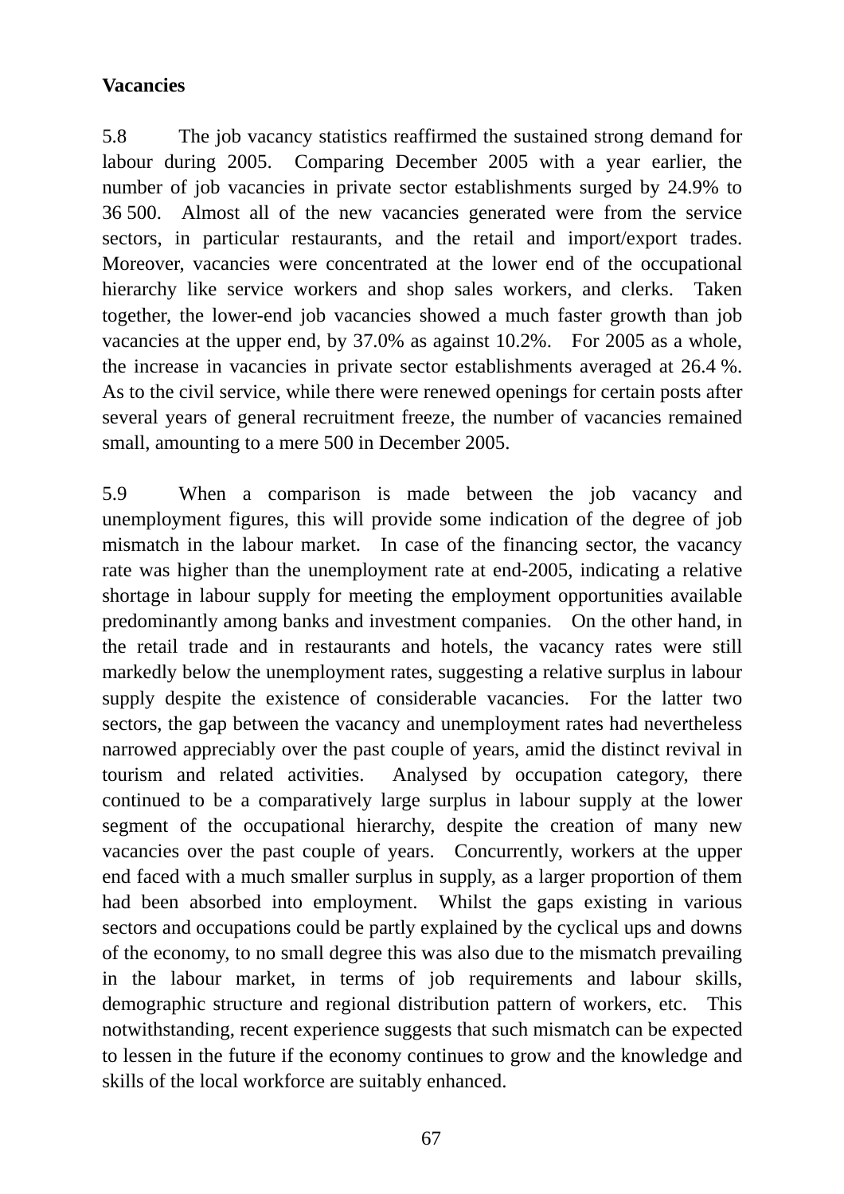**Vacancies**

5.8 The job vacancy statistics reaffirmed the sustained strong demand for labour during 2005. Comparing December 2005 with a year earlier, the number of job vacancies in private sector establishments surged by 24.9% to 36 500. Almost all of the new vacancies generated were from the service sectors, in particular restaurants, and the retail and import/export trades. Moreover, vacancies were concentrated at the lower end of the occupational hierarchy like service workers and shop sales workers, and clerks. Taken together, the lower-end job vacancies showed a much faster growth than job vacancies at the upper end, by 37.0% as against 10.2%. For 2005 as a whole, the increase in vacancies in private sector establishments averaged at 26.4 %. As to the civil service, while there were renewed openings for certain posts after several years of general recruitment freeze, the number of vacancies remained small, amounting to a mere 500 in December 2005.

5.9 When a comparison is made between the job vacancy and unemployment figures, this will provide some indication of the degree of job mismatch in the labour market. In case of the financing sector, the vacancy rate was higher than the unemployment rate at end-2005, indicating a relative shortage in labour supply for meeting the employment opportunities available predominantly among banks and investment companies. On the other hand, in the retail trade and in restaurants and hotels, the vacancy rates were still markedly below the unemployment rates, suggesting a relative surplus in labour supply despite the existence of considerable vacancies. For the latter two sectors, the gap between the vacancy and unemployment rates had nevertheless narrowed appreciably over the past couple of years, amid the distinct revival in tourism and related activities. Analysed by occupation category, there continued to be a comparatively large surplus in labour supply at the lower segment of the occupational hierarchy, despite the creation of many new vacancies over the past couple of years. Concurrently, workers at the upper end faced with a much smaller surplus in supply, as a larger proportion of them had been absorbed into employment. Whilst the gaps existing in various sectors and occupations could be partly explained by the cyclical ups and downs of the economy, to no small degree this was also due to the mismatch prevailing in the labour market, in terms of job requirements and labour skills, demographic structure and regional distribution pattern of workers, etc. This notwithstanding, recent experience suggests that such mismatch can be expected to lessen in the future if the economy continues to grow and the knowledge and skills of the local workforce are suitably enhanced.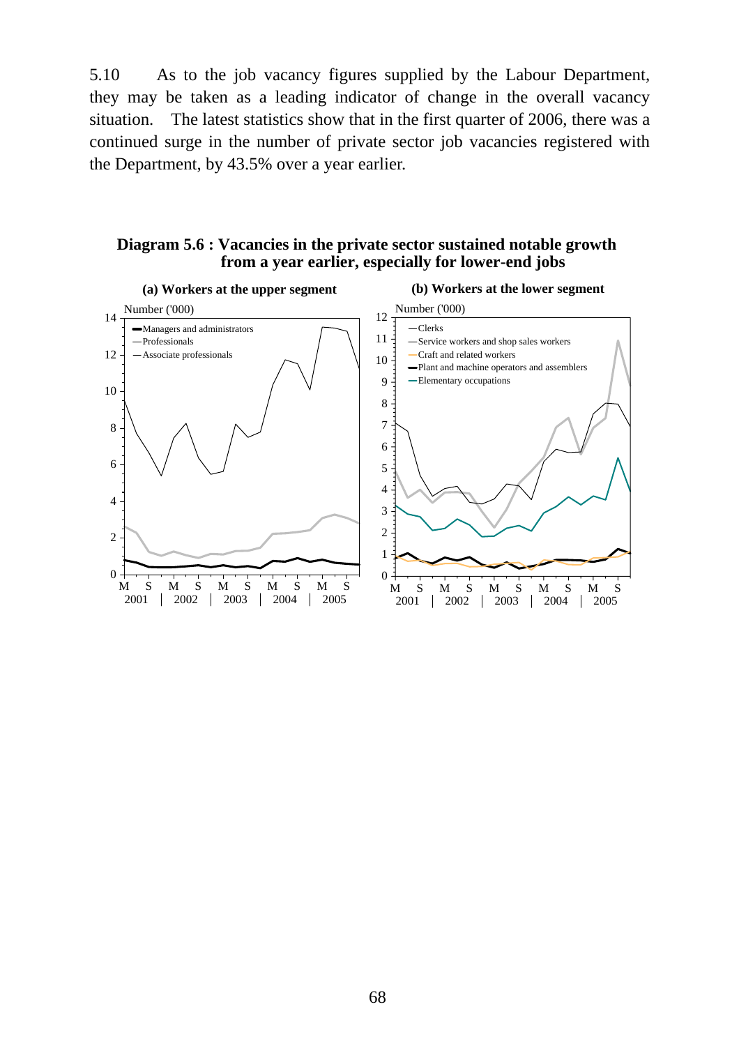5.10 As to the job vacancy figures supplied by the Labour Department, they may be taken as a leading indicator of change in the overall vacancy situation. The latest statistics show that in the first quarter of 2006, there was a continued surge in the number of private sector job vacancies registered with the Department, by 43.5% over a year earlier.

**Diagram 5.6 : Vacancies in the private sector sustained notable growth from a year earlier, especially for lower-end jobs**

**(a) Workers at the upper segment**

Number ('000)

- Managers and administrators
- Professionals
- Associate professionals

M S M S M S M S M S
2001 | 2002 | 2003 | 2004 | 2005

**(b) Workers at the lower segment**

Number ('000)

- Clerks
- Service workers and shop sales workers
- Craft and related workers
- Plant and machine operators and assemblers
- Elementary occupations

M S M S M S M S M S
2001 | 2002 | 2003 | 2004 | 2005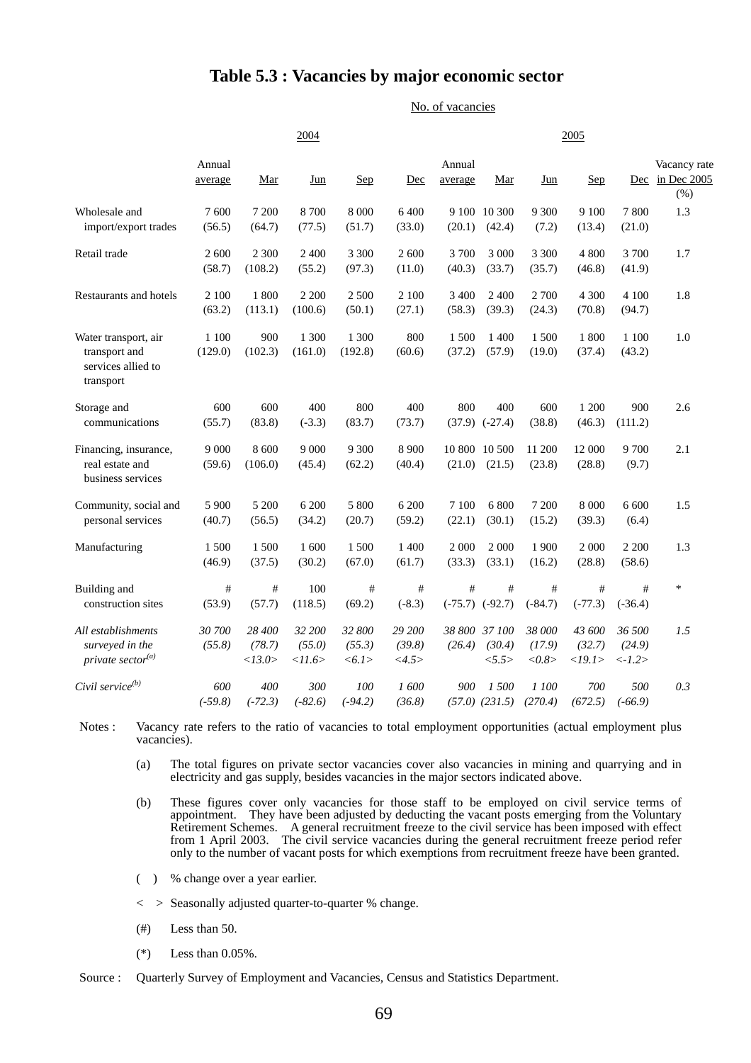# Table 5.3 : Vacancies by major economic sector

No. of vacancies

| | 2004 | | | | | 2005 | | | | | |
|---|---|---|---|---|---|---|---|---|---|---|---|
| | Annual average | Mar | Jun | Sep | Dec | Annual average | Mar | Jun | Sep | Dec | Vacancy rate in Dec 2005 (%) |
| Wholesale and import/export trades | 7 600 (56.5) | 7 200 (64.7) | 8 700 (77.5) | 8 000 (51.7) | 6 400 (33.0) | 9 100 (20.1) | 10 300 (42.4) | 9 300 (7.2) | 9 100 (13.4) | 7 800 (21.0) | 1.3 |
| Retail trade | 2 600 (58.7) | 2 300 (108.2) | 2 400 (55.2) | 3 300 (97.3) | 2 600 (11.0) | 3 700 (40.3) | 3 000 (33.7) | 3 300 (35.7) | 4 800 (46.8) | 3 700 (41.9) | 1.7 |
| Restaurants and hotels | 2 100 (63.2) | 1 800 (113.1) | 2 200 (100.6) | 2 500 (50.1) | 2 100 (27.1) | 3 400 (58.3) | 2 400 (39.3) | 2 700 (24.3) | 4 300 (70.8) | 4 100 (94.7) | 1.8 |
| Water transport, air transport and services allied to transport | 1 100 (129.0) | 900 (102.3) | 1 300 (161.0) | 1 300 (192.8) | 800 (60.6) | 1 500 (37.2) | 1 400 (57.9) | 1 500 (19.0) | 1 800 (37.4) | 1 100 (43.2) | 1.0 |
| Storage and communications | 600 (55.7) | 600 (83.8) | 400 (-3.3) | 800 (83.7) | 400 (73.7) | 800 (37.9) | 400 (-27.4) | 600 (38.8) | 1 200 (46.3) | 900 (111.2) | 2.6 |
| Financing, insurance, real estate and business services | 9 000 (59.6) | 8 600 (106.0) | 9 000 (45.4) | 9 300 (62.2) | 8 900 (40.4) | 10 800 (21.0) | 10 500 (21.5) | 11 200 (23.8) | 12 000 (28.8) | 9 700 (9.7) | 2.1 |
| Community, social and personal services | 5 900 (40.7) | 5 200 (56.5) | 6 200 (34.2) | 5 800 (20.7) | 6 200 (59.2) | 7 100 (22.1) | 6 800 (30.1) | 7 200 (15.2) | 8 000 (39.3) | 6 600 (6.4) | 1.5 |
| Manufacturing | 1 500 (46.9) | 1 500 (37.5) | 1 600 (30.2) | 1 500 (67.0) | 1 400 (61.7) | 2 000 (33.3) | 2 000 (33.1) | 1 900 (16.2) | 2 000 (28.8) | 2 200 (58.6) | 1.3 |
| Building and construction sites | # (53.9) | # (57.7) | 100 (118.5) | # (69.2) | # (-8.3) | # (-75.7) | # (-92.7) | # (-84.7) | # (-77.3) | # (-36.4) | * |
| *All establishments surveyed in the private sector[(a)]* | *30 700 (55.8)* | *28 400 (78.7) <13.0>* | *32 200 (55.0) <11.6>* | *32 800 (55.3) <6.1>* | *29 200 (39.8) <4.5>* | *38 800 (26.4)* | *37 100 (30.4) <5.5>* | *38 000 (17.9) <0.8>* | *43 600 (32.7) <19.1>* | *36 500 (24.9) <-1.2>* | *1.5* |
| *Civil service[(b)]* | *600 (-59.8)* | *400 (-72.3)* | *300 (-82.6)* | *100 (-94.2)* | *1 600 (36.8)* | *900 (57.0)* | *1 500 (231.5)* | *1 100 (270.4)* | *700 (672.5)* | *500 (-66.9)* | *0.3* |

Notes : Vacancy rate refers to the ratio of vacancies to total employment opportunities (actual employment plus vacancies).

(a) The total figures on private sector vacancies cover also vacancies in mining and quarrying and in electricity and gas supply, besides vacancies in the major sectors indicated above.

(b) These figures cover only vacancies for those staff to be employed on civil service terms of appointment. They have been adjusted by deducting the vacant posts emerging from the Voluntary Retirement Schemes. A general recruitment freeze to the civil service has been imposed with effect from 1 April 2003. The civil service vacancies during the general recruitment freeze period refer only to the number of vacant posts for which exemptions from recruitment freeze have been granted.

( ) % change over a year earlier.

< > Seasonally adjusted quarter-to-quarter % change.

(#) Less than 50.

(*) Less than 0.05%.

Source : Quarterly Survey of Employment and Vacancies, Census and Statistics Department.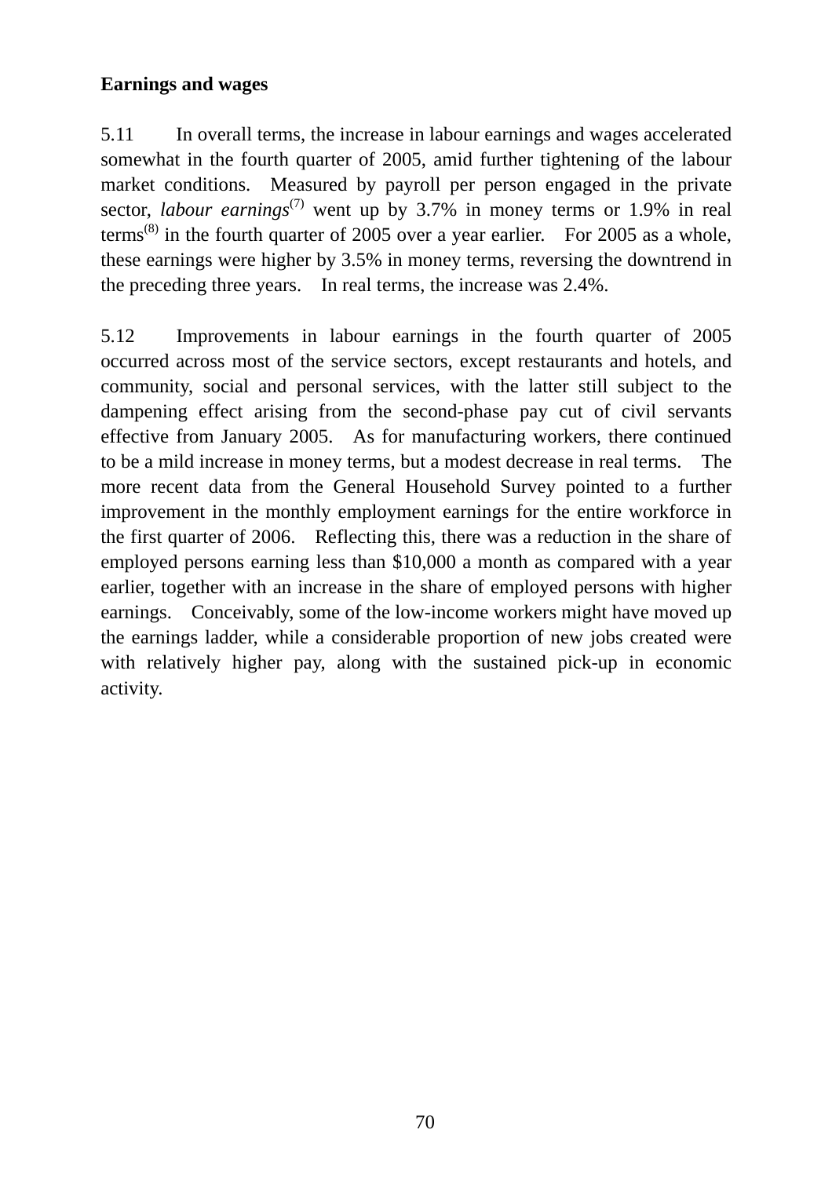**Earnings and wages**

5.11 In overall terms, the increase in labour earnings and wages accelerated somewhat in the fourth quarter of 2005, amid further tightening of the labour market conditions. Measured by payroll per person engaged in the private sector, *labour earnings*[(7)] went up by 3.7% in money terms or 1.9% in real terms[(8)] in the fourth quarter of 2005 over a year earlier. For 2005 as a whole, these earnings were higher by 3.5% in money terms, reversing the downtrend in the preceding three years. In real terms, the increase was 2.4%.

5.12 Improvements in labour earnings in the fourth quarter of 2005 occurred across most of the service sectors, except restaurants and hotels, and community, social and personal services, with the latter still subject to the dampening effect arising from the second-phase pay cut of civil servants effective from January 2005. As for manufacturing workers, there continued to be a mild increase in money terms, but a modest decrease in real terms. The more recent data from the General Household Survey pointed to a further improvement in the monthly employment earnings for the entire workforce in the first quarter of 2006. Reflecting this, there was a reduction in the share of employed persons earning less than $10,000 a month as compared with a year earlier, together with an increase in the share of employed persons with higher earnings. Conceivably, some of the low-income workers might have moved up the earnings ladder, while a considerable proportion of new jobs created were with relatively higher pay, along with the sustained pick-up in economic activity.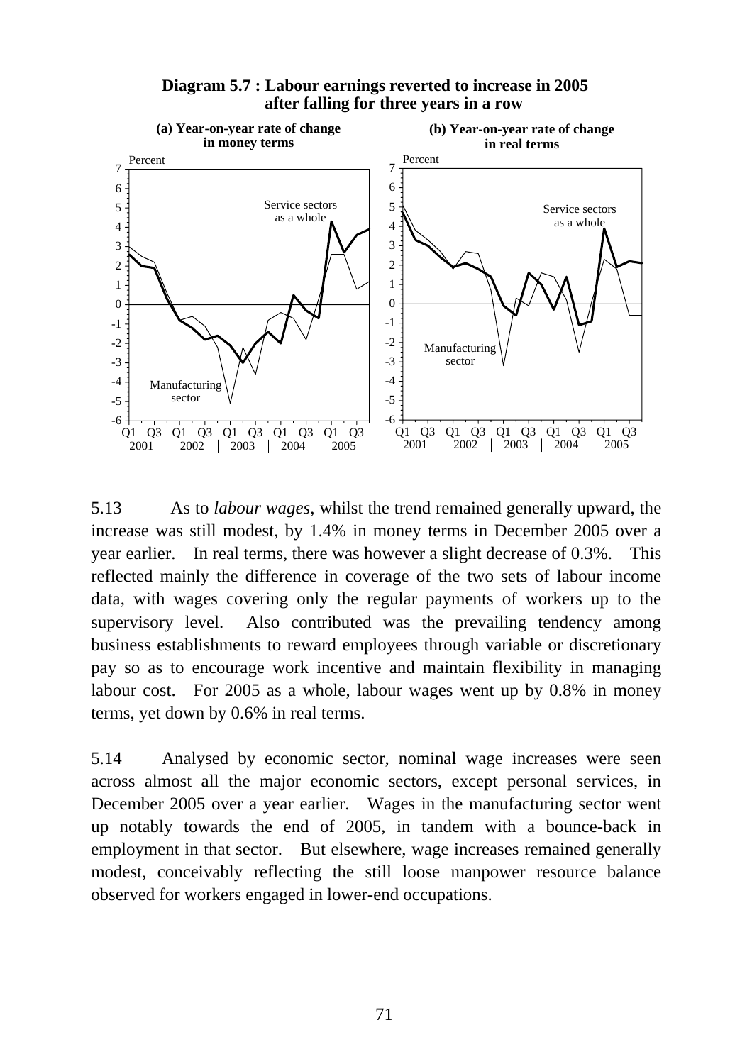**Diagram 5.7 : Labour earnings reverted to increase in 2005 after falling for three years in a row**

(a) Year-on-year rate of change in money terms

(b) Year-on-year rate of change in real terms

5.13 As to *labour wages*, whilst the trend remained generally upward, the increase was still modest, by 1.4% in money terms in December 2005 over a year earlier. In real terms, there was however a slight decrease of 0.3%. This reflected mainly the difference in coverage of the two sets of labour income data, with wages covering only the regular payments of workers up to the supervisory level. Also contributed was the prevailing tendency among business establishments to reward employees through variable or discretionary pay so as to encourage work incentive and maintain flexibility in managing labour cost. For 2005 as a whole, labour wages went up by 0.8% in money terms, yet down by 0.6% in real terms.

5.14 Analysed by economic sector, nominal wage increases were seen across almost all the major economic sectors, except personal services, in December 2005 over a year earlier. Wages in the manufacturing sector went up notably towards the end of 2005, in tandem with a bounce-back in employment in that sector. But elsewhere, wage increases remained generally modest, conceivably reflecting the still loose manpower resource balance observed for workers engaged in lower-end occupations.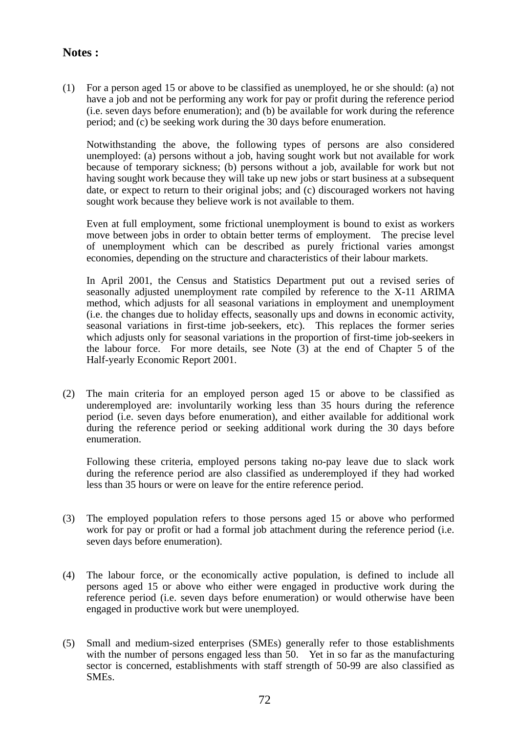**Notes :**

(1) For a person aged 15 or above to be classified as unemployed, he or she should: (a) not have a job and not be performing any work for pay or profit during the reference period (i.e. seven days before enumeration); and (b) be available for work during the reference period; and (c) be seeking work during the 30 days before enumeration.

Notwithstanding the above, the following types of persons are also considered unemployed: (a) persons without a job, having sought work but not available for work because of temporary sickness; (b) persons without a job, available for work but not having sought work because they will take up new jobs or start business at a subsequent date, or expect to return to their original jobs; and (c) discouraged workers not having sought work because they believe work is not available to them.

Even at full employment, some frictional unemployment is bound to exist as workers move between jobs in order to obtain better terms of employment. The precise level of unemployment which can be described as purely frictional varies amongst economies, depending on the structure and characteristics of their labour markets.

In April 2001, the Census and Statistics Department put out a revised series of seasonally adjusted unemployment rate compiled by reference to the X-11 ARIMA method, which adjusts for all seasonal variations in employment and unemployment (i.e. the changes due to holiday effects, seasonally ups and downs in economic activity, seasonal variations in first-time job-seekers, etc). This replaces the former series which adjusts only for seasonal variations in the proportion of first-time job-seekers in the labour force. For more details, see Note (3) at the end of Chapter 5 of the Half-yearly Economic Report 2001.

(2) The main criteria for an employed person aged 15 or above to be classified as underemployed are: involuntarily working less than 35 hours during the reference period (i.e. seven days before enumeration), and either available for additional work during the reference period or seeking additional work during the 30 days before enumeration.

Following these criteria, employed persons taking no-pay leave due to slack work during the reference period are also classified as underemployed if they had worked less than 35 hours or were on leave for the entire reference period.

(3) The employed population refers to those persons aged 15 or above who performed work for pay or profit or had a formal job attachment during the reference period (i.e. seven days before enumeration).

(4) The labour force, or the economically active population, is defined to include all persons aged 15 or above who either were engaged in productive work during the reference period (i.e. seven days before enumeration) or would otherwise have been engaged in productive work but were unemployed.

(5) Small and medium-sized enterprises (SMEs) generally refer to those establishments with the number of persons engaged less than 50. Yet in so far as the manufacturing sector is concerned, establishments with staff strength of 50-99 are also classified as SMEs.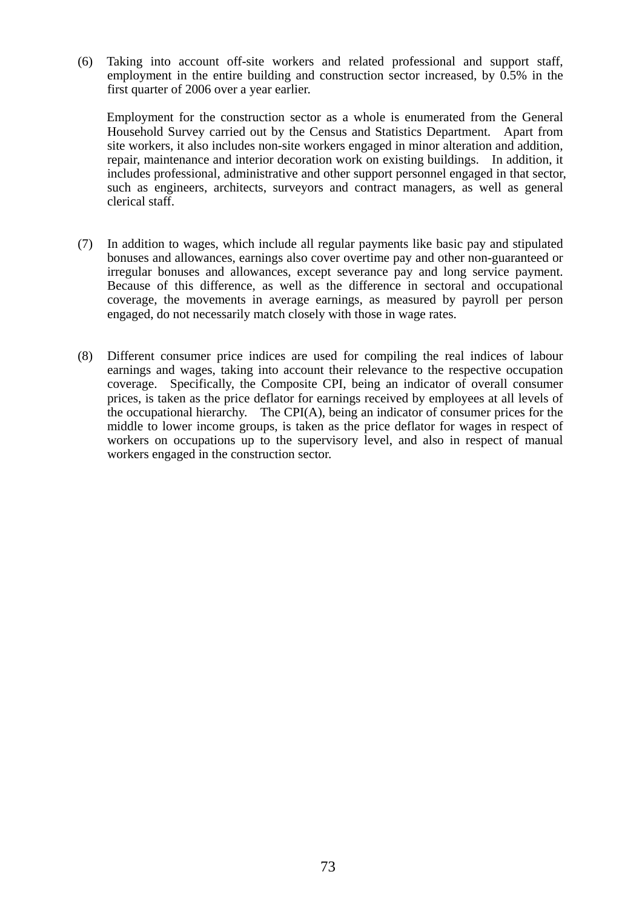(6) Taking into account off-site workers and related professional and support staff, employment in the entire building and construction sector increased, by 0.5% in the first quarter of 2006 over a year earlier.

Employment for the construction sector as a whole is enumerated from the General Household Survey carried out by the Census and Statistics Department. Apart from site workers, it also includes non-site workers engaged in minor alteration and addition, repair, maintenance and interior decoration work on existing buildings. In addition, it includes professional, administrative and other support personnel engaged in that sector, such as engineers, architects, surveyors and contract managers, as well as general clerical staff.

(7) In addition to wages, which include all regular payments like basic pay and stipulated bonuses and allowances, earnings also cover overtime pay and other non-guaranteed or irregular bonuses and allowances, except severance pay and long service payment. Because of this difference, as well as the difference in sectoral and occupational coverage, the movements in average earnings, as measured by payroll per person engaged, do not necessarily match closely with those in wage rates.

(8) Different consumer price indices are used for compiling the real indices of labour earnings and wages, taking into account their relevance to the respective occupation coverage. Specifically, the Composite CPI, being an indicator of overall consumer prices, is taken as the price deflator for earnings received by employees at all levels of the occupational hierarchy. The CPI(A), being an indicator of consumer prices for the middle to lower income groups, is taken as the price deflator for wages in respect of workers on occupations up to the supervisory level, and also in respect of manual workers engaged in the construction sector.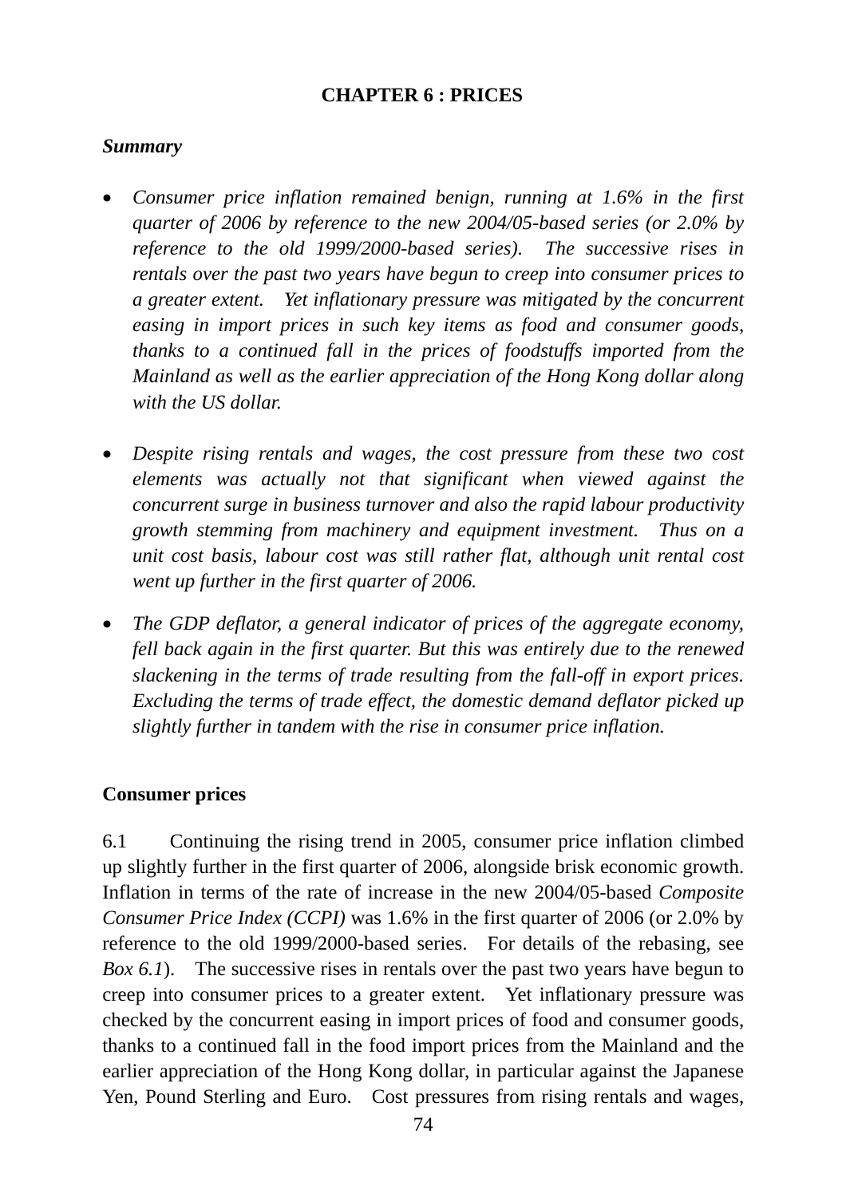# CHAPTER 6 : PRICES

***Summary***

- *Consumer price inflation remained benign, running at 1.6% in the first quarter of 2006 by reference to the new 2004/05-based series (or 2.0% by reference to the old 1999/2000-based series). The successive rises in rentals over the past two years have begun to creep into consumer prices to a greater extent. Yet inflationary pressure was mitigated by the concurrent easing in import prices in such key items as food and consumer goods, thanks to a continued fall in the prices of foodstuffs imported from the Mainland as well as the earlier appreciation of the Hong Kong dollar along with the US dollar.*

- *Despite rising rentals and wages, the cost pressure from these two cost elements was actually not that significant when viewed against the concurrent surge in business turnover and also the rapid labour productivity growth stemming from machinery and equipment investment. Thus on a unit cost basis, labour cost was still rather flat, although unit rental cost went up further in the first quarter of 2006.*

- *The GDP deflator, a general indicator of prices of the aggregate economy, fell back again in the first quarter. But this was entirely due to the renewed slackening in the terms of trade resulting from the fall-off in export prices. Excluding the terms of trade effect, the domestic demand deflator picked up slightly further in tandem with the rise in consumer price inflation.*

**Consumer prices**

6.1 Continuing the rising trend in 2005, consumer price inflation climbed up slightly further in the first quarter of 2006, alongside brisk economic growth. Inflation in terms of the rate of increase in the new 2004/05-based *Composite Consumer Price Index (CCPI)* was 1.6% in the first quarter of 2006 (or 2.0% by reference to the old 1999/2000-based series. For details of the rebasing, see *Box 6.1*). The successive rises in rentals over the past two years have begun to creep into consumer prices to a greater extent. Yet inflationary pressure was checked by the concurrent easing in import prices of food and consumer goods, thanks to a continued fall in the food import prices from the Mainland and the earlier appreciation of the Hong Kong dollar, in particular against the Japanese Yen, Pound Sterling and Euro. Cost pressures from rising rentals and wages,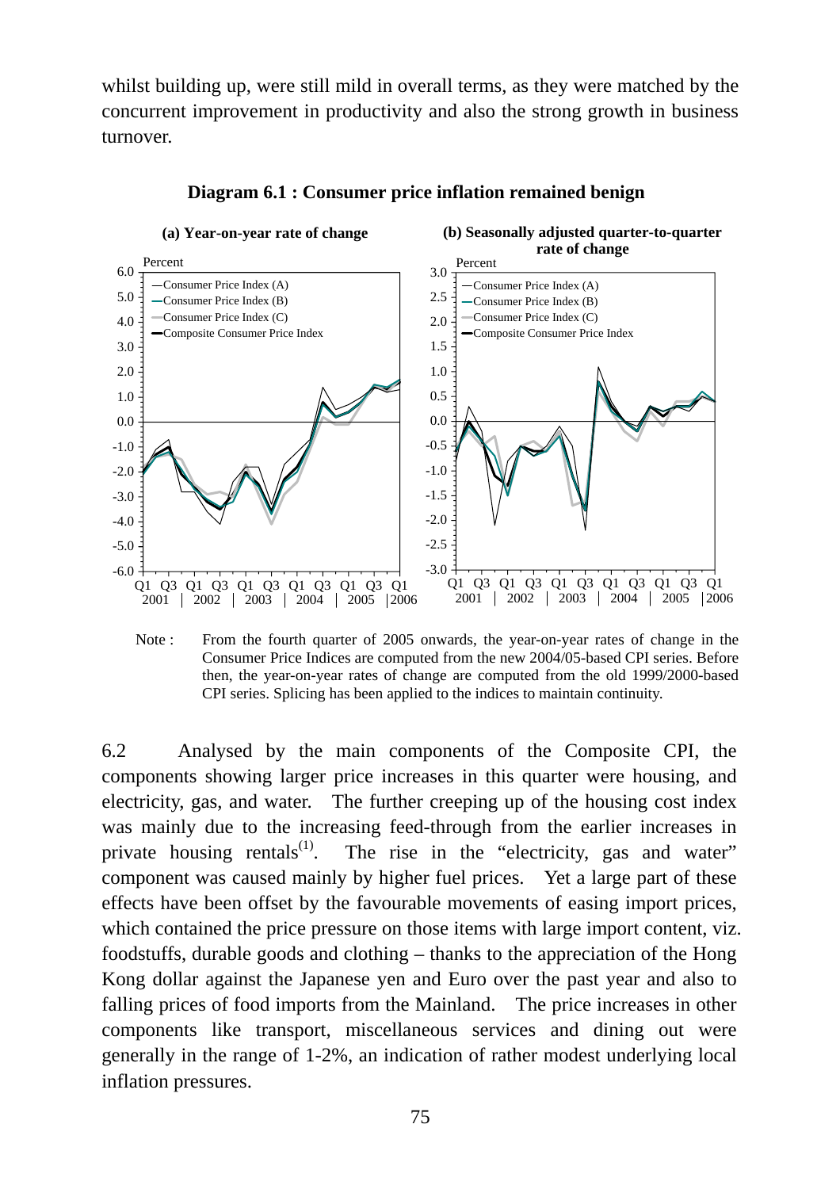whilst building up, were still mild in overall terms, as they were matched by the concurrent improvement in productivity and also the strong growth in business turnover.

**Diagram 6.1 : Consumer price inflation remained benign**

**(a) Year-on-year rate of change**

**(b) Seasonally adjusted quarter-to-quarter rate of change**

Note : From the fourth quarter of 2005 onwards, the year-on-year rates of change in the Consumer Price Indices are computed from the new 2004/05-based CPI series. Before then, the year-on-year rates of change are computed from the old 1999/2000-based CPI series. Splicing has been applied to the indices to maintain continuity.

6.2 Analysed by the main components of the Composite CPI, the components showing larger price increases in this quarter were housing, and electricity, gas, and water. The further creeping up of the housing cost index was mainly due to the increasing feed-through from the earlier increases in private housing rentals[(1)]. The rise in the "electricity, gas and water" component was caused mainly by higher fuel prices. Yet a large part of these effects have been offset by the favourable movements of easing import prices, which contained the price pressure on those items with large import content, viz. foodstuffs, durable goods and clothing – thanks to the appreciation of the Hong Kong dollar against the Japanese yen and Euro over the past year and also to falling prices of food imports from the Mainland. The price increases in other components like transport, miscellaneous services and dining out were generally in the range of 1-2%, an indication of rather modest underlying local inflation pressures.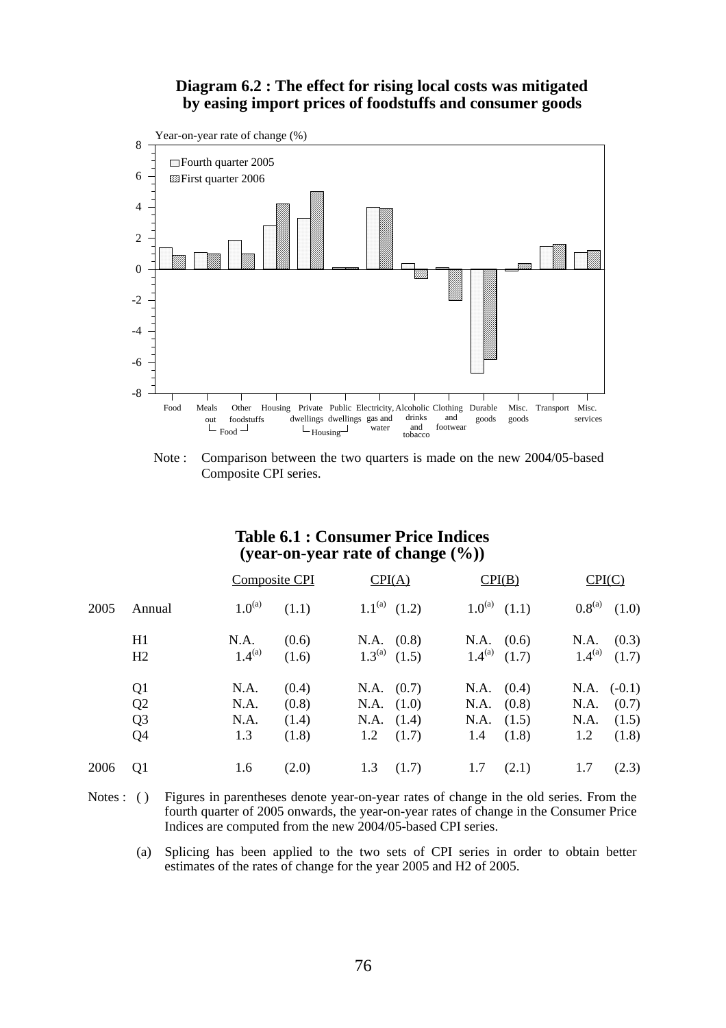**Diagram 6.2 : The effect for rising local costs was mitigated by easing import prices of foodstuffs and consumer goods**

Note : Comparison between the two quarters is made on the new 2004/05-based Composite CPI series.

**Table 6.1 : Consumer Price Indices (year-on-year rate of change (%))**

| | | Composite CPI | | CPI(A) | | CPI(B) | | CPI(C) | |
|---|---|---|---|---|---|---|---|---|---|
| 2005 | Annual | 1.0[(a)] | (1.1) | 1.1[(a)] | (1.2) | 1.0[(a)] | (1.1) | 0.8[(a)] | (1.0) |
| | H1 | N.A. | (0.6) | N.A. | (0.8) | N.A. | (0.6) | N.A. | (0.3) |
| | H2 | 1.4[(a)] | (1.6) | 1.3[(a)] | (1.5) | 1.4[(a)] | (1.7) | 1.4[(a)] | (1.7) |
| | Q1 | N.A. | (0.4) | N.A. | (0.7) | N.A. | (0.4) | N.A. | (-0.1) |
| | Q2 | N.A. | (0.8) | N.A. | (1.0) | N.A. | (0.8) | N.A. | (0.7) |
| | Q3 | N.A. | (1.4) | N.A. | (1.4) | N.A. | (1.5) | N.A. | (1.5) |
| | Q4 | 1.3 | (1.8) | 1.2 | (1.7) | 1.4 | (1.8) | 1.2 | (1.8) |
| 2006 | Q1 | 1.6 | (2.0) | 1.3 | (1.7) | 1.7 | (2.1) | 1.7 | (2.3) |

Notes : ( ) Figures in parentheses denote year-on-year rates of change in the old series. From the fourth quarter of 2005 onwards, the year-on-year rates of change in the Consumer Price Indices are computed from the new 2004/05-based CPI series.

(a) Splicing has been applied to the two sets of CPI series in order to obtain better estimates of the rates of change for the year 2005 and H2 of 2005.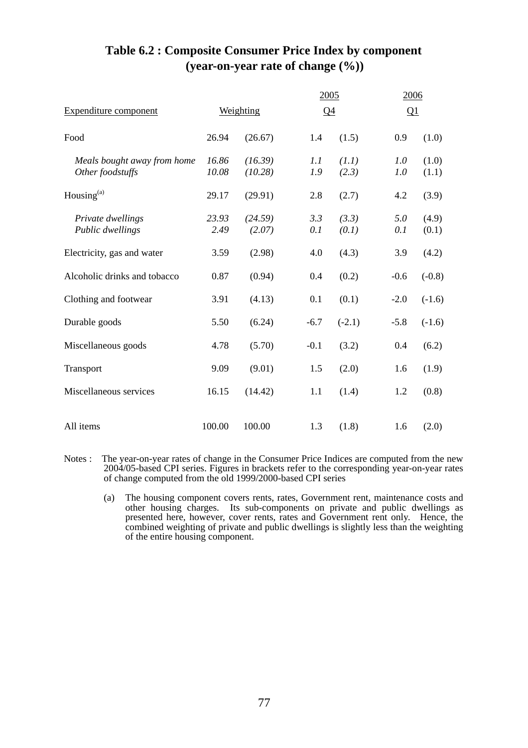## Table 6.2 : Composite Consumer Price Index by component (year-on-year rate of change (%))

| Expenditure component | Weighting | | 2005 Q4 | | 2006 Q1 | |
|---|---|---|---|---|---|---|
| Food | 26.94 | (26.67) | 1.4 | (1.5) | 0.9 | (1.0) |
| *Meals bought away from home* | *16.86* | *(16.39)* | *1.1* | *(1.1)* | *1.0* | (1.0) |
| *Other foodstuffs* | *10.08* | *(10.28)* | *1.9* | *(2.3)* | *1.0* | (1.1) |
| Housing[(a)] | 29.17 | (29.91) | 2.8 | (2.7) | 4.2 | (3.9) |
| *Private dwellings* | *23.93* | *(24.59)* | *3.3* | *(3.3)* | *5.0* | (4.9) |
| *Public dwellings* | *2.49* | *(2.07)* | *0.1* | *(0.1)* | *0.1* | (0.1) |
| Electricity, gas and water | 3.59 | (2.98) | 4.0 | (4.3) | 3.9 | (4.2) |
| Alcoholic drinks and tobacco | 0.87 | (0.94) | 0.4 | (0.2) | -0.6 | (-0.8) |
| Clothing and footwear | 3.91 | (4.13) | 0.1 | (0.1) | -2.0 | (-1.6) |
| Durable goods | 5.50 | (6.24) | -6.7 | (-2.1) | -5.8 | (-1.6) |
| Miscellaneous goods | 4.78 | (5.70) | -0.1 | (3.2) | 0.4 | (6.2) |
| Transport | 9.09 | (9.01) | 1.5 | (2.0) | 1.6 | (1.9) |
| Miscellaneous services | 16.15 | (14.42) | 1.1 | (1.4) | 1.2 | (0.8) |
| All items | 100.00 | 100.00 | 1.3 | (1.8) | 1.6 | (2.0) |

Notes : The year-on-year rates of change in the Consumer Price Indices are computed from the new 2004/05-based CPI series. Figures in brackets refer to the corresponding year-on-year rates of change computed from the old 1999/2000-based CPI series

(a) The housing component covers rents, rates, Government rent, maintenance costs and other housing charges. Its sub-components on private and public dwellings as presented here, however, cover rents, rates and Government rent only. Hence, the combined weighting of private and public dwellings is slightly less than the weighting of the entire housing component.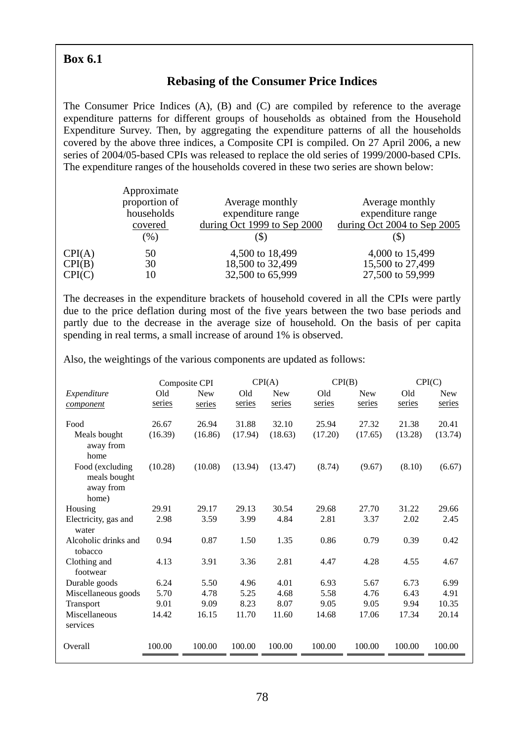**Box 6.1**

## Rebasing of the Consumer Price Indices

The Consumer Price Indices (A), (B) and (C) are compiled by reference to the average expenditure patterns for different groups of households as obtained from the Household Expenditure Survey. Then, by aggregating the expenditure patterns of all the households covered by the above three indices, a Composite CPI is compiled. On 27 April 2006, a new series of 2004/05-based CPIs was released to replace the old series of 1999/2000-based CPIs. The expenditure ranges of the households covered in these two series are shown below:

| | Approximate proportion of households covered (%) | Average monthly expenditure range during Oct 1999 to Sep 2000 ($) | Average monthly expenditure range during Oct 2004 to Sep 2005 ($) |
|---|---|---|---|
| CPI(A) | 50 | 4,500 to 18,499 | 4,000 to 15,499 |
| CPI(B) | 30 | 18,500 to 32,499 | 15,500 to 27,499 |
| CPI(C) | 10 | 32,500 to 65,999 | 27,500 to 59,999 |

The decreases in the expenditure brackets of household covered in all the CPIs were partly due to the price deflation during most of the five years between the two base periods and partly due to the decrease in the average size of household. On the basis of per capita spending in real terms, a small increase of around 1% is observed.

Also, the weightings of the various components are updated as follows:

| | Composite CPI | | CPI(A) | | CPI(B) | | CPI(C) | |
|---|---|---|---|---|---|---|---|---|
| *Expenditure component* | Old series | New series | Old series | New series | Old series | New series | Old series | New series |
| Food | 26.67 | 26.94 | 31.88 | 32.10 | 25.94 | 27.32 | 21.38 | 20.41 |
| Meals bought away from home | (16.39) | (16.86) | (17.94) | (18.63) | (17.20) | (17.65) | (13.28) | (13.74) |
| Food (excluding meals bought away from home) | (10.28) | (10.08) | (13.94) | (13.47) | (8.74) | (9.67) | (8.10) | (6.67) |
| Housing | 29.91 | 29.17 | 29.13 | 30.54 | 29.68 | 27.70 | 31.22 | 29.66 |
| Electricity, gas and water | 2.98 | 3.59 | 3.99 | 4.84 | 2.81 | 3.37 | 2.02 | 2.45 |
| Alcoholic drinks and tobacco | 0.94 | 0.87 | 1.50 | 1.35 | 0.86 | 0.79 | 0.39 | 0.42 |
| Clothing and footwear | 4.13 | 3.91 | 3.36 | 2.81 | 4.47 | 4.28 | 4.55 | 4.67 |
| Durable goods | 6.24 | 5.50 | 4.96 | 4.01 | 6.93 | 5.67 | 6.73 | 6.99 |
| Miscellaneous goods | 5.70 | 4.78 | 5.25 | 4.68 | 5.58 | 4.76 | 6.43 | 4.91 |
| Transport | 9.01 | 9.09 | 8.23 | 8.07 | 9.05 | 9.05 | 9.94 | 10.35 |
| Miscellaneous services | 14.42 | 16.15 | 11.70 | 11.60 | 14.68 | 17.06 | 17.34 | 20.14 |
| Overall | 100.00 | 100.00 | 100.00 | 100.00 | 100.00 | 100.00 | 100.00 | 100.00 |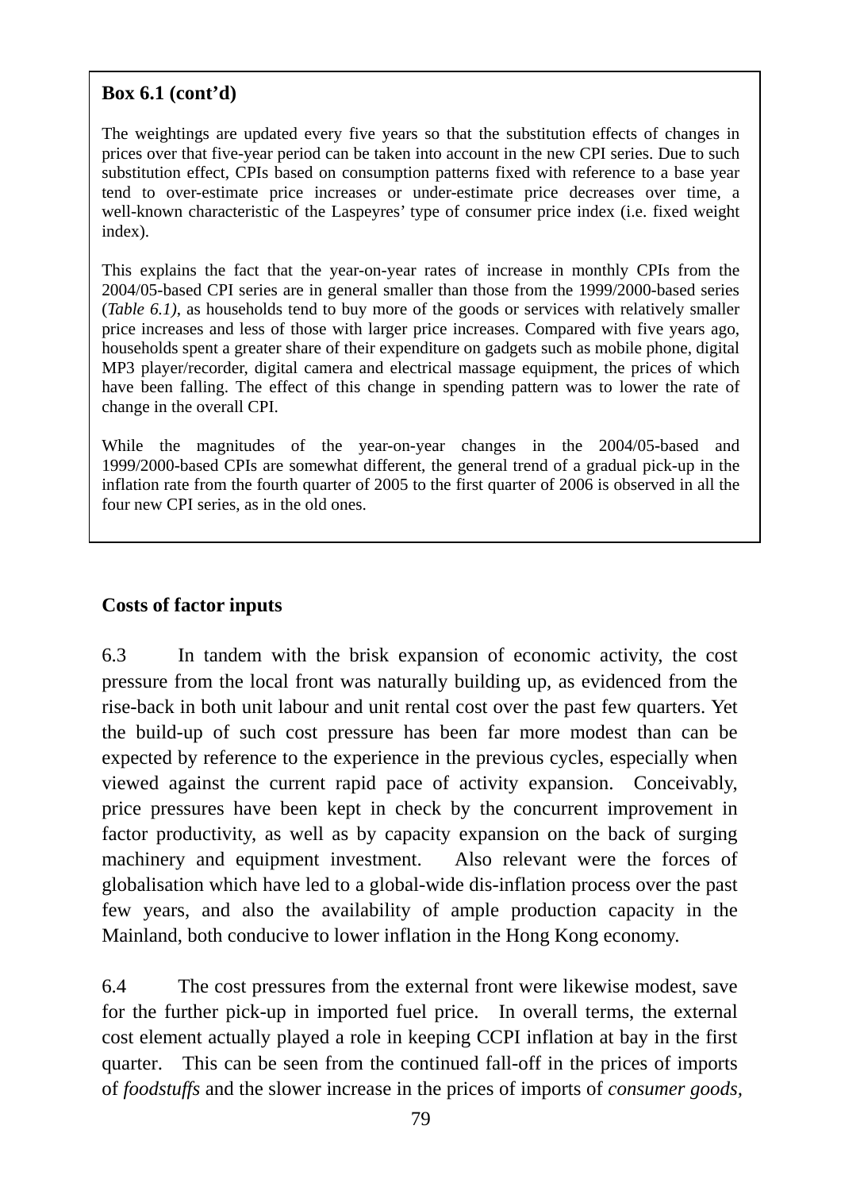**Box 6.1 (cont'd)**

The weightings are updated every five years so that the substitution effects of changes in prices over that five-year period can be taken into account in the new CPI series. Due to such substitution effect, CPIs based on consumption patterns fixed with reference to a base year tend to over-estimate price increases or under-estimate price decreases over time, a well-known characteristic of the Laspeyres' type of consumer price index (i.e. fixed weight index).

This explains the fact that the year-on-year rates of increase in monthly CPIs from the 2004/05-based CPI series are in general smaller than those from the 1999/2000-based series (*Table 6.1)*, as households tend to buy more of the goods or services with relatively smaller price increases and less of those with larger price increases. Compared with five years ago, households spent a greater share of their expenditure on gadgets such as mobile phone, digital MP3 player/recorder, digital camera and electrical massage equipment, the prices of which have been falling. The effect of this change in spending pattern was to lower the rate of change in the overall CPI.

While the magnitudes of the year-on-year changes in the 2004/05-based and 1999/2000-based CPIs are somewhat different, the general trend of a gradual pick-up in the inflation rate from the fourth quarter of 2005 to the first quarter of 2006 is observed in all the four new CPI series, as in the old ones.

**Costs of factor inputs**

6.3 In tandem with the brisk expansion of economic activity, the cost pressure from the local front was naturally building up, as evidenced from the rise-back in both unit labour and unit rental cost over the past few quarters. Yet the build-up of such cost pressure has been far more modest than can be expected by reference to the experience in the previous cycles, especially when viewed against the current rapid pace of activity expansion. Conceivably, price pressures have been kept in check by the concurrent improvement in factor productivity, as well as by capacity expansion on the back of surging machinery and equipment investment. Also relevant were the forces of globalisation which have led to a global-wide dis-inflation process over the past few years, and also the availability of ample production capacity in the Mainland, both conducive to lower inflation in the Hong Kong economy.

6.4 The cost pressures from the external front were likewise modest, save for the further pick-up in imported fuel price. In overall terms, the external cost element actually played a role in keeping CCPI inflation at bay in the first quarter. This can be seen from the continued fall-off in the prices of imports of *foodstuffs* and the slower increase in the prices of imports of *consumer goods*,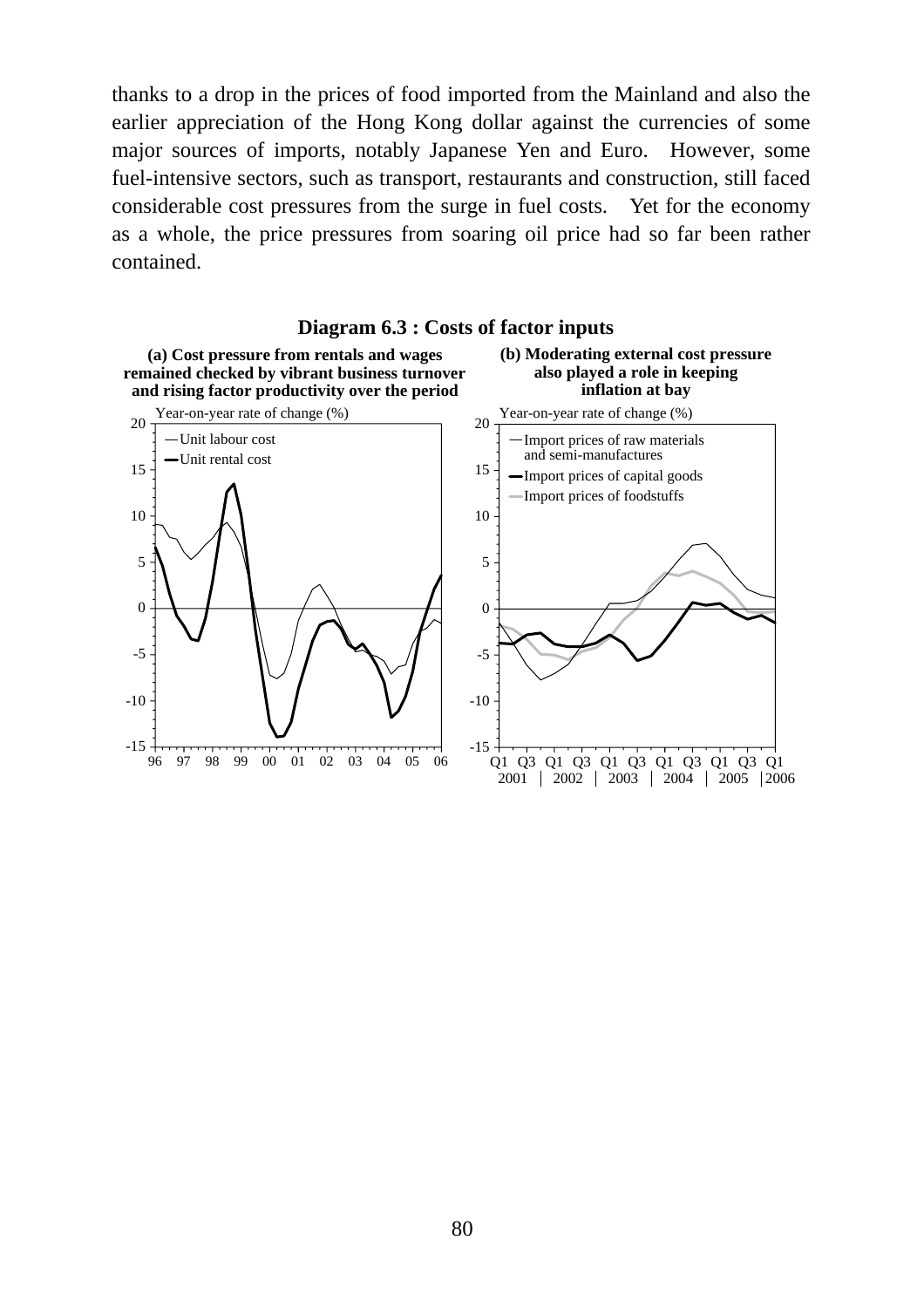thanks to a drop in the prices of food imported from the Mainland and also the earlier appreciation of the Hong Kong dollar against the currencies of some major sources of imports, notably Japanese Yen and Euro. However, some fuel-intensive sectors, such as transport, restaurants and construction, still faced considerable cost pressures from the surge in fuel costs. Yet for the economy as a whole, the price pressures from soaring oil price had so far been rather contained.

**Diagram 6.3 : Costs of factor inputs**

**(a) Cost pressure from rentals and wages remained checked by vibrant business turnover and rising factor productivity over the period**

**(b) Moderating external cost pressure also played a role in keeping inflation at bay**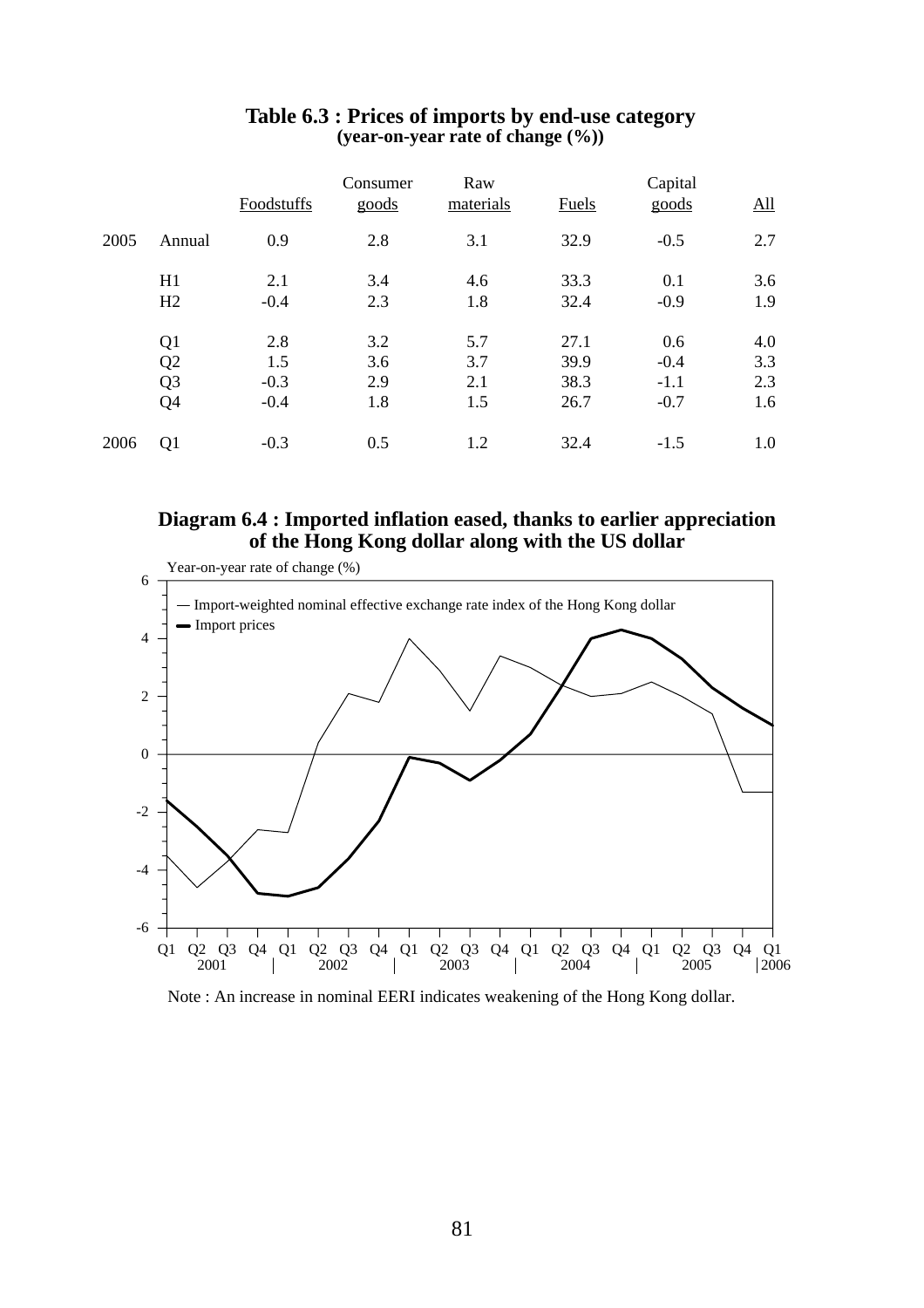## Table 6.3 : Prices of imports by end-use category
**(year-on-year rate of change (%))**

| | | Foodstuffs | Consumer goods | Raw materials | Fuels | Capital goods | All |
|---|---|---|---|---|---|---|---|
| 2005 | Annual | 0.9 | 2.8 | 3.1 | 32.9 | -0.5 | 2.7 |
| | H1 | 2.1 | 3.4 | 4.6 | 33.3 | 0.1 | 3.6 |
| | H2 | -0.4 | 2.3 | 1.8 | 32.4 | -0.9 | 1.9 |
| | Q1 | 2.8 | 3.2 | 5.7 | 27.1 | 0.6 | 4.0 |
| | Q2 | 1.5 | 3.6 | 3.7 | 39.9 | -0.4 | 3.3 |
| | Q3 | -0.3 | 2.9 | 2.1 | 38.3 | -1.1 | 2.3 |
| | Q4 | -0.4 | 1.8 | 1.5 | 26.7 | -0.7 | 1.6 |
| 2006 | Q1 | -0.3 | 0.5 | 1.2 | 32.4 | -1.5 | 1.0 |

**Diagram 6.4 : Imported inflation eased, thanks to earlier appreciation of the Hong Kong dollar along with the US dollar**

Note : An increase in nominal EERI indicates weakening of the Hong Kong dollar.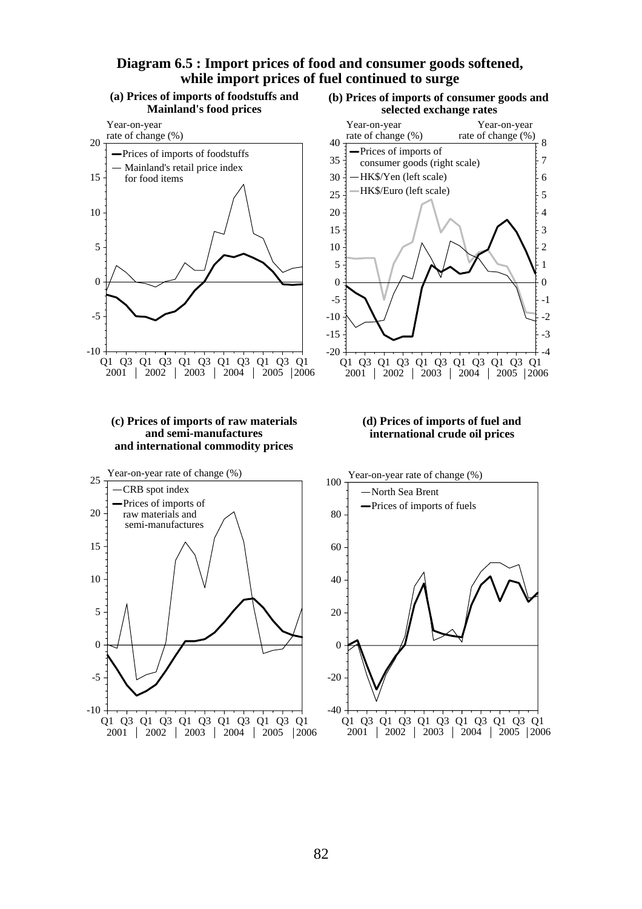**Diagram 6.5 : Import prices of food and consumer goods softened, while import prices of fuel continued to surge**

**(a) Prices of imports of foodstuffs and Mainland's food prices**

Year-on-year rate of change (%)

— Prices of imports of foodstuffs
— Mainland's retail price index for food items

**(b) Prices of imports of consumer goods and selected exchange rates**

Year-on-year rate of change (%) | Year-on-year rate of change (%)

— Prices of imports of consumer goods (right scale)
— HK$/Yen (left scale)
— HK$/Euro (left scale)

**(c) Prices of imports of raw materials and semi-manufactures and international commodity prices**

Year-on-year rate of change (%)

— CRB spot index
— Prices of imports of raw materials and semi-manufactures

**(d) Prices of imports of fuel and international crude oil prices**

Year-on-year rate of change (%)

— North Sea Brent
— Prices of imports of fuels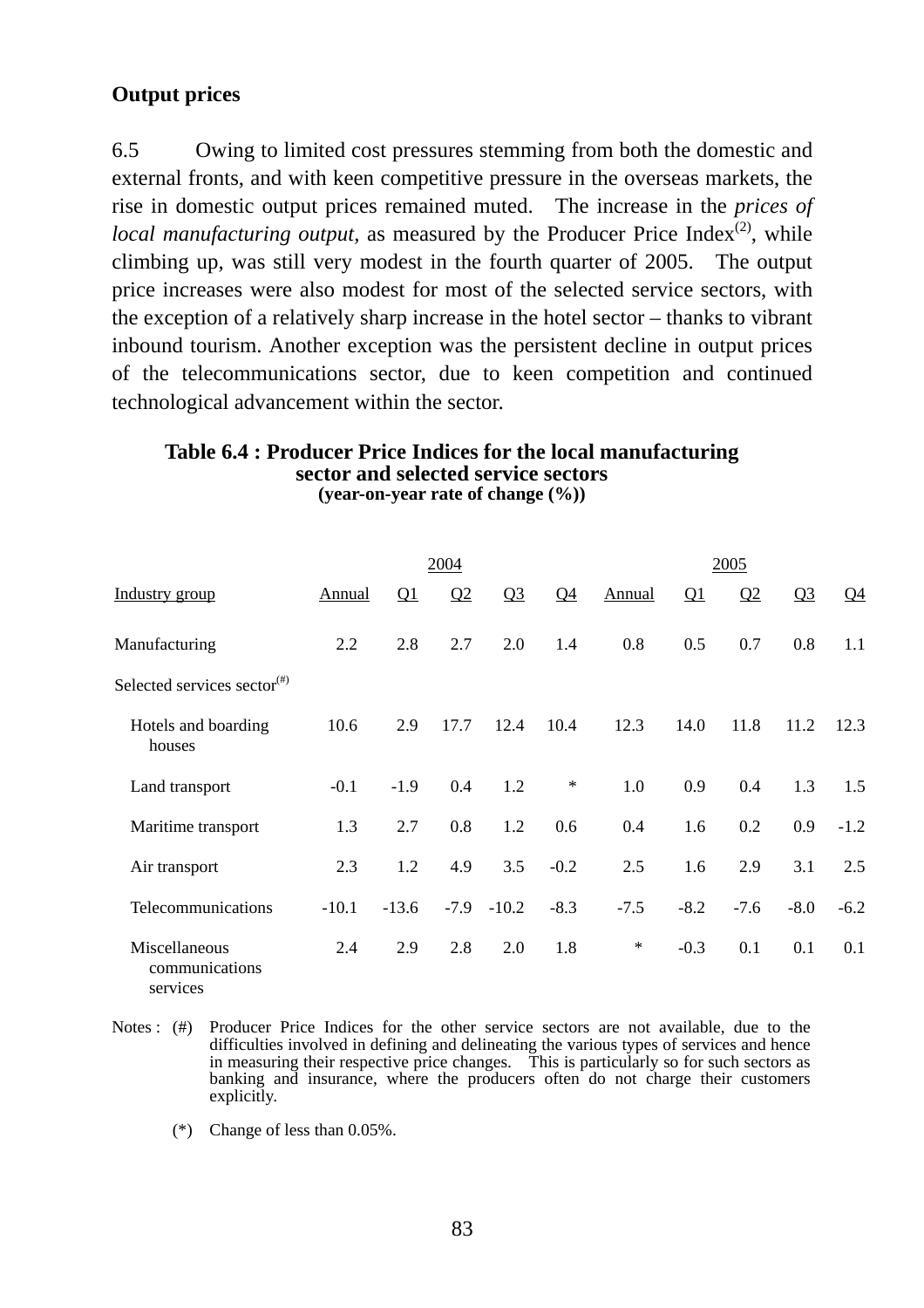## Output prices

6.5 Owing to limited cost pressures stemming from both the domestic and external fronts, and with keen competitive pressure in the overseas markets, the rise in domestic output prices remained muted. The increase in the *prices of local manufacturing output*, as measured by the Producer Price Index[2], while climbing up, was still very modest in the fourth quarter of 2005. The output price increases were also modest for most of the selected service sectors, with the exception of a relatively sharp increase in the hotel sector – thanks to vibrant inbound tourism. Another exception was the persistent decline in output prices of the telecommunications sector, due to keen competition and continued technological advancement within the sector.

**Table 6.4 : Producer Price Indices for the local manufacturing sector and selected service sectors**
**(year-on-year rate of change (%))**

| | 2004 | | | | | 2005 | | | | |
|---|---|---|---|---|---|---|---|---|---|---|
| Industry group | Annual | Q1 | Q2 | Q3 | Q4 | Annual | Q1 | Q2 | Q3 | Q4 |
| Manufacturing | 2.2 | 2.8 | 2.7 | 2.0 | 1.4 | 0.8 | 0.5 | 0.7 | 0.8 | 1.1 |
| Selected services sector[#] | | | | | | | | | | |
| Hotels and boarding houses | 10.6 | 2.9 | 17.7 | 12.4 | 10.4 | 12.3 | 14.0 | 11.8 | 11.2 | 12.3 |
| Land transport | -0.1 | -1.9 | 0.4 | 1.2 | * | 1.0 | 0.9 | 0.4 | 1.3 | 1.5 |
| Maritime transport | 1.3 | 2.7 | 0.8 | 1.2 | 0.6 | 0.4 | 1.6 | 0.2 | 0.9 | -1.2 |
| Air transport | 2.3 | 1.2 | 4.9 | 3.5 | -0.2 | 2.5 | 1.6 | 2.9 | 3.1 | 2.5 |
| Telecommunications | -10.1 | -13.6 | -7.9 | -10.2 | -8.3 | -7.5 | -8.2 | -7.6 | -8.0 | -6.2 |
| Miscellaneous communications services | 2.4 | 2.9 | 2.8 | 2.0 | 1.8 | * | -0.3 | 0.1 | 0.1 | 0.1 |

Notes : (#) Producer Price Indices for the other service sectors are not available, due to the difficulties involved in defining and delineating the various types of services and hence in measuring their respective price changes. This is particularly so for such sectors as banking and insurance, where the producers often do not charge their customers explicitly.

(*) Change of less than 0.05%.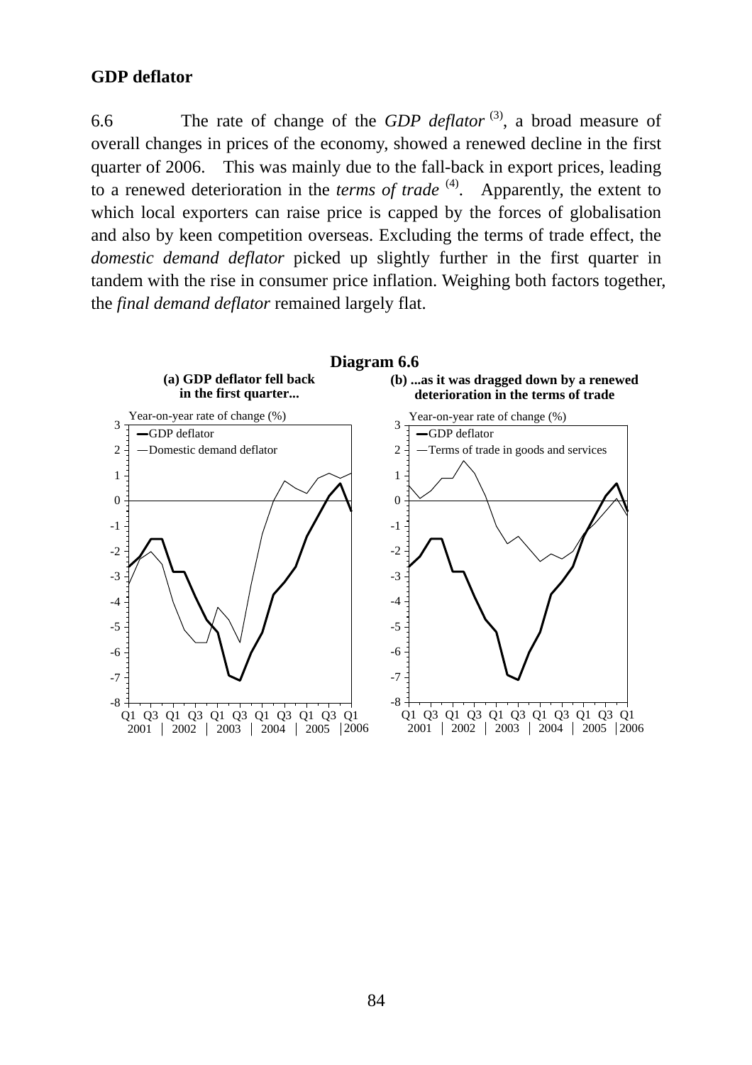## GDP deflator

6.6 The rate of change of the *GDP deflator* [3], a broad measure of overall changes in prices of the economy, showed a renewed decline in the first quarter of 2006. This was mainly due to the fall-back in export prices, leading to a renewed deterioration in the *terms of trade* [4]. Apparently, the extent to which local exporters can raise price is capped by the forces of globalisation and also by keen competition overseas. Excluding the terms of trade effect, the *domestic demand deflator* picked up slightly further in the first quarter in tandem with the rise in consumer price inflation. Weighing both factors together, the *final demand deflator* remained largely flat.

**Diagram 6.6**

**(a) GDP deflator fell back in the first quarter...**

**(b) ...as it was dragged down by a renewed deterioration in the terms of trade**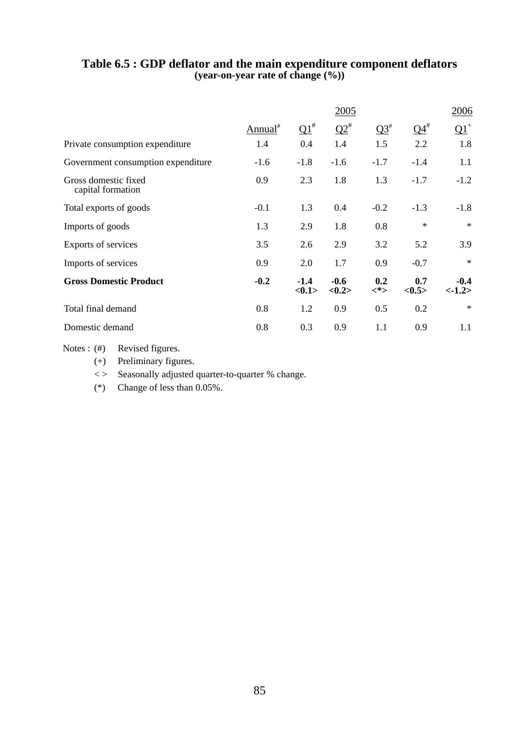## Table 6.5 : GDP deflator and the main expenditure component deflators
**(year-on-year rate of change (%))**

| | 2005 | | | | | 2006 |
|---|---|---|---|---|---|---|
| | Annual[#] | Q1[#] | Q2[#] | Q3[#] | Q4[#] | Q1[+] |
| Private consumption expenditure | 1.4 | 0.4 | 1.4 | 1.5 | 2.2 | 1.8 |
| Government consumption expenditure | -1.6 | -1.8 | -1.6 | -1.7 | -1.4 | 1.1 |
| Gross domestic fixed capital formation | 0.9 | 2.3 | 1.8 | 1.3 | -1.7 | -1.2 |
| Total exports of goods | -0.1 | 1.3 | 0.4 | -0.2 | -1.3 | -1.8 |
| Imports of goods | 1.3 | 2.9 | 1.8 | 0.8 | * | * |
| Exports of services | 3.5 | 2.6 | 2.9 | 3.2 | 5.2 | 3.9 |
| Imports of services | 0.9 | 2.0 | 1.7 | 0.9 | -0.7 | * |
| **Gross Domestic Product** | **-0.2** | **-1.4 <0.1>** | **-0.6 <0.2>** | **0.2 <*>** | **0.7 <0.5>** | **-0.4 <-1.2>** |
| Total final demand | 0.8 | 1.2 | 0.9 | 0.5 | 0.2 | * |
| Domestic demand | 0.8 | 0.3 | 0.9 | 1.1 | 0.9 | 1.1 |

Notes : (#) Revised figures.

(+) Preliminary figures.

< > Seasonally adjusted quarter-to-quarter % change.

(*) Change of less than 0.05%.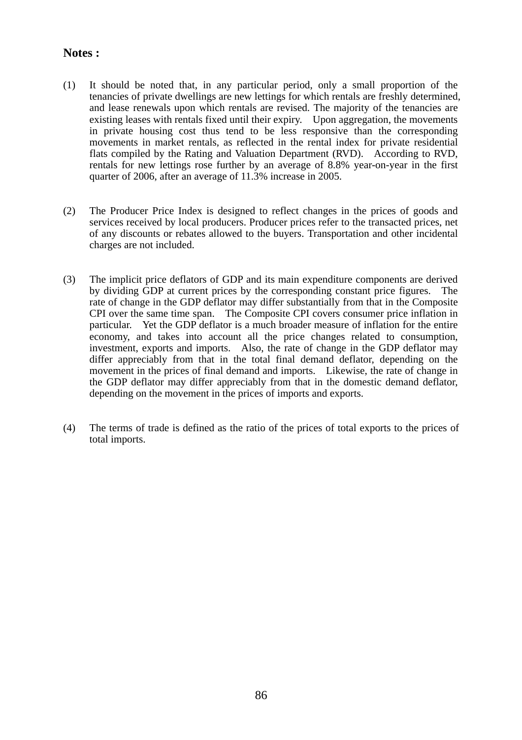**Notes :**

(1) It should be noted that, in any particular period, only a small proportion of the tenancies of private dwellings are new lettings for which rentals are freshly determined, and lease renewals upon which rentals are revised. The majority of the tenancies are existing leases with rentals fixed until their expiry. Upon aggregation, the movements in private housing cost thus tend to be less responsive than the corresponding movements in market rentals, as reflected in the rental index for private residential flats compiled by the Rating and Valuation Department (RVD). According to RVD, rentals for new lettings rose further by an average of 8.8% year-on-year in the first quarter of 2006, after an average of 11.3% increase in 2005.

(2) The Producer Price Index is designed to reflect changes in the prices of goods and services received by local producers. Producer prices refer to the transacted prices, net of any discounts or rebates allowed to the buyers. Transportation and other incidental charges are not included.

(3) The implicit price deflators of GDP and its main expenditure components are derived by dividing GDP at current prices by the corresponding constant price figures. The rate of change in the GDP deflator may differ substantially from that in the Composite CPI over the same time span. The Composite CPI covers consumer price inflation in particular. Yet the GDP deflator is a much broader measure of inflation for the entire economy, and takes into account all the price changes related to consumption, investment, exports and imports. Also, the rate of change in the GDP deflator may differ appreciably from that in the total final demand deflator, depending on the movement in the prices of final demand and imports. Likewise, the rate of change in the GDP deflator may differ appreciably from that in the domestic demand deflator, depending on the movement in the prices of imports and exports.

(4) The terms of trade is defined as the ratio of the prices of total exports to the prices of total imports.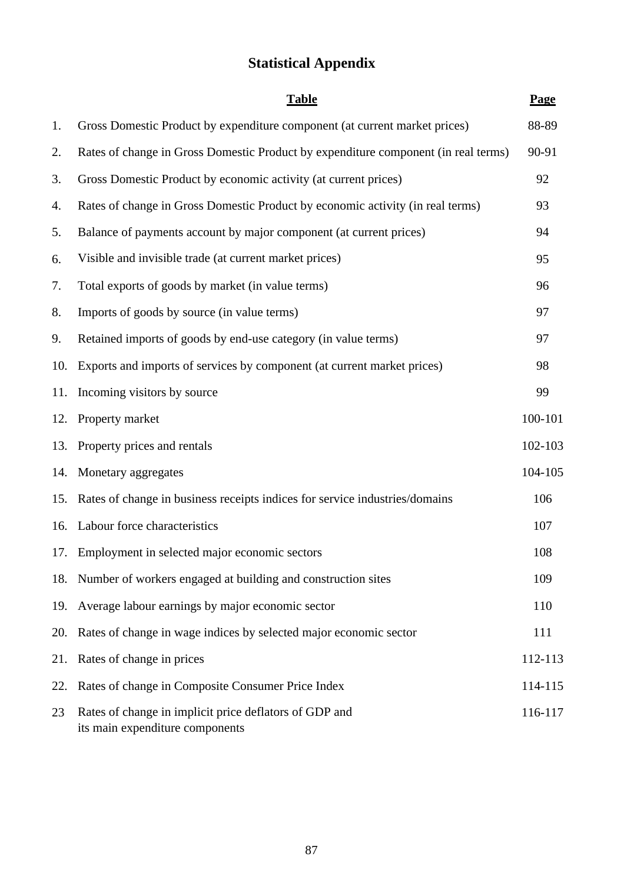# Statistical Appendix

| | Table | Page |
|---|---|---|
| 1. | Gross Domestic Product by expenditure component (at current market prices) | 88-89 |
| 2. | Rates of change in Gross Domestic Product by expenditure component (in real terms) | 90-91 |
| 3. | Gross Domestic Product by economic activity (at current prices) | 92 |
| 4. | Rates of change in Gross Domestic Product by economic activity (in real terms) | 93 |
| 5. | Balance of payments account by major component (at current prices) | 94 |
| 6. | Visible and invisible trade (at current market prices) | 95 |
| 7. | Total exports of goods by market (in value terms) | 96 |
| 8. | Imports of goods by source (in value terms) | 97 |
| 9. | Retained imports of goods by end-use category (in value terms) | 97 |
| 10. | Exports and imports of services by component (at current market prices) | 98 |
| 11. | Incoming visitors by source | 99 |
| 12. | Property market | 100-101 |
| 13. | Property prices and rentals | 102-103 |
| 14. | Monetary aggregates | 104-105 |
| 15. | Rates of change in business receipts indices for service industries/domains | 106 |
| 16. | Labour force characteristics | 107 |
| 17. | Employment in selected major economic sectors | 108 |
| 18. | Number of workers engaged at building and construction sites | 109 |
| 19. | Average labour earnings by major economic sector | 110 |
| 20. | Rates of change in wage indices by selected major economic sector | 111 |
| 21. | Rates of change in prices | 112-113 |
| 22. | Rates of change in Composite Consumer Price Index | 114-115 |
| 23 | Rates of change in implicit price deflators of GDP and its main expenditure components | 116-117 |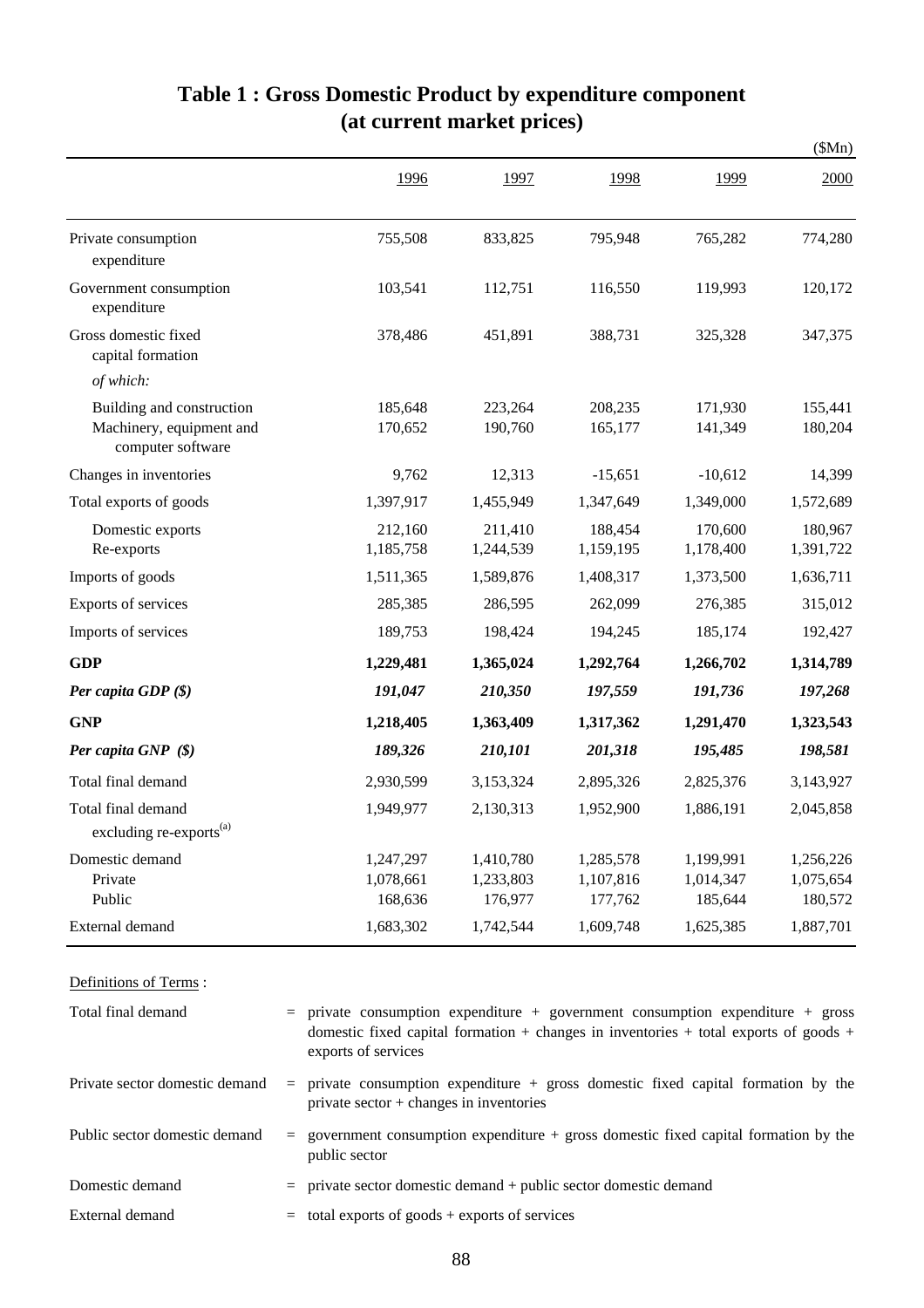# Table 1 : Gross Domestic Product by expenditure component (at current market prices)

($Mn)

| | 1996 | 1997 | 1998 | 1999 | 2000 |
|---|---|---|---|---|---|
| Private consumption expenditure | 755,508 | 833,825 | 795,948 | 765,282 | 774,280 |
| Government consumption expenditure | 103,541 | 112,751 | 116,550 | 119,993 | 120,172 |
| Gross domestic fixed capital formation | 378,486 | 451,891 | 388,731 | 325,328 | 347,375 |
| *of which:* | | | | | |
| Building and construction | 185,648 | 223,264 | 208,235 | 171,930 | 155,441 |
| Machinery, equipment and computer software | 170,652 | 190,760 | 165,177 | 141,349 | 180,204 |
| Changes in inventories | 9,762 | 12,313 | -15,651 | -10,612 | 14,399 |
| Total exports of goods | 1,397,917 | 1,455,949 | 1,347,649 | 1,349,000 | 1,572,689 |
| Domestic exports | 212,160 | 211,410 | 188,454 | 170,600 | 180,967 |
| Re-exports | 1,185,758 | 1,244,539 | 1,159,195 | 1,178,400 | 1,391,722 |
| Imports of goods | 1,511,365 | 1,589,876 | 1,408,317 | 1,373,500 | 1,636,711 |
| Exports of services | 285,385 | 286,595 | 262,099 | 276,385 | 315,012 |
| Imports of services | 189,753 | 198,424 | 194,245 | 185,174 | 192,427 |
| **GDP** | **1,229,481** | **1,365,024** | **1,292,764** | **1,266,702** | **1,314,789** |
| ***Per capita GDP ($)*** | ***191,047*** | ***210,350*** | ***197,559*** | ***191,736*** | ***197,268*** |
| **GNP** | **1,218,405** | **1,363,409** | **1,317,362** | **1,291,470** | **1,323,543** |
| ***Per capita GNP ($)*** | ***189,326*** | ***210,101*** | ***201,318*** | ***195,485*** | ***198,581*** |
| Total final demand | 2,930,599 | 3,153,324 | 2,895,326 | 2,825,376 | 3,143,927 |
| Total final demand excluding re-exports[(a)] | 1,949,977 | 2,130,313 | 1,952,900 | 1,886,191 | 2,045,858 |
| Domestic demand | 1,247,297 | 1,410,780 | 1,285,578 | 1,199,991 | 1,256,226 |
| Private | 1,078,661 | 1,233,803 | 1,107,816 | 1,014,347 | 1,075,654 |
| Public | 168,636 | 176,977 | 177,762 | 185,644 | 180,572 |
| External demand | 1,683,302 | 1,742,544 | 1,609,748 | 1,625,385 | 1,887,701 |

Definitions of Terms :

| | |
|---|---|
| Total final demand | = private consumption expenditure + government consumption expenditure + gross domestic fixed capital formation + changes in inventories + total exports of goods + exports of services |
| Private sector domestic demand | = private consumption expenditure + gross domestic fixed capital formation by the private sector + changes in inventories |
| Public sector domestic demand | = government consumption expenditure + gross domestic fixed capital formation by the public sector |
| Domestic demand | = private sector domestic demand + public sector domestic demand |
| External demand | = total exports of goods + exports of services |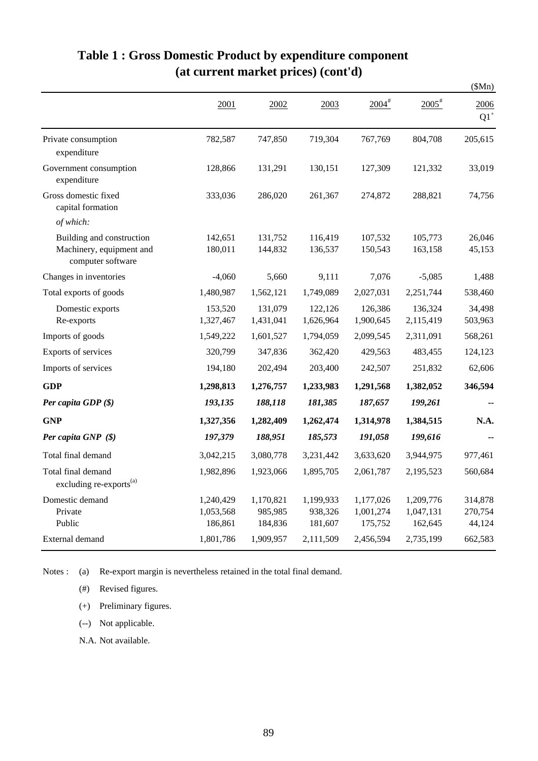# Table 1 : Gross Domestic Product by expenditure component (at current market prices) (cont'd)

($Mn)

| | 2001 | 2002 | 2003 | 2004# | 2005# | 2006 Q1+ |
|---|---|---|---|---|---|---|
| Private consumption expenditure | 782,587 | 747,850 | 719,304 | 767,769 | 804,708 | 205,615 |
| Government consumption expenditure | 128,866 | 131,291 | 130,151 | 127,309 | 121,332 | 33,019 |
| Gross domestic fixed capital formation | 333,036 | 286,020 | 261,367 | 274,872 | 288,821 | 74,756 |
| *of which:* | | | | | | |
| Building and construction | 142,651 | 131,752 | 116,419 | 107,532 | 105,773 | 26,046 |
| Machinery, equipment and computer software | 180,011 | 144,832 | 136,537 | 150,543 | 163,158 | 45,153 |
| Changes in inventories | -4,060 | 5,660 | 9,111 | 7,076 | -5,085 | 1,488 |
| Total exports of goods | 1,480,987 | 1,562,121 | 1,749,089 | 2,027,031 | 2,251,744 | 538,460 |
| Domestic exports | 153,520 | 131,079 | 122,126 | 126,386 | 136,324 | 34,498 |
| Re-exports | 1,327,467 | 1,431,041 | 1,626,964 | 1,900,645 | 2,115,419 | 503,963 |
| Imports of goods | 1,549,222 | 1,601,527 | 1,794,059 | 2,099,545 | 2,311,091 | 568,261 |
| Exports of services | 320,799 | 347,836 | 362,420 | 429,563 | 483,455 | 124,123 |
| Imports of services | 194,180 | 202,494 | 203,400 | 242,507 | 251,832 | 62,606 |
| **GDP** | **1,298,813** | **1,276,757** | **1,233,983** | **1,291,568** | **1,382,052** | **346,594** |
| ***Per capita GDP ($)*** | ***193,135*** | ***188,118*** | ***181,385*** | ***187,657*** | ***199,261*** | **--** |
| **GNP** | **1,327,356** | **1,282,409** | **1,262,474** | **1,314,978** | **1,384,515** | **N.A.** |
| ***Per capita GNP ($)*** | ***197,379*** | ***188,951*** | ***185,573*** | ***191,058*** | ***199,616*** | **--** |
| Total final demand | 3,042,215 | 3,080,778 | 3,231,442 | 3,633,620 | 3,944,975 | 977,461 |
| Total final demand excluding re-exports(a) | 1,982,896 | 1,923,066 | 1,895,705 | 2,061,787 | 2,195,523 | 560,684 |
| Domestic demand | 1,240,429 | 1,170,821 | 1,199,933 | 1,177,026 | 1,209,776 | 314,878 |
| Private | 1,053,568 | 985,985 | 938,326 | 1,001,274 | 1,047,131 | 270,754 |
| Public | 186,861 | 184,836 | 181,607 | 175,752 | 162,645 | 44,124 |
| External demand | 1,801,786 | 1,909,957 | 2,111,509 | 2,456,594 | 2,735,199 | 662,583 |

Notes :
(a) Re-export margin is nevertheless retained in the total final demand.
(#) Revised figures.
(+) Preliminary figures.
(--) Not applicable.
N.A. Not available.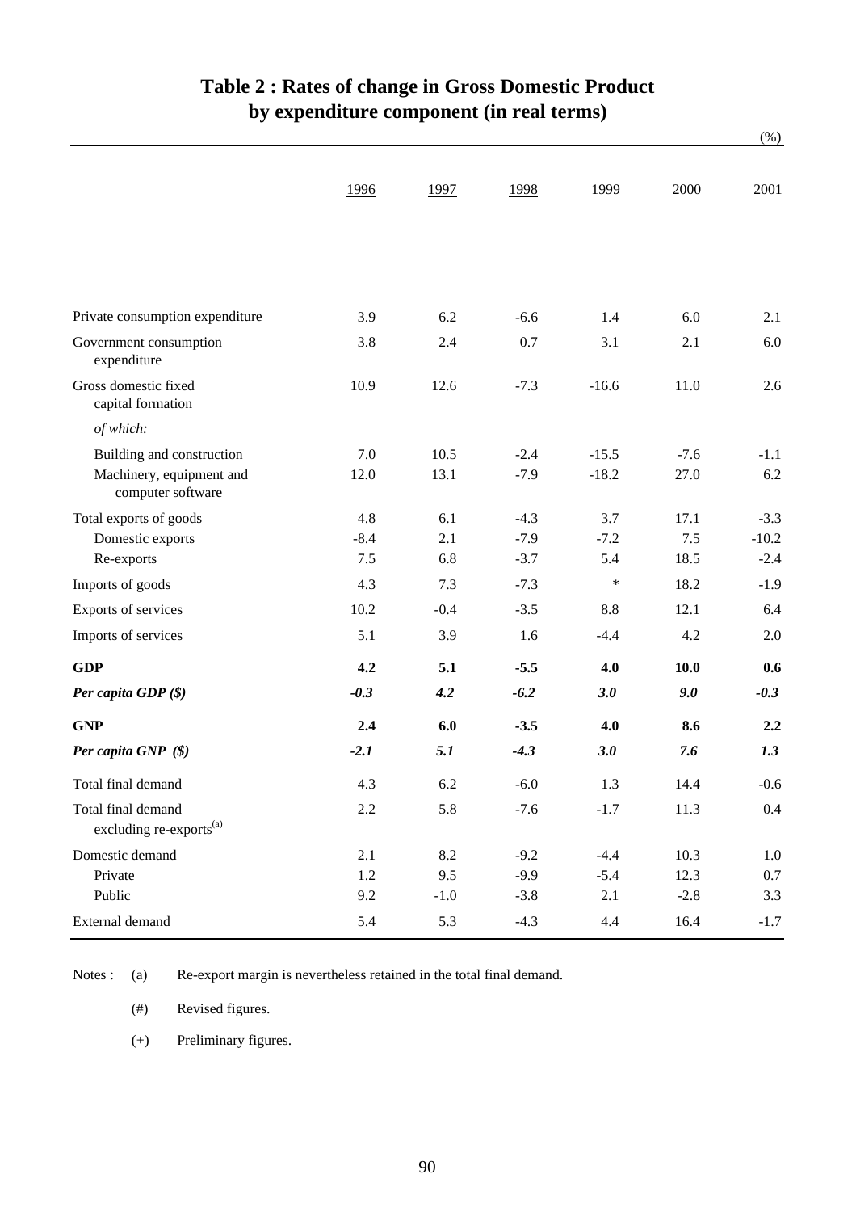# Table 2 : Rates of change in Gross Domestic Product by expenditure component (in real terms)

(%)

| | 1996 | 1997 | 1998 | 1999 | 2000 | 2001 |
|---|---|---|---|---|---|---|
| Private consumption expenditure | 3.9 | 6.2 | -6.6 | 1.4 | 6.0 | 2.1 |
| Government consumption expenditure | 3.8 | 2.4 | 0.7 | 3.1 | 2.1 | 6.0 |
| Gross domestic fixed capital formation | 10.9 | 12.6 | -7.3 | -16.6 | 11.0 | 2.6 |
| *of which:* | | | | | | |
| Building and construction | 7.0 | 10.5 | -2.4 | -15.5 | -7.6 | -1.1 |
| Machinery, equipment and computer software | 12.0 | 13.1 | -7.9 | -18.2 | 27.0 | 6.2 |
| Total exports of goods | 4.8 | 6.1 | -4.3 | 3.7 | 17.1 | -3.3 |
| Domestic exports | -8.4 | 2.1 | -7.9 | -7.2 | 7.5 | -10.2 |
| Re-exports | 7.5 | 6.8 | -3.7 | 5.4 | 18.5 | -2.4 |
| Imports of goods | 4.3 | 7.3 | -7.3 | * | 18.2 | -1.9 |
| Exports of services | 10.2 | -0.4 | -3.5 | 8.8 | 12.1 | 6.4 |
| Imports of services | 5.1 | 3.9 | 1.6 | -4.4 | 4.2 | 2.0 |
| **GDP** | **4.2** | **5.1** | **-5.5** | **4.0** | **10.0** | **0.6** |
| ***Per capita GDP ($)*** | ***-0.3*** | ***4.2*** | ***-6.2*** | ***3.0*** | ***9.0*** | ***-0.3*** |
| **GNP** | **2.4** | **6.0** | **-3.5** | **4.0** | **8.6** | **2.2** |
| ***Per capita GNP ($)*** | ***-2.1*** | ***5.1*** | ***-4.3*** | ***3.0*** | ***7.6*** | ***1.3*** |
| Total final demand | 4.3 | 6.2 | -6.0 | 1.3 | 14.4 | -0.6 |
| Total final demand excluding re-exports[(a)] | 2.2 | 5.8 | -7.6 | -1.7 | 11.3 | 0.4 |
| Domestic demand | 2.1 | 8.2 | -9.2 | -4.4 | 10.3 | 1.0 |
| Private | 1.2 | 9.5 | -9.9 | -5.4 | 12.3 | 0.7 |
| Public | 9.2 | -1.0 | -3.8 | 2.1 | -2.8 | 3.3 |
| External demand | 5.4 | 5.3 | -4.3 | 4.4 | 16.4 | -1.7 |

Notes : (a) Re-export margin is nevertheless retained in the total final demand.

(#) Revised figures.

(+) Preliminary figures.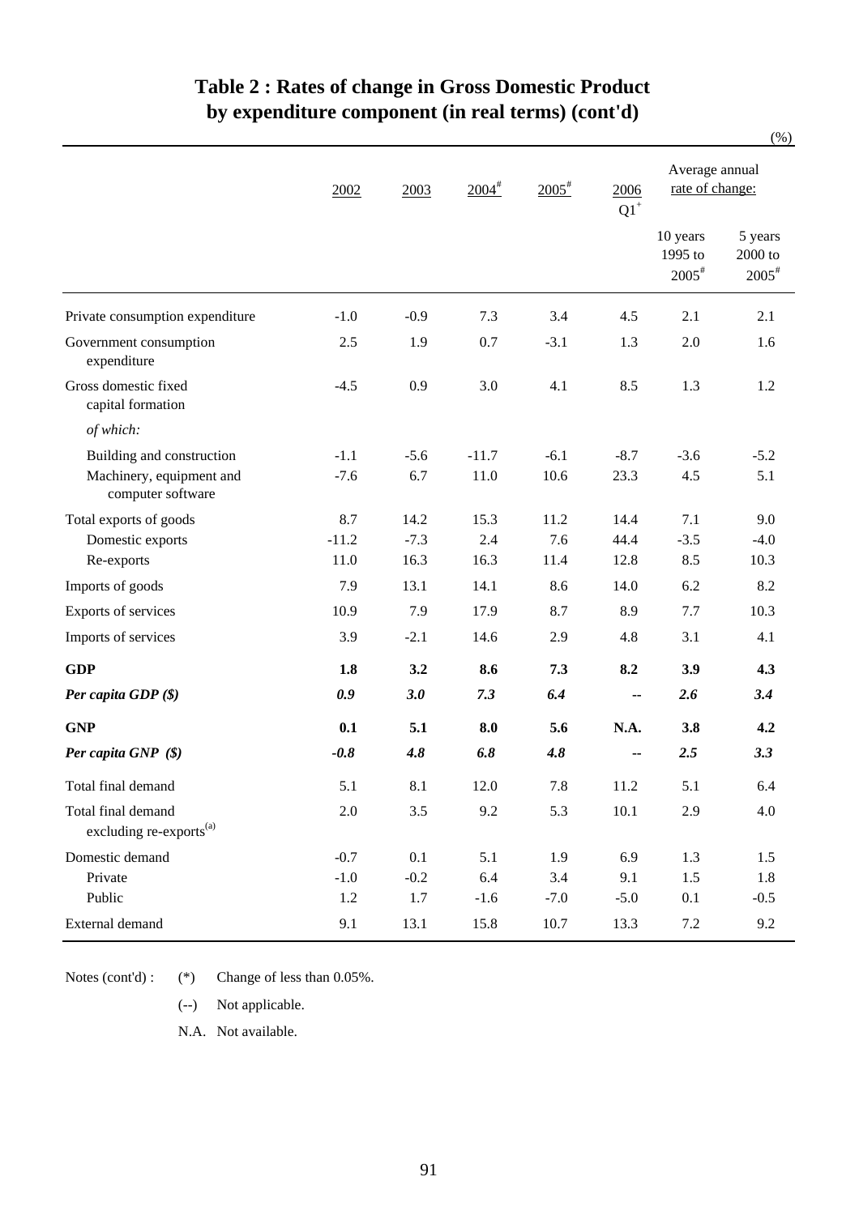# Table 2 : Rates of change in Gross Domestic Product by expenditure component (in real terms) (cont'd)

(%)

| | 2002 | 2003 | 2004[#] | 2005[#] | 2006 Q1[+] | Average annual rate of change: 10 years 1995 to 2005[#] | 5 years 2000 to 2005[#] |
|---|---|---|---|---|---|---|---|
| Private consumption expenditure | -1.0 | -0.9 | 7.3 | 3.4 | 4.5 | 2.1 | 2.1 |
| Government consumption expenditure | 2.5 | 1.9 | 0.7 | -3.1 | 1.3 | 2.0 | 1.6 |
| Gross domestic fixed capital formation | -4.5 | 0.9 | 3.0 | 4.1 | 8.5 | 1.3 | 1.2 |
| *of which:* | | | | | | | |
| Building and construction | -1.1 | -5.6 | -11.7 | -6.1 | -8.7 | -3.6 | -5.2 |
| Machinery, equipment and computer software | -7.6 | 6.7 | 11.0 | 10.6 | 23.3 | 4.5 | 5.1 |
| Total exports of goods | 8.7 | 14.2 | 15.3 | 11.2 | 14.4 | 7.1 | 9.0 |
| Domestic exports | -11.2 | -7.3 | 2.4 | 7.6 | 44.4 | -3.5 | -4.0 |
| Re-exports | 11.0 | 16.3 | 16.3 | 11.4 | 12.8 | 8.5 | 10.3 |
| Imports of goods | 7.9 | 13.1 | 14.1 | 8.6 | 14.0 | 6.2 | 8.2 |
| Exports of services | 10.9 | 7.9 | 17.9 | 8.7 | 8.9 | 7.7 | 10.3 |
| Imports of services | 3.9 | -2.1 | 14.6 | 2.9 | 4.8 | 3.1 | 4.1 |
| **GDP** | **1.8** | **3.2** | **8.6** | **7.3** | **8.2** | **3.9** | **4.3** |
| ***Per capita GDP ($)*** | ***0.9*** | ***3.0*** | ***7.3*** | ***6.4*** | **--** | ***2.6*** | ***3.4*** |
| **GNP** | **0.1** | **5.1** | **8.0** | **5.6** | **N.A.** | **3.8** | **4.2** |
| ***Per capita GNP ($)*** | ***-0.8*** | ***4.8*** | ***6.8*** | ***4.8*** | **--** | ***2.5*** | ***3.3*** |
| Total final demand | 5.1 | 8.1 | 12.0 | 7.8 | 11.2 | 5.1 | 6.4 |
| Total final demand excluding re-exports[(a)] | 2.0 | 3.5 | 9.2 | 5.3 | 10.1 | 2.9 | 4.0 |
| Domestic demand | -0.7 | 0.1 | 5.1 | 1.9 | 6.9 | 1.3 | 1.5 |
| Private | -1.0 | -0.2 | 6.4 | 3.4 | 9.1 | 1.5 | 1.8 |
| Public | 1.2 | 1.7 | -1.6 | -7.0 | -5.0 | 0.1 | -0.5 |
| External demand | 9.1 | 13.1 | 15.8 | 10.7 | 13.3 | 7.2 | 9.2 |

Notes (cont'd) :
- (*) Change of less than 0.05%.
- (--) Not applicable.
- N.A. Not available.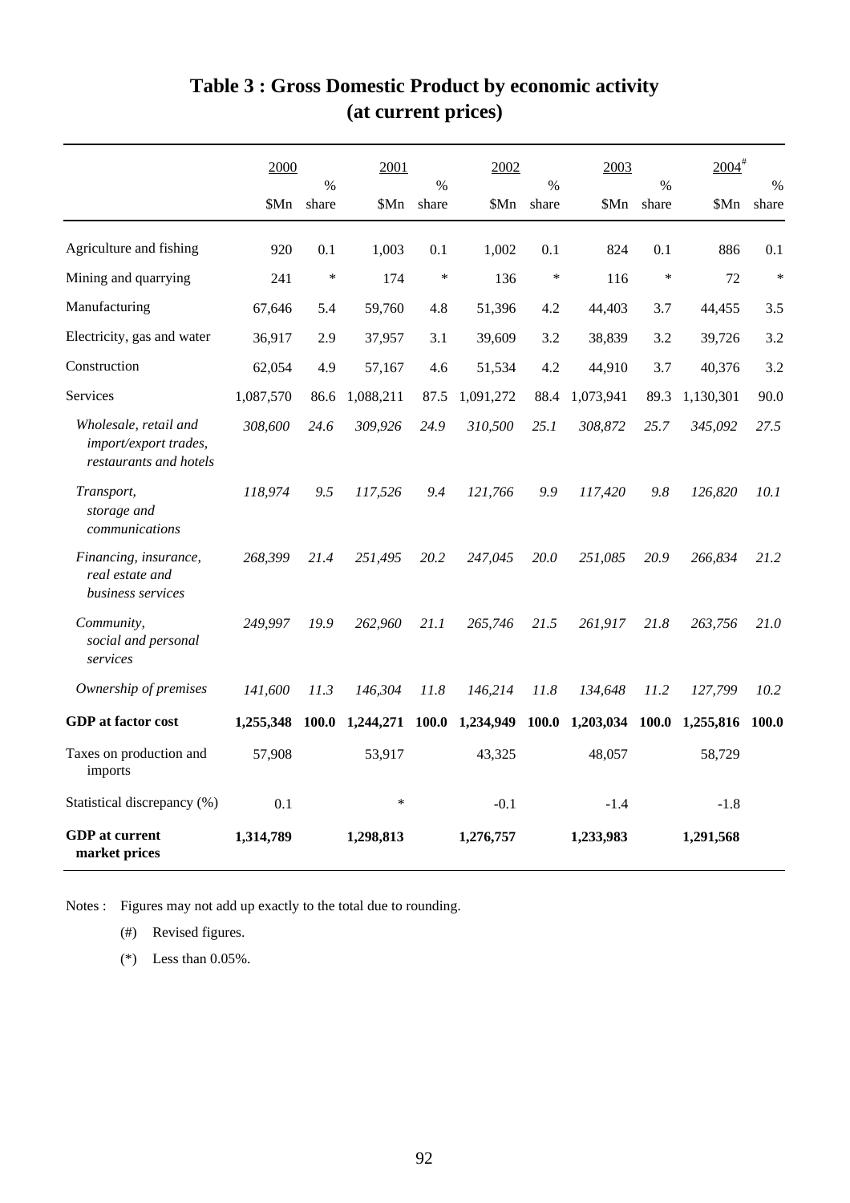# Table 3 : Gross Domestic Product by economic activity (at current prices)

| | 2000 | | 2001 | | 2002 | | 2003 | | 2004[#] | |
|---|---|---|---|---|---|---|---|---|---|---|
| | $Mn | % share | $Mn | % share | $Mn | % share | $Mn | % share | $Mn | % share |
| Agriculture and fishing | 920 | 0.1 | 1,003 | 0.1 | 1,002 | 0.1 | 824 | 0.1 | 886 | 0.1 |
| Mining and quarrying | 241 | * | 174 | * | 136 | * | 116 | * | 72 | * |
| Manufacturing | 67,646 | 5.4 | 59,760 | 4.8 | 51,396 | 4.2 | 44,403 | 3.7 | 44,455 | 3.5 |
| Electricity, gas and water | 36,917 | 2.9 | 37,957 | 3.1 | 39,609 | 3.2 | 38,839 | 3.2 | 39,726 | 3.2 |
| Construction | 62,054 | 4.9 | 57,167 | 4.6 | 51,534 | 4.2 | 44,910 | 3.7 | 40,376 | 3.2 |
| Services | 1,087,570 | 86.6 | 1,088,211 | 87.5 | 1,091,272 | 88.4 | 1,073,941 | 89.3 | 1,130,301 | 90.0 |
| *Wholesale, retail and import/export trades, restaurants and hotels* | *308,600* | *24.6* | *309,926* | *24.9* | *310,500* | *25.1* | *308,872* | *25.7* | *345,092* | *27.5* |
| *Transport, storage and communications* | *118,974* | *9.5* | *117,526* | *9.4* | *121,766* | *9.9* | *117,420* | *9.8* | *126,820* | *10.1* |
| *Financing, insurance, real estate and business services* | *268,399* | *21.4* | *251,495* | *20.2* | *247,045* | *20.0* | *251,085* | *20.9* | *266,834* | *21.2* |
| *Community, social and personal services* | *249,997* | *19.9* | *262,960* | *21.1* | *265,746* | *21.5* | *261,917* | *21.8* | *263,756* | *21.0* |
| *Ownership of premises* | *141,600* | *11.3* | *146,304* | *11.8* | *146,214* | *11.8* | *134,648* | *11.2* | *127,799* | *10.2* |
| **GDP at factor cost** | **1,255,348** | **100.0** | **1,244,271** | **100.0** | **1,234,949** | **100.0** | **1,203,034** | **100.0** | **1,255,816** | **100.0** |
| Taxes on production and imports | 57,908 | | 53,917 | | 43,325 | | 48,057 | | 58,729 | |
| Statistical discrepancy (%) | 0.1 | | * | | -0.1 | | -1.4 | | -1.8 | |
| **GDP at current market prices** | **1,314,789** | | **1,298,813** | | **1,276,757** | | **1,233,983** | | **1,291,568** | |

Notes : Figures may not add up exactly to the total due to rounding.

(#) Revised figures.

(*) Less than 0.05%.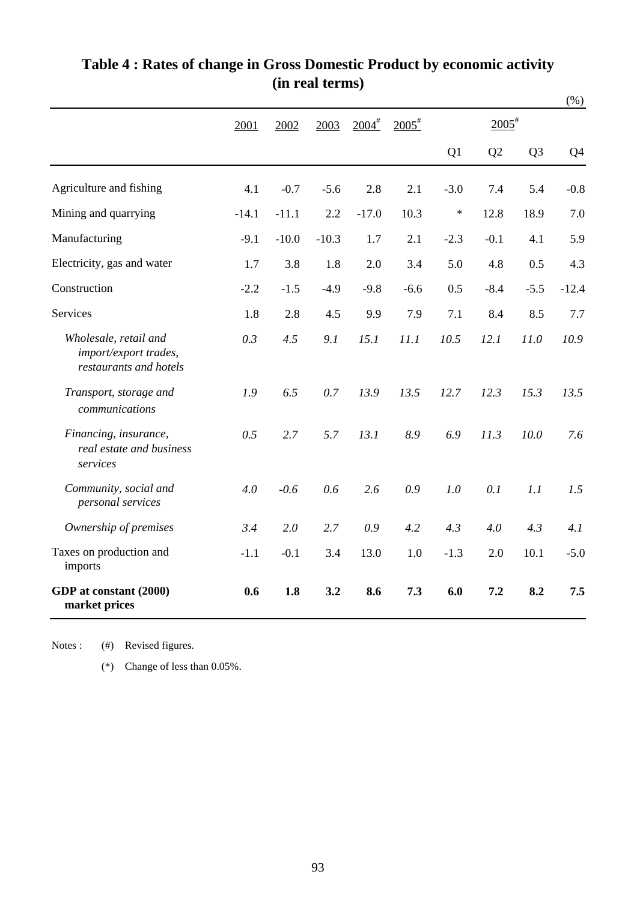# Table 4 : Rates of change in Gross Domestic Product by economic activity (in real terms)

(%)

| | 2001 | 2002 | 2003 | 2004# | 2005# | 2005# | | | |
|---|---|---|---|---|---|---|---|---|---|
| | | | | | | Q1 | Q2 | Q3 | Q4 |
| Agriculture and fishing | 4.1 | -0.7 | -5.6 | 2.8 | 2.1 | -3.0 | 7.4 | 5.4 | -0.8 |
| Mining and quarrying | -14.1 | -11.1 | 2.2 | -17.0 | 10.3 | * | 12.8 | 18.9 | 7.0 |
| Manufacturing | -9.1 | -10.0 | -10.3 | 1.7 | 2.1 | -2.3 | -0.1 | 4.1 | 5.9 |
| Electricity, gas and water | 1.7 | 3.8 | 1.8 | 2.0 | 3.4 | 5.0 | 4.8 | 0.5 | 4.3 |
| Construction | -2.2 | -1.5 | -4.9 | -9.8 | -6.6 | 0.5 | -8.4 | -5.5 | -12.4 |
| Services | 1.8 | 2.8 | 4.5 | 9.9 | 7.9 | 7.1 | 8.4 | 8.5 | 7.7 |
| *Wholesale, retail and import/export trades, restaurants and hotels* | *0.3* | *4.5* | *9.1* | *15.1* | *11.1* | *10.5* | *12.1* | *11.0* | *10.9* |
| *Transport, storage and communications* | *1.9* | *6.5* | *0.7* | *13.9* | *13.5* | *12.7* | *12.3* | *15.3* | *13.5* |
| *Financing, insurance, real estate and business services* | *0.5* | *2.7* | *5.7* | *13.1* | *8.9* | *6.9* | *11.3* | *10.0* | *7.6* |
| *Community, social and personal services* | *4.0* | *-0.6* | *0.6* | *2.6* | *0.9* | *1.0* | *0.1* | *1.1* | *1.5* |
| *Ownership of premises* | *3.4* | *2.0* | *2.7* | *0.9* | *4.2* | *4.3* | *4.0* | *4.3* | *4.1* |
| Taxes on production and imports | -1.1 | -0.1 | 3.4 | 13.0 | 1.0 | -1.3 | 2.0 | 10.1 | -5.0 |
| **GDP at constant (2000) market prices** | **0.6** | **1.8** | **3.2** | **8.6** | **7.3** | **6.0** | **7.2** | **8.2** | **7.5** |

Notes : (#) Revised figures.

(*) Change of less than 0.05%.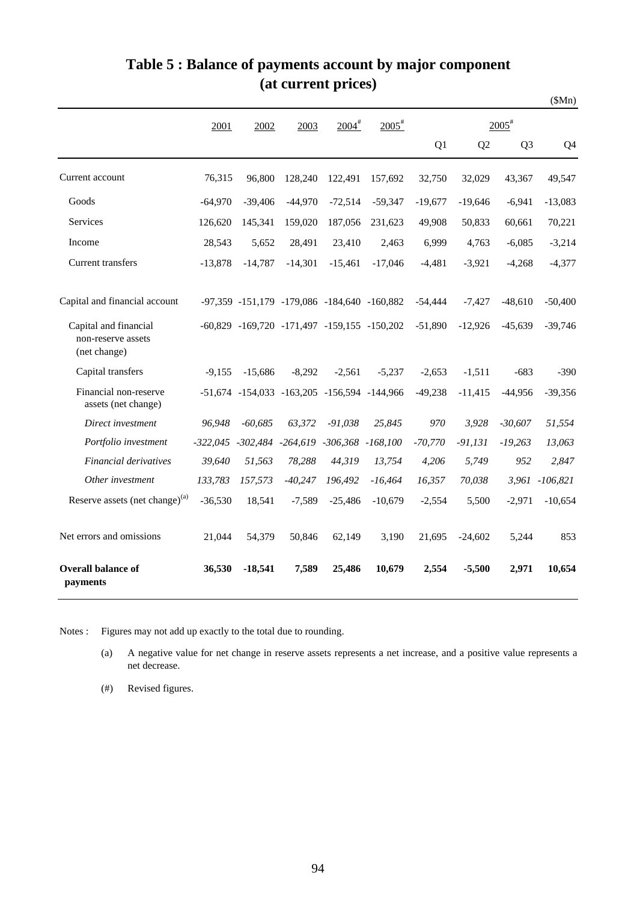# Table 5 : Balance of payments account by major component (at current prices)

($Mn)

| | 2001 | 2002 | 2003 | 2004# | 2005# | 2005# | | | |
|---|---|---|---|---|---|---|---|---|---|
| | | | | | | Q1 | Q2 | Q3 | Q4 |
| Current account | 76,315 | 96,800 | 128,240 | 122,491 | 157,692 | 32,750 | 32,029 | 43,367 | 49,547 |
| Goods | -64,970 | -39,406 | -44,970 | -72,514 | -59,347 | -19,677 | -19,646 | -6,941 | -13,083 |
| Services | 126,620 | 145,341 | 159,020 | 187,056 | 231,623 | 49,908 | 50,833 | 60,661 | 70,221 |
| Income | 28,543 | 5,652 | 28,491 | 23,410 | 2,463 | 6,999 | 4,763 | -6,085 | -3,214 |
| Current transfers | -13,878 | -14,787 | -14,301 | -15,461 | -17,046 | -4,481 | -3,921 | -4,268 | -4,377 |
| Capital and financial account | -97,359 | -151,179 | -179,086 | -184,640 | -160,882 | -54,444 | -7,427 | -48,610 | -50,400 |
| Capital and financial non-reserve assets (net change) | -60,829 | -169,720 | -171,497 | -159,155 | -150,202 | -51,890 | -12,926 | -45,639 | -39,746 |
| Capital transfers | -9,155 | -15,686 | -8,292 | -2,561 | -5,237 | -2,653 | -1,511 | -683 | -390 |
| Financial non-reserve assets (net change) | -51,674 | -154,033 | -163,205 | -156,594 | -144,966 | -49,238 | -11,415 | -44,956 | -39,356 |
| *Direct investment* | *96,948* | *-60,685* | *63,372* | *-91,038* | *25,845* | *970* | *3,928* | *-30,607* | *51,554* |
| *Portfolio investment* | *-322,045* | *-302,484* | *-264,619* | *-306,368* | *-168,100* | *-70,770* | *-91,131* | *-19,263* | *13,063* |
| *Financial derivatives* | *39,640* | *51,563* | *78,288* | *44,319* | *13,754* | *4,206* | *5,749* | *952* | *2,847* |
| *Other investment* | *133,783* | *157,573* | *-40,247* | *196,492* | *-16,464* | *16,357* | *70,038* | *3,961* | *-106,821* |
| Reserve assets (net change)(a) | -36,530 | 18,541 | -7,589 | -25,486 | -10,679 | -2,554 | 5,500 | -2,971 | -10,654 |
| Net errors and omissions | 21,044 | 54,379 | 50,846 | 62,149 | 3,190 | 21,695 | -24,602 | 5,244 | 853 |
| **Overall balance of payments** | **36,530** | **-18,541** | **7,589** | **25,486** | **10,679** | **2,554** | **-5,500** | **2,971** | **10,654** |

Notes : Figures may not add up exactly to the total due to rounding.

(a) A negative value for net change in reserve assets represents a net increase, and a positive value represents a net decrease.

(#) Revised figures.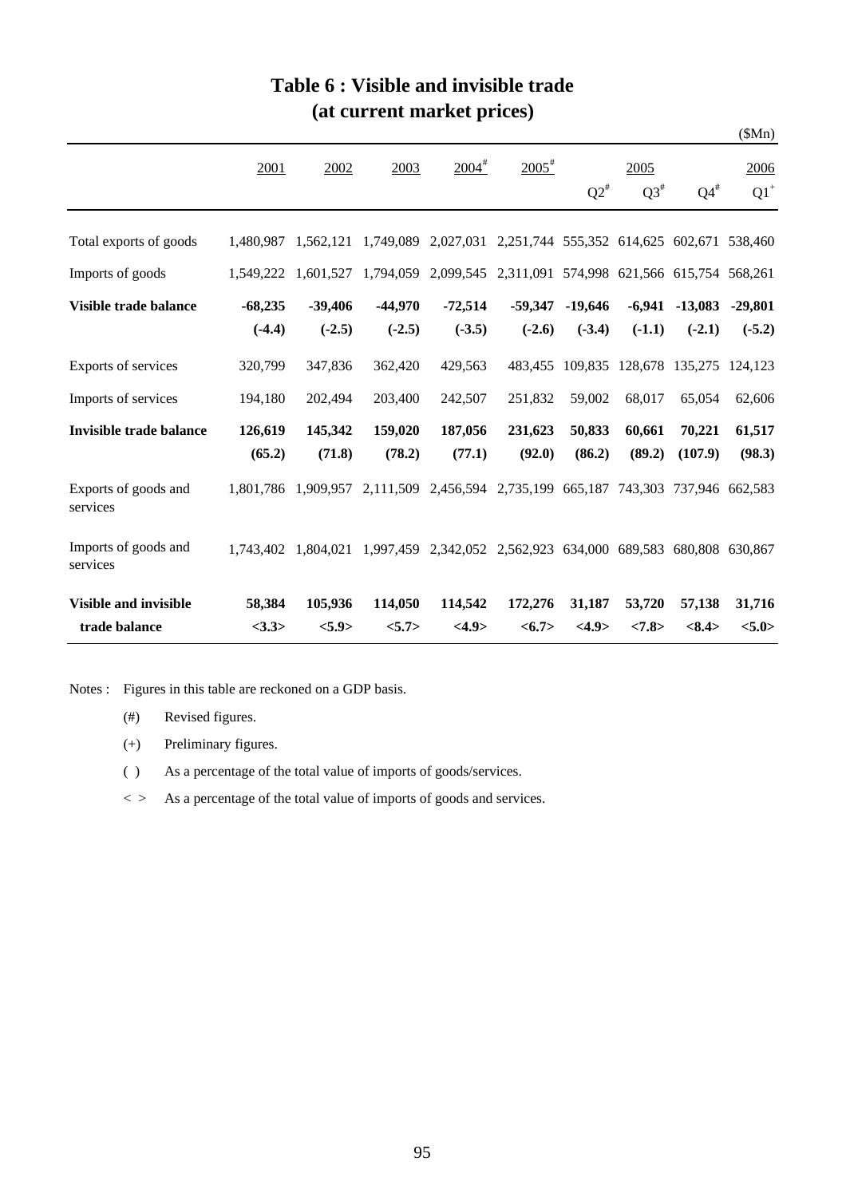# Table 6 : Visible and invisible trade
## (at current market prices)

($Mn)

| | 2001 | 2002 | 2003 | 2004# | 2005# | 2005 Q2# | 2005 Q3# | 2005 Q4# | 2006 Q1+ |
|---|---|---|---|---|---|---|---|---|---|
| Total exports of goods | 1,480,987 | 1,562,121 | 1,749,089 | 2,027,031 | 2,251,744 | 555,352 | 614,625 | 602,671 | 538,460 |
| Imports of goods | 1,549,222 | 1,601,527 | 1,794,059 | 2,099,545 | 2,311,091 | 574,998 | 621,566 | 615,754 | 568,261 |
| **Visible trade balance** | **-68,235** **(-4.4)** | **-39,406** **(-2.5)** | **-44,970** **(-2.5)** | **-72,514** **(-3.5)** | **-59,347** **(-2.6)** | **-19,646** **(-3.4)** | **-6,941** **(-1.1)** | **-13,083** **(-2.1)** | **-29,801** **(-5.2)** |
| Exports of services | 320,799 | 347,836 | 362,420 | 429,563 | 483,455 | 109,835 | 128,678 | 135,275 | 124,123 |
| Imports of services | 194,180 | 202,494 | 203,400 | 242,507 | 251,832 | 59,002 | 68,017 | 65,054 | 62,606 |
| **Invisible trade balance** | **126,619** **(65.2)** | **145,342** **(71.8)** | **159,020** **(78.2)** | **187,056** **(77.1)** | **231,623** **(92.0)** | **50,833** **(86.2)** | **60,661** **(89.2)** | **70,221** **(107.9)** | **61,517** **(98.3)** |
| Exports of goods and services | 1,801,786 | 1,909,957 | 2,111,509 | 2,456,594 | 2,735,199 | 665,187 | 743,303 | 737,946 | 662,583 |
| Imports of goods and services | 1,743,402 | 1,804,021 | 1,997,459 | 2,342,052 | 2,562,923 | 634,000 | 689,583 | 680,808 | 630,867 |
| **Visible and invisible trade balance** | **58,384** **<3.3>** | **105,936** **<5.9>** | **114,050** **<5.7>** | **114,542** **<4.9>** | **172,276** **<6.7>** | **31,187** **<4.9>** | **53,720** **<7.8>** | **57,138** **<8.4>** | **31,716** **<5.0>** |

Notes : Figures in this table are reckoned on a GDP basis.

(#) Revised figures.

(+) Preliminary figures.

( ) As a percentage of the total value of imports of goods/services.

< > As a percentage of the total value of imports of goods and services.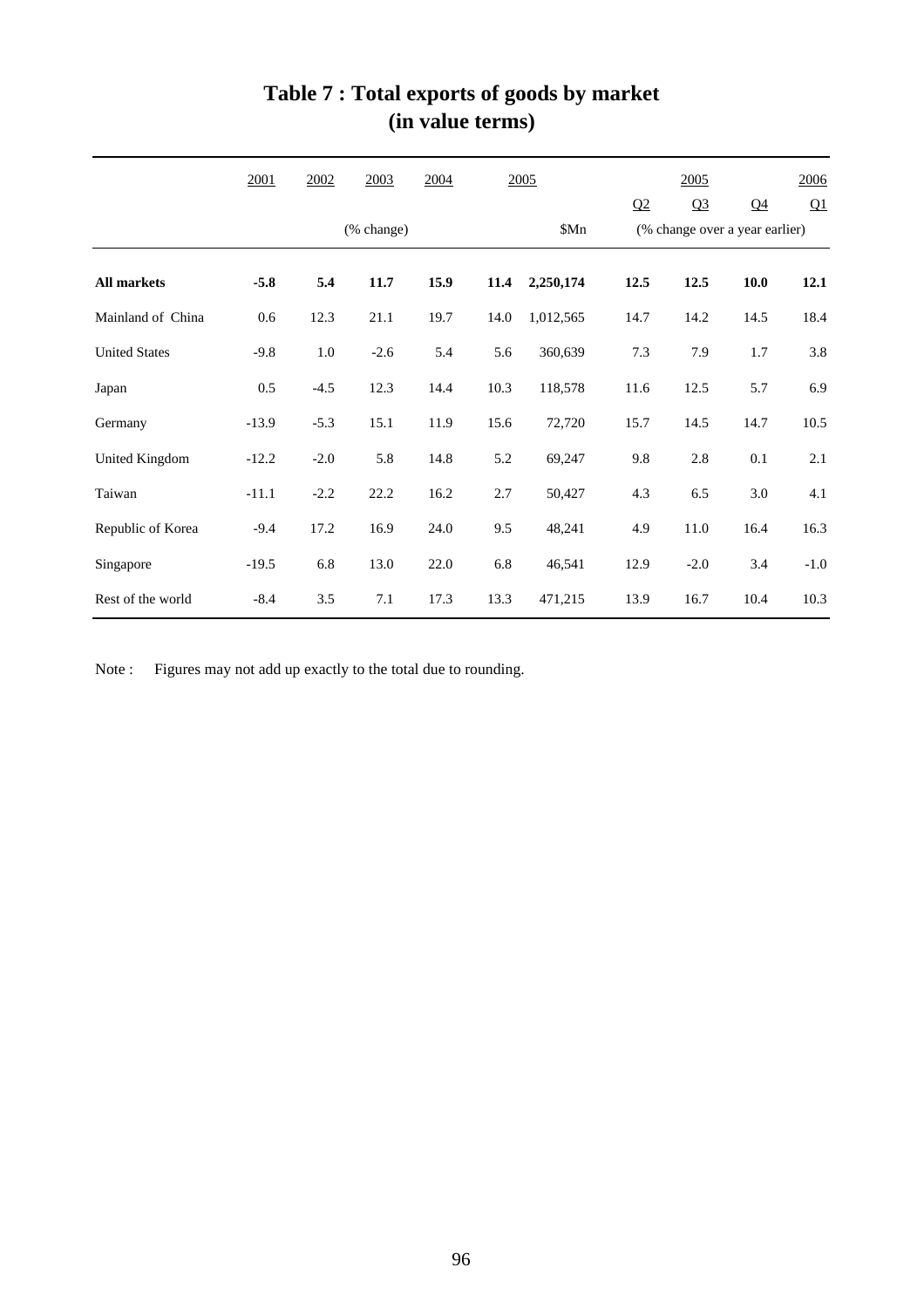# Table 7 : Total exports of goods by market (in value terms)

| | 2001 | 2002 | 2003 | 2004 | 2005 | | 2005 | | | 2006 |
|---|---|---|---|---|---|---|---|---|---|---|
| | | | | | | | Q2 | Q3 | Q4 | Q1 |
| | (% change) | | | | | $Mn | (% change over a year earlier) | | | |
| **All markets** | **-5.8** | **5.4** | **11.7** | **15.9** | **11.4** | **2,250,174** | **12.5** | **12.5** | **10.0** | **12.1** |
| Mainland of China | 0.6 | 12.3 | 21.1 | 19.7 | 14.0 | 1,012,565 | 14.7 | 14.2 | 14.5 | 18.4 |
| United States | -9.8 | 1.0 | -2.6 | 5.4 | 5.6 | 360,639 | 7.3 | 7.9 | 1.7 | 3.8 |
| Japan | 0.5 | -4.5 | 12.3 | 14.4 | 10.3 | 118,578 | 11.6 | 12.5 | 5.7 | 6.9 |
| Germany | -13.9 | -5.3 | 15.1 | 11.9 | 15.6 | 72,720 | 15.7 | 14.5 | 14.7 | 10.5 |
| United Kingdom | -12.2 | -2.0 | 5.8 | 14.8 | 5.2 | 69,247 | 9.8 | 2.8 | 0.1 | 2.1 |
| Taiwan | -11.1 | -2.2 | 22.2 | 16.2 | 2.7 | 50,427 | 4.3 | 6.5 | 3.0 | 4.1 |
| Republic of Korea | -9.4 | 17.2 | 16.9 | 24.0 | 9.5 | 48,241 | 4.9 | 11.0 | 16.4 | 16.3 |
| Singapore | -19.5 | 6.8 | 13.0 | 22.0 | 6.8 | 46,541 | 12.9 | -2.0 | 3.4 | -1.0 |
| Rest of the world | -8.4 | 3.5 | 7.1 | 17.3 | 13.3 | 471,215 | 13.9 | 16.7 | 10.4 | 10.3 |

Note : Figures may not add up exactly to the total due to rounding.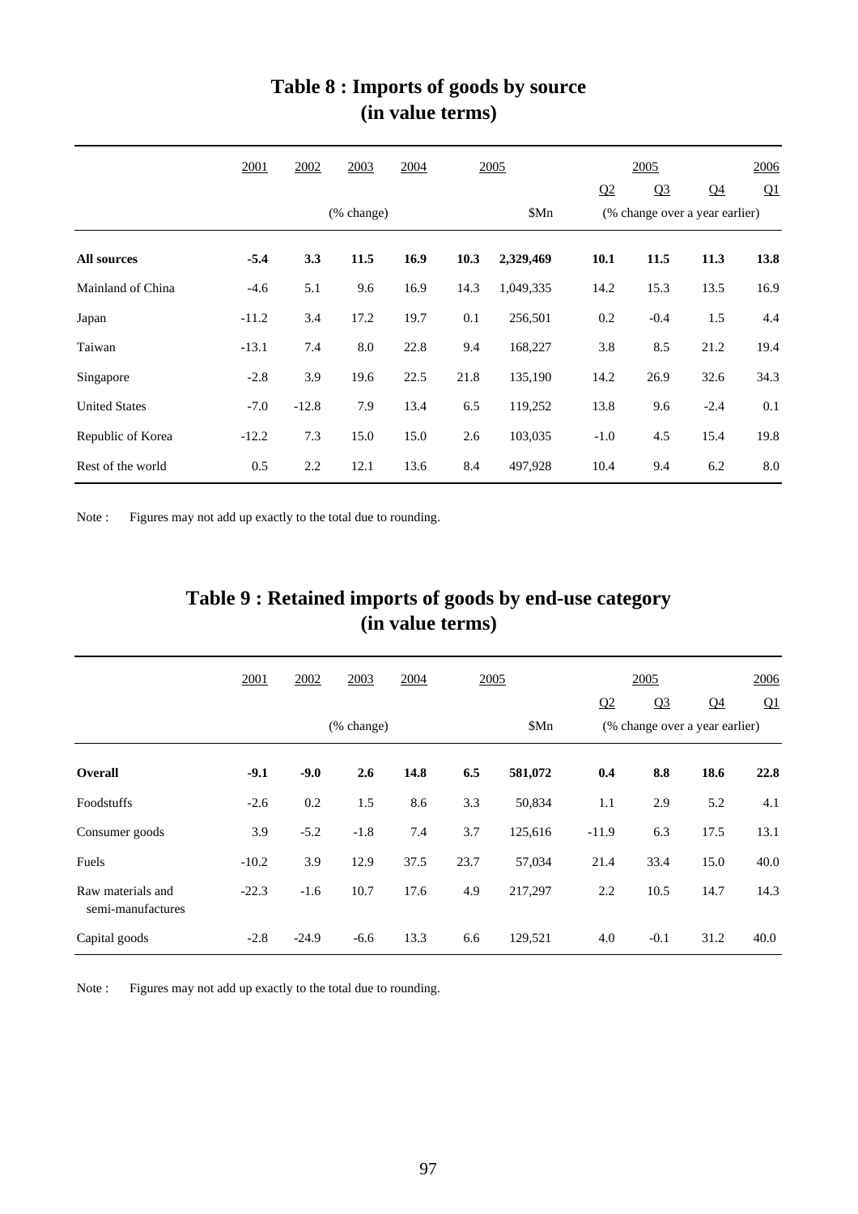## Table 8 : Imports of goods by source (in value terms)

| | 2001 | 2002 | 2003 | 2004 | 2005 | 2005 | 2005 Q2 | 2005 Q3 | 2005 Q4 | 2006 Q1 |
|---|---|---|---|---|---|---|---|---|---|---|
| | | | (% change) | | | $Mn | (% change over a year earlier) | | | |
| **All sources** | **-5.4** | **3.3** | **11.5** | **16.9** | **10.3** | **2,329,469** | **10.1** | **11.5** | **11.3** | **13.8** |
| Mainland of China | -4.6 | 5.1 | 9.6 | 16.9 | 14.3 | 1,049,335 | 14.2 | 15.3 | 13.5 | 16.9 |
| Japan | -11.2 | 3.4 | 17.2 | 19.7 | 0.1 | 256,501 | 0.2 | -0.4 | 1.5 | 4.4 |
| Taiwan | -13.1 | 7.4 | 8.0 | 22.8 | 9.4 | 168,227 | 3.8 | 8.5 | 21.2 | 19.4 |
| Singapore | -2.8 | 3.9 | 19.6 | 22.5 | 21.8 | 135,190 | 14.2 | 26.9 | 32.6 | 34.3 |
| United States | -7.0 | -12.8 | 7.9 | 13.4 | 6.5 | 119,252 | 13.8 | 9.6 | -2.4 | 0.1 |
| Republic of Korea | -12.2 | 7.3 | 15.0 | 15.0 | 2.6 | 103,035 | -1.0 | 4.5 | 15.4 | 19.8 |
| Rest of the world | 0.5 | 2.2 | 12.1 | 13.6 | 8.4 | 497,928 | 10.4 | 9.4 | 6.2 | 8.0 |

Note : Figures may not add up exactly to the total due to rounding.

## Table 9 : Retained imports of goods by end-use category (in value terms)

| | 2001 | 2002 | 2003 | 2004 | 2005 | 2005 | 2005 Q2 | 2005 Q3 | 2005 Q4 | 2006 Q1 |
|---|---|---|---|---|---|---|---|---|---|---|
| | | | (% change) | | | $Mn | (% change over a year earlier) | | | |
| **Overall** | **-9.1** | **-9.0** | **2.6** | **14.8** | **6.5** | **581,072** | **0.4** | **8.8** | **18.6** | **22.8** |
| Foodstuffs | -2.6 | 0.2 | 1.5 | 8.6 | 3.3 | 50,834 | 1.1 | 2.9 | 5.2 | 4.1 |
| Consumer goods | 3.9 | -5.2 | -1.8 | 7.4 | 3.7 | 125,616 | -11.9 | 6.3 | 17.5 | 13.1 |
| Fuels | -10.2 | 3.9 | 12.9 | 37.5 | 23.7 | 57,034 | 21.4 | 33.4 | 15.0 | 40.0 |
| Raw materials and semi-manufactures | -22.3 | -1.6 | 10.7 | 17.6 | 4.9 | 217,297 | 2.2 | 10.5 | 14.7 | 14.3 |
| Capital goods | -2.8 | -24.9 | -6.6 | 13.3 | 6.6 | 129,521 | 4.0 | -0.1 | 31.2 | 40.0 |

Note : Figures may not add up exactly to the total due to rounding.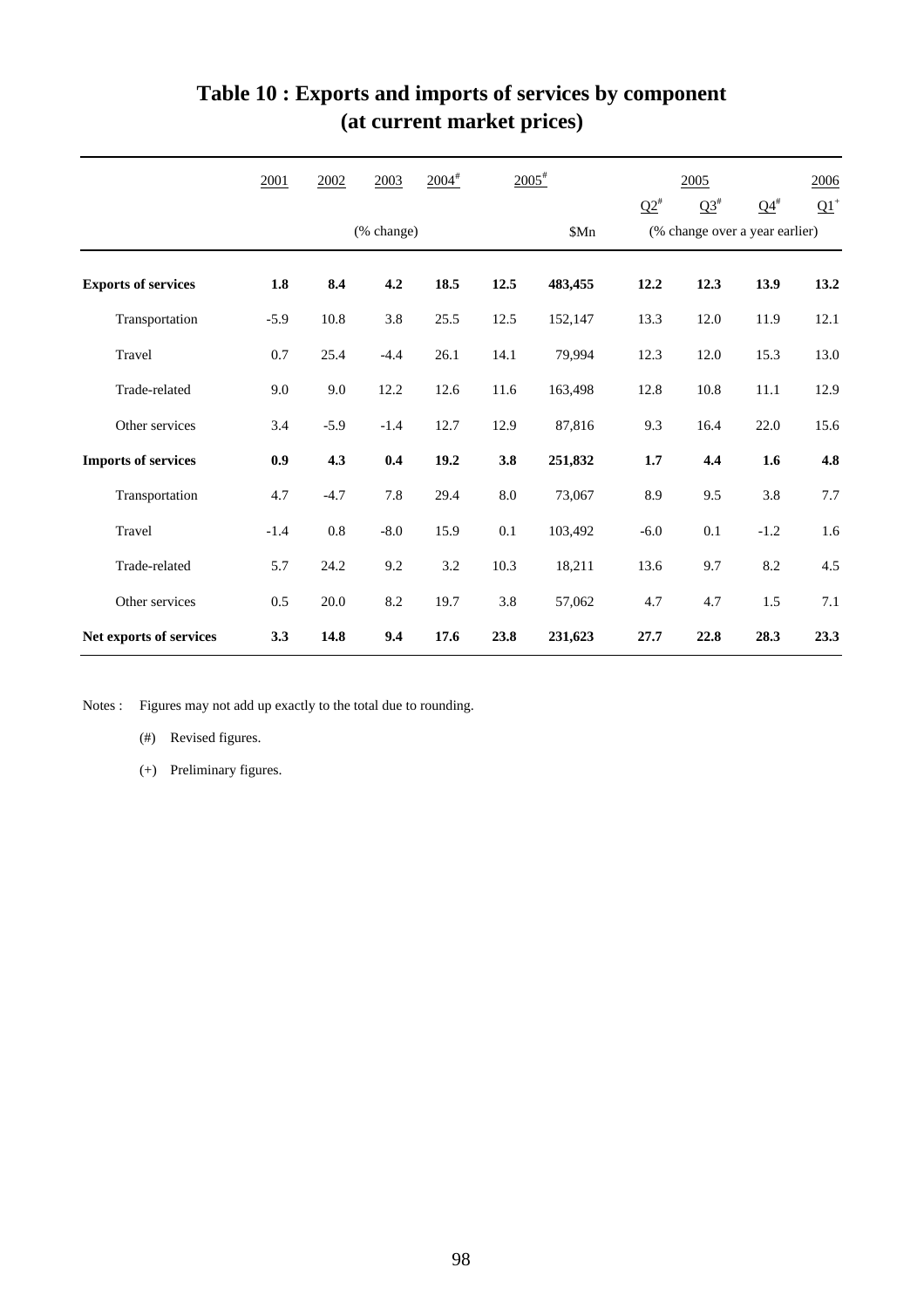# Table 10 : Exports and imports of services by component (at current market prices)

| | 2001 | 2002 | 2003 | 2004# | 2005# | | 2005 | | | 2006 |
|---|---|---|---|---|---|---|---|---|---|---|
| | | | | | | | Q2# | Q3# | Q4# | Q1+ |
| | | | (% change) | | | $Mn | (% change over a year earlier) | | | |
| **Exports of services** | **1.8** | **8.4** | **4.2** | **18.5** | **12.5** | **483,455** | **12.2** | **12.3** | **13.9** | **13.2** |
| Transportation | -5.9 | 10.8 | 3.8 | 25.5 | 12.5 | 152,147 | 13.3 | 12.0 | 11.9 | 12.1 |
| Travel | 0.7 | 25.4 | -4.4 | 26.1 | 14.1 | 79,994 | 12.3 | 12.0 | 15.3 | 13.0 |
| Trade-related | 9.0 | 9.0 | 12.2 | 12.6 | 11.6 | 163,498 | 12.8 | 10.8 | 11.1 | 12.9 |
| Other services | 3.4 | -5.9 | -1.4 | 12.7 | 12.9 | 87,816 | 9.3 | 16.4 | 22.0 | 15.6 |
| **Imports of services** | **0.9** | **4.3** | **0.4** | **19.2** | **3.8** | **251,832** | **1.7** | **4.4** | **1.6** | **4.8** |
| Transportation | 4.7 | -4.7 | 7.8 | 29.4 | 8.0 | 73,067 | 8.9 | 9.5 | 3.8 | 7.7 |
| Travel | -1.4 | 0.8 | -8.0 | 15.9 | 0.1 | 103,492 | -6.0 | 0.1 | -1.2 | 1.6 |
| Trade-related | 5.7 | 24.2 | 9.2 | 3.2 | 10.3 | 18,211 | 13.6 | 9.7 | 8.2 | 4.5 |
| Other services | 0.5 | 20.0 | 8.2 | 19.7 | 3.8 | 57,062 | 4.7 | 4.7 | 1.5 | 7.1 |
| **Net exports of services** | **3.3** | **14.8** | **9.4** | **17.6** | **23.8** | **231,623** | **27.7** | **22.8** | **28.3** | **23.3** |

Notes : Figures may not add up exactly to the total due to rounding.

(#) Revised figures.

(+) Preliminary figures.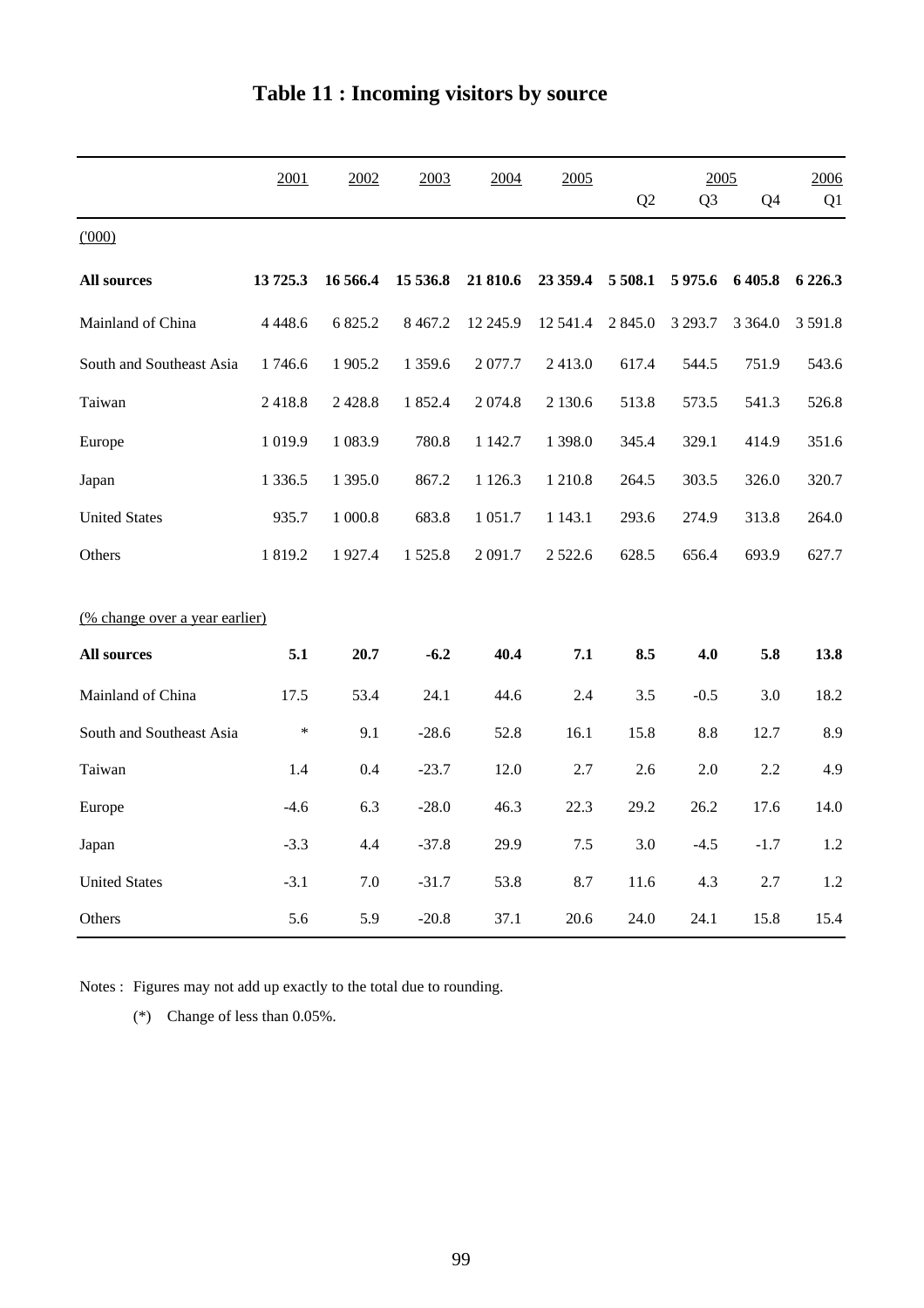# Table 11 : Incoming visitors by source

| | 2001 | 2002 | 2003 | 2004 | 2005 | 2005 Q2 | 2005 Q3 | 2005 Q4 | 2006 Q1 |
|---|---|---|---|---|---|---|---|---|---|
| ('000) | | | | | | | | | |
| **All sources** | **13 725.3** | **16 566.4** | **15 536.8** | **21 810.6** | **23 359.4** | **5 508.1** | **5 975.6** | **6 405.8** | **6 226.3** |
| Mainland of China | 4 448.6 | 6 825.2 | 8 467.2 | 12 245.9 | 12 541.4 | 2 845.0 | 3 293.7 | 3 364.0 | 3 591.8 |
| South and Southeast Asia | 1 746.6 | 1 905.2 | 1 359.6 | 2 077.7 | 2 413.0 | 617.4 | 544.5 | 751.9 | 543.6 |
| Taiwan | 2 418.8 | 2 428.8 | 1 852.4 | 2 074.8 | 2 130.6 | 513.8 | 573.5 | 541.3 | 526.8 |
| Europe | 1 019.9 | 1 083.9 | 780.8 | 1 142.7 | 1 398.0 | 345.4 | 329.1 | 414.9 | 351.6 |
| Japan | 1 336.5 | 1 395.0 | 867.2 | 1 126.3 | 1 210.8 | 264.5 | 303.5 | 326.0 | 320.7 |
| United States | 935.7 | 1 000.8 | 683.8 | 1 051.7 | 1 143.1 | 293.6 | 274.9 | 313.8 | 264.0 |
| Others | 1 819.2 | 1 927.4 | 1 525.8 | 2 091.7 | 2 522.6 | 628.5 | 656.4 | 693.9 | 627.7 |
| (% change over a year earlier) | | | | | | | | | |
| **All sources** | **5.1** | **20.7** | **-6.2** | **40.4** | **7.1** | **8.5** | **4.0** | **5.8** | **13.8** |
| Mainland of China | 17.5 | 53.4 | 24.1 | 44.6 | 2.4 | 3.5 | -0.5 | 3.0 | 18.2 |
| South and Southeast Asia | * | 9.1 | -28.6 | 52.8 | 16.1 | 15.8 | 8.8 | 12.7 | 8.9 |
| Taiwan | 1.4 | 0.4 | -23.7 | 12.0 | 2.7 | 2.6 | 2.0 | 2.2 | 4.9 |
| Europe | -4.6 | 6.3 | -28.0 | 46.3 | 22.3 | 29.2 | 26.2 | 17.6 | 14.0 |
| Japan | -3.3 | 4.4 | -37.8 | 29.9 | 7.5 | 3.0 | -4.5 | -1.7 | 1.2 |
| United States | -3.1 | 7.0 | -31.7 | 53.8 | 8.7 | 11.6 | 4.3 | 2.7 | 1.2 |
| Others | 5.6 | 5.9 | -20.8 | 37.1 | 20.6 | 24.0 | 24.1 | 15.8 | 15.4 |

Notes : Figures may not add up exactly to the total due to rounding.

(*) Change of less than 0.05%.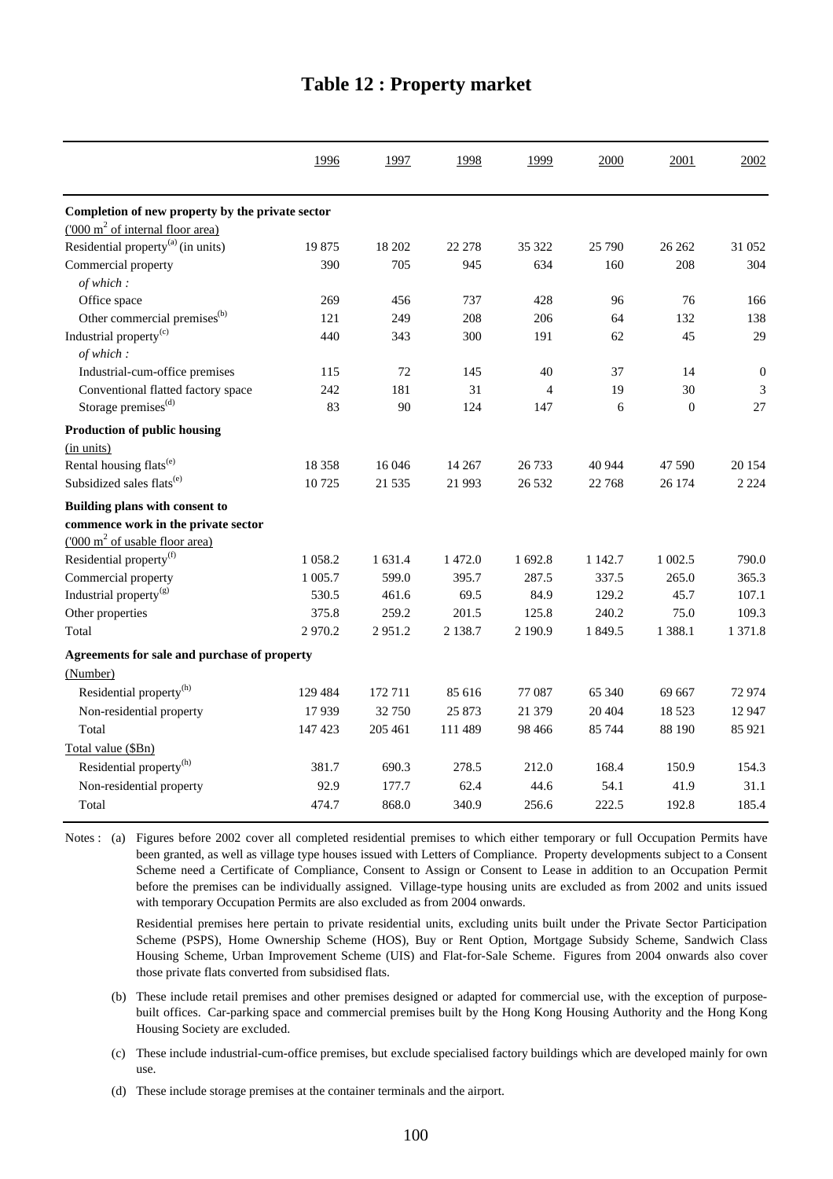# Table 12 : Property market

| | 1996 | 1997 | 1998 | 1999 | 2000 | 2001 | 2002 |
|---|---|---|---|---|---|---|---|
| **Completion of new property by the private sector** | | | | | | | |
| ('000 m$^2$ of internal floor area) | | | | | | | |
| Residential property[(a)] (in units) | 19 875 | 18 202 | 22 278 | 35 322 | 25 790 | 26 262 | 31 052 |
| Commercial property | 390 | 705 | 945 | 634 | 160 | 208 | 304 |
| *of which :* | | | | | | | |
| Office space | 269 | 456 | 737 | 428 | 96 | 76 | 166 |
| Other commercial premises[(b)] | 121 | 249 | 208 | 206 | 64 | 132 | 138 |
| Industrial property[(c)] | 440 | 343 | 300 | 191 | 62 | 45 | 29 |
| *of which :* | | | | | | | |
| Industrial-cum-office premises | 115 | 72 | 145 | 40 | 37 | 14 | 0 |
| Conventional flatted factory space | 242 | 181 | 31 | 4 | 19 | 30 | 3 |
| Storage premises[(d)] | 83 | 90 | 124 | 147 | 6 | 0 | 27 |
| **Production of public housing** | | | | | | | |
| (in units) | | | | | | | |
| Rental housing flats[(e)] | 18 358 | 16 046 | 14 267 | 26 733 | 40 944 | 47 590 | 20 154 |
| Subsidized sales flats[(e)] | 10 725 | 21 535 | 21 993 | 26 532 | 22 768 | 26 174 | 2 224 |
| **Building plans with consent to commence work in the private sector** | | | | | | | |
| ('000 m$^2$ of usable floor area) | | | | | | | |
| Residential property[(f)] | 1 058.2 | 1 631.4 | 1 472.0 | 1 692.8 | 1 142.7 | 1 002.5 | 790.0 |
| Commercial property | 1 005.7 | 599.0 | 395.7 | 287.5 | 337.5 | 265.0 | 365.3 |
| Industrial property[(g)] | 530.5 | 461.6 | 69.5 | 84.9 | 129.2 | 45.7 | 107.1 |
| Other properties | 375.8 | 259.2 | 201.5 | 125.8 | 240.2 | 75.0 | 109.3 |
| Total | 2 970.2 | 2 951.2 | 2 138.7 | 2 190.9 | 1 849.5 | 1 388.1 | 1 371.8 |
| **Agreements for sale and purchase of property** | | | | | | | |
| (Number) | | | | | | | |
| Residential property[(h)] | 129 484 | 172 711 | 85 616 | 77 087 | 65 340 | 69 667 | 72 974 |
| Non-residential property | 17 939 | 32 750 | 25 873 | 21 379 | 20 404 | 18 523 | 12 947 |
| Total | 147 423 | 205 461 | 111 489 | 98 466 | 85 744 | 88 190 | 85 921 |
| Total value ($Bn) | | | | | | | |
| Residential property[(h)] | 381.7 | 690.3 | 278.5 | 212.0 | 168.4 | 150.9 | 154.3 |
| Non-residential property | 92.9 | 177.7 | 62.4 | 44.6 | 54.1 | 41.9 | 31.1 |
| Total | 474.7 | 868.0 | 340.9 | 256.6 | 222.5 | 192.8 | 185.4 |

Notes : (a) Figures before 2002 cover all completed residential premises to which either temporary or full Occupation Permits have been granted, as well as village type houses issued with Letters of Compliance. Property developments subject to a Consent Scheme need a Certificate of Compliance, Consent to Assign or Consent to Lease in addition to an Occupation Permit before the premises can be individually assigned. Village-type housing units are excluded as from 2002 and units issued with temporary Occupation Permits are also excluded as from 2004 onwards.

Residential premises here pertain to private residential units, excluding units built under the Private Sector Participation Scheme (PSPS), Home Ownership Scheme (HOS), Buy or Rent Option, Mortgage Subsidy Scheme, Sandwich Class Housing Scheme, Urban Improvement Scheme (UIS) and Flat-for-Sale Scheme. Figures from 2004 onwards also cover those private flats converted from subsidised flats.

(b) These include retail premises and other premises designed or adapted for commercial use, with the exception of purpose-built offices. Car-parking space and commercial premises built by the Hong Kong Housing Authority and the Hong Kong Housing Society are excluded.

(c) These include industrial-cum-office premises, but exclude specialised factory buildings which are developed mainly for own use.

(d) These include storage premises at the container terminals and the airport.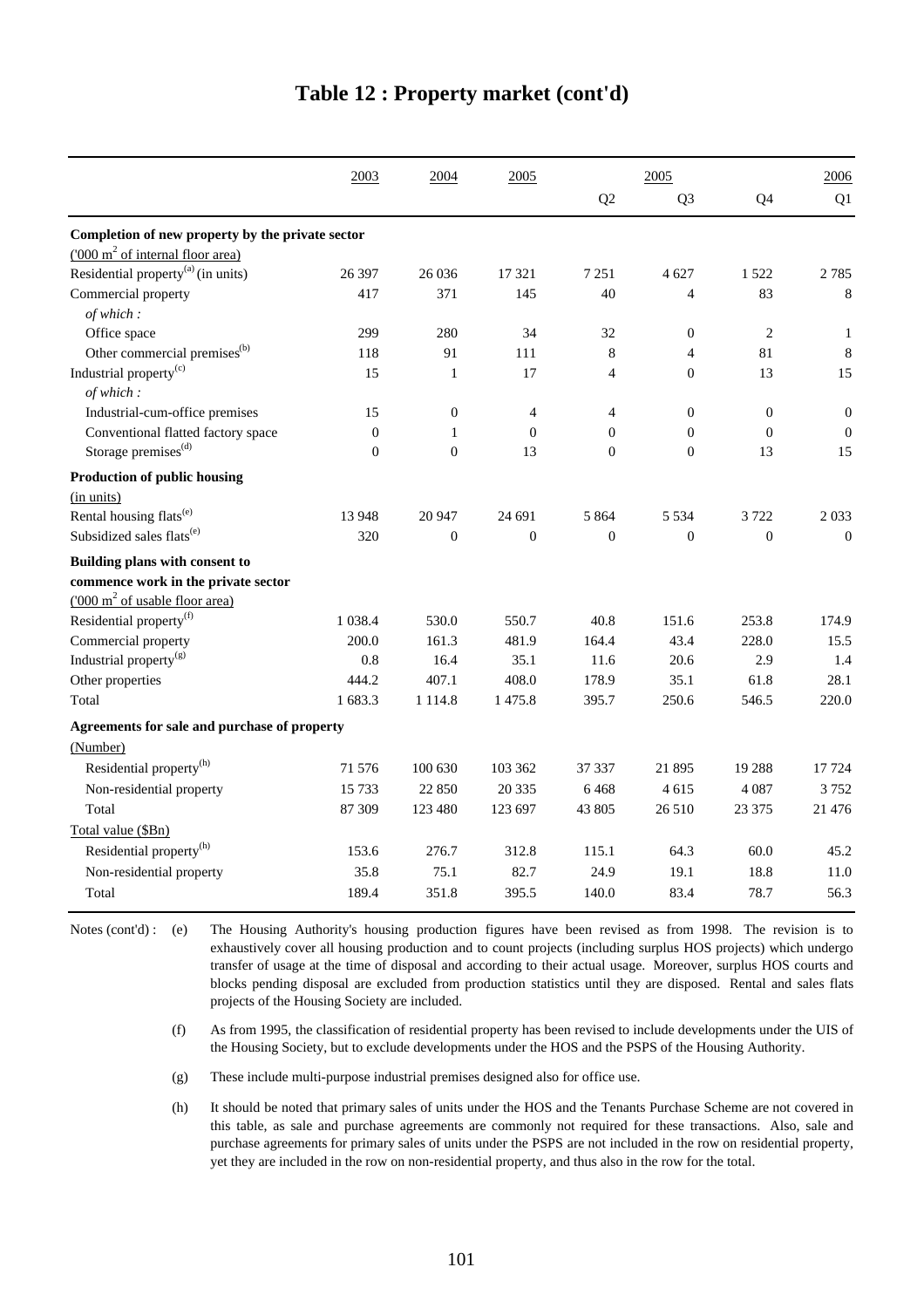# Table 12 : Property market (cont'd)

| | 2003 | 2004 | 2005 | 2005 Q2 | 2005 Q3 | 2005 Q4 | 2006 Q1 |
|---|---|---|---|---|---|---|---|
| **Completion of new property by the private sector** | | | | | | | |
| ('000 $m^2$ of internal floor area) | | | | | | | |
| Residential property[(a)] (in units) | 26 397 | 26 036 | 17 321 | 7 251 | 4 627 | 1 522 | 2 785 |
| Commercial property | 417 | 371 | 145 | 40 | 4 | 83 | 8 |
| *of which :* | | | | | | | |
| Office space | 299 | 280 | 34 | 32 | 0 | 2 | 1 |
| Other commercial premises[(b)] | 118 | 91 | 111 | 8 | 4 | 81 | 8 |
| Industrial property[(c)] | 15 | 1 | 17 | 4 | 0 | 13 | 15 |
| *of which :* | | | | | | | |
| Industrial-cum-office premises | 15 | 0 | 4 | 4 | 0 | 0 | 0 |
| Conventional flatted factory space | 0 | 1 | 0 | 0 | 0 | 0 | 0 |
| Storage premises[(d)] | 0 | 0 | 13 | 0 | 0 | 13 | 15 |
| **Production of public housing** | | | | | | | |
| (in units) | | | | | | | |
| Rental housing flats[(e)] | 13 948 | 20 947 | 24 691 | 5 864 | 5 534 | 3 722 | 2 033 |
| Subsidized sales flats[(e)] | 320 | 0 | 0 | 0 | 0 | 0 | 0 |
| **Building plans with consent to commence work in the private sector** | | | | | | | |
| ('000 $m^2$ of usable floor area) | | | | | | | |
| Residential property[(f)] | 1 038.4 | 530.0 | 550.7 | 40.8 | 151.6 | 253.8 | 174.9 |
| Commercial property | 200.0 | 161.3 | 481.9 | 164.4 | 43.4 | 228.0 | 15.5 |
| Industrial property[(g)] | 0.8 | 16.4 | 35.1 | 11.6 | 20.6 | 2.9 | 1.4 |
| Other properties | 444.2 | 407.1 | 408.0 | 178.9 | 35.1 | 61.8 | 28.1 |
| Total | 1 683.3 | 1 114.8 | 1 475.8 | 395.7 | 250.6 | 546.5 | 220.0 |
| **Agreements for sale and purchase of property** | | | | | | | |
| (Number) | | | | | | | |
| Residential property[(h)] | 71 576 | 100 630 | 103 362 | 37 337 | 21 895 | 19 288 | 17 724 |
| Non-residential property | 15 733 | 22 850 | 20 335 | 6 468 | 4 615 | 4 087 | 3 752 |
| Total | 87 309 | 123 480 | 123 697 | 43 805 | 26 510 | 23 375 | 21 476 |
| Total value ($Bn) | | | | | | | |
| Residential property[(h)] | 153.6 | 276.7 | 312.8 | 115.1 | 64.3 | 60.0 | 45.2 |
| Non-residential property | 35.8 | 75.1 | 82.7 | 24.9 | 19.1 | 18.8 | 11.0 |
| Total | 189.4 | 351.8 | 395.5 | 140.0 | 83.4 | 78.7 | 56.3 |

Notes (cont'd) :

(e) The Housing Authority's housing production figures have been revised as from 1998. The revision is to exhaustively cover all housing production and to count projects (including surplus HOS projects) which undergo transfer of usage at the time of disposal and according to their actual usage. Moreover, surplus HOS courts and blocks pending disposal are excluded from production statistics until they are disposed. Rental and sales flats projects of the Housing Society are included.

(f) As from 1995, the classification of residential property has been revised to include developments under the UIS of the Housing Society, but to exclude developments under the HOS and the PSPS of the Housing Authority.

(g) These include multi-purpose industrial premises designed also for office use.

(h) It should be noted that primary sales of units under the HOS and the Tenants Purchase Scheme are not covered in this table, as sale and purchase agreements are commonly not required for these transactions. Also, sale and purchase agreements for primary sales of units under the PSPS are not included in the row on residential property, yet they are included in the row on non-residential property, and thus also in the row for the total.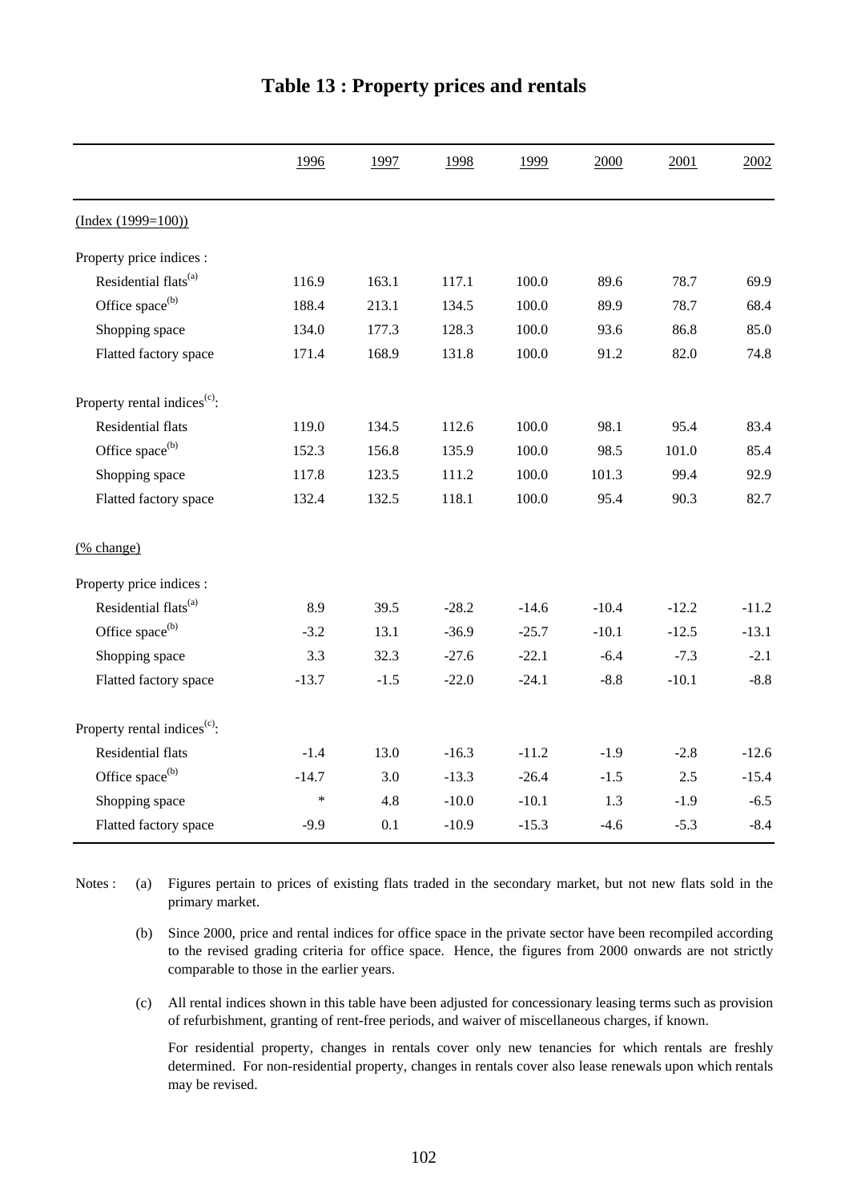# Table 13 : Property prices and rentals

| | 1996 | 1997 | 1998 | 1999 | 2000 | 2001 | 2002 |
|---|---|---|---|---|---|---|---|
| (Index (1999=100)) | | | | | | | |
| Property price indices : | | | | | | | |
| Residential flats[(a)] | 116.9 | 163.1 | 117.1 | 100.0 | 89.6 | 78.7 | 69.9 |
| Office space[(b)] | 188.4 | 213.1 | 134.5 | 100.0 | 89.9 | 78.7 | 68.4 |
| Shopping space | 134.0 | 177.3 | 128.3 | 100.0 | 93.6 | 86.8 | 85.0 |
| Flatted factory space | 171.4 | 168.9 | 131.8 | 100.0 | 91.2 | 82.0 | 74.8 |
| Property rental indices[(c)]: | | | | | | | |
| Residential flats | 119.0 | 134.5 | 112.6 | 100.0 | 98.1 | 95.4 | 83.4 |
| Office space[(b)] | 152.3 | 156.8 | 135.9 | 100.0 | 98.5 | 101.0 | 85.4 |
| Shopping space | 117.8 | 123.5 | 111.2 | 100.0 | 101.3 | 99.4 | 92.9 |
| Flatted factory space | 132.4 | 132.5 | 118.1 | 100.0 | 95.4 | 90.3 | 82.7 |
| (% change) | | | | | | | |
| Property price indices : | | | | | | | |
| Residential flats[(a)] | 8.9 | 39.5 | -28.2 | -14.6 | -10.4 | -12.2 | -11.2 |
| Office space[(b)] | -3.2 | 13.1 | -36.9 | -25.7 | -10.1 | -12.5 | -13.1 |
| Shopping space | 3.3 | 32.3 | -27.6 | -22.1 | -6.4 | -7.3 | -2.1 |
| Flatted factory space | -13.7 | -1.5 | -22.0 | -24.1 | -8.8 | -10.1 | -8.8 |
| Property rental indices[(c)]: | | | | | | | |
| Residential flats | -1.4 | 13.0 | -16.3 | -11.2 | -1.9 | -2.8 | -12.6 |
| Office space[(b)] | -14.7 | 3.0 | -13.3 | -26.4 | -1.5 | 2.5 | -15.4 |
| Shopping space | * | 4.8 | -10.0 | -10.1 | 1.3 | -1.9 | -6.5 |
| Flatted factory space | -9.9 | 0.1 | -10.9 | -15.3 | -4.6 | -5.3 | -8.4 |

Notes :

(a) Figures pertain to prices of existing flats traded in the secondary market, but not new flats sold in the primary market.

(b) Since 2000, price and rental indices for office space in the private sector have been recompiled according to the revised grading criteria for office space. Hence, the figures from 2000 onwards are not strictly comparable to those in the earlier years.

(c) All rental indices shown in this table have been adjusted for concessionary leasing terms such as provision of refurbishment, granting of rent-free periods, and waiver of miscellaneous charges, if known.

For residential property, changes in rentals cover only new tenancies for which rentals are freshly determined. For non-residential property, changes in rentals cover also lease renewals upon which rentals may be revised.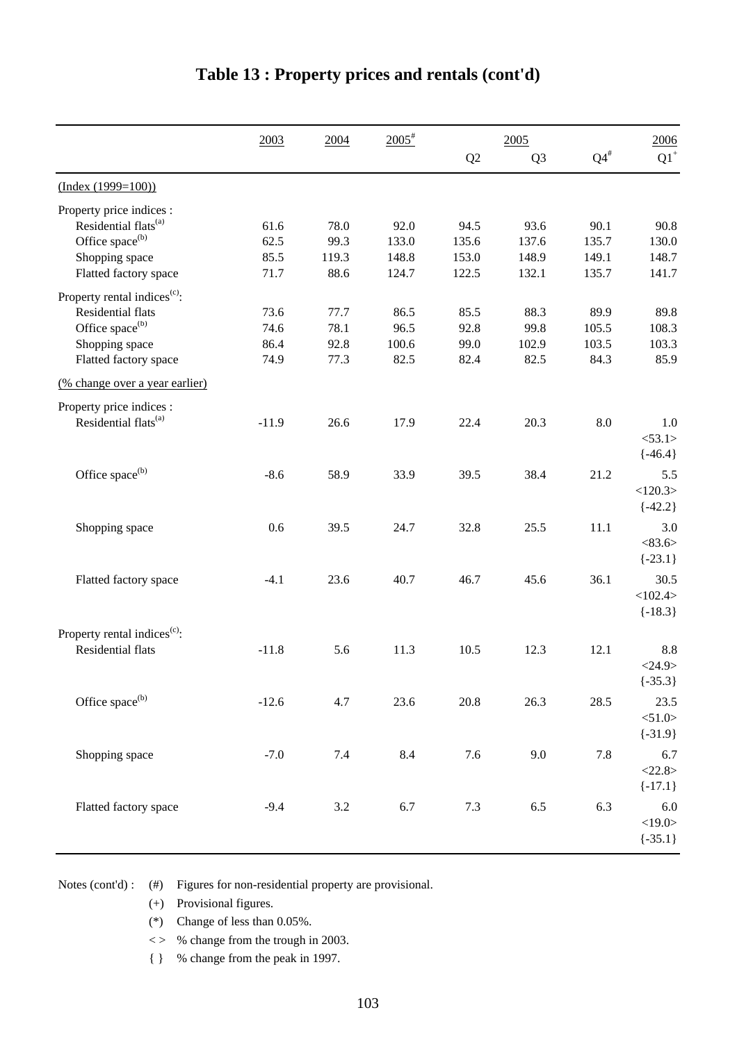# Table 13 : Property prices and rentals (cont'd)

| | 2003 | 2004 | 2005# | 2005 Q2 | 2005 Q3 | 2005 Q4# | 2006 Q1+ |
|---|---|---|---|---|---|---|---|
| (Index (1999=100)) | | | | | | | |
| Property price indices : | | | | | | | |
| Residential flats(a) | 61.6 | 78.0 | 92.0 | 94.5 | 93.6 | 90.1 | 90.8 |
| Office space(b) | 62.5 | 99.3 | 133.0 | 135.6 | 137.6 | 135.7 | 130.0 |
| Shopping space | 85.5 | 119.3 | 148.8 | 153.0 | 148.9 | 149.1 | 148.7 |
| Flatted factory space | 71.7 | 88.6 | 124.7 | 122.5 | 132.1 | 135.7 | 141.7 |
| Property rental indices(c): | | | | | | | |
| Residential flats | 73.6 | 77.7 | 86.5 | 85.5 | 88.3 | 89.9 | 89.8 |
| Office space(b) | 74.6 | 78.1 | 96.5 | 92.8 | 99.8 | 105.5 | 108.3 |
| Shopping space | 86.4 | 92.8 | 100.6 | 99.0 | 102.9 | 103.5 | 103.3 |
| Flatted factory space | 74.9 | 77.3 | 82.5 | 82.4 | 82.5 | 84.3 | 85.9 |
| (% change over a year earlier) | | | | | | | |
| Property price indices : | | | | | | | |
| Residential flats(a) | -11.9 | 26.6 | 17.9 | 22.4 | 20.3 | 8.0 | 1.0 <53.1> {-46.4} |
| Office space(b) | -8.6 | 58.9 | 33.9 | 39.5 | 38.4 | 21.2 | 5.5 <120.3> {-42.2} |
| Shopping space | 0.6 | 39.5 | 24.7 | 32.8 | 25.5 | 11.1 | 3.0 <83.6> {-23.1} |
| Flatted factory space | -4.1 | 23.6 | 40.7 | 46.7 | 45.6 | 36.1 | 30.5 <102.4> {-18.3} |
| Property rental indices(c): | | | | | | | |
| Residential flats | -11.8 | 5.6 | 11.3 | 10.5 | 12.3 | 12.1 | 8.8 <24.9> {-35.3} |
| Office space(b) | -12.6 | 4.7 | 23.6 | 20.8 | 26.3 | 28.5 | 23.5 <51.0> {-31.9} |
| Shopping space | -7.0 | 7.4 | 8.4 | 7.6 | 9.0 | 7.8 | 6.7 <22.8> {-17.1} |
| Flatted factory space | -9.4 | 3.2 | 6.7 | 7.3 | 6.5 | 6.3 | 6.0 <19.0> {-35.1} |

Notes (cont'd) :
- (#) Figures for non-residential property are provisional.
- (+) Provisional figures.
- (*) Change of less than 0.05%.
- < > % change from the trough in 2003.
- { } % change from the peak in 1997.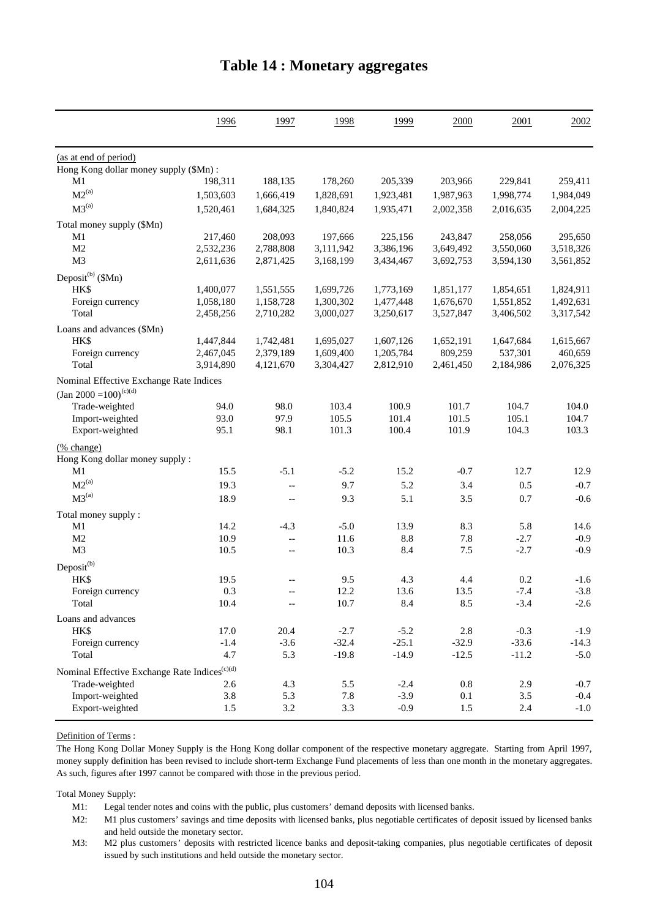# Table 14 : Monetary aggregates

| | 1996 | 1997 | 1998 | 1999 | 2000 | 2001 | 2002 |
|---|---|---|---|---|---|---|---|
| (as at end of period) | | | | | | | |
| Hong Kong dollar money supply ($Mn) : | | | | | | | |
| M1 | 198,311 | 188,135 | 178,260 | 205,339 | 203,966 | 229,841 | 259,411 |
| M2[(a)] | 1,503,603 | 1,666,419 | 1,828,691 | 1,923,481 | 1,987,963 | 1,998,774 | 1,984,049 |
| M3[(a)] | 1,520,461 | 1,684,325 | 1,840,824 | 1,935,471 | 2,002,358 | 2,016,635 | 2,004,225 |
| Total money supply ($Mn) | | | | | | | |
| M1 | 217,460 | 208,093 | 197,666 | 225,156 | 243,847 | 258,056 | 295,650 |
| M2 | 2,532,236 | 2,788,808 | 3,111,942 | 3,386,196 | 3,649,492 | 3,550,060 | 3,518,326 |
| M3 | 2,611,636 | 2,871,425 | 3,168,199 | 3,434,467 | 3,692,753 | 3,594,130 | 3,561,852 |
| Deposit[(b)] ($Mn) | | | | | | | |
| HK$ | 1,400,077 | 1,551,555 | 1,699,726 | 1,773,169 | 1,851,177 | 1,854,651 | 1,824,911 |
| Foreign currency | 1,058,180 | 1,158,728 | 1,300,302 | 1,477,448 | 1,676,670 | 1,551,852 | 1,492,631 |
| Total | 2,458,256 | 2,710,282 | 3,000,027 | 3,250,617 | 3,527,847 | 3,406,502 | 3,317,542 |
| Loans and advances ($Mn) | | | | | | | |
| HK$ | 1,447,844 | 1,742,481 | 1,695,027 | 1,607,126 | 1,652,191 | 1,647,684 | 1,615,667 |
| Foreign currency | 2,467,045 | 2,379,189 | 1,609,400 | 1,205,784 | 809,259 | 537,301 | 460,659 |
| Total | 3,914,890 | 4,121,670 | 3,304,427 | 2,812,910 | 2,461,450 | 2,184,986 | 2,076,325 |
| Nominal Effective Exchange Rate Indices (Jan 2000 =100)[(c)(d)] | | | | | | | |
| Trade-weighted | 94.0 | 98.0 | 103.4 | 100.9 | 101.7 | 104.7 | 104.0 |
| Import-weighted | 93.0 | 97.9 | 105.5 | 101.4 | 101.5 | 105.1 | 104.7 |
| Export-weighted | 95.1 | 98.1 | 101.3 | 100.4 | 101.9 | 104.3 | 103.3 |
| (% change) | | | | | | | |
| Hong Kong dollar money supply : | | | | | | | |
| M1 | 15.5 | -5.1 | -5.2 | 15.2 | -0.7 | 12.7 | 12.9 |
| M2[(a)] | 19.3 | -- | 9.7 | 5.2 | 3.4 | 0.5 | -0.7 |
| M3[(a)] | 18.9 | -- | 9.3 | 5.1 | 3.5 | 0.7 | -0.6 |
| Total money supply : | | | | | | | |
| M1 | 14.2 | -4.3 | -5.0 | 13.9 | 8.3 | 5.8 | 14.6 |
| M2 | 10.9 | -- | 11.6 | 8.8 | 7.8 | -2.7 | -0.9 |
| M3 | 10.5 | -- | 10.3 | 8.4 | 7.5 | -2.7 | -0.9 |
| Deposit[(b)] | | | | | | | |
| HK$ | 19.5 | -- | 9.5 | 4.3 | 4.4 | 0.2 | -1.6 |
| Foreign currency | 0.3 | -- | 12.2 | 13.6 | 13.5 | -7.4 | -3.8 |
| Total | 10.4 | -- | 10.7 | 8.4 | 8.5 | -3.4 | -2.6 |
| Loans and advances | | | | | | | |
| HK$ | 17.0 | 20.4 | -2.7 | -5.2 | 2.8 | -0.3 | -1.9 |
| Foreign currency | -1.4 | -3.6 | -32.4 | -25.1 | -32.9 | -33.6 | -14.3 |
| Total | 4.7 | 5.3 | -19.8 | -14.9 | -12.5 | -11.2 | -5.0 |
| Nominal Effective Exchange Rate Indices[(c)(d)] | | | | | | | |
| Trade-weighted | 2.6 | 4.3 | 5.5 | -2.4 | 0.8 | 2.9 | -0.7 |
| Import-weighted | 3.8 | 5.3 | 7.8 | -3.9 | 0.1 | 3.5 | -0.4 |
| Export-weighted | 1.5 | 3.2 | 3.3 | -0.9 | 1.5 | 2.4 | -1.0 |

Definition of Terms :

The Hong Kong Dollar Money Supply is the Hong Kong dollar component of the respective monetary aggregate. Starting from April 1997, money supply definition has been revised to include short-term Exchange Fund placements of less than one month in the monetary aggregates. As such, figures after 1997 cannot be compared with those in the previous period.

Total Money Supply:

- M1: Legal tender notes and coins with the public, plus customers' demand deposits with licensed banks.
- M2: M1 plus customers' savings and time deposits with licensed banks, plus negotiable certificates of deposit issued by licensed banks and held outside the monetary sector.
- M3: M2 plus customers' deposits with restricted licence banks and deposit-taking companies, plus negotiable certificates of deposit issued by such institutions and held outside the monetary sector.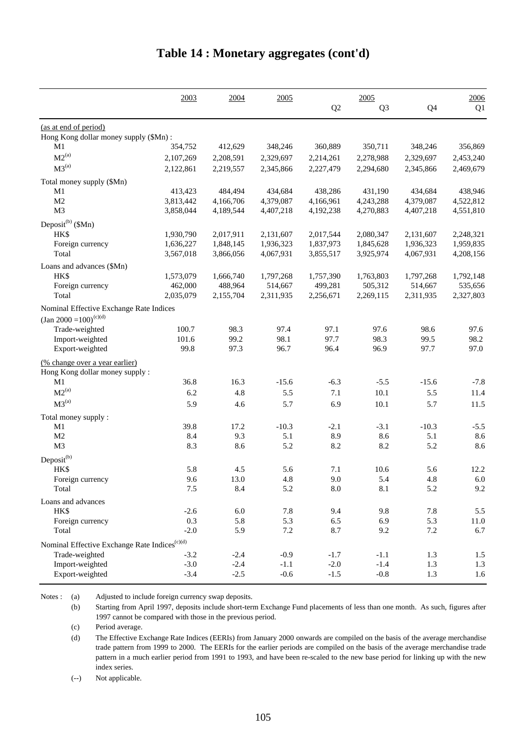# Table 14 : Monetary aggregates (cont'd)

| | 2003 | 2004 | 2005 | 2005 Q2 | 2005 Q3 | 2005 Q4 | 2006 Q1 |
|---|---|---|---|---|---|---|---|
| (as at end of period) | | | | | | | |
| Hong Kong dollar money supply ($Mn) : | | | | | | | |
| M1 | 354,752 | 412,629 | 348,246 | 360,889 | 350,711 | 348,246 | 356,869 |
| M2[(a)] | 2,107,269 | 2,208,591 | 2,329,697 | 2,214,261 | 2,278,988 | 2,329,697 | 2,453,240 |
| M3[(a)] | 2,122,861 | 2,219,557 | 2,345,866 | 2,227,479 | 2,294,680 | 2,345,866 | 2,469,679 |
| Total money supply ($Mn) | | | | | | | |
| M1 | 413,423 | 484,494 | 434,684 | 438,286 | 431,190 | 434,684 | 438,946 |
| M2 | 3,813,442 | 4,166,706 | 4,379,087 | 4,166,961 | 4,243,288 | 4,379,087 | 4,522,812 |
| M3 | 3,858,044 | 4,189,544 | 4,407,218 | 4,192,238 | 4,270,883 | 4,407,218 | 4,551,810 |
| Deposit[(b)] ($Mn) | | | | | | | |
| HK$ | 1,930,790 | 2,017,911 | 2,131,607 | 2,017,544 | 2,080,347 | 2,131,607 | 2,248,321 |
| Foreign currency | 1,636,227 | 1,848,145 | 1,936,323 | 1,837,973 | 1,845,628 | 1,936,323 | 1,959,835 |
| Total | 3,567,018 | 3,866,056 | 4,067,931 | 3,855,517 | 3,925,974 | 4,067,931 | 4,208,156 |
| Loans and advances ($Mn) | | | | | | | |
| HK$ | 1,573,079 | 1,666,740 | 1,797,268 | 1,757,390 | 1,763,803 | 1,797,268 | 1,792,148 |
| Foreign currency | 462,000 | 488,964 | 514,667 | 499,281 | 505,312 | 514,667 | 535,656 |
| Total | 2,035,079 | 2,155,704 | 2,311,935 | 2,256,671 | 2,269,115 | 2,311,935 | 2,327,803 |
| Nominal Effective Exchange Rate Indices (Jan 2000 =100)[(c)(d)] | | | | | | | |
| Trade-weighted | 100.7 | 98.3 | 97.4 | 97.1 | 97.6 | 98.6 | 97.6 |
| Import-weighted | 101.6 | 99.2 | 98.1 | 97.7 | 98.3 | 99.5 | 98.2 |
| Export-weighted | 99.8 | 97.3 | 96.7 | 96.4 | 96.9 | 97.7 | 97.0 |
| (% change over a year earlier) | | | | | | | |
| Hong Kong dollar money supply : | | | | | | | |
| M1 | 36.8 | 16.3 | -15.6 | -6.3 | -5.5 | -15.6 | -7.8 |
| M2[(a)] | 6.2 | 4.8 | 5.5 | 7.1 | 10.1 | 5.5 | 11.4 |
| M3[(a)] | 5.9 | 4.6 | 5.7 | 6.9 | 10.1 | 5.7 | 11.5 |
| Total money supply : | | | | | | | |
| M1 | 39.8 | 17.2 | -10.3 | -2.1 | -3.1 | -10.3 | -5.5 |
| M2 | 8.4 | 9.3 | 5.1 | 8.9 | 8.6 | 5.1 | 8.6 |
| M3 | 8.3 | 8.6 | 5.2 | 8.2 | 8.2 | 5.2 | 8.6 |
| Deposit[(b)] | | | | | | | |
| HK$ | 5.8 | 4.5 | 5.6 | 7.1 | 10.6 | 5.6 | 12.2 |
| Foreign currency | 9.6 | 13.0 | 4.8 | 9.0 | 5.4 | 4.8 | 6.0 |
| Total | 7.5 | 8.4 | 5.2 | 8.0 | 8.1 | 5.2 | 9.2 |
| Loans and advances | | | | | | | |
| HK$ | -2.6 | 6.0 | 7.8 | 9.4 | 9.8 | 7.8 | 5.5 |
| Foreign currency | 0.3 | 5.8 | 5.3 | 6.5 | 6.9 | 5.3 | 11.0 |
| Total | -2.0 | 5.9 | 7.2 | 8.7 | 9.2 | 7.2 | 6.7 |
| Nominal Effective Exchange Rate Indices[(c)(d)] | | | | | | | |
| Trade-weighted | -3.2 | -2.4 | -0.9 | -1.7 | -1.1 | 1.3 | 1.5 |
| Import-weighted | -3.0 | -2.4 | -1.1 | -2.0 | -1.4 | 1.3 | 1.3 |
| Export-weighted | -3.4 | -2.5 | -0.6 | -1.5 | -0.8 | 1.3 | 1.6 |

Notes :
- (a) Adjusted to include foreign currency swap deposits.
- (b) Starting from April 1997, deposits include short-term Exchange Fund placements of less than one month. As such, figures after 1997 cannot be compared with those in the previous period.
- (c) Period average.
- (d) The Effective Exchange Rate Indices (EERIs) from January 2000 onwards are compiled on the basis of the average merchandise trade pattern from 1999 to 2000. The EERIs for the earlier periods are compiled on the basis of the average merchandise trade pattern in a much earlier period from 1991 to 1993, and have been re-scaled to the new base period for linking up with the new index series.
- (--) Not applicable.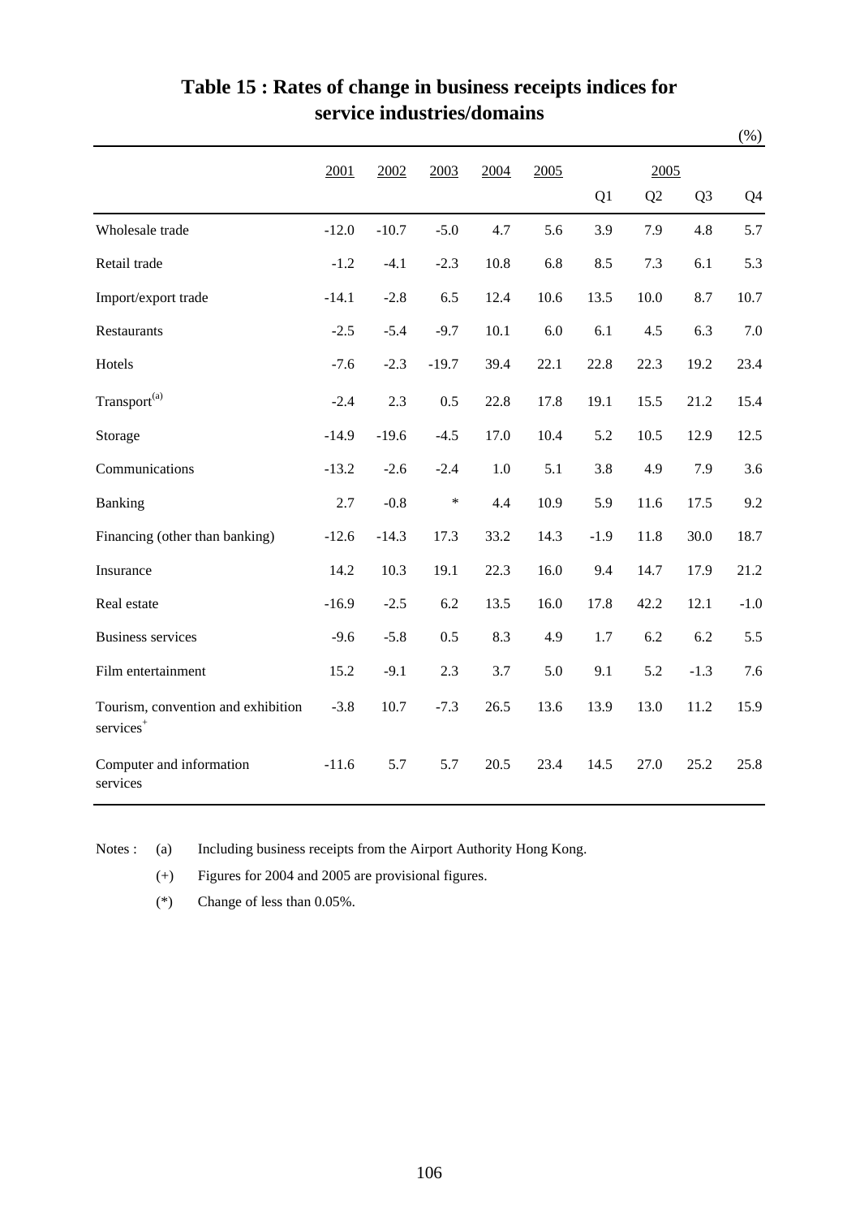# Table 15 : Rates of change in business receipts indices for service industries/domains

(%)

| | 2001 | 2002 | 2003 | 2004 | 2005 | 2005 | | | |
|---|---|---|---|---|---|---|---|---|---|
| | | | | | | Q1 | Q2 | Q3 | Q4 |
| Wholesale trade | -12.0 | -10.7 | -5.0 | 4.7 | 5.6 | 3.9 | 7.9 | 4.8 | 5.7 |
| Retail trade | -1.2 | -4.1 | -2.3 | 10.8 | 6.8 | 8.5 | 7.3 | 6.1 | 5.3 |
| Import/export trade | -14.1 | -2.8 | 6.5 | 12.4 | 10.6 | 13.5 | 10.0 | 8.7 | 10.7 |
| Restaurants | -2.5 | -5.4 | -9.7 | 10.1 | 6.0 | 6.1 | 4.5 | 6.3 | 7.0 |
| Hotels | -7.6 | -2.3 | -19.7 | 39.4 | 22.1 | 22.8 | 22.3 | 19.2 | 23.4 |
| Transport[(a)] | -2.4 | 2.3 | 0.5 | 22.8 | 17.8 | 19.1 | 15.5 | 21.2 | 15.4 |
| Storage | -14.9 | -19.6 | -4.5 | 17.0 | 10.4 | 5.2 | 10.5 | 12.9 | 12.5 |
| Communications | -13.2 | -2.6 | -2.4 | 1.0 | 5.1 | 3.8 | 4.9 | 7.9 | 3.6 |
| Banking | 2.7 | -0.8 | * | 4.4 | 10.9 | 5.9 | 11.6 | 17.5 | 9.2 |
| Financing (other than banking) | -12.6 | -14.3 | 17.3 | 33.2 | 14.3 | -1.9 | 11.8 | 30.0 | 18.7 |
| Insurance | 14.2 | 10.3 | 19.1 | 22.3 | 16.0 | 9.4 | 14.7 | 17.9 | 21.2 |
| Real estate | -16.9 | -2.5 | 6.2 | 13.5 | 16.0 | 17.8 | 42.2 | 12.1 | -1.0 |
| Business services | -9.6 | -5.8 | 0.5 | 8.3 | 4.9 | 1.7 | 6.2 | 6.2 | 5.5 |
| Film entertainment | 15.2 | -9.1 | 2.3 | 3.7 | 5.0 | 9.1 | 5.2 | -1.3 | 7.6 |
| Tourism, convention and exhibition services[+] | -3.8 | 10.7 | -7.3 | 26.5 | 13.6 | 13.9 | 13.0 | 11.2 | 15.9 |
| Computer and information services | -11.6 | 5.7 | 5.7 | 20.5 | 23.4 | 14.5 | 27.0 | 25.2 | 25.8 |

Notes : (a) Including business receipts from the Airport Authority Hong Kong.

(+) Figures for 2004 and 2005 are provisional figures.

(*) Change of less than 0.05%.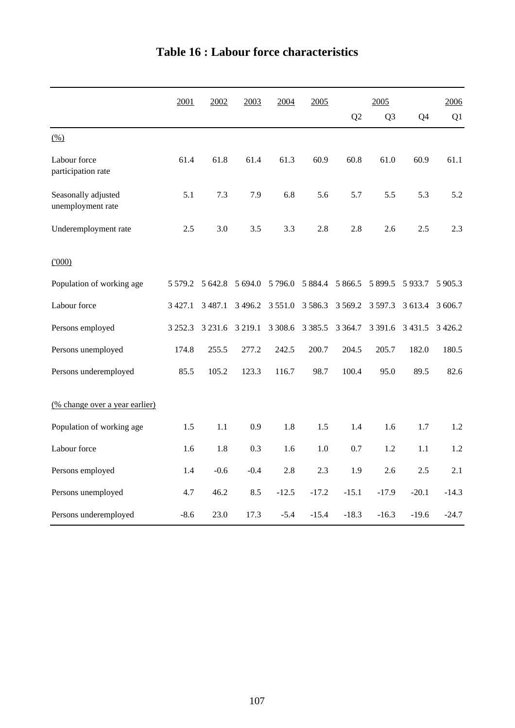# Table 16 : Labour force characteristics

| | 2001 | 2002 | 2003 | 2004 | 2005 | 2005 | | | 2006 |
|---|---|---|---|---|---|---|---|---|---|
| | | | | | | Q2 | Q3 | Q4 | Q1 |
| (%) | | | | | | | | | |
| Labour force participation rate | 61.4 | 61.8 | 61.4 | 61.3 | 60.9 | 60.8 | 61.0 | 60.9 | 61.1 |
| Seasonally adjusted unemployment rate | 5.1 | 7.3 | 7.9 | 6.8 | 5.6 | 5.7 | 5.5 | 5.3 | 5.2 |
| Underemployment rate | 2.5 | 3.0 | 3.5 | 3.3 | 2.8 | 2.8 | 2.6 | 2.5 | 2.3 |
| ('000) | | | | | | | | | |
| Population of working age | 5 579.2 | 5 642.8 | 5 694.0 | 5 796.0 | 5 884.4 | 5 866.5 | 5 899.5 | 5 933.7 | 5 905.3 |
| Labour force | 3 427.1 | 3 487.1 | 3 496.2 | 3 551.0 | 3 586.3 | 3 569.2 | 3 597.3 | 3 613.4 | 3 606.7 |
| Persons employed | 3 252.3 | 3 231.6 | 3 219.1 | 3 308.6 | 3 385.5 | 3 364.7 | 3 391.6 | 3 431.5 | 3 426.2 |
| Persons unemployed | 174.8 | 255.5 | 277.2 | 242.5 | 200.7 | 204.5 | 205.7 | 182.0 | 180.5 |
| Persons underemployed | 85.5 | 105.2 | 123.3 | 116.7 | 98.7 | 100.4 | 95.0 | 89.5 | 82.6 |
| (% change over a year earlier) | | | | | | | | | |
| Population of working age | 1.5 | 1.1 | 0.9 | 1.8 | 1.5 | 1.4 | 1.6 | 1.7 | 1.2 |
| Labour force | 1.6 | 1.8 | 0.3 | 1.6 | 1.0 | 0.7 | 1.2 | 1.1 | 1.2 |
| Persons employed | 1.4 | -0.6 | -0.4 | 2.8 | 2.3 | 1.9 | 2.6 | 2.5 | 2.1 |
| Persons unemployed | 4.7 | 46.2 | 8.5 | -12.5 | -17.2 | -15.1 | -17.9 | -20.1 | -14.3 |
| Persons underemployed | -8.6 | 23.0 | 17.3 | -5.4 | -15.4 | -18.3 | -16.3 | -19.6 | -24.7 |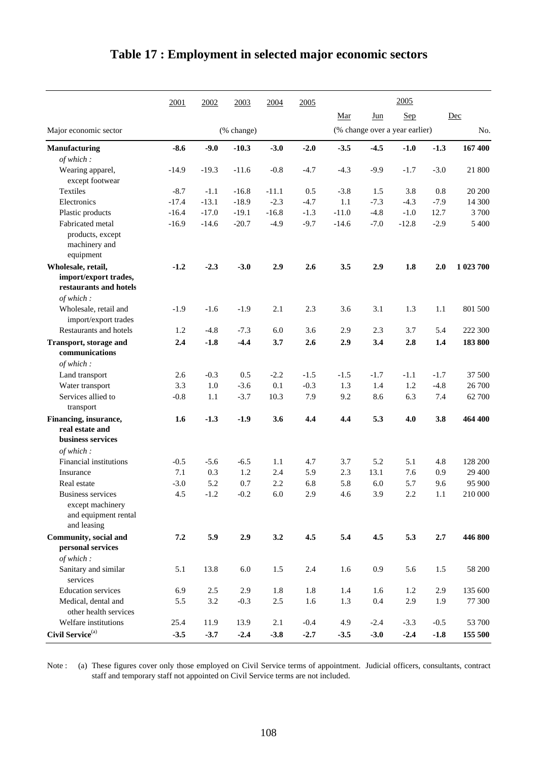# Table 17 : Employment in selected major economic sectors

| Major economic sector | 2001 | 2002 | 2003 | 2004 | 2005 | 2005 Mar | 2005 Jun | 2005 Sep | 2005 Dec | |
|---|---|---|---|---|---|---|---|---|---|---|
| | | | (% change) | | | (% change over a year earlier) | | | | No. |
| **Manufacturing** | **-8.6** | **-9.0** | **-10.3** | **-3.0** | **-2.0** | **-3.5** | **-4.5** | **-1.0** | **-1.3** | **167 400** |
| *of which :* | | | | | | | | | | |
| Wearing apparel, except footwear | -14.9 | -19.3 | -11.6 | -0.8 | -4.7 | -4.3 | -9.9 | -1.7 | -3.0 | 21 800 |
| Textiles | -8.7 | -1.1 | -16.8 | -11.1 | 0.5 | -3.8 | 1.5 | 3.8 | 0.8 | 20 200 |
| Electronics | -17.4 | -13.1 | -18.9 | -2.3 | -4.7 | 1.1 | -7.3 | -4.3 | -7.9 | 14 300 |
| Plastic products | -16.4 | -17.0 | -19.1 | -16.8 | -1.3 | -11.0 | -4.8 | -1.0 | 12.7 | 3 700 |
| Fabricated metal products, except machinery and equipment | -16.9 | -14.6 | -20.7 | -4.9 | -9.7 | -14.6 | -7.0 | -12.8 | -2.9 | 5 400 |
| **Wholesale, retail, import/export trades, restaurants and hotels** | **-1.2** | **-2.3** | **-3.0** | **2.9** | **2.6** | **3.5** | **2.9** | **1.8** | **2.0** | **1 023 700** |
| *of which :* | | | | | | | | | | |
| Wholesale, retail and import/export trades | -1.9 | -1.6 | -1.9 | 2.1 | 2.3 | 3.6 | 3.1 | 1.3 | 1.1 | 801 500 |
| Restaurants and hotels | 1.2 | -4.8 | -7.3 | 6.0 | 3.6 | 2.9 | 2.3 | 3.7 | 5.4 | 222 300 |
| **Transport, storage and communications** | **2.4** | **-1.8** | **-4.4** | **3.7** | **2.6** | **2.9** | **3.4** | **2.8** | **1.4** | **183 800** |
| *of which :* | | | | | | | | | | |
| Land transport | 2.6 | -0.3 | 0.5 | -2.2 | -1.5 | -1.5 | -1.7 | -1.1 | -1.7 | 37 500 |
| Water transport | 3.3 | 1.0 | -3.6 | 0.1 | -0.3 | 1.3 | 1.4 | 1.2 | -4.8 | 26 700 |
| Services allied to transport | -0.8 | 1.1 | -3.7 | 10.3 | 7.9 | 9.2 | 8.6 | 6.3 | 7.4 | 62 700 |
| **Financing, insurance, real estate and business services** | **1.6** | **-1.3** | **-1.9** | **3.6** | **4.4** | **4.4** | **5.3** | **4.0** | **3.8** | **464 400** |
| *of which :* | | | | | | | | | | |
| Financial institutions | -0.5 | -5.6 | -6.5 | 1.1 | 4.7 | 3.7 | 5.2 | 5.1 | 4.8 | 128 200 |
| Insurance | 7.1 | 0.3 | 1.2 | 2.4 | 5.9 | 2.3 | 13.1 | 7.6 | 0.9 | 29 400 |
| Real estate | -3.0 | 5.2 | 0.7 | 2.2 | 6.8 | 5.8 | 6.0 | 5.7 | 9.6 | 95 900 |
| Business services except machinery and equipment rental and leasing | 4.5 | -1.2 | -0.2 | 6.0 | 2.9 | 4.6 | 3.9 | 2.2 | 1.1 | 210 000 |
| **Community, social and personal services** | **7.2** | **5.9** | **2.9** | **3.2** | **4.5** | **5.4** | **4.5** | **5.3** | **2.7** | **446 800** |
| *of which :* | | | | | | | | | | |
| Sanitary and similar services | 5.1 | 13.8 | 6.0 | 1.5 | 2.4 | 1.6 | 0.9 | 5.6 | 1.5 | 58 200 |
| Education services | 6.9 | 2.5 | 2.9 | 1.8 | 1.8 | 1.4 | 1.6 | 1.2 | 2.9 | 135 600 |
| Medical, dental and other health services | 5.5 | 3.2 | -0.3 | 2.5 | 1.6 | 1.3 | 0.4 | 2.9 | 1.9 | 77 300 |
| Welfare institutions | 25.4 | 11.9 | 13.9 | 2.1 | -0.4 | 4.9 | -2.4 | -3.3 | -0.5 | 53 700 |
| **Civil Service**[(a)] | **-3.5** | **-3.7** | **-2.4** | **-3.8** | **-2.7** | **-3.5** | **-3.0** | **-2.4** | **-1.8** | **155 500** |

Note : (a) These figures cover only those employed on Civil Service terms of appointment. Judicial officers, consultants, contract staff and temporary staff not appointed on Civil Service terms are not included.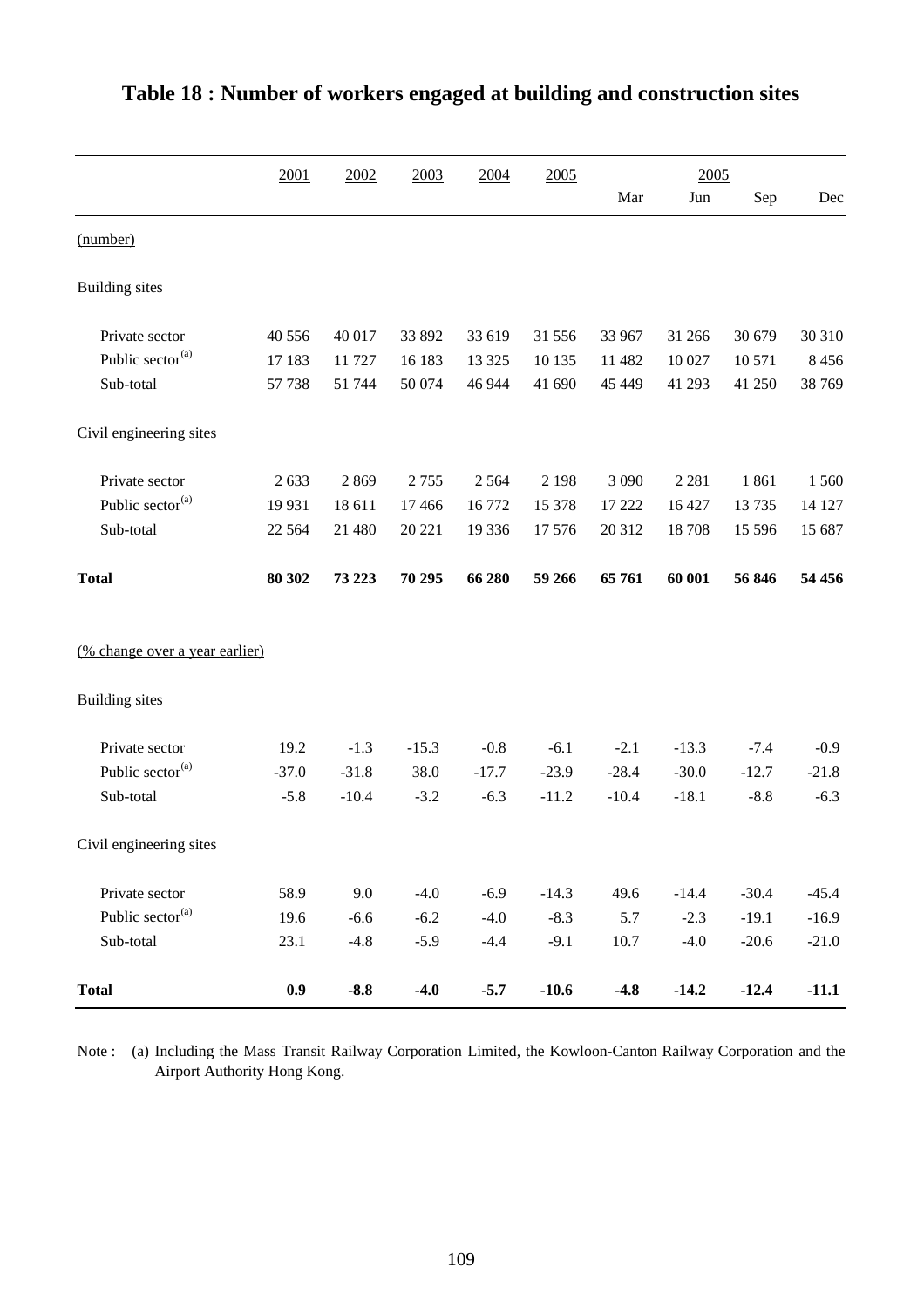# Table 18 : Number of workers engaged at building and construction sites

| | 2001 | 2002 | 2003 | 2004 | 2005 | 2005 | | | |
|---|---|---|---|---|---|---|---|---|---|
| | | | | | | Mar | Jun | Sep | Dec |
| (number) | | | | | | | | | |
| Building sites | | | | | | | | | |
| Private sector | 40 556 | 40 017 | 33 892 | 33 619 | 31 556 | 33 967 | 31 266 | 30 679 | 30 310 |
| Public sector[(a)] | 17 183 | 11 727 | 16 183 | 13 325 | 10 135 | 11 482 | 10 027 | 10 571 | 8 456 |
| Sub-total | 57 738 | 51 744 | 50 074 | 46 944 | 41 690 | 45 449 | 41 293 | 41 250 | 38 769 |
| Civil engineering sites | | | | | | | | | |
| Private sector | 2 633 | 2 869 | 2 755 | 2 564 | 2 198 | 3 090 | 2 281 | 1 861 | 1 560 |
| Public sector[(a)] | 19 931 | 18 611 | 17 466 | 16 772 | 15 378 | 17 222 | 16 427 | 13 735 | 14 127 |
| Sub-total | 22 564 | 21 480 | 20 221 | 19 336 | 17 576 | 20 312 | 18 708 | 15 596 | 15 687 |
| **Total** | **80 302** | **73 223** | **70 295** | **66 280** | **59 266** | **65 761** | **60 001** | **56 846** | **54 456** |
| (% change over a year earlier) | | | | | | | | | |
| Building sites | | | | | | | | | |
| Private sector | 19.2 | -1.3 | -15.3 | -0.8 | -6.1 | -2.1 | -13.3 | -7.4 | -0.9 |
| Public sector[(a)] | -37.0 | -31.8 | 38.0 | -17.7 | -23.9 | -28.4 | -30.0 | -12.7 | -21.8 |
| Sub-total | -5.8 | -10.4 | -3.2 | -6.3 | -11.2 | -10.4 | -18.1 | -8.8 | -6.3 |
| Civil engineering sites | | | | | | | | | |
| Private sector | 58.9 | 9.0 | -4.0 | -6.9 | -14.3 | 49.6 | -14.4 | -30.4 | -45.4 |
| Public sector[(a)] | 19.6 | -6.6 | -6.2 | -4.0 | -8.3 | 5.7 | -2.3 | -19.1 | -16.9 |
| Sub-total | 23.1 | -4.8 | -5.9 | -4.4 | -9.1 | 10.7 | -4.0 | -20.6 | -21.0 |
| **Total** | **0.9** | **-8.8** | **-4.0** | **-5.7** | **-10.6** | **-4.8** | **-14.2** | **-12.4** | **-11.1** |

Note : (a) Including the Mass Transit Railway Corporation Limited, the Kowloon-Canton Railway Corporation and the Airport Authority Hong Kong.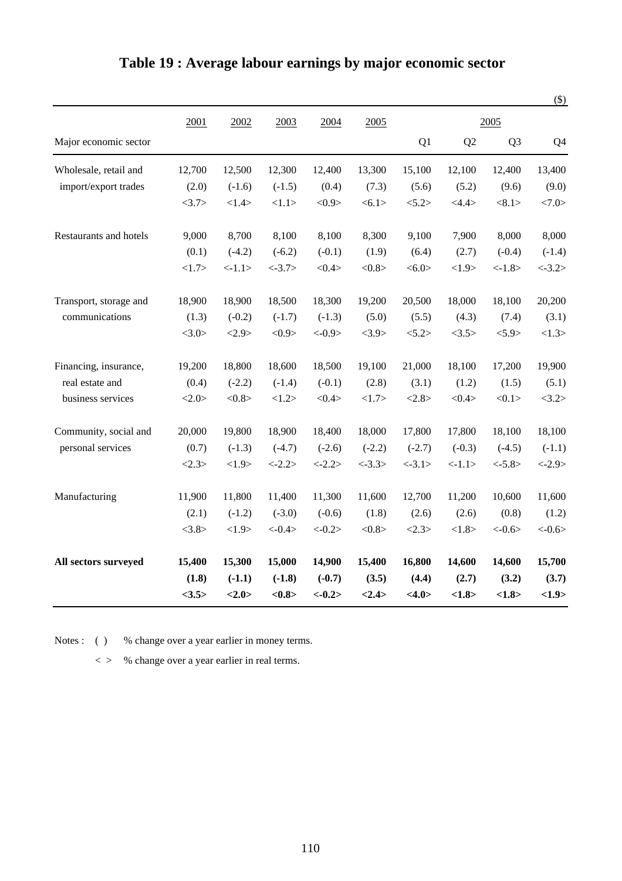# Table 19 : Average labour earnings by major economic sector

($)

| Major economic sector | 2001 | 2002 | 2003 | 2004 | 2005 | 2005 Q1 | Q2 | Q3 | Q4 |
|---|---|---|---|---|---|---|---|---|---|
| Wholesale, retail and import/export trades | 12,700 | 12,500 | 12,300 | 12,400 | 13,300 | 15,100 | 12,100 | 12,400 | 13,400 |
| | (2.0) | (-1.6) | (-1.5) | (0.4) | (7.3) | (5.6) | (5.2) | (9.6) | (9.0) |
| | <3.7> | <1.4> | <1.1> | <0.9> | <6.1> | <5.2> | <4.4> | <8.1> | <7.0> |
| Restaurants and hotels | 9,000 | 8,700 | 8,100 | 8,100 | 8,300 | 9,100 | 7,900 | 8,000 | 8,000 |
| | (0.1) | (-4.2) | (-6.2) | (-0.1) | (1.9) | (6.4) | (2.7) | (-0.4) | (-1.4) |
| | <1.7> | <-1.1> | <-3.7> | <0.4> | <0.8> | <6.0> | <1.9> | <-1.8> | <-3.2> |
| Transport, storage and communications | 18,900 | 18,900 | 18,500 | 18,300 | 19,200 | 20,500 | 18,000 | 18,100 | 20,200 |
| | (1.3) | (-0.2) | (-1.7) | (-1.3) | (5.0) | (5.5) | (4.3) | (7.4) | (3.1) |
| | <3.0> | <2.9> | <0.9> | <-0.9> | <3.9> | <5.2> | <3.5> | <5.9> | <1.3> |
| Financing, insurance, real estate and business services | 19,200 | 18,800 | 18,600 | 18,500 | 19,100 | 21,000 | 18,100 | 17,200 | 19,900 |
| | (0.4) | (-2.2) | (-1.4) | (-0.1) | (2.8) | (3.1) | (1.2) | (1.5) | (5.1) |
| | <2.0> | <0.8> | <1.2> | <0.4> | <1.7> | <2.8> | <0.4> | <0.1> | <3.2> |
| Community, social and personal services | 20,000 | 19,800 | 18,900 | 18,400 | 18,000 | 17,800 | 17,800 | 18,100 | 18,100 |
| | (0.7) | (-1.3) | (-4.7) | (-2.6) | (-2.2) | (-2.7) | (-0.3) | (-4.5) | (-1.1) |
| | <2.3> | <1.9> | <-2.2> | <-2.2> | <-3.3> | <-3.1> | <-1.1> | <-5.8> | <-2.9> |
| Manufacturing | 11,900 | 11,800 | 11,400 | 11,300 | 11,600 | 12,700 | 11,200 | 10,600 | 11,600 |
| | (2.1) | (-1.2) | (-3.0) | (-0.6) | (1.8) | (2.6) | (2.6) | (0.8) | (1.2) |
| | <3.8> | <1.9> | <-0.4> | <-0.2> | <0.8> | <2.3> | <1.8> | <-0.6> | <-0.6> |
| **All sectors surveyed** | **15,400** | **15,300** | **15,000** | **14,900** | **15,400** | **16,800** | **14,600** | **14,600** | **15,700** |
| | **(1.8)** | **(-1.1)** | **(-1.8)** | **(-0.7)** | **(3.5)** | **(4.4)** | **(2.7)** | **(3.2)** | **(3.7)** |
| | **<3.5>** | **<2.0>** | **<0.8>** | **<-0.2>** | **<2.4>** | **<4.0>** | **<1.8>** | **<1.8>** | **<1.9>** |

Notes : ( ) % change over a year earlier in money terms.

< > % change over a year earlier in real terms.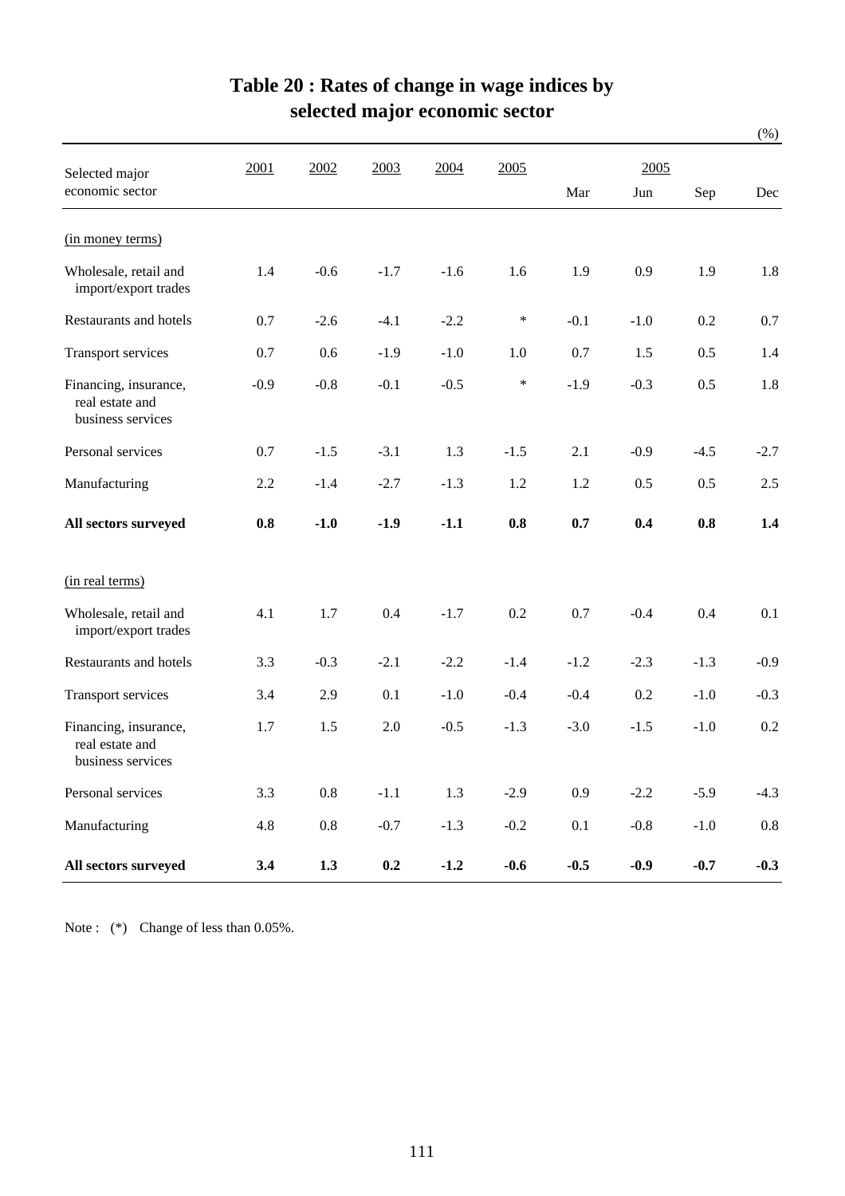# Table 20 : Rates of change in wage indices by selected major economic sector

(%)

| Selected major economic sector | 2001 | 2002 | 2003 | 2004 | 2005 | 2005 | | | |
|---|---|---|---|---|---|---|---|---|---|
| | | | | | | Mar | Jun | Sep | Dec |
| (in money terms) | | | | | | | | | |
| Wholesale, retail and import/export trades | 1.4 | -0.6 | -1.7 | -1.6 | 1.6 | 1.9 | 0.9 | 1.9 | 1.8 |
| Restaurants and hotels | 0.7 | -2.6 | -4.1 | -2.2 | * | -0.1 | -1.0 | 0.2 | 0.7 |
| Transport services | 0.7 | 0.6 | -1.9 | -1.0 | 1.0 | 0.7 | 1.5 | 0.5 | 1.4 |
| Financing, insurance, real estate and business services | -0.9 | -0.8 | -0.1 | -0.5 | * | -1.9 | -0.3 | 0.5 | 1.8 |
| Personal services | 0.7 | -1.5 | -3.1 | 1.3 | -1.5 | 2.1 | -0.9 | -4.5 | -2.7 |
| Manufacturing | 2.2 | -1.4 | -2.7 | -1.3 | 1.2 | 1.2 | 0.5 | 0.5 | 2.5 |
| **All sectors surveyed** | **0.8** | **-1.0** | **-1.9** | **-1.1** | **0.8** | **0.7** | **0.4** | **0.8** | **1.4** |
| (in real terms) | | | | | | | | | |
| Wholesale, retail and import/export trades | 4.1 | 1.7 | 0.4 | -1.7 | 0.2 | 0.7 | -0.4 | 0.4 | 0.1 |
| Restaurants and hotels | 3.3 | -0.3 | -2.1 | -2.2 | -1.4 | -1.2 | -2.3 | -1.3 | -0.9 |
| Transport services | 3.4 | 2.9 | 0.1 | -1.0 | -0.4 | -0.4 | 0.2 | -1.0 | -0.3 |
| Financing, insurance, real estate and business services | 1.7 | 1.5 | 2.0 | -0.5 | -1.3 | -3.0 | -1.5 | -1.0 | 0.2 |
| Personal services | 3.3 | 0.8 | -1.1 | 1.3 | -2.9 | 0.9 | -2.2 | -5.9 | -4.3 |
| Manufacturing | 4.8 | 0.8 | -0.7 | -1.3 | -0.2 | 0.1 | -0.8 | -1.0 | 0.8 |
| **All sectors surveyed** | **3.4** | **1.3** | **0.2** | **-1.2** | **-0.6** | **-0.5** | **-0.9** | **-0.7** | **-0.3** |

Note : (*) Change of less than 0.05%.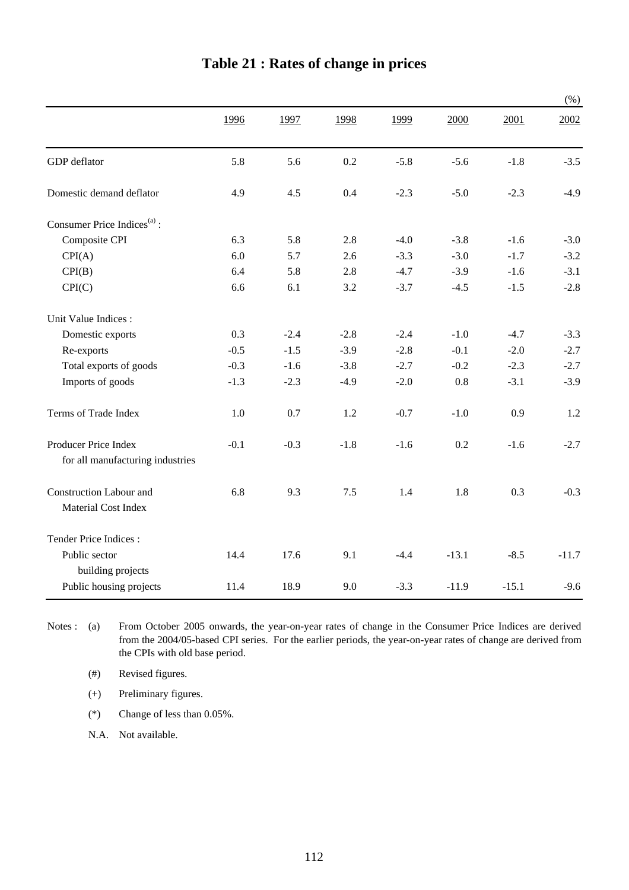# Table 21 : Rates of change in prices

(%)

| | 1996 | 1997 | 1998 | 1999 | 2000 | 2001 | 2002 |
|---|---|---|---|---|---|---|---|
| GDP deflator | 5.8 | 5.6 | 0.2 | -5.8 | -5.6 | -1.8 | -3.5 |
| Domestic demand deflator | 4.9 | 4.5 | 0.4 | -2.3 | -5.0 | -2.3 | -4.9 |
| Consumer Price Indices[(a)] : | | | | | | | |
| Composite CPI | 6.3 | 5.8 | 2.8 | -4.0 | -3.8 | -1.6 | -3.0 |
| CPI(A) | 6.0 | 5.7 | 2.6 | -3.3 | -3.0 | -1.7 | -3.2 |
| CPI(B) | 6.4 | 5.8 | 2.8 | -4.7 | -3.9 | -1.6 | -3.1 |
| CPI(C) | 6.6 | 6.1 | 3.2 | -3.7 | -4.5 | -1.5 | -2.8 |
| Unit Value Indices : | | | | | | | |
| Domestic exports | 0.3 | -2.4 | -2.8 | -2.4 | -1.0 | -4.7 | -3.3 |
| Re-exports | -0.5 | -1.5 | -3.9 | -2.8 | -0.1 | -2.0 | -2.7 |
| Total exports of goods | -0.3 | -1.6 | -3.8 | -2.7 | -0.2 | -2.3 | -2.7 |
| Imports of goods | -1.3 | -2.3 | -4.9 | -2.0 | 0.8 | -3.1 | -3.9 |
| Terms of Trade Index | 1.0 | 0.7 | 1.2 | -0.7 | -1.0 | 0.9 | 1.2 |
| Producer Price Index for all manufacturing industries | -0.1 | -0.3 | -1.8 | -1.6 | 0.2 | -1.6 | -2.7 |
| Construction Labour and Material Cost Index | 6.8 | 9.3 | 7.5 | 1.4 | 1.8 | 0.3 | -0.3 |
| Tender Price Indices : | | | | | | | |
| Public sector building projects | 14.4 | 17.6 | 9.1 | -4.4 | -13.1 | -8.5 | -11.7 |
| Public housing projects | 11.4 | 18.9 | 9.0 | -3.3 | -11.9 | -15.1 | -9.6 |

Notes :
- (a) From October 2005 onwards, the year-on-year rates of change in the Consumer Price Indices are derived from the 2004/05-based CPI series. For the earlier periods, the year-on-year rates of change are derived from the CPIs with old base period.
- (#) Revised figures.
- (+) Preliminary figures.
- (*) Change of less than 0.05%.
- N.A. Not available.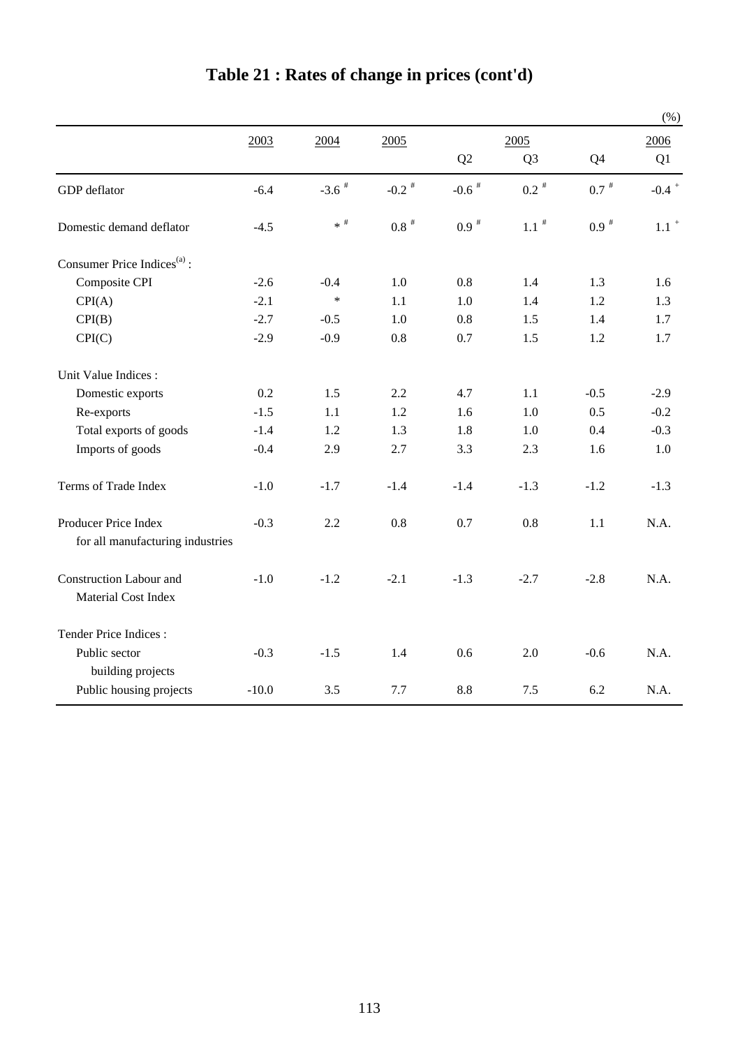# Table 21 : Rates of change in prices (cont'd)

(%)

| | 2003 | 2004 | 2005 | 2005 Q2 | 2005 Q3 | 2005 Q4 | 2006 Q1 |
|---|---|---|---|---|---|---|---|
| GDP deflator | -6.4 | -3.6 # | -0.2 # | -0.6 # | 0.2 # | 0.7 # | -0.4 + |
| Domestic demand deflator | -4.5 | * # | 0.8 # | 0.9 # | 1.1 # | 0.9 # | 1.1 + |
| Consumer Price Indices[(a)] : | | | | | | | |
| Composite CPI | -2.6 | -0.4 | 1.0 | 0.8 | 1.4 | 1.3 | 1.6 |
| CPI(A) | -2.1 | * | 1.1 | 1.0 | 1.4 | 1.2 | 1.3 |
| CPI(B) | -2.7 | -0.5 | 1.0 | 0.8 | 1.5 | 1.4 | 1.7 |
| CPI(C) | -2.9 | -0.9 | 0.8 | 0.7 | 1.5 | 1.2 | 1.7 |
| Unit Value Indices : | | | | | | | |
| Domestic exports | 0.2 | 1.5 | 2.2 | 4.7 | 1.1 | -0.5 | -2.9 |
| Re-exports | -1.5 | 1.1 | 1.2 | 1.6 | 1.0 | 0.5 | -0.2 |
| Total exports of goods | -1.4 | 1.2 | 1.3 | 1.8 | 1.0 | 0.4 | -0.3 |
| Imports of goods | -0.4 | 2.9 | 2.7 | 3.3 | 2.3 | 1.6 | 1.0 |
| Terms of Trade Index | -1.0 | -1.7 | -1.4 | -1.4 | -1.3 | -1.2 | -1.3 |
| Producer Price Index for all manufacturing industries | -0.3 | 2.2 | 0.8 | 0.7 | 0.8 | 1.1 | N.A. |
| Construction Labour and Material Cost Index | -1.0 | -1.2 | -2.1 | -1.3 | -2.7 | -2.8 | N.A. |
| Tender Price Indices : | | | | | | | |
| Public sector building projects | -0.3 | -1.5 | 1.4 | 0.6 | 2.0 | -0.6 | N.A. |
| Public housing projects | -10.0 | 3.5 | 7.7 | 8.8 | 7.5 | 6.2 | N.A. |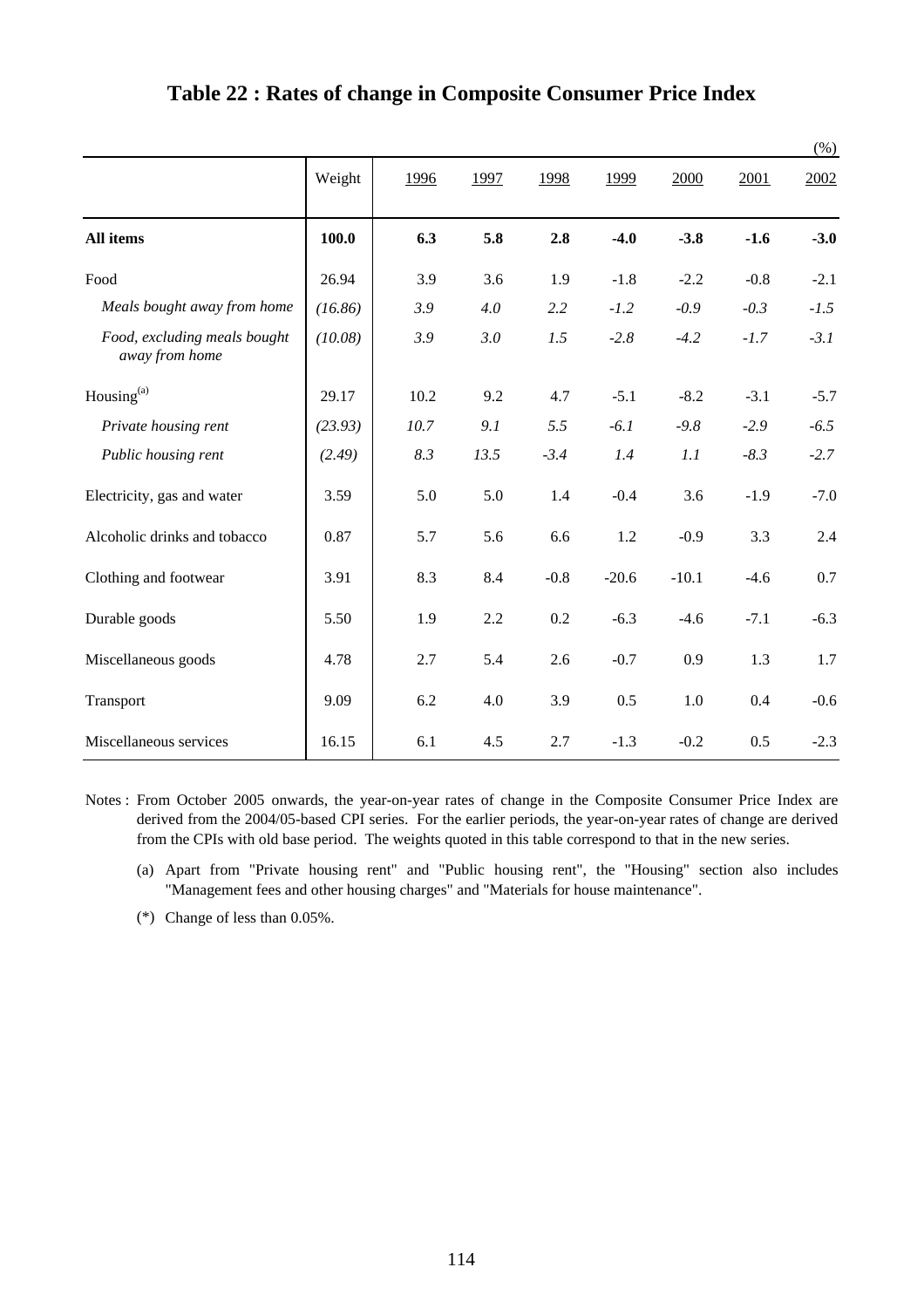# Table 22 : Rates of change in Composite Consumer Price Index

(%)

| | Weight | 1996 | 1997 | 1998 | 1999 | 2000 | 2001 | 2002 |
|---|---|---|---|---|---|---|---|---|
| **All items** | **100.0** | **6.3** | **5.8** | **2.8** | **-4.0** | **-3.8** | **-1.6** | **-3.0** |
| Food | 26.94 | 3.9 | 3.6 | 1.9 | -1.8 | -2.2 | -0.8 | -2.1 |
| *Meals bought away from home* | *(16.86)* | *3.9* | *4.0* | *2.2* | *-1.2* | *-0.9* | *-0.3* | *-1.5* |
| *Food, excluding meals bought away from home* | *(10.08)* | *3.9* | *3.0* | *1.5* | *-2.8* | *-4.2* | *-1.7* | *-3.1* |
| Housing[(a)] | 29.17 | 10.2 | 9.2 | 4.7 | -5.1 | -8.2 | -3.1 | -5.7 |
| *Private housing rent* | *(23.93)* | *10.7* | *9.1* | *5.5* | *-6.1* | *-9.8* | *-2.9* | *-6.5* |
| *Public housing rent* | *(2.49)* | *8.3* | *13.5* | *-3.4* | *1.4* | *1.1* | *-8.3* | *-2.7* |
| Electricity, gas and water | 3.59 | 5.0 | 5.0 | 1.4 | -0.4 | 3.6 | -1.9 | -7.0 |
| Alcoholic drinks and tobacco | 0.87 | 5.7 | 5.6 | 6.6 | 1.2 | -0.9 | 3.3 | 2.4 |
| Clothing and footwear | 3.91 | 8.3 | 8.4 | -0.8 | -20.6 | -10.1 | -4.6 | 0.7 |
| Durable goods | 5.50 | 1.9 | 2.2 | 0.2 | -6.3 | -4.6 | -7.1 | -6.3 |
| Miscellaneous goods | 4.78 | 2.7 | 5.4 | 2.6 | -0.7 | 0.9 | 1.3 | 1.7 |
| Transport | 9.09 | 6.2 | 4.0 | 3.9 | 0.5 | 1.0 | 0.4 | -0.6 |
| Miscellaneous services | 16.15 | 6.1 | 4.5 | 2.7 | -1.3 | -0.2 | 0.5 | -2.3 |

Notes : From October 2005 onwards, the year-on-year rates of change in the Composite Consumer Price Index are derived from the 2004/05-based CPI series. For the earlier periods, the year-on-year rates of change are derived from the CPIs with old base period. The weights quoted in this table correspond to that in the new series.

(a) Apart from "Private housing rent" and "Public housing rent", the "Housing" section also includes "Management fees and other housing charges" and "Materials for house maintenance".

(*) Change of less than 0.05%.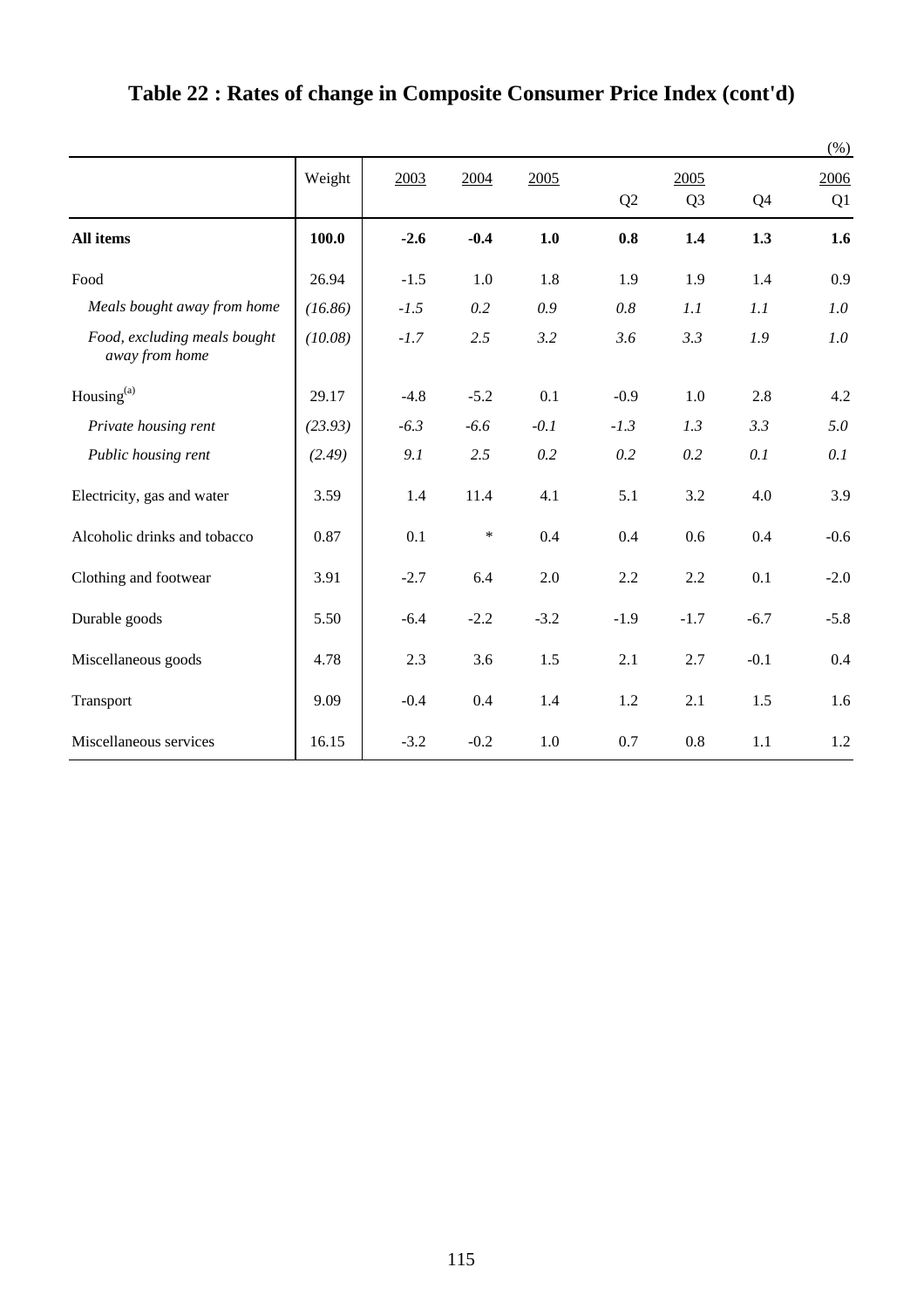# Table 22 : Rates of change in Composite Consumer Price Index (cont'd)

(%)

| | Weight | 2003 | 2004 | 2005 | 2005 Q2 | 2005 Q3 | 2005 Q4 | 2006 Q1 |
|---|---|---|---|---|---|---|---|---|
| **All items** | **100.0** | **-2.6** | **-0.4** | **1.0** | **0.8** | **1.4** | **1.3** | **1.6** |
| Food | 26.94 | -1.5 | 1.0 | 1.8 | 1.9 | 1.9 | 1.4 | 0.9 |
| *Meals bought away from home* | *(16.86)* | *-1.5* | *0.2* | *0.9* | *0.8* | *1.1* | *1.1* | *1.0* |
| *Food, excluding meals bought away from home* | *(10.08)* | *-1.7* | *2.5* | *3.2* | *3.6* | *3.3* | *1.9* | *1.0* |
| Housing[(a)] | 29.17 | -4.8 | -5.2 | 0.1 | -0.9 | 1.0 | 2.8 | 4.2 |
| *Private housing rent* | *(23.93)* | *-6.3* | *-6.6* | *-0.1* | *-1.3* | *1.3* | *3.3* | *5.0* |
| *Public housing rent* | *(2.49)* | *9.1* | *2.5* | *0.2* | *0.2* | *0.2* | *0.1* | *0.1* |
| Electricity, gas and water | 3.59 | 1.4 | 11.4 | 4.1 | 5.1 | 3.2 | 4.0 | 3.9 |
| Alcoholic drinks and tobacco | 0.87 | 0.1 | * | 0.4 | 0.4 | 0.6 | 0.4 | -0.6 |
| Clothing and footwear | 3.91 | -2.7 | 6.4 | 2.0 | 2.2 | 2.2 | 0.1 | -2.0 |
| Durable goods | 5.50 | -6.4 | -2.2 | -3.2 | -1.9 | -1.7 | -6.7 | -5.8 |
| Miscellaneous goods | 4.78 | 2.3 | 3.6 | 1.5 | 2.1 | 2.7 | -0.1 | 0.4 |
| Transport | 9.09 | -0.4 | 0.4 | 1.4 | 1.2 | 2.1 | 1.5 | 1.6 |
| Miscellaneous services | 16.15 | -3.2 | -0.2 | 1.0 | 0.7 | 0.8 | 1.1 | 1.2 |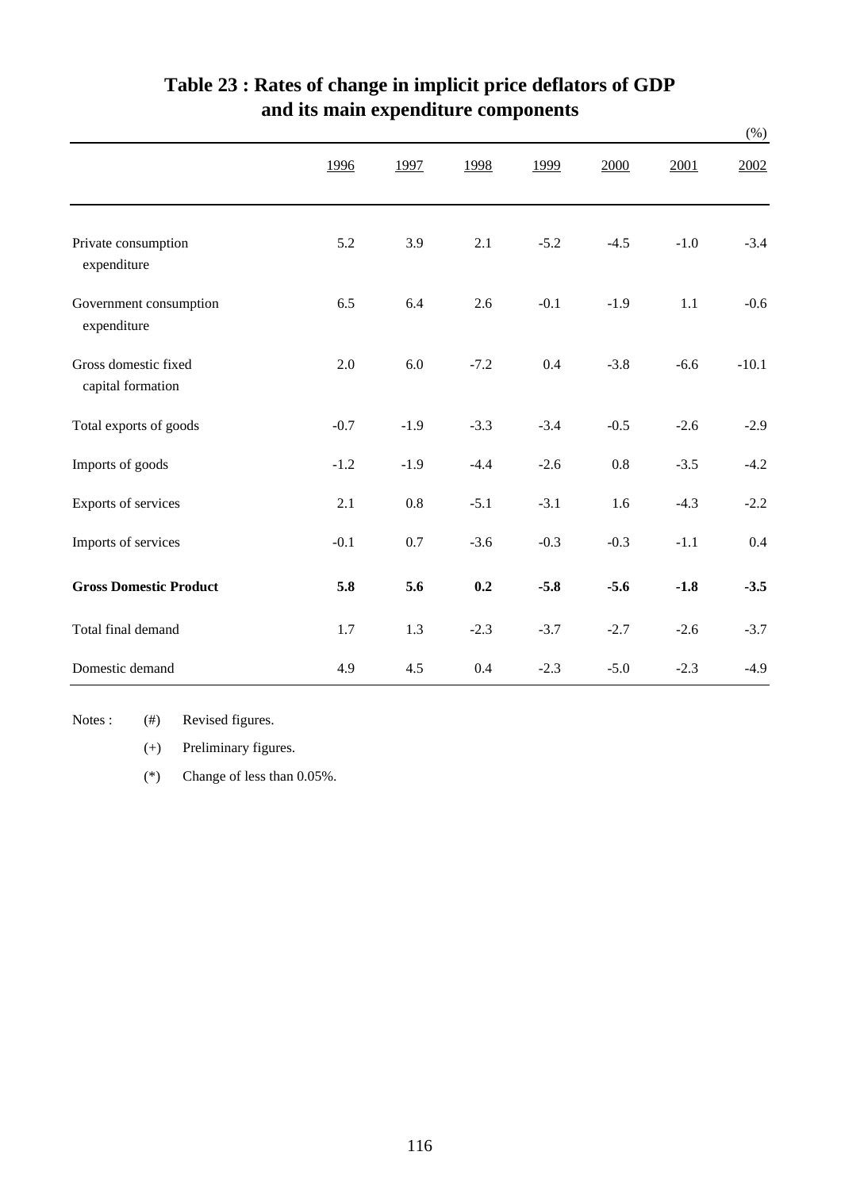# Table 23 : Rates of change in implicit price deflators of GDP and its main expenditure components

(%)

| | 1996 | 1997 | 1998 | 1999 | 2000 | 2001 | 2002 |
|---|---|---|---|---|---|---|---|
| Private consumption expenditure | 5.2 | 3.9 | 2.1 | -5.2 | -4.5 | -1.0 | -3.4 |
| Government consumption expenditure | 6.5 | 6.4 | 2.6 | -0.1 | -1.9 | 1.1 | -0.6 |
| Gross domestic fixed capital formation | 2.0 | 6.0 | -7.2 | 0.4 | -3.8 | -6.6 | -10.1 |
| Total exports of goods | -0.7 | -1.9 | -3.3 | -3.4 | -0.5 | -2.6 | -2.9 |
| Imports of goods | -1.2 | -1.9 | -4.4 | -2.6 | 0.8 | -3.5 | -4.2 |
| Exports of services | 2.1 | 0.8 | -5.1 | -3.1 | 1.6 | -4.3 | -2.2 |
| Imports of services | -0.1 | 0.7 | -3.6 | -0.3 | -0.3 | -1.1 | 0.4 |
| **Gross Domestic Product** | **5.8** | **5.6** | **0.2** | **-5.8** | **-5.6** | **-1.8** | **-3.5** |
| Total final demand | 1.7 | 1.3 | -2.3 | -3.7 | -2.7 | -2.6 | -3.7 |
| Domestic demand | 4.9 | 4.5 | 0.4 | -2.3 | -5.0 | -2.3 | -4.9 |

Notes : (#) Revised figures.

(+) Preliminary figures.

(*) Change of less than 0.05%.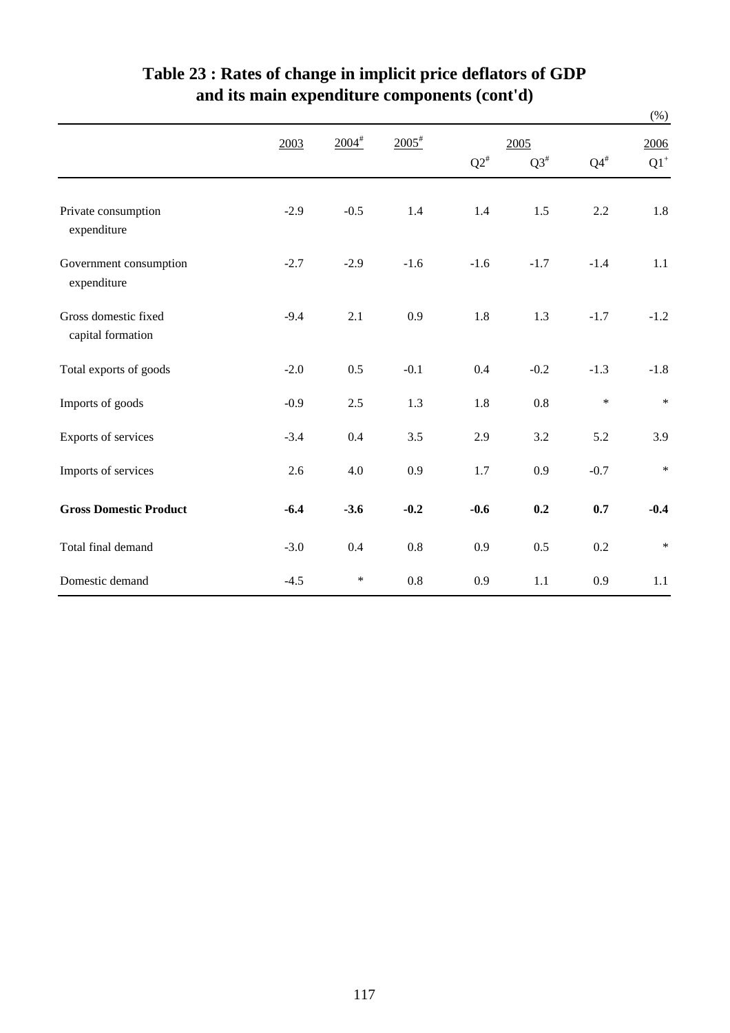# Table 23 : Rates of change in implicit price deflators of GDP and its main expenditure components (cont'd)

(%)

| | 2003 | 2004# | 2005# | 2005 | | | 2006 |
|---|---|---|---|---|---|---|---|
| | | | | Q2# | Q3# | Q4# | Q1+ |
| Private consumption expenditure | -2.9 | -0.5 | 1.4 | 1.4 | 1.5 | 2.2 | 1.8 |
| Government consumption expenditure | -2.7 | -2.9 | -1.6 | -1.6 | -1.7 | -1.4 | 1.1 |
| Gross domestic fixed capital formation | -9.4 | 2.1 | 0.9 | 1.8 | 1.3 | -1.7 | -1.2 |
| Total exports of goods | -2.0 | 0.5 | -0.1 | 0.4 | -0.2 | -1.3 | -1.8 |
| Imports of goods | -0.9 | 2.5 | 1.3 | 1.8 | 0.8 | * | * |
| Exports of services | -3.4 | 0.4 | 3.5 | 2.9 | 3.2 | 5.2 | 3.9 |
| Imports of services | 2.6 | 4.0 | 0.9 | 1.7 | 0.9 | -0.7 | * |
| **Gross Domestic Product** | **-6.4** | **-3.6** | **-0.2** | **-0.6** | **0.2** | **0.7** | **-0.4** |
| Total final demand | -3.0 | 0.4 | 0.8 | 0.9 | 0.5 | 0.2 | * |
| Domestic demand | -4.5 | * | 0.8 | 0.9 | 1.1 | 0.9 | 1.1 |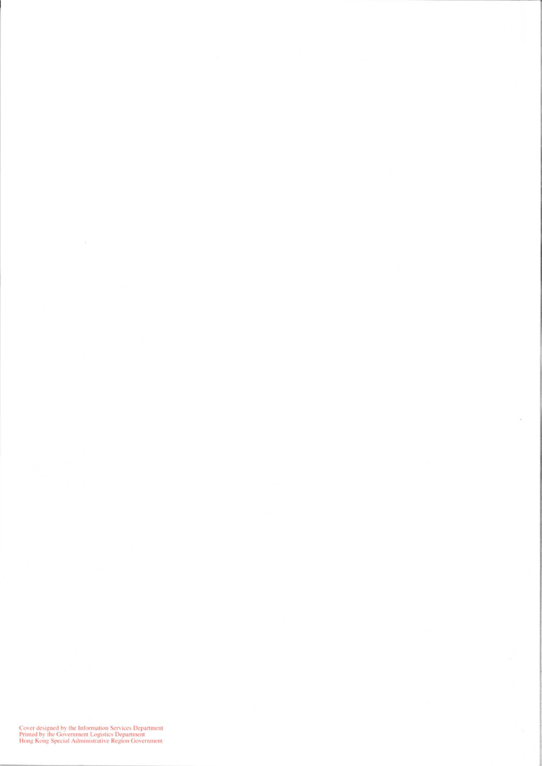Cover designed by the Information Services Department
Printed by the Government Logistics Department
Hong Kong Special Administrative Region Government